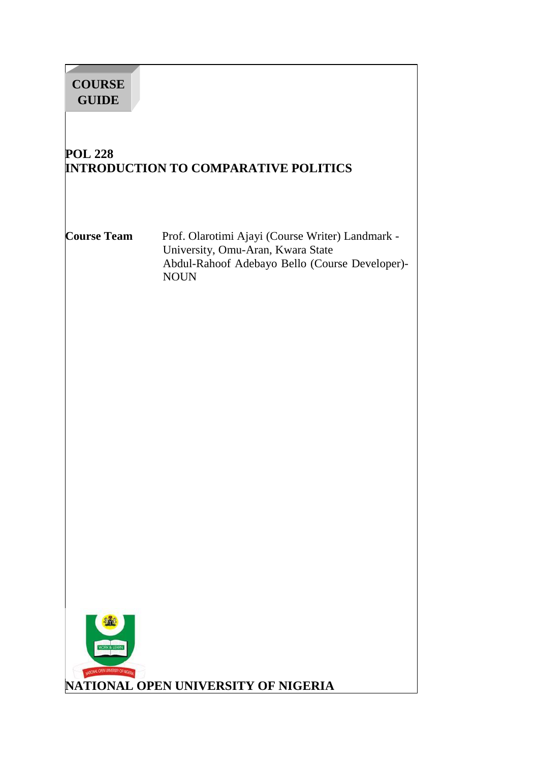**COURSE GUIDE**

# POL 228
# INTRODUCTION TO COMPARATIVE POLITICS

**Course Team** Prof. Olarotimi Ajayi (Course Writer) Landmark - University, Omu-Aran, Kwara State
Abdul-Rahoof Adebayo Bello (Course Developer)- NOUN

**NATIONAL OPEN UNIVERSITY OF NIGERIA**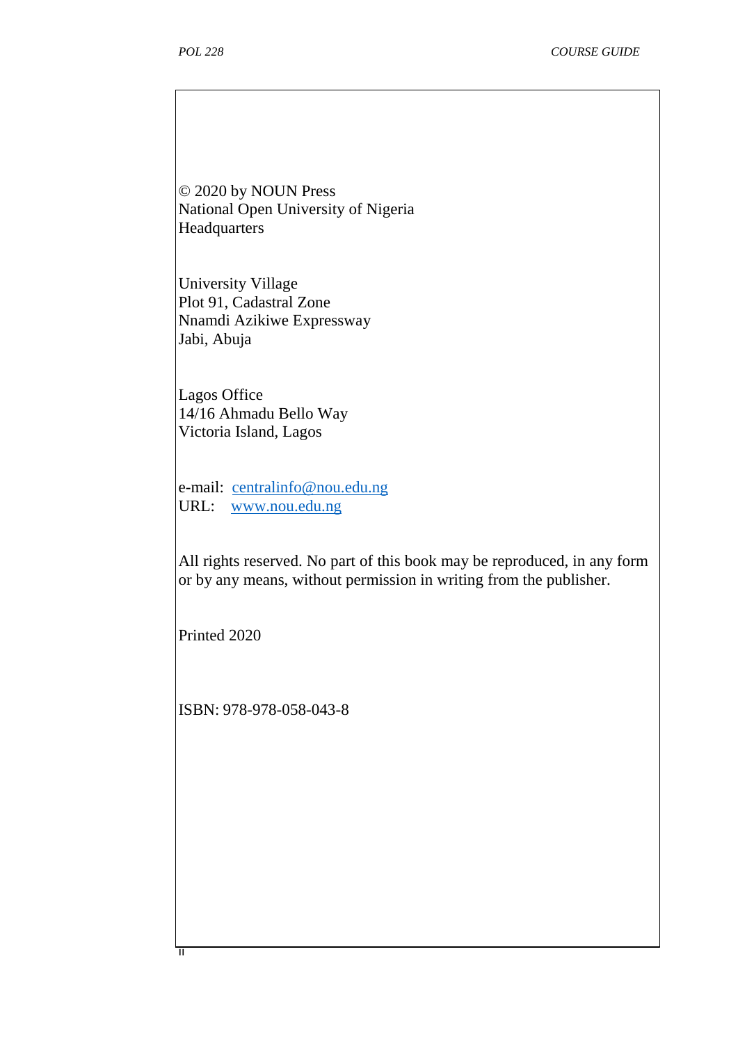© 2020 by NOUN Press
National Open University of Nigeria
Headquarters

University Village
Plot 91, Cadastral Zone
Nnamdi Azikiwe Expressway
Jabi, Abuja

Lagos Office
14/16 Ahmadu Bello Way
Victoria Island, Lagos

e-mail: centralinfo@nou.edu.ng
URL: www.nou.edu.ng

All rights reserved. No part of this book may be reproduced, in any form or by any means, without permission in writing from the publisher.

Printed 2020

ISBN: 978-978-058-043-8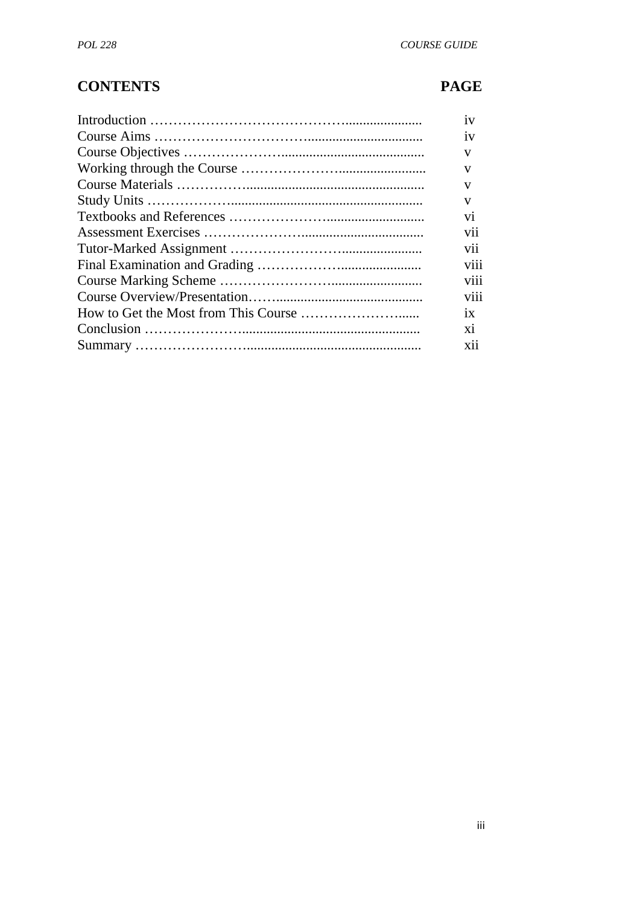## CONTENTS PAGE

| Contents | Page |
|---|---|
| Introduction | iv |
| Course Aims | iv |
| Course Objectives | v |
| Working through the Course | v |
| Course Materials | v |
| Study Units | v |
| Textbooks and References | vi |
| Assessment Exercises | vii |
| Tutor-Marked Assignment | vii |
| Final Examination and Grading | viii |
| Course Marking Scheme | viii |
| Course Overview/Presentation | viii |
| How to Get the Most from This Course | ix |
| Conclusion | xi |
| Summary | xii |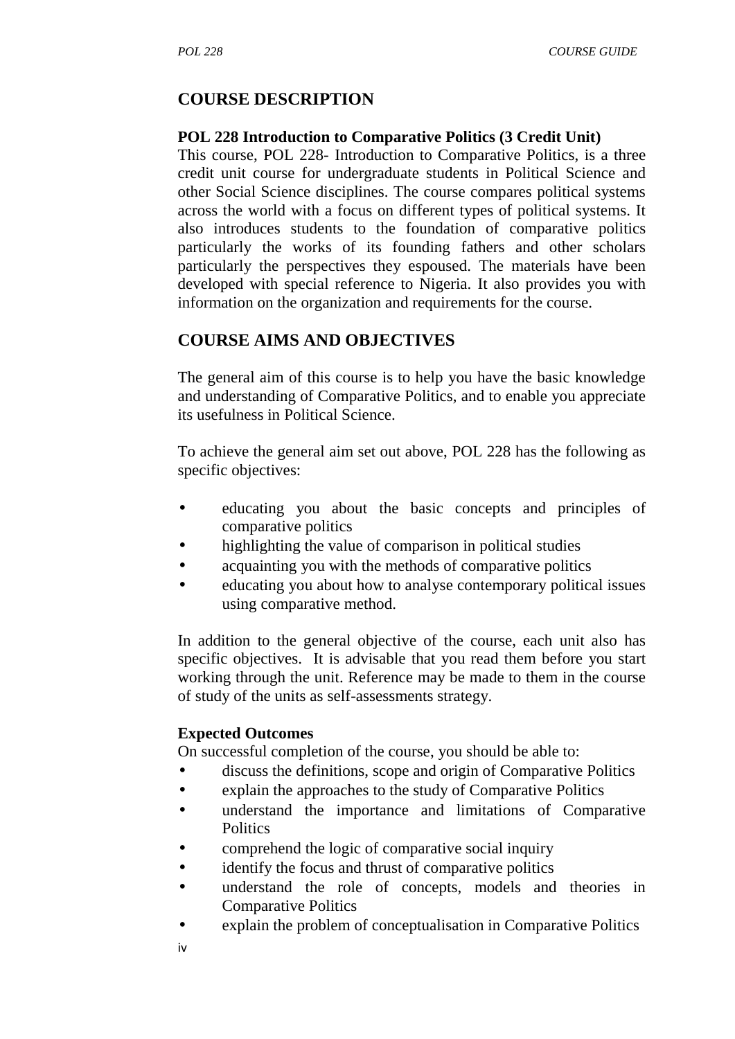## COURSE DESCRIPTION

**POL 228 Introduction to Comparative Politics (3 Credit Unit)**

This course, POL 228- Introduction to Comparative Politics, is a three credit unit course for undergraduate students in Political Science and other Social Science disciplines. The course compares political systems across the world with a focus on different types of political systems. It also introduces students to the foundation of comparative politics particularly the works of its founding fathers and other scholars particularly the perspectives they espoused. The materials have been developed with special reference to Nigeria. It also provides you with information on the organization and requirements for the course.

## COURSE AIMS AND OBJECTIVES

The general aim of this course is to help you have the basic knowledge and understanding of Comparative Politics, and to enable you appreciate its usefulness in Political Science.

To achieve the general aim set out above, POL 228 has the following as specific objectives:

- educating you about the basic concepts and principles of comparative politics
- highlighting the value of comparison in political studies
- acquainting you with the methods of comparative politics
- educating you about how to analyse contemporary political issues using comparative method.

In addition to the general objective of the course, each unit also has specific objectives. It is advisable that you read them before you start working through the unit. Reference may be made to them in the course of study of the units as self-assessments strategy.

**Expected Outcomes**

On successful completion of the course, you should be able to:

- discuss the definitions, scope and origin of Comparative Politics
- explain the approaches to the study of Comparative Politics
- understand the importance and limitations of Comparative Politics
- comprehend the logic of comparative social inquiry
- identify the focus and thrust of comparative politics
- understand the role of concepts, models and theories in Comparative Politics
- explain the problem of conceptualisation in Comparative Politics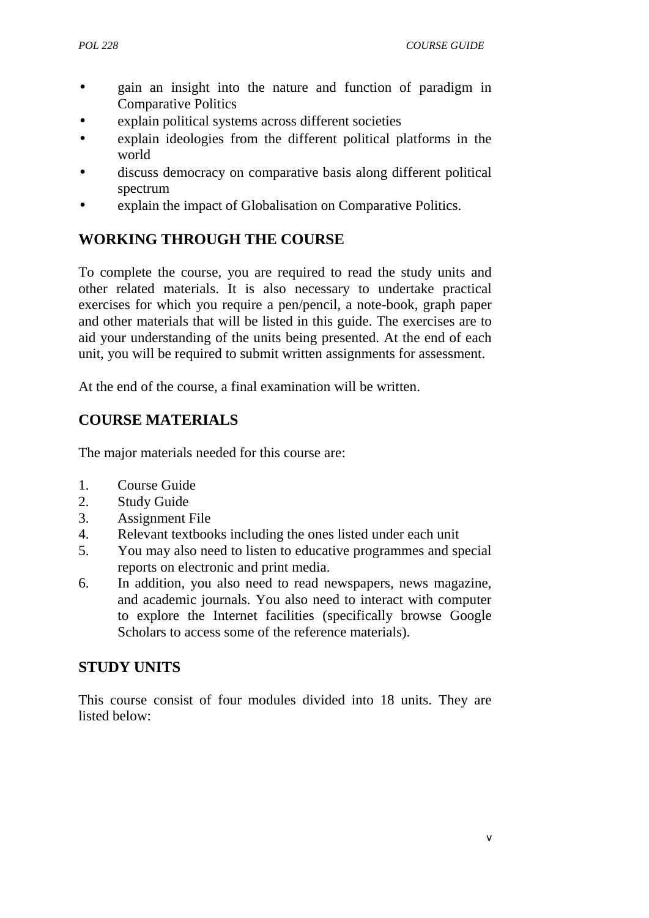- gain an insight into the nature and function of paradigm in Comparative Politics
- explain political systems across different societies
- explain ideologies from the different political platforms in the world
- discuss democracy on comparative basis along different political spectrum
- explain the impact of Globalisation on Comparative Politics.

## WORKING THROUGH THE COURSE

To complete the course, you are required to read the study units and other related materials. It is also necessary to undertake practical exercises for which you require a pen/pencil, a note-book, graph paper and other materials that will be listed in this guide. The exercises are to aid your understanding of the units being presented. At the end of each unit, you will be required to submit written assignments for assessment.

At the end of the course, a final examination will be written.

## COURSE MATERIALS

The major materials needed for this course are:

1. Course Guide
2. Study Guide
3. Assignment File
4. Relevant textbooks including the ones listed under each unit
5. You may also need to listen to educative programmes and special reports on electronic and print media.
6. In addition, you also need to read newspapers, news magazine, and academic journals. You also need to interact with computer to explore the Internet facilities (specifically browse Google Scholars to access some of the reference materials).

## STUDY UNITS

This course consist of four modules divided into 18 units. They are listed below: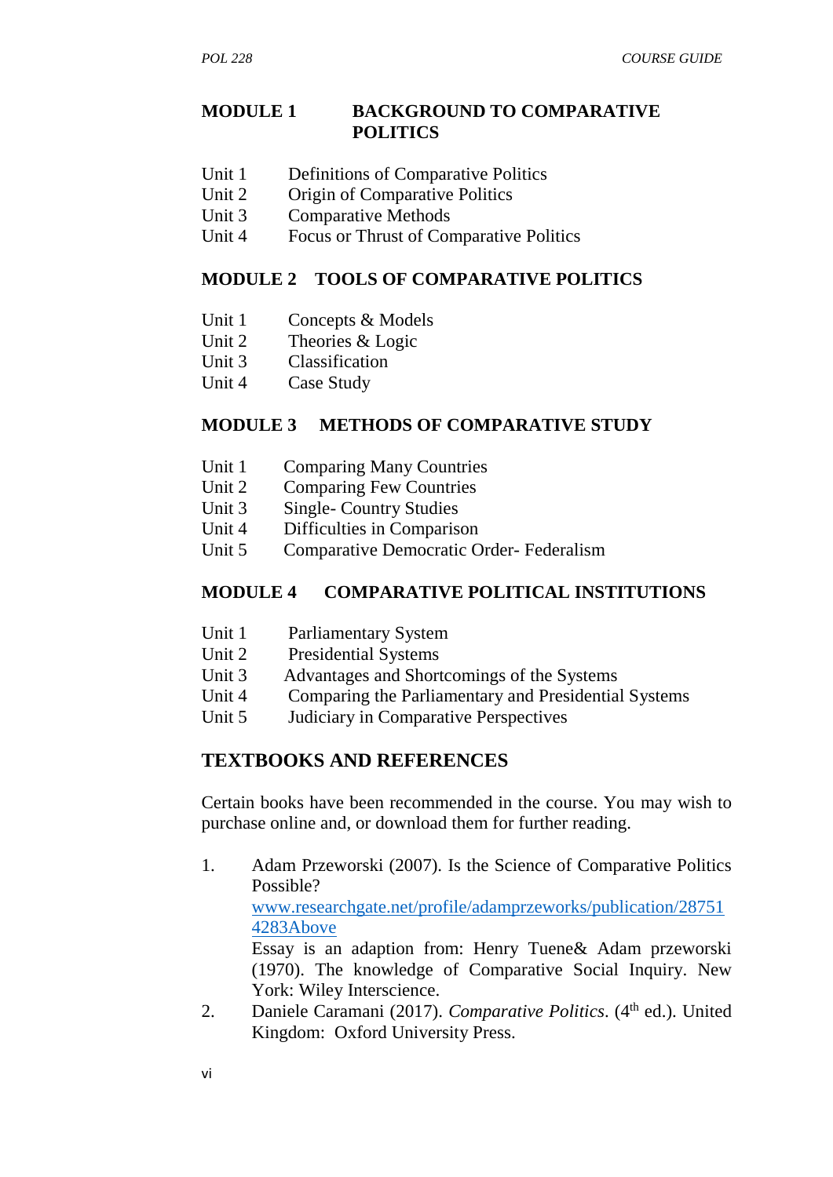## MODULE 1 BACKGROUND TO COMPARATIVE POLITICS

Unit 1 Definitions of Comparative Politics
Unit 2 Origin of Comparative Politics
Unit 3 Comparative Methods
Unit 4 Focus or Thrust of Comparative Politics

## MODULE 2 TOOLS OF COMPARATIVE POLITICS

Unit 1 Concepts & Models
Unit 2 Theories & Logic
Unit 3 Classification
Unit 4 Case Study

## MODULE 3 METHODS OF COMPARATIVE STUDY

Unit 1 Comparing Many Countries
Unit 2 Comparing Few Countries
Unit 3 Single- Country Studies
Unit 4 Difficulties in Comparison
Unit 5 Comparative Democratic Order- Federalism

## MODULE 4 COMPARATIVE POLITICAL INSTITUTIONS

Unit 1 Parliamentary System
Unit 2 Presidential Systems
Unit 3 Advantages and Shortcomings of the Systems
Unit 4 Comparing the Parliamentary and Presidential Systems
Unit 5 Judiciary in Comparative Perspectives

## TEXTBOOKS AND REFERENCES

Certain books have been recommended in the course. You may wish to purchase online and, or download them for further reading.

1. Adam Przeworski (2007). Is the Science of Comparative Politics Possible? www.researchgate.net/profile/adamprzeworks/publication/287514283Above
   Essay is an adaption from: Henry Tuene& Adam przeworski (1970). The knowledge of Comparative Social Inquiry. New York: Wiley Interscience.
2. Daniele Caramani (2017). *Comparative Politics*. (4th ed.). United Kingdom: Oxford University Press.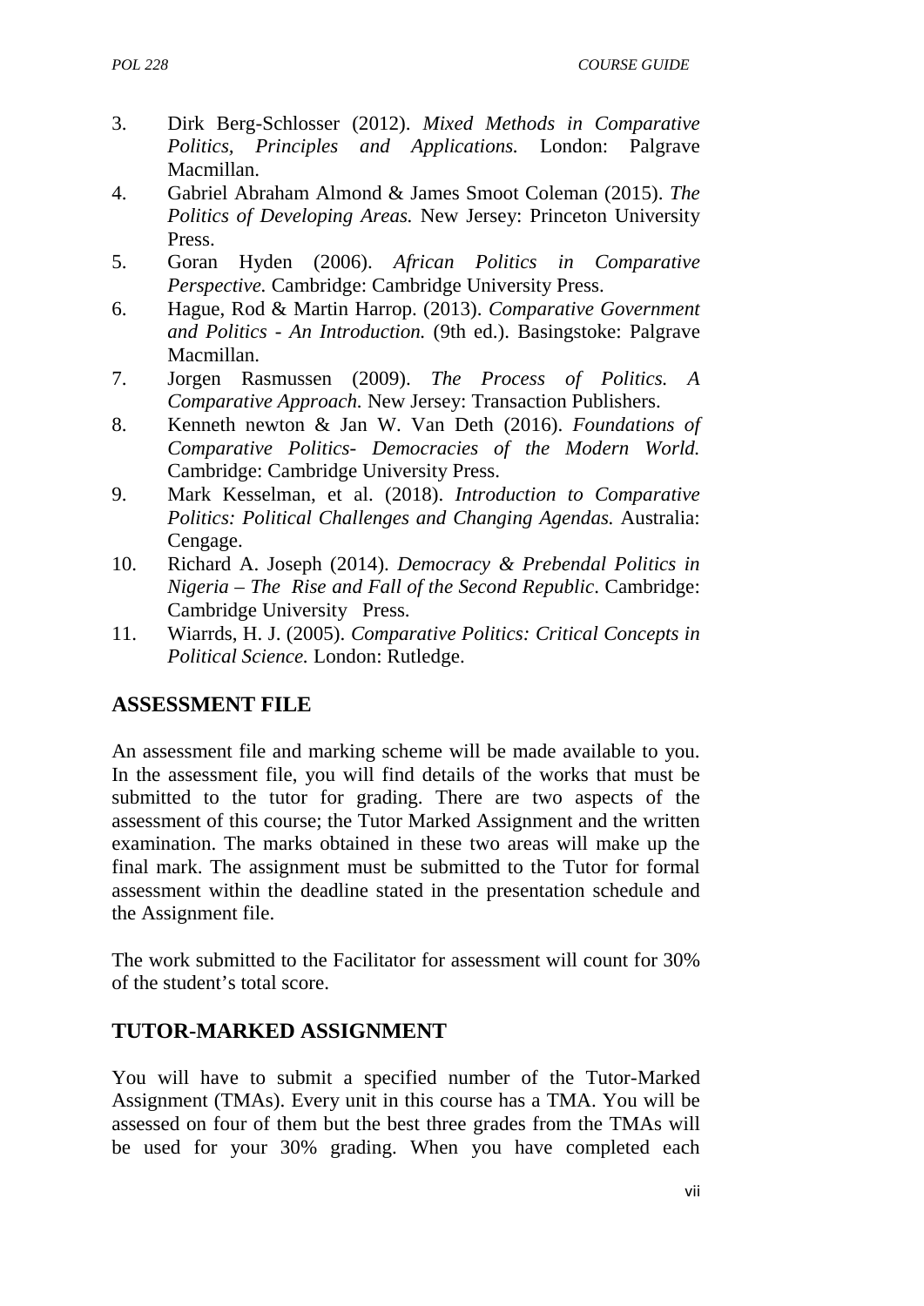3. Dirk Berg-Schlosser (2012). *Mixed Methods in Comparative Politics, Principles and Applications.* London: Palgrave Macmillan.
4. Gabriel Abraham Almond & James Smoot Coleman (2015). *The Politics of Developing Areas.* New Jersey: Princeton University Press.
5. Goran Hyden (2006). *African Politics in Comparative Perspective.* Cambridge: Cambridge University Press.
6. Hague, Rod & Martin Harrop. (2013). *Comparative Government and Politics - An Introduction.* (9th ed.). Basingstoke: Palgrave Macmillan.
7. Jorgen Rasmussen (2009). *The Process of Politics. A Comparative Approach.* New Jersey: Transaction Publishers.
8. Kenneth newton & Jan W. Van Deth (2016). *Foundations of Comparative Politics- Democracies of the Modern World.* Cambridge: Cambridge University Press.
9. Mark Kesselman, et al. (2018). *Introduction to Comparative Politics: Political Challenges and Changing Agendas.* Australia: Cengage.
10. Richard A. Joseph (2014). *Democracy & Prebendal Politics in Nigeria – The Rise and Fall of the Second Republic*. Cambridge: Cambridge University Press.
11. Wiarrds, H. J. (2005). *Comparative Politics: Critical Concepts in Political Science.* London: Rutledge.

## ASSESSMENT FILE

An assessment file and marking scheme will be made available to you. In the assessment file, you will find details of the works that must be submitted to the tutor for grading. There are two aspects of the assessment of this course; the Tutor Marked Assignment and the written examination. The marks obtained in these two areas will make up the final mark. The assignment must be submitted to the Tutor for formal assessment within the deadline stated in the presentation schedule and the Assignment file.

The work submitted to the Facilitator for assessment will count for 30% of the student's total score.

## TUTOR-MARKED ASSIGNMENT

You will have to submit a specified number of the Tutor-Marked Assignment (TMAs). Every unit in this course has a TMA. You will be assessed on four of them but the best three grades from the TMAs will be used for your 30% grading. When you have completed each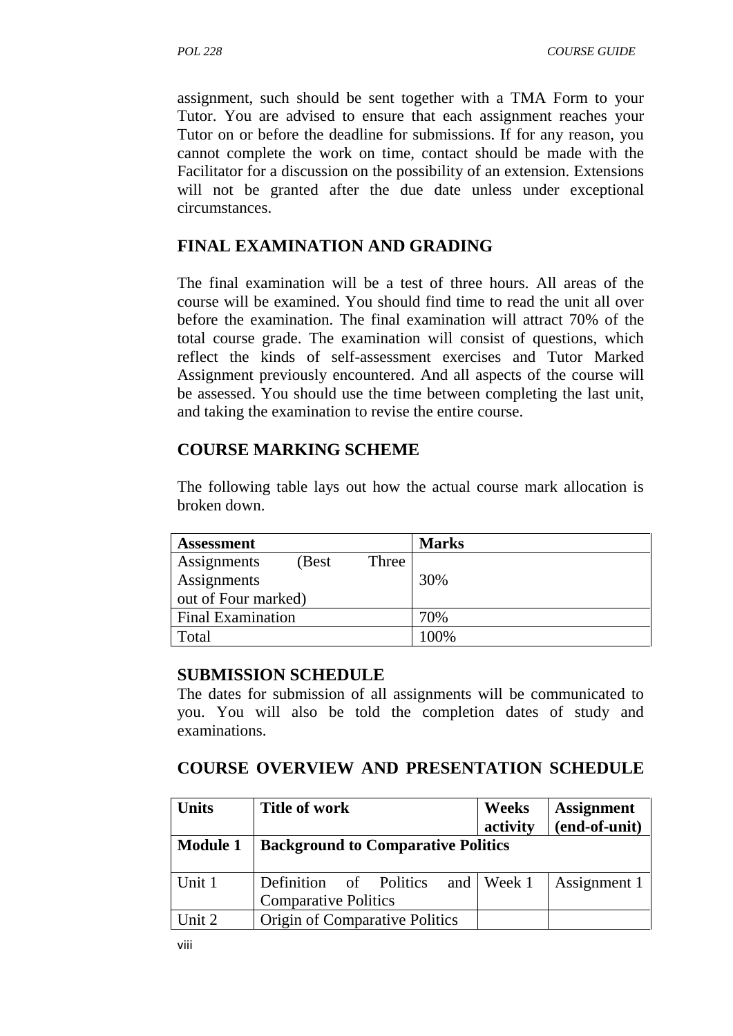assignment, such should be sent together with a TMA Form to your Tutor. You are advised to ensure that each assignment reaches your Tutor on or before the deadline for submissions. If for any reason, you cannot complete the work on time, contact should be made with the Facilitator for a discussion on the possibility of an extension. Extensions will not be granted after the due date unless under exceptional circumstances.

## FINAL EXAMINATION AND GRADING

The final examination will be a test of three hours. All areas of the course will be examined. You should find time to read the unit all over before the examination. The final examination will attract 70% of the total course grade. The examination will consist of questions, which reflect the kinds of self-assessment exercises and Tutor Marked Assignment previously encountered. And all aspects of the course will be assessed. You should use the time between completing the last unit, and taking the examination to revise the entire course.

## COURSE MARKING SCHEME

The following table lays out how the actual course mark allocation is broken down.

| Assessment | Marks |
|---|---|
| Assignments (Best Three Assignments out of Four marked) | 30% |
| Final Examination | 70% |
| Total | 100% |

## SUBMISSION SCHEDULE

The dates for submission of all assignments will be communicated to you. You will also be told the completion dates of study and examinations.

## COURSE OVERVIEW AND PRESENTATION SCHEDULE

| Units | Title of work | Weeks activity | Assignment (end-of-unit) |
|---|---|---|---|
| **Module 1** | **Background to Comparative Politics** | | |
| Unit 1 | Definition of Politics and Comparative Politics | Week 1 | Assignment 1 |
| Unit 2 | Origin of Comparative Politics | | |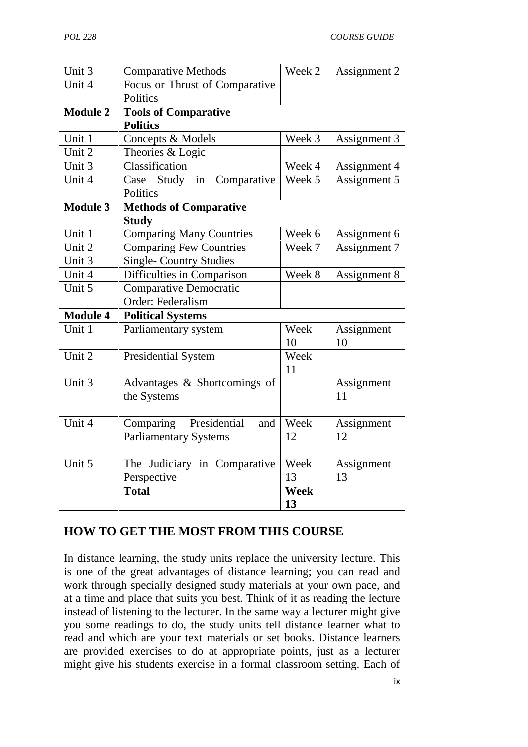| Unit 3 | Comparative Methods | Week 2 | Assignment 2 |
|---|---|---|---|
| Unit 4 | Focus or Thrust of Comparative Politics | | |
| **Module 2** | **Tools of Comparative Politics** | | |
| Unit 1 | Concepts & Models | Week 3 | Assignment 3 |
| Unit 2 | Theories & Logic | | |
| Unit 3 | Classification | Week 4 | Assignment 4 |
| Unit 4 | Case Study in Comparative Politics | Week 5 | Assignment 5 |
| **Module 3** | **Methods of Comparative Study** | | |
| Unit 1 | Comparing Many Countries | Week 6 | Assignment 6 |
| Unit 2 | Comparing Few Countries | Week 7 | Assignment 7 |
| Unit 3 | Single- Country Studies | | |
| Unit 4 | Difficulties in Comparison | Week 8 | Assignment 8 |
| Unit 5 | Comparative Democratic Order: Federalism | | |
| **Module 4** | **Political Systems** | | |
| Unit 1 | Parliamentary system | Week 10 | Assignment 10 |
| Unit 2 | Presidential System | Week 11 | |
| Unit 3 | Advantages & Shortcomings of the Systems | | Assignment 11 |
| Unit 4 | Comparing Presidential and Parliamentary Systems | Week 12 | Assignment 12 |
| Unit 5 | The Judiciary in Comparative Perspective | Week 13 | Assignment 13 |
| | **Total** | **Week 13** | |

## HOW TO GET THE MOST FROM THIS COURSE

In distance learning, the study units replace the university lecture. This is one of the great advantages of distance learning; you can read and work through specially designed study materials at your own pace, and at a time and place that suits you best. Think of it as reading the lecture instead of listening to the lecturer. In the same way a lecturer might give you some readings to do, the study units tell distance learner what to read and which are your text materials or set books. Distance learners are provided exercises to do at appropriate points, just as a lecturer might give his students exercise in a formal classroom setting. Each of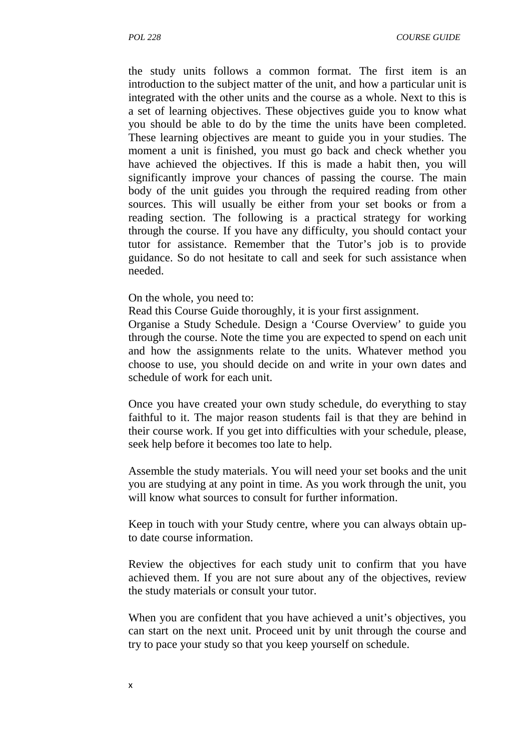the study units follows a common format. The first item is an introduction to the subject matter of the unit, and how a particular unit is integrated with the other units and the course as a whole. Next to this is a set of learning objectives. These objectives guide you to know what you should be able to do by the time the units have been completed. These learning objectives are meant to guide you in your studies. The moment a unit is finished, you must go back and check whether you have achieved the objectives. If this is made a habit then, you will significantly improve your chances of passing the course. The main body of the unit guides you through the required reading from other sources. This will usually be either from your set books or from a reading section. The following is a practical strategy for working through the course. If you have any difficulty, you should contact your tutor for assistance. Remember that the Tutor's job is to provide guidance. So do not hesitate to call and seek for such assistance when needed.

On the whole, you need to:
Read this Course Guide thoroughly, it is your first assignment.
Organise a Study Schedule. Design a 'Course Overview' to guide you through the course. Note the time you are expected to spend on each unit and how the assignments relate to the units. Whatever method you choose to use, you should decide on and write in your own dates and schedule of work for each unit.

Once you have created your own study schedule, do everything to stay faithful to it. The major reason students fail is that they are behind in their course work. If you get into difficulties with your schedule, please, seek help before it becomes too late to help.

Assemble the study materials. You will need your set books and the unit you are studying at any point in time. As you work through the unit, you will know what sources to consult for further information.

Keep in touch with your Study centre, where you can always obtain up-to date course information.

Review the objectives for each study unit to confirm that you have achieved them. If you are not sure about any of the objectives, review the study materials or consult your tutor.

When you are confident that you have achieved a unit's objectives, you can start on the next unit. Proceed unit by unit through the course and try to pace your study so that you keep yourself on schedule.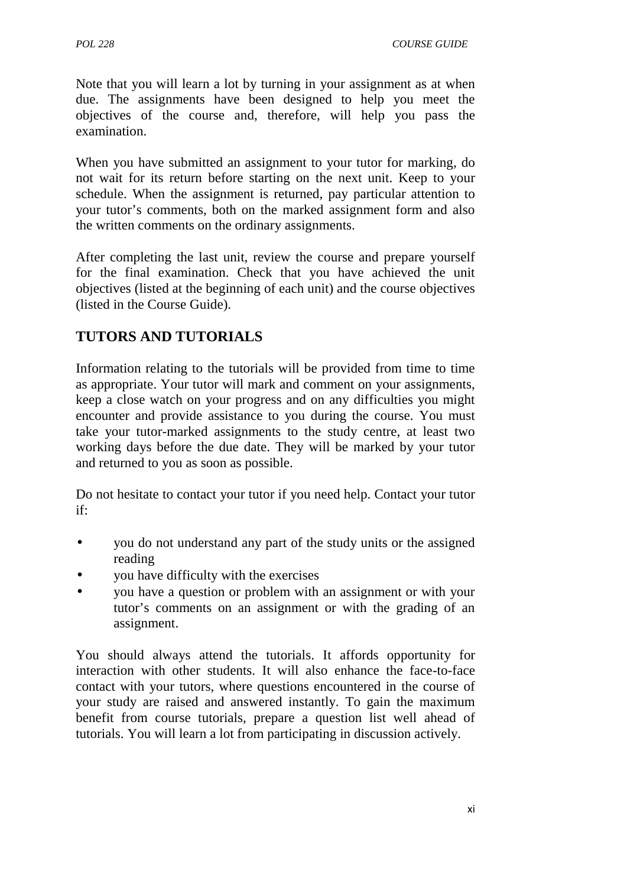Note that you will learn a lot by turning in your assignment as at when due. The assignments have been designed to help you meet the objectives of the course and, therefore, will help you pass the examination.

When you have submitted an assignment to your tutor for marking, do not wait for its return before starting on the next unit. Keep to your schedule. When the assignment is returned, pay particular attention to your tutor's comments, both on the marked assignment form and also the written comments on the ordinary assignments.

After completing the last unit, review the course and prepare yourself for the final examination. Check that you have achieved the unit objectives (listed at the beginning of each unit) and the course objectives (listed in the Course Guide).

## TUTORS AND TUTORIALS

Information relating to the tutorials will be provided from time to time as appropriate. Your tutor will mark and comment on your assignments, keep a close watch on your progress and on any difficulties you might encounter and provide assistance to you during the course. You must take your tutor-marked assignments to the study centre, at least two working days before the due date. They will be marked by your tutor and returned to you as soon as possible.

Do not hesitate to contact your tutor if you need help. Contact your tutor if:

- you do not understand any part of the study units or the assigned reading
- you have difficulty with the exercises
- you have a question or problem with an assignment or with your tutor's comments on an assignment or with the grading of an assignment.

You should always attend the tutorials. It affords opportunity for interaction with other students. It will also enhance the face-to-face contact with your tutors, where questions encountered in the course of your study are raised and answered instantly. To gain the maximum benefit from course tutorials, prepare a question list well ahead of tutorials. You will learn a lot from participating in discussion actively.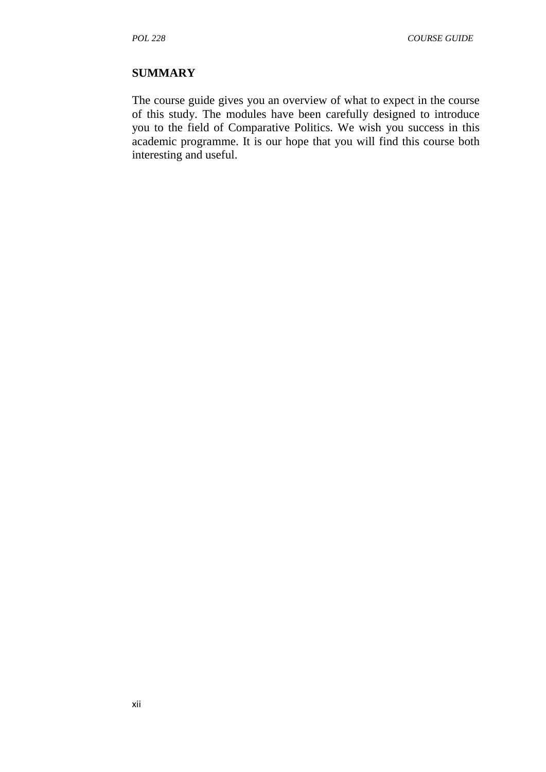## SUMMARY

The course guide gives you an overview of what to expect in the course of this study. The modules have been carefully designed to introduce you to the field of Comparative Politics. We wish you success in this academic programme. It is our hope that you will find this course both interesting and useful.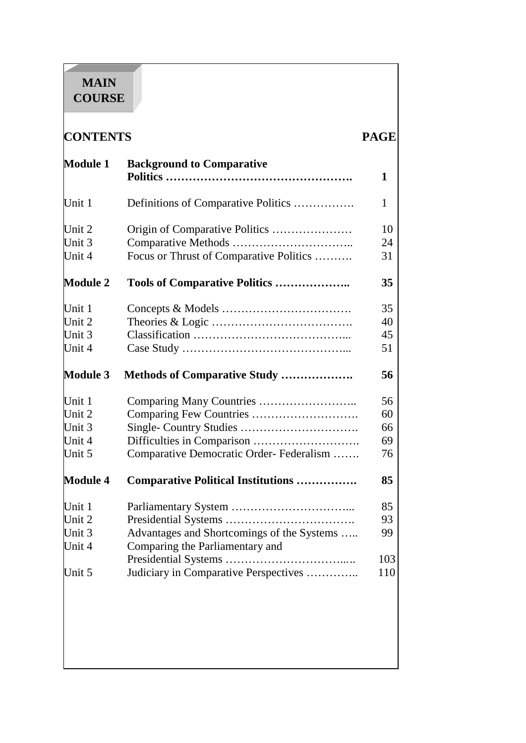# MAIN COURSE

| CONTENTS | | PAGE |
|---|---|---|
| **Module 1** | **Background to Comparative Politics** ………………………………………… | **1** |
| Unit 1 | Definitions of Comparative Politics ……………. | 1 |
| Unit 2 | Origin of Comparative Politics ………………… | 10 |
| Unit 3 | Comparative Methods ………………………….. | 24 |
| Unit 4 | Focus or Thrust of Comparative Politics ………. | 31 |
| **Module 2** | **Tools of Comparative Politics ………………..** | **35** |
| Unit 1 | Concepts & Models ……………………………. | 35 |
| Unit 2 | Theories & Logic ………………………………. | 40 |
| Unit 3 | Classification …………………………………... | 45 |
| Unit 4 | Case Study ……………………………………... | 51 |
| **Module 3** | **Methods of Comparative Study ……………….** | **56** |
| Unit 1 | Comparing Many Countries …………………….. | 56 |
| Unit 2 | Comparing Few Countries ………………………. | 60 |
| Unit 3 | Single- Country Studies …………………………. | 66 |
| Unit 4 | Difficulties in Comparison ………………………. | 69 |
| Unit 5 | Comparative Democratic Order- Federalism ……. | 76 |
| **Module 4** | **Comparative Political Institutions …………….** | **85** |
| Unit 1 | Parliamentary System …………………………... | 85 |
| Unit 2 | Presidential Systems ……………………………. | 93 |
| Unit 3 | Advantages and Shortcomings of the Systems ….. | 99 |
| Unit 4 | Comparing the Parliamentary and Presidential Systems …………………………..… | 103 |
| Unit 5 | Judiciary in Comparative Perspectives ………….. | 110 |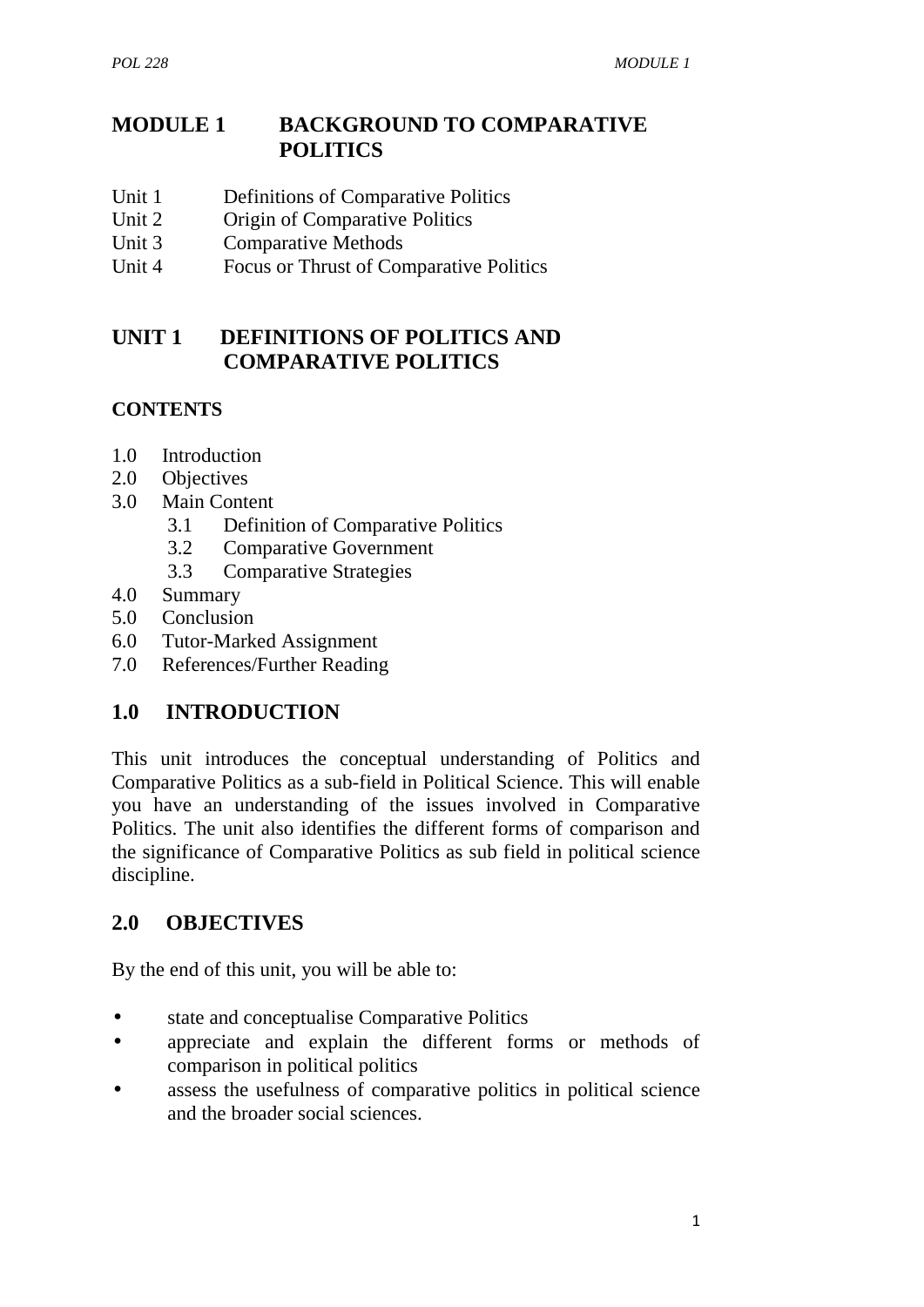# MODULE 1 BACKGROUND TO COMPARATIVE POLITICS

Unit 1 Definitions of Comparative Politics
Unit 2 Origin of Comparative Politics
Unit 3 Comparative Methods
Unit 4 Focus or Thrust of Comparative Politics

## UNIT 1 DEFINITIONS OF POLITICS AND COMPARATIVE POLITICS

**CONTENTS**

1.0 Introduction
2.0 Objectives
3.0 Main Content
 3.1 Definition of Comparative Politics
 3.2 Comparative Government
 3.3 Comparative Strategies
4.0 Summary
5.0 Conclusion
6.0 Tutor-Marked Assignment
7.0 References/Further Reading

## 1.0 INTRODUCTION

This unit introduces the conceptual understanding of Politics and Comparative Politics as a sub-field in Political Science. This will enable you have an understanding of the issues involved in Comparative Politics. The unit also identifies the different forms of comparison and the significance of Comparative Politics as sub field in political science discipline.

## 2.0 OBJECTIVES

By the end of this unit, you will be able to:

- state and conceptualise Comparative Politics
- appreciate and explain the different forms or methods of comparison in political politics
- assess the usefulness of comparative politics in political science and the broader social sciences.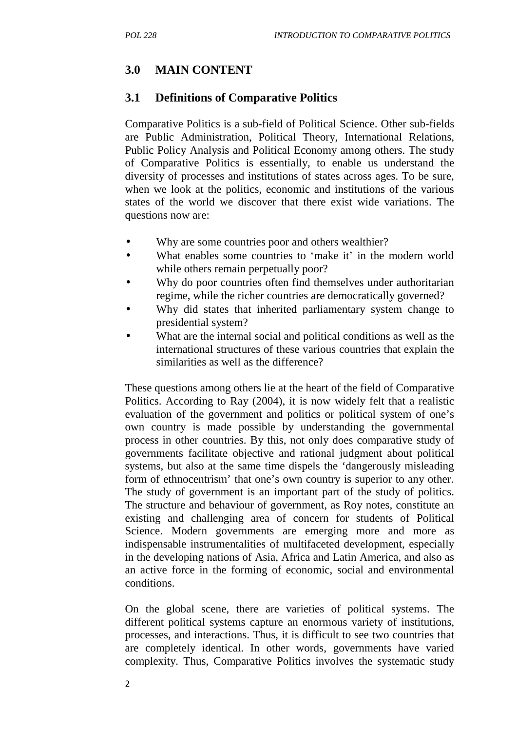## 3.0 MAIN CONTENT

### 3.1 Definitions of Comparative Politics

Comparative Politics is a sub-field of Political Science. Other sub-fields are Public Administration, Political Theory, International Relations, Public Policy Analysis and Political Economy among others. The study of Comparative Politics is essentially, to enable us understand the diversity of processes and institutions of states across ages. To be sure, when we look at the politics, economic and institutions of the various states of the world we discover that there exist wide variations. The questions now are:

- Why are some countries poor and others wealthier?
- What enables some countries to 'make it' in the modern world while others remain perpetually poor?
- Why do poor countries often find themselves under authoritarian regime, while the richer countries are democratically governed?
- Why did states that inherited parliamentary system change to presidential system?
- What are the internal social and political conditions as well as the international structures of these various countries that explain the similarities as well as the difference?

These questions among others lie at the heart of the field of Comparative Politics. According to Ray (2004), it is now widely felt that a realistic evaluation of the government and politics or political system of one's own country is made possible by understanding the governmental process in other countries. By this, not only does comparative study of governments facilitate objective and rational judgment about political systems, but also at the same time dispels the 'dangerously misleading form of ethnocentrism' that one's own country is superior to any other. The study of government is an important part of the study of politics. The structure and behaviour of government, as Roy notes, constitute an existing and challenging area of concern for students of Political Science. Modern governments are emerging more and more as indispensable instrumentalities of multifaceted development, especially in the developing nations of Asia, Africa and Latin America, and also as an active force in the forming of economic, social and environmental conditions.

On the global scene, there are varieties of political systems. The different political systems capture an enormous variety of institutions, processes, and interactions. Thus, it is difficult to see two countries that are completely identical. In other words, governments have varied complexity. Thus, Comparative Politics involves the systematic study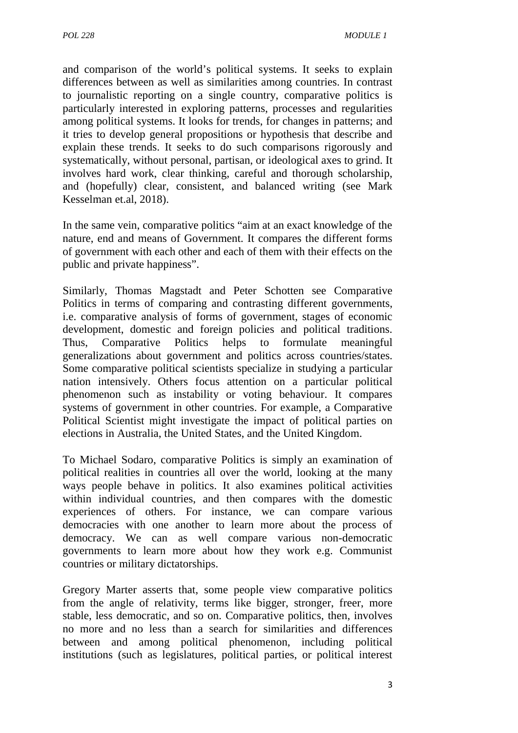and comparison of the world's political systems. It seeks to explain differences between as well as similarities among countries. In contrast to journalistic reporting on a single country, comparative politics is particularly interested in exploring patterns, processes and regularities among political systems. It looks for trends, for changes in patterns; and it tries to develop general propositions or hypothesis that describe and explain these trends. It seeks to do such comparisons rigorously and systematically, without personal, partisan, or ideological axes to grind. It involves hard work, clear thinking, careful and thorough scholarship, and (hopefully) clear, consistent, and balanced writing (see Mark Kesselman et.al, 2018).

In the same vein, comparative politics "aim at an exact knowledge of the nature, end and means of Government. It compares the different forms of government with each other and each of them with their effects on the public and private happiness".

Similarly, Thomas Magstadt and Peter Schotten see Comparative Politics in terms of comparing and contrasting different governments, i.e. comparative analysis of forms of government, stages of economic development, domestic and foreign policies and political traditions. Thus, Comparative Politics helps to formulate meaningful generalizations about government and politics across countries/states. Some comparative political scientists specialize in studying a particular nation intensively. Others focus attention on a particular political phenomenon such as instability or voting behaviour. It compares systems of government in other countries. For example, a Comparative Political Scientist might investigate the impact of political parties on elections in Australia, the United States, and the United Kingdom.

To Michael Sodaro, comparative Politics is simply an examination of political realities in countries all over the world, looking at the many ways people behave in politics. It also examines political activities within individual countries, and then compares with the domestic experiences of others. For instance, we can compare various democracies with one another to learn more about the process of democracy. We can as well compare various non-democratic governments to learn more about how they work e.g. Communist countries or military dictatorships.

Gregory Marter asserts that, some people view comparative politics from the angle of relativity, terms like bigger, stronger, freer, more stable, less democratic, and so on. Comparative politics, then, involves no more and no less than a search for similarities and differences between and among political phenomenon, including political institutions (such as legislatures, political parties, or political interest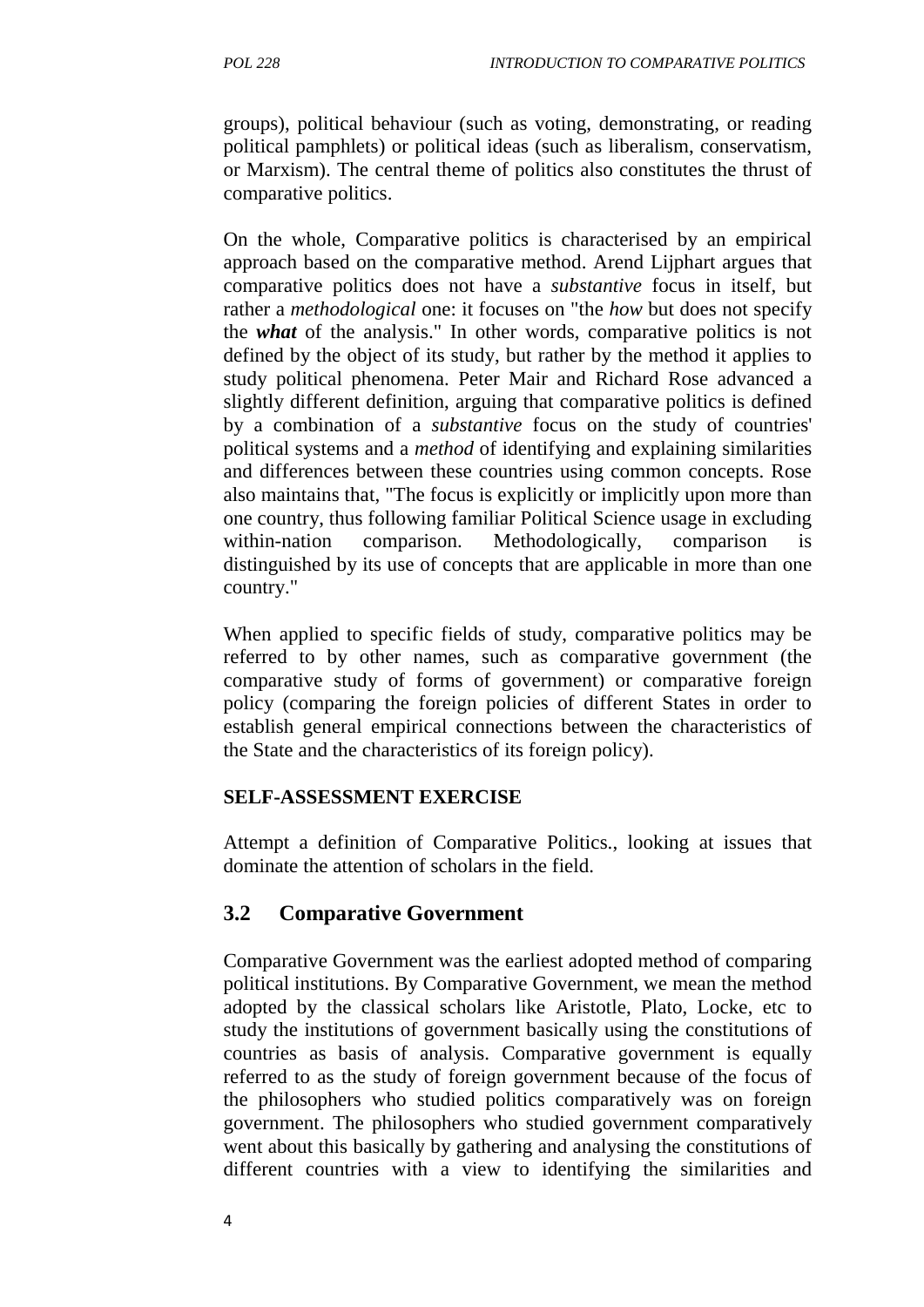groups), political behaviour (such as voting, demonstrating, or reading political pamphlets) or political ideas (such as liberalism, conservatism, or Marxism). The central theme of politics also constitutes the thrust of comparative politics.

On the whole, Comparative politics is characterised by an empirical approach based on the comparative method. Arend Lijphart argues that comparative politics does not have a *substantive* focus in itself, but rather a *methodological* one: it focuses on "the *how* but does not specify the ***what*** of the analysis." In other words, comparative politics is not defined by the object of its study, but rather by the method it applies to study political phenomena. Peter Mair and Richard Rose advanced a slightly different definition, arguing that comparative politics is defined by a combination of a *substantive* focus on the study of countries' political systems and a *method* of identifying and explaining similarities and differences between these countries using common concepts. Rose also maintains that, "The focus is explicitly or implicitly upon more than one country, thus following familiar Political Science usage in excluding within-nation comparison. Methodologically, comparison is distinguished by its use of concepts that are applicable in more than one country."

When applied to specific fields of study, comparative politics may be referred to by other names, such as comparative government (the comparative study of forms of government) or comparative foreign policy (comparing the foreign policies of different States in order to establish general empirical connections between the characteristics of the State and the characteristics of its foreign policy).

**SELF-ASSESSMENT EXERCISE**

Attempt a definition of Comparative Politics., looking at issues that dominate the attention of scholars in the field.

## 3.2 Comparative Government

Comparative Government was the earliest adopted method of comparing political institutions. By Comparative Government, we mean the method adopted by the classical scholars like Aristotle, Plato, Locke, etc to study the institutions of government basically using the constitutions of countries as basis of analysis. Comparative government is equally referred to as the study of foreign government because of the focus of the philosophers who studied politics comparatively was on foreign government. The philosophers who studied government comparatively went about this basically by gathering and analysing the constitutions of different countries with a view to identifying the similarities and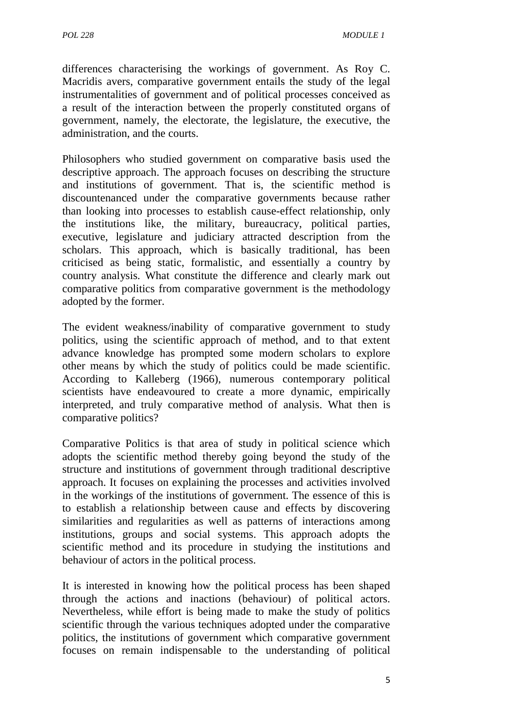differences characterising the workings of government. As Roy C. Macridis avers, comparative government entails the study of the legal instrumentalities of government and of political processes conceived as a result of the interaction between the properly constituted organs of government, namely, the electorate, the legislature, the executive, the administration, and the courts.

Philosophers who studied government on comparative basis used the descriptive approach. The approach focuses on describing the structure and institutions of government. That is, the scientific method is discountenanced under the comparative governments because rather than looking into processes to establish cause-effect relationship, only the institutions like, the military, bureaucracy, political parties, executive, legislature and judiciary attracted description from the scholars. This approach, which is basically traditional, has been criticised as being static, formalistic, and essentially a country by country analysis. What constitute the difference and clearly mark out comparative politics from comparative government is the methodology adopted by the former.

The evident weakness/inability of comparative government to study politics, using the scientific approach of method, and to that extent advance knowledge has prompted some modern scholars to explore other means by which the study of politics could be made scientific. According to Kalleberg (1966), numerous contemporary political scientists have endeavoured to create a more dynamic, empirically interpreted, and truly comparative method of analysis. What then is comparative politics?

Comparative Politics is that area of study in political science which adopts the scientific method thereby going beyond the study of the structure and institutions of government through traditional descriptive approach. It focuses on explaining the processes and activities involved in the workings of the institutions of government. The essence of this is to establish a relationship between cause and effects by discovering similarities and regularities as well as patterns of interactions among institutions, groups and social systems. This approach adopts the scientific method and its procedure in studying the institutions and behaviour of actors in the political process.

It is interested in knowing how the political process has been shaped through the actions and inactions (behaviour) of political actors. Nevertheless, while effort is being made to make the study of politics scientific through the various techniques adopted under the comparative politics, the institutions of government which comparative government focuses on remain indispensable to the understanding of political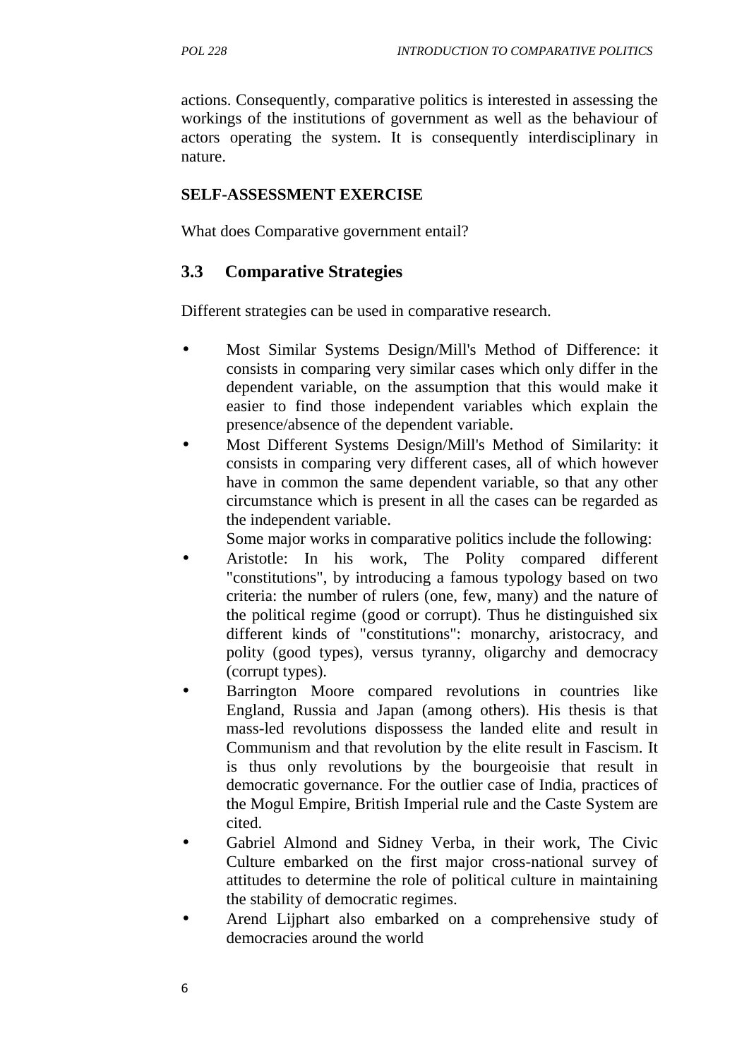actions. Consequently, comparative politics is interested in assessing the workings of the institutions of government as well as the behaviour of actors operating the system. It is consequently interdisciplinary in nature.

**SELF-ASSESSMENT EXERCISE**

What does Comparative government entail?

## 3.3 Comparative Strategies

Different strategies can be used in comparative research.

- Most Similar Systems Design/Mill's Method of Difference: it consists in comparing very similar cases which only differ in the dependent variable, on the assumption that this would make it easier to find those independent variables which explain the presence/absence of the dependent variable.
- Most Different Systems Design/Mill's Method of Similarity: it consists in comparing very different cases, all of which however have in common the same dependent variable, so that any other circumstance which is present in all the cases can be regarded as the independent variable.

  Some major works in comparative politics include the following:

- Aristotle: In his work, The Polity compared different "constitutions", by introducing a famous typology based on two criteria: the number of rulers (one, few, many) and the nature of the political regime (good or corrupt). Thus he distinguished six different kinds of "constitutions": monarchy, aristocracy, and polity (good types), versus tyranny, oligarchy and democracy (corrupt types).
- Barrington Moore compared revolutions in countries like England, Russia and Japan (among others). His thesis is that mass-led revolutions dispossess the landed elite and result in Communism and that revolution by the elite result in Fascism. It is thus only revolutions by the bourgeoisie that result in democratic governance. For the outlier case of India, practices of the Mogul Empire, British Imperial rule and the Caste System are cited.
- Gabriel Almond and Sidney Verba, in their work, The Civic Culture embarked on the first major cross-national survey of attitudes to determine the role of political culture in maintaining the stability of democratic regimes.
- Arend Lijphart also embarked on a comprehensive study of democracies around the world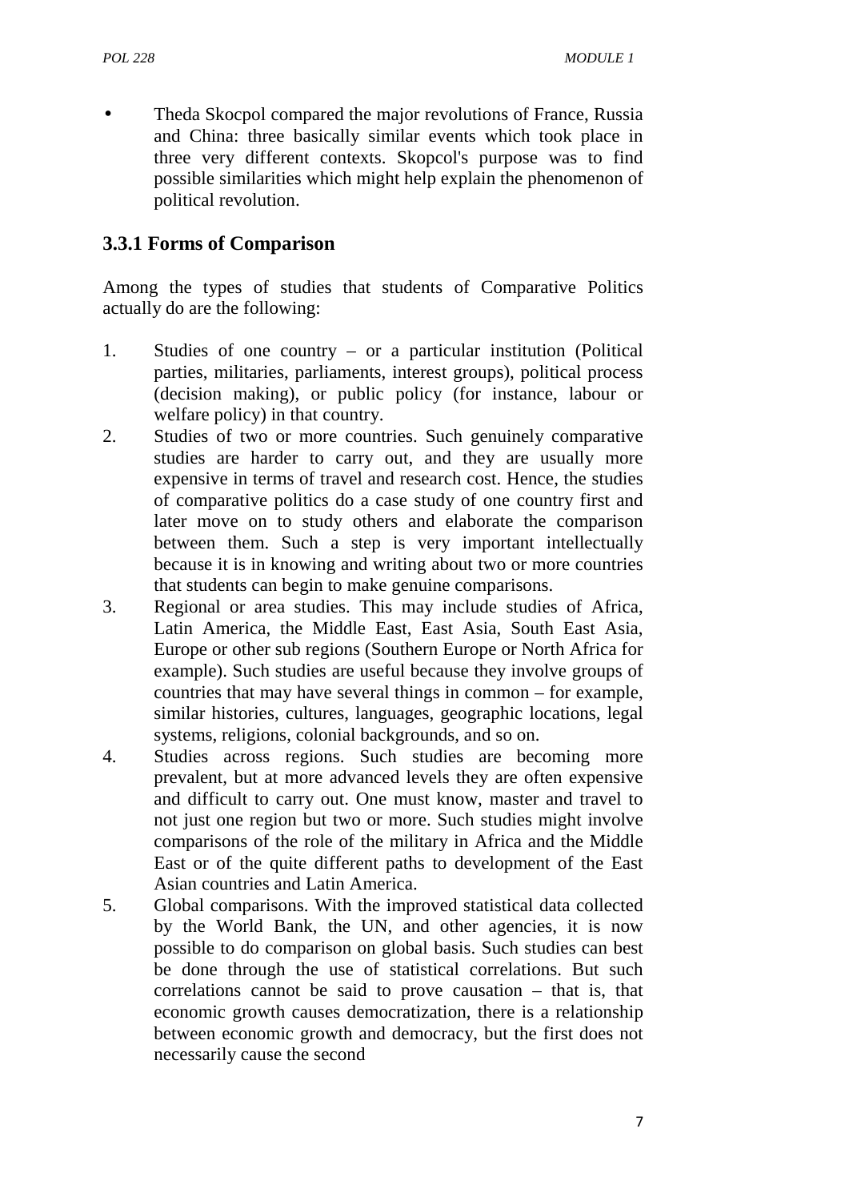- Theda Skocpol compared the major revolutions of France, Russia and China: three basically similar events which took place in three very different contexts. Skopcol's purpose was to find possible similarities which might help explain the phenomenon of political revolution.

### 3.3.1 Forms of Comparison

Among the types of studies that students of Comparative Politics actually do are the following:

1. Studies of one country – or a particular institution (Political parties, militaries, parliaments, interest groups), political process (decision making), or public policy (for instance, labour or welfare policy) in that country.
2. Studies of two or more countries. Such genuinely comparative studies are harder to carry out, and they are usually more expensive in terms of travel and research cost. Hence, the studies of comparative politics do a case study of one country first and later move on to study others and elaborate the comparison between them. Such a step is very important intellectually because it is in knowing and writing about two or more countries that students can begin to make genuine comparisons.
3. Regional or area studies. This may include studies of Africa, Latin America, the Middle East, East Asia, South East Asia, Europe or other sub regions (Southern Europe or North Africa for example). Such studies are useful because they involve groups of countries that may have several things in common – for example, similar histories, cultures, languages, geographic locations, legal systems, religions, colonial backgrounds, and so on.
4. Studies across regions. Such studies are becoming more prevalent, but at more advanced levels they are often expensive and difficult to carry out. One must know, master and travel to not just one region but two or more. Such studies might involve comparisons of the role of the military in Africa and the Middle East or of the quite different paths to development of the East Asian countries and Latin America.
5. Global comparisons. With the improved statistical data collected by the World Bank, the UN, and other agencies, it is now possible to do comparison on global basis. Such studies can best be done through the use of statistical correlations. But such correlations cannot be said to prove causation – that is, that economic growth causes democratization, there is a relationship between economic growth and democracy, but the first does not necessarily cause the second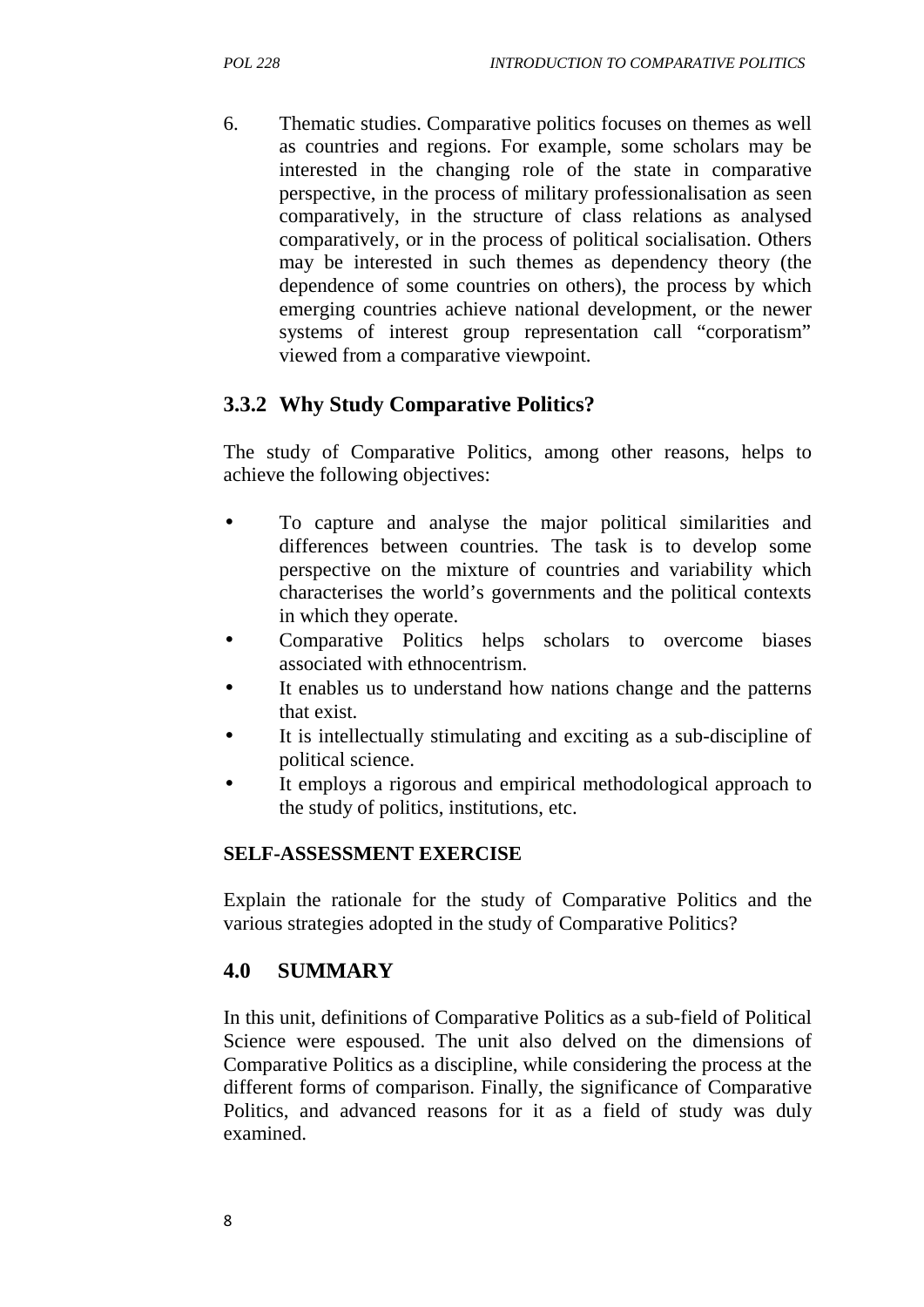6. Thematic studies. Comparative politics focuses on themes as well as countries and regions. For example, some scholars may be interested in the changing role of the state in comparative perspective, in the process of military professionalisation as seen comparatively, in the structure of class relations as analysed comparatively, or in the process of political socialisation. Others may be interested in such themes as dependency theory (the dependence of some countries on others), the process by which emerging countries achieve national development, or the newer systems of interest group representation call "corporatism" viewed from a comparative viewpoint.

### 3.3.2 Why Study Comparative Politics?

The study of Comparative Politics, among other reasons, helps to achieve the following objectives:

- To capture and analyse the major political similarities and differences between countries. The task is to develop some perspective on the mixture of countries and variability which characterises the world's governments and the political contexts in which they operate.
- Comparative Politics helps scholars to overcome biases associated with ethnocentrism.
- It enables us to understand how nations change and the patterns that exist.
- It is intellectually stimulating and exciting as a sub-discipline of political science.
- It employs a rigorous and empirical methodological approach to the study of politics, institutions, etc.

**SELF-ASSESSMENT EXERCISE**

Explain the rationale for the study of Comparative Politics and the various strategies adopted in the study of Comparative Politics?

## 4.0 SUMMARY

In this unit, definitions of Comparative Politics as a sub-field of Political Science were espoused. The unit also delved on the dimensions of Comparative Politics as a discipline, while considering the process at the different forms of comparison. Finally, the significance of Comparative Politics, and advanced reasons for it as a field of study was duly examined.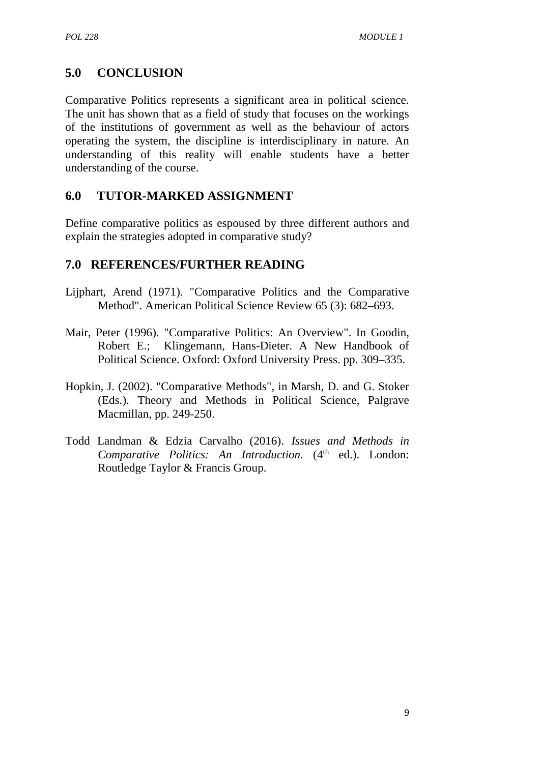## 5.0 CONCLUSION

Comparative Politics represents a significant area in political science. The unit has shown that as a field of study that focuses on the workings of the institutions of government as well as the behaviour of actors operating the system, the discipline is interdisciplinary in nature. An understanding of this reality will enable students have a better understanding of the course.

## 6.0 TUTOR-MARKED ASSIGNMENT

Define comparative politics as espoused by three different authors and explain the strategies adopted in comparative study?

## 7.0 REFERENCES/FURTHER READING

Lijphart, Arend (1971). "Comparative Politics and the Comparative Method". American Political Science Review 65 (3): 682–693.

Mair, Peter (1996). "Comparative Politics: An Overview". In Goodin, Robert E.; Klingemann, Hans-Dieter. A New Handbook of Political Science. Oxford: Oxford University Press. pp. 309–335.

Hopkin, J. (2002). "Comparative Methods", in Marsh, D. and G. Stoker (Eds.). Theory and Methods in Political Science, Palgrave Macmillan, pp. 249-250.

Todd Landman & Edzia Carvalho (2016). *Issues and Methods in Comparative Politics: An Introduction.* (4th ed.). London: Routledge Taylor & Francis Group.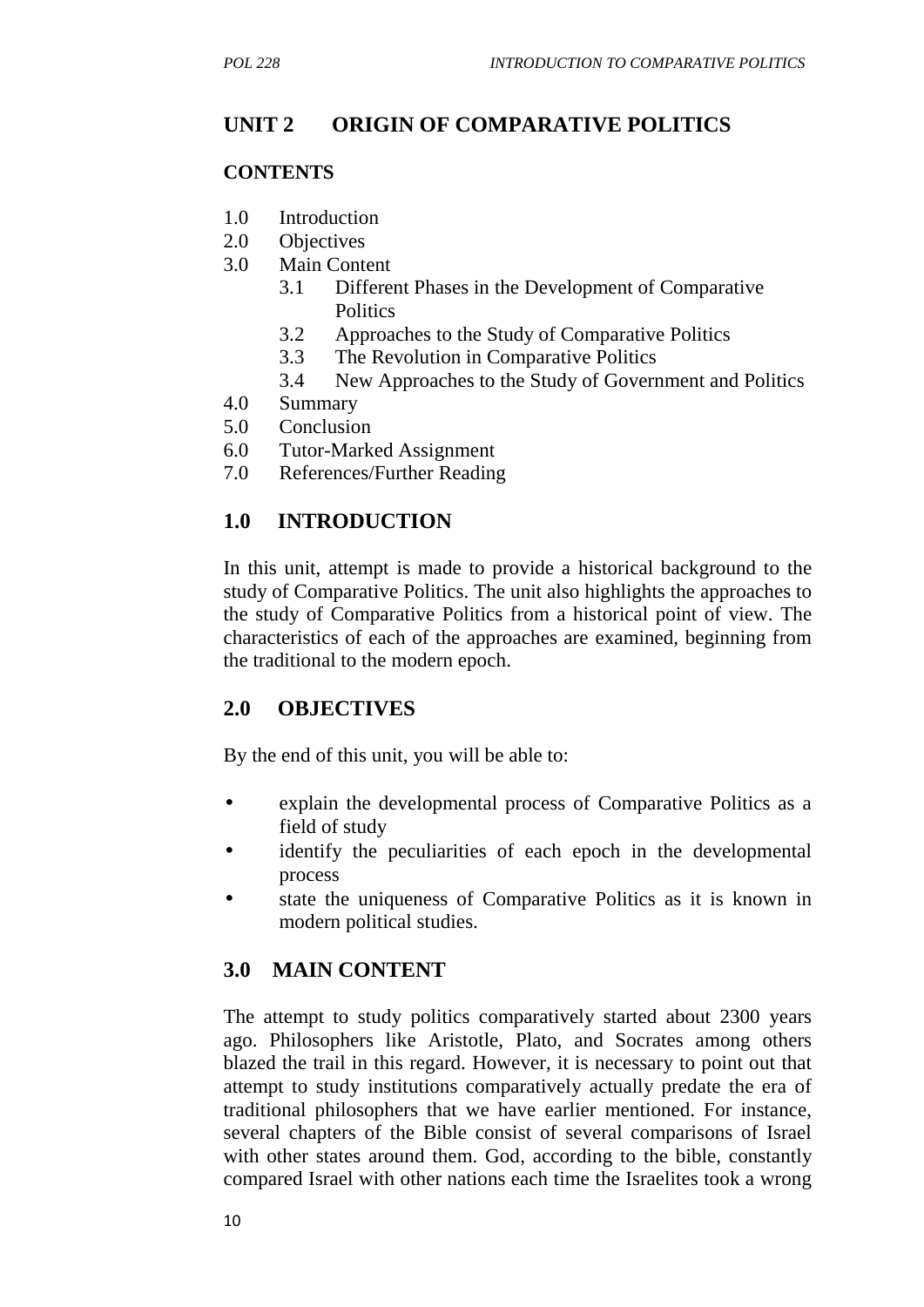## UNIT 2 ORIGIN OF COMPARATIVE POLITICS

**CONTENTS**

1.0 Introduction
2.0 Objectives
3.0 Main Content
   3.1 Different Phases in the Development of Comparative Politics
   3.2 Approaches to the Study of Comparative Politics
   3.3 The Revolution in Comparative Politics
   3.4 New Approaches to the Study of Government and Politics
4.0 Summary
5.0 Conclusion
6.0 Tutor-Marked Assignment
7.0 References/Further Reading

## 1.0 INTRODUCTION

In this unit, attempt is made to provide a historical background to the study of Comparative Politics. The unit also highlights the approaches to the study of Comparative Politics from a historical point of view. The characteristics of each of the approaches are examined, beginning from the traditional to the modern epoch.

## 2.0 OBJECTIVES

By the end of this unit, you will be able to:

- explain the developmental process of Comparative Politics as a field of study
- identify the peculiarities of each epoch in the developmental process
- state the uniqueness of Comparative Politics as it is known in modern political studies.

## 3.0 MAIN CONTENT

The attempt to study politics comparatively started about 2300 years ago. Philosophers like Aristotle, Plato, and Socrates among others blazed the trail in this regard. However, it is necessary to point out that attempt to study institutions comparatively actually predate the era of traditional philosophers that we have earlier mentioned. For instance, several chapters of the Bible consist of several comparisons of Israel with other states around them. God, according to the bible, constantly compared Israel with other nations each time the Israelites took a wrong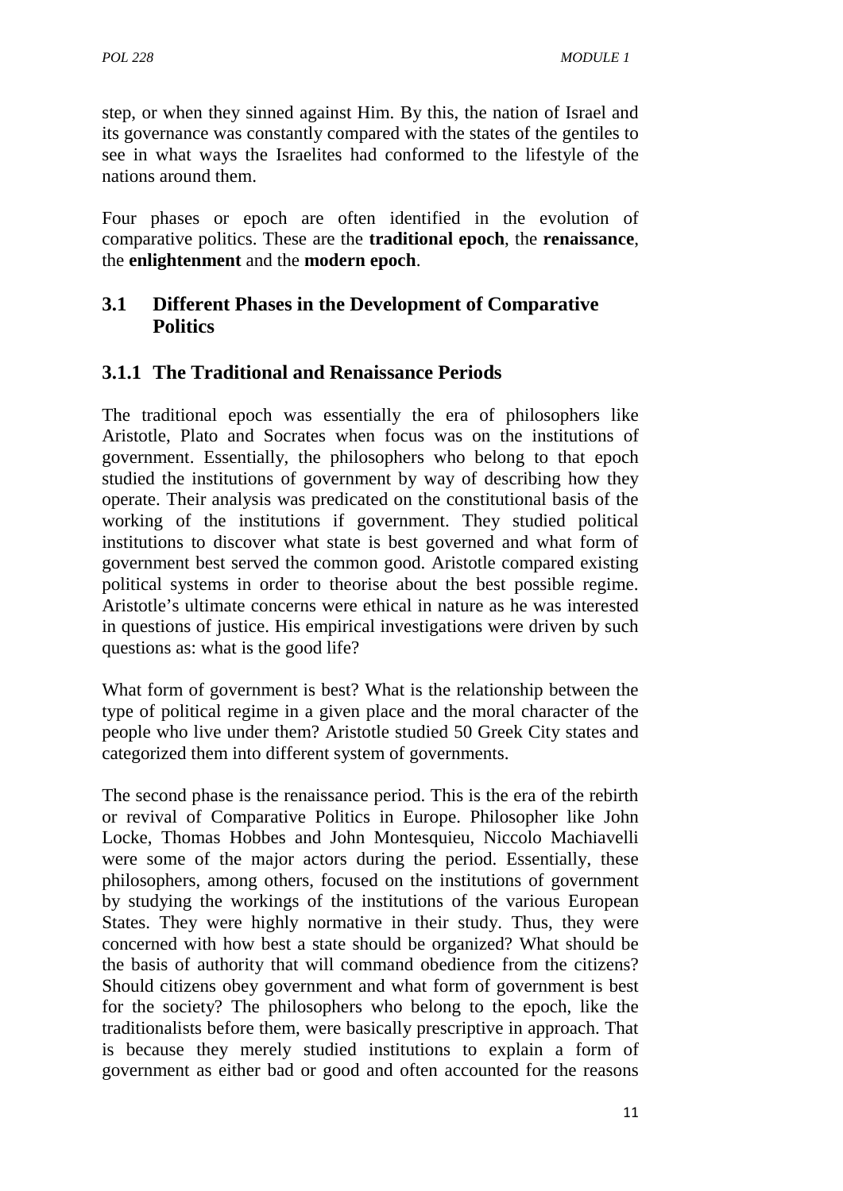step, or when they sinned against Him. By this, the nation of Israel and its governance was constantly compared with the states of the gentiles to see in what ways the Israelites had conformed to the lifestyle of the nations around them.

Four phases or epoch are often identified in the evolution of comparative politics. These are the **traditional epoch**, the **renaissance**, the **enlightenment** and the **modern epoch**.

## 3.1 Different Phases in the Development of Comparative Politics

### 3.1.1 The Traditional and Renaissance Periods

The traditional epoch was essentially the era of philosophers like Aristotle, Plato and Socrates when focus was on the institutions of government. Essentially, the philosophers who belong to that epoch studied the institutions of government by way of describing how they operate. Their analysis was predicated on the constitutional basis of the working of the institutions if government. They studied political institutions to discover what state is best governed and what form of government best served the common good. Aristotle compared existing political systems in order to theorise about the best possible regime. Aristotle's ultimate concerns were ethical in nature as he was interested in questions of justice. His empirical investigations were driven by such questions as: what is the good life?

What form of government is best? What is the relationship between the type of political regime in a given place and the moral character of the people who live under them? Aristotle studied 50 Greek City states and categorized them into different system of governments.

The second phase is the renaissance period. This is the era of the rebirth or revival of Comparative Politics in Europe. Philosopher like John Locke, Thomas Hobbes and John Montesquieu, Niccolo Machiavelli were some of the major actors during the period. Essentially, these philosophers, among others, focused on the institutions of government by studying the workings of the institutions of the various European States. They were highly normative in their study. Thus, they were concerned with how best a state should be organized? What should be the basis of authority that will command obedience from the citizens? Should citizens obey government and what form of government is best for the society? The philosophers who belong to the epoch, like the traditionalists before them, were basically prescriptive in approach. That is because they merely studied institutions to explain a form of government as either bad or good and often accounted for the reasons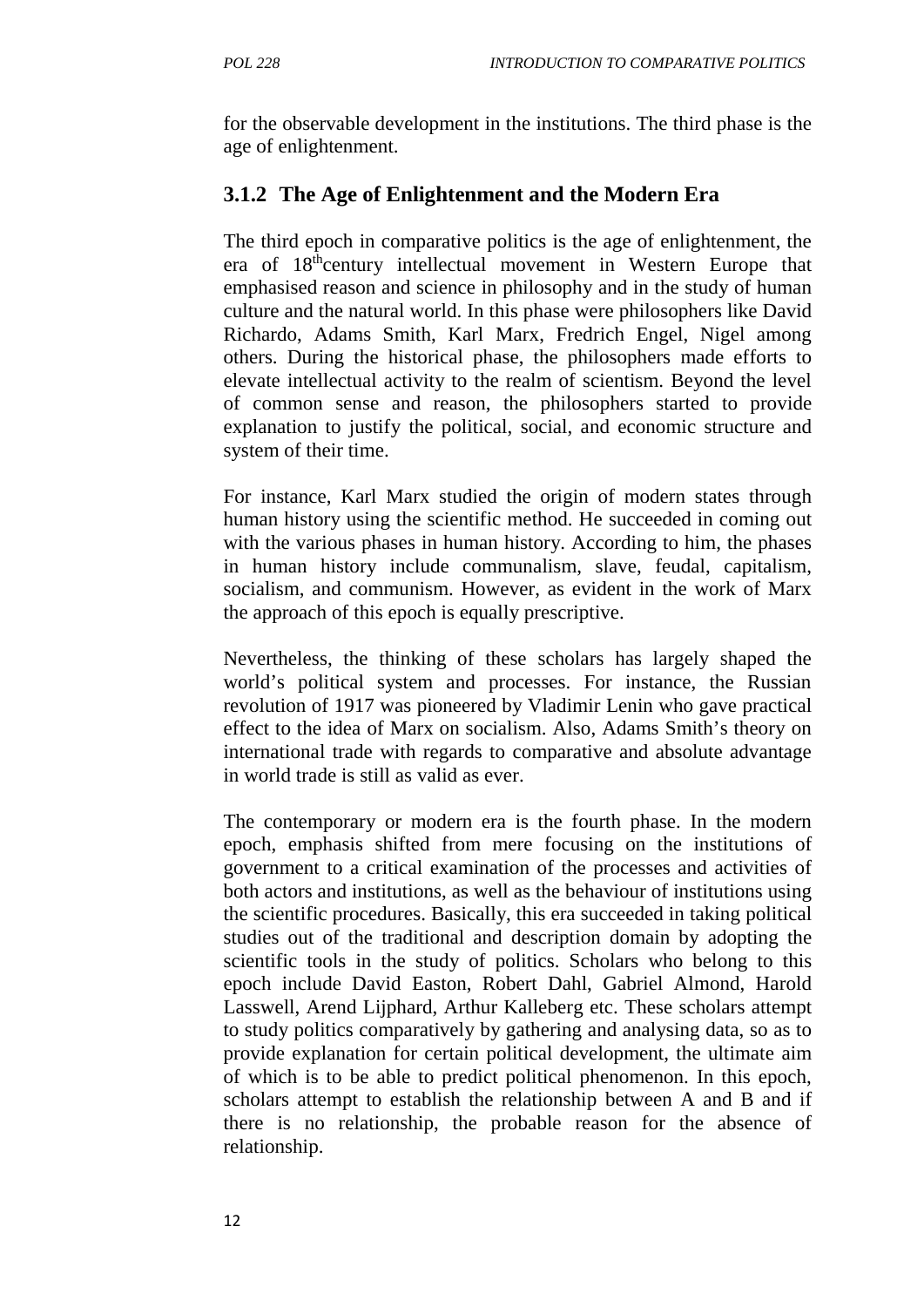for the observable development in the institutions. The third phase is the age of enlightenment.

### 3.1.2 The Age of Enlightenment and the Modern Era

The third epoch in comparative politics is the age of enlightenment, the era of 18$^{th}$century intellectual movement in Western Europe that emphasised reason and science in philosophy and in the study of human culture and the natural world. In this phase were philosophers like David Richardo, Adams Smith, Karl Marx, Fredrich Engel, Nigel among others. During the historical phase, the philosophers made efforts to elevate intellectual activity to the realm of scientism. Beyond the level of common sense and reason, the philosophers started to provide explanation to justify the political, social, and economic structure and system of their time.

For instance, Karl Marx studied the origin of modern states through human history using the scientific method. He succeeded in coming out with the various phases in human history. According to him, the phases in human history include communalism, slave, feudal, capitalism, socialism, and communism. However, as evident in the work of Marx the approach of this epoch is equally prescriptive.

Nevertheless, the thinking of these scholars has largely shaped the world's political system and processes. For instance, the Russian revolution of 1917 was pioneered by Vladimir Lenin who gave practical effect to the idea of Marx on socialism. Also, Adams Smith's theory on international trade with regards to comparative and absolute advantage in world trade is still as valid as ever.

The contemporary or modern era is the fourth phase. In the modern epoch, emphasis shifted from mere focusing on the institutions of government to a critical examination of the processes and activities of both actors and institutions, as well as the behaviour of institutions using the scientific procedures. Basically, this era succeeded in taking political studies out of the traditional and description domain by adopting the scientific tools in the study of politics. Scholars who belong to this epoch include David Easton, Robert Dahl, Gabriel Almond, Harold Lasswell, Arend Lijphard, Arthur Kalleberg etc. These scholars attempt to study politics comparatively by gathering and analysing data, so as to provide explanation for certain political development, the ultimate aim of which is to be able to predict political phenomenon. In this epoch, scholars attempt to establish the relationship between A and B and if there is no relationship, the probable reason for the absence of relationship.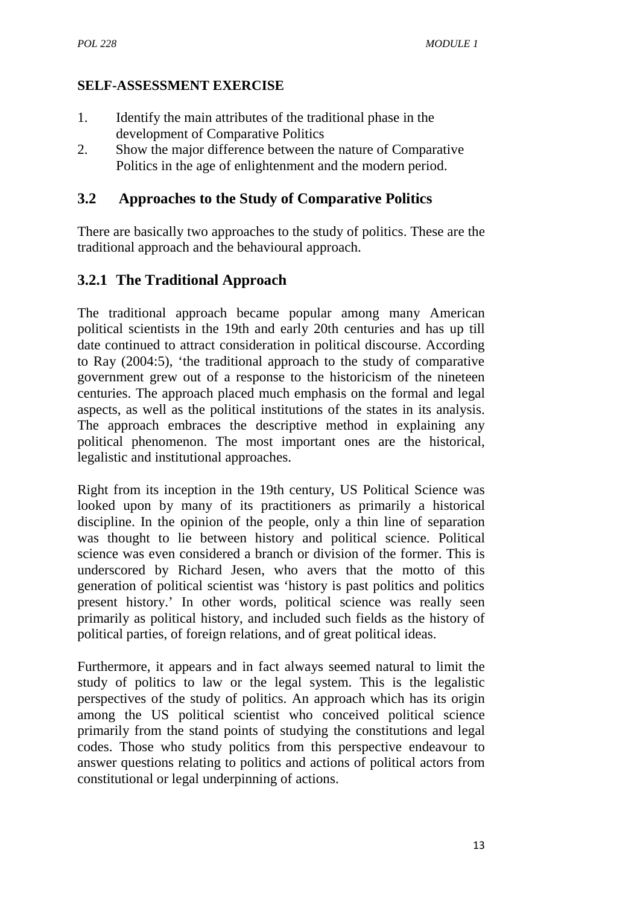**SELF-ASSESSMENT EXERCISE**

1. Identify the main attributes of the traditional phase in the development of Comparative Politics
2. Show the major difference between the nature of Comparative Politics in the age of enlightenment and the modern period.

## 3.2 Approaches to the Study of Comparative Politics

There are basically two approaches to the study of politics. These are the traditional approach and the behavioural approach.

### 3.2.1 The Traditional Approach

The traditional approach became popular among many American political scientists in the 19th and early 20th centuries and has up till date continued to attract consideration in political discourse. According to Ray (2004:5), 'the traditional approach to the study of comparative government grew out of a response to the historicism of the nineteen centuries. The approach placed much emphasis on the formal and legal aspects, as well as the political institutions of the states in its analysis. The approach embraces the descriptive method in explaining any political phenomenon. The most important ones are the historical, legalistic and institutional approaches.

Right from its inception in the 19th century, US Political Science was looked upon by many of its practitioners as primarily a historical discipline. In the opinion of the people, only a thin line of separation was thought to lie between history and political science. Political science was even considered a branch or division of the former. This is underscored by Richard Jesen, who avers that the motto of this generation of political scientist was 'history is past politics and politics present history.' In other words, political science was really seen primarily as political history, and included such fields as the history of political parties, of foreign relations, and of great political ideas.

Furthermore, it appears and in fact always seemed natural to limit the study of politics to law or the legal system. This is the legalistic perspectives of the study of politics. An approach which has its origin among the US political scientist who conceived political science primarily from the stand points of studying the constitutions and legal codes. Those who study politics from this perspective endeavour to answer questions relating to politics and actions of political actors from constitutional or legal underpinning of actions.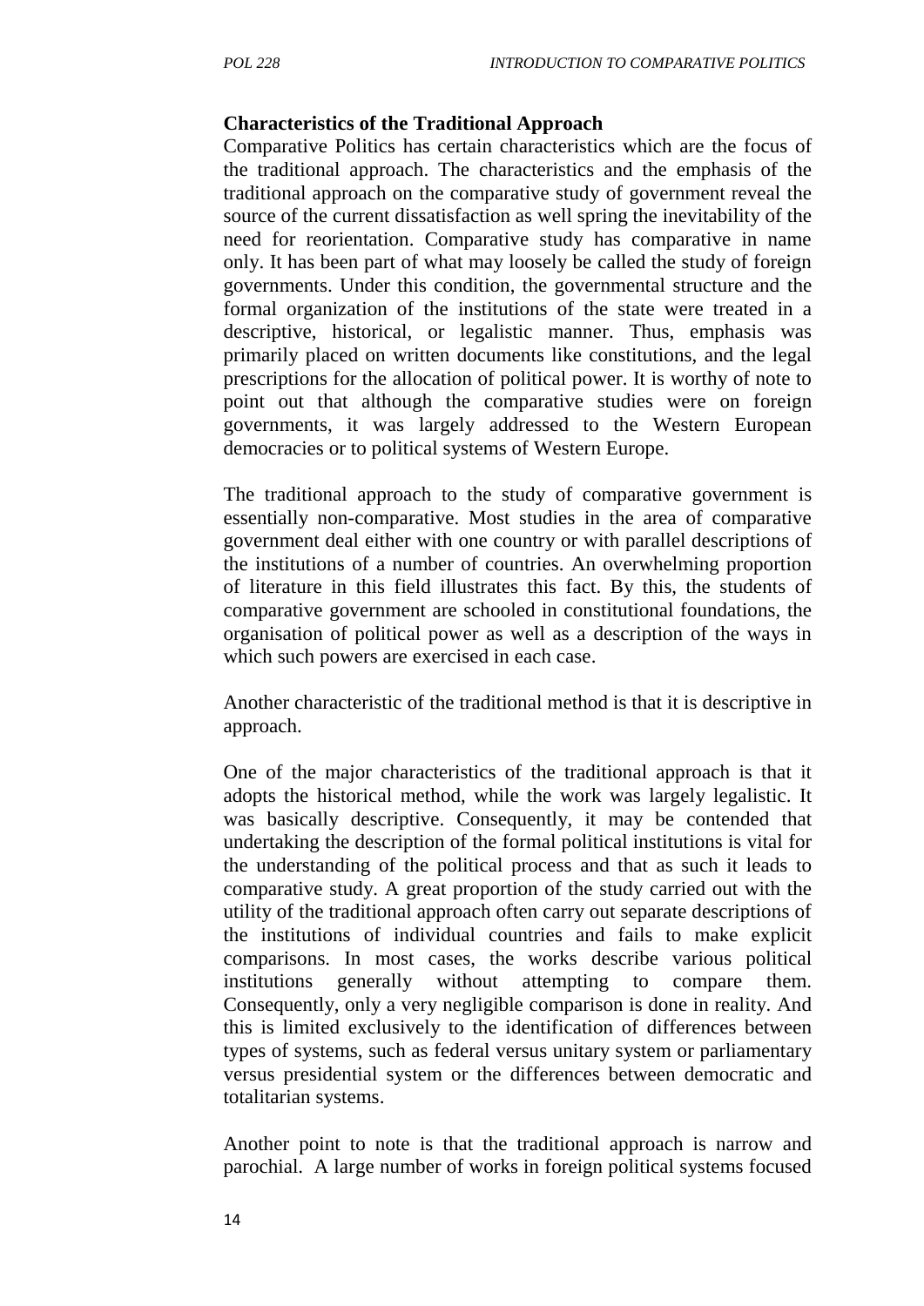**Characteristics of the Traditional Approach**

Comparative Politics has certain characteristics which are the focus of the traditional approach. The characteristics and the emphasis of the traditional approach on the comparative study of government reveal the source of the current dissatisfaction as well spring the inevitability of the need for reorientation. Comparative study has comparative in name only. It has been part of what may loosely be called the study of foreign governments. Under this condition, the governmental structure and the formal organization of the institutions of the state were treated in a descriptive, historical, or legalistic manner. Thus, emphasis was primarily placed on written documents like constitutions, and the legal prescriptions for the allocation of political power. It is worthy of note to point out that although the comparative studies were on foreign governments, it was largely addressed to the Western European democracies or to political systems of Western Europe.

The traditional approach to the study of comparative government is essentially non-comparative. Most studies in the area of comparative government deal either with one country or with parallel descriptions of the institutions of a number of countries. An overwhelming proportion of literature in this field illustrates this fact. By this, the students of comparative government are schooled in constitutional foundations, the organisation of political power as well as a description of the ways in which such powers are exercised in each case.

Another characteristic of the traditional method is that it is descriptive in approach.

One of the major characteristics of the traditional approach is that it adopts the historical method, while the work was largely legalistic. It was basically descriptive. Consequently, it may be contended that undertaking the description of the formal political institutions is vital for the understanding of the political process and that as such it leads to comparative study. A great proportion of the study carried out with the utility of the traditional approach often carry out separate descriptions of the institutions of individual countries and fails to make explicit comparisons. In most cases, the works describe various political institutions generally without attempting to compare them. Consequently, only a very negligible comparison is done in reality. And this is limited exclusively to the identification of differences between types of systems, such as federal versus unitary system or parliamentary versus presidential system or the differences between democratic and totalitarian systems.

Another point to note is that the traditional approach is narrow and parochial. A large number of works in foreign political systems focused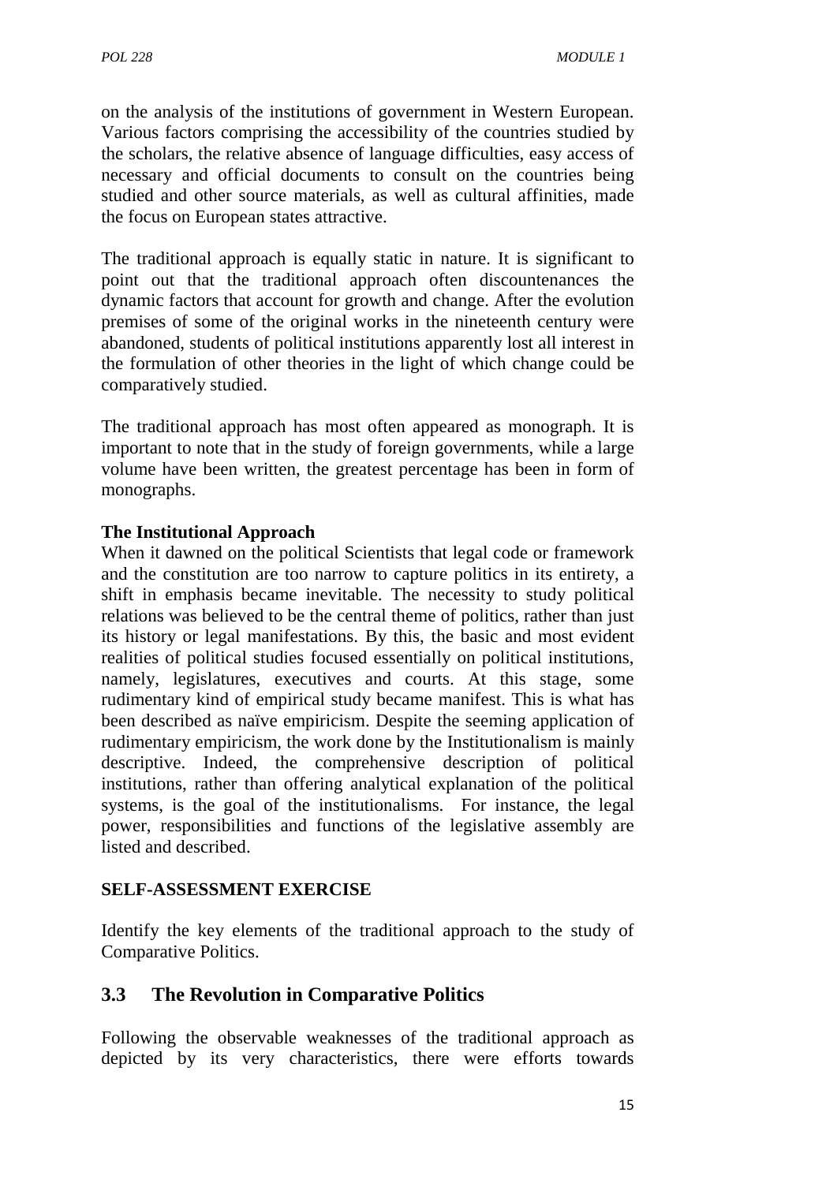on the analysis of the institutions of government in Western European. Various factors comprising the accessibility of the countries studied by the scholars, the relative absence of language difficulties, easy access of necessary and official documents to consult on the countries being studied and other source materials, as well as cultural affinities, made the focus on European states attractive.

The traditional approach is equally static in nature. It is significant to point out that the traditional approach often discountenances the dynamic factors that account for growth and change. After the evolution premises of some of the original works in the nineteenth century were abandoned, students of political institutions apparently lost all interest in the formulation of other theories in the light of which change could be comparatively studied.

The traditional approach has most often appeared as monograph. It is important to note that in the study of foreign governments, while a large volume have been written, the greatest percentage has been in form of monographs.

**The Institutional Approach**

When it dawned on the political Scientists that legal code or framework and the constitution are too narrow to capture politics in its entirety, a shift in emphasis became inevitable. The necessity to study political relations was believed to be the central theme of politics, rather than just its history or legal manifestations. By this, the basic and most evident realities of political studies focused essentially on political institutions, namely, legislatures, executives and courts. At this stage, some rudimentary kind of empirical study became manifest. This is what has been described as naïve empiricism. Despite the seeming application of rudimentary empiricism, the work done by the Institutionalism is mainly descriptive. Indeed, the comprehensive description of political institutions, rather than offering analytical explanation of the political systems, is the goal of the institutionalisms. For instance, the legal power, responsibilities and functions of the legislative assembly are listed and described.

**SELF-ASSESSMENT EXERCISE**

Identify the key elements of the traditional approach to the study of Comparative Politics.

## 3.3 The Revolution in Comparative Politics

Following the observable weaknesses of the traditional approach as depicted by its very characteristics, there were efforts towards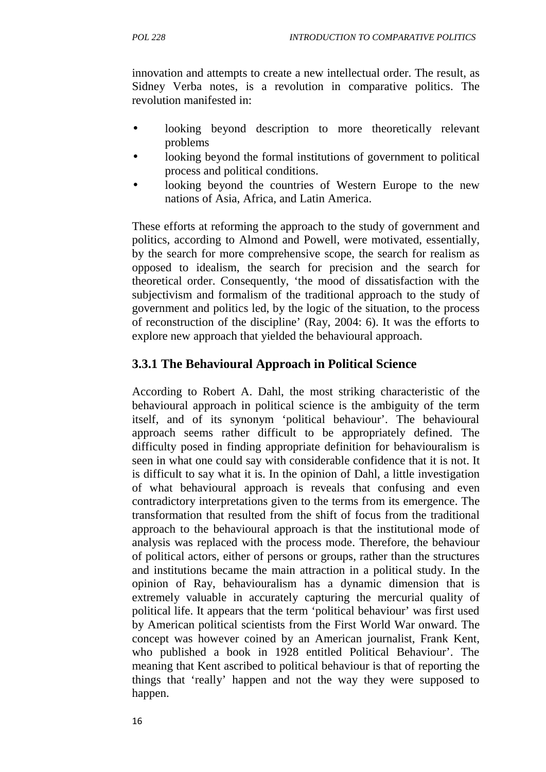innovation and attempts to create a new intellectual order. The result, as Sidney Verba notes, is a revolution in comparative politics. The revolution manifested in:

- looking beyond description to more theoretically relevant problems
- looking beyond the formal institutions of government to political process and political conditions.
- looking beyond the countries of Western Europe to the new nations of Asia, Africa, and Latin America.

These efforts at reforming the approach to the study of government and politics, according to Almond and Powell, were motivated, essentially, by the search for more comprehensive scope, the search for realism as opposed to idealism, the search for precision and the search for theoretical order. Consequently, 'the mood of dissatisfaction with the subjectivism and formalism of the traditional approach to the study of government and politics led, by the logic of the situation, to the process of reconstruction of the discipline' (Ray, 2004: 6). It was the efforts to explore new approach that yielded the behavioural approach.

### 3.3.1 The Behavioural Approach in Political Science

According to Robert A. Dahl, the most striking characteristic of the behavioural approach in political science is the ambiguity of the term itself, and of its synonym 'political behaviour'. The behavioural approach seems rather difficult to be appropriately defined. The difficulty posed in finding appropriate definition for behaviouralism is seen in what one could say with considerable confidence that it is not. It is difficult to say what it is. In the opinion of Dahl, a little investigation of what behavioural approach is reveals that confusing and even contradictory interpretations given to the terms from its emergence. The transformation that resulted from the shift of focus from the traditional approach to the behavioural approach is that the institutional mode of analysis was replaced with the process mode. Therefore, the behaviour of political actors, either of persons or groups, rather than the structures and institutions became the main attraction in a political study. In the opinion of Ray, behaviouralism has a dynamic dimension that is extremely valuable in accurately capturing the mercurial quality of political life. It appears that the term 'political behaviour' was first used by American political scientists from the First World War onward. The concept was however coined by an American journalist, Frank Kent, who published a book in 1928 entitled Political Behaviour'. The meaning that Kent ascribed to political behaviour is that of reporting the things that 'really' happen and not the way they were supposed to happen.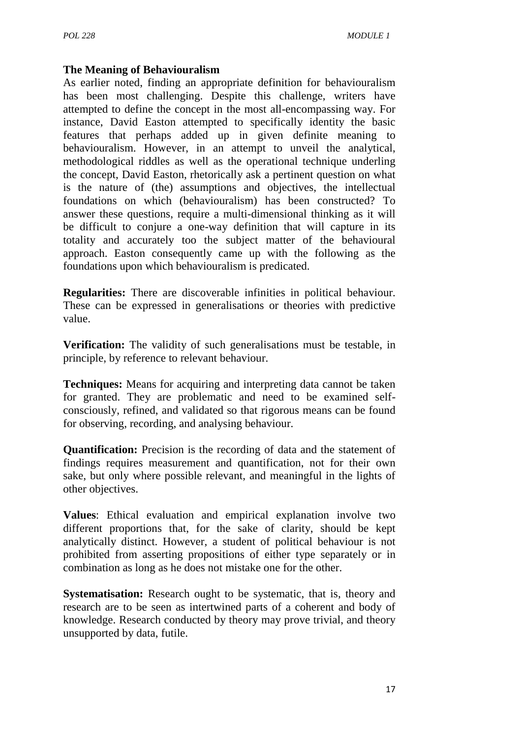**The Meaning of Behaviouralism**

As earlier noted, finding an appropriate definition for behaviouralism has been most challenging. Despite this challenge, writers have attempted to define the concept in the most all-encompassing way. For instance, David Easton attempted to specifically identity the basic features that perhaps added up in given definite meaning to behaviouralism. However, in an attempt to unveil the analytical, methodological riddles as well as the operational technique underling the concept, David Easton, rhetorically ask a pertinent question on what is the nature of (the) assumptions and objectives, the intellectual foundations on which (behaviouralism) has been constructed? To answer these questions, require a multi-dimensional thinking as it will be difficult to conjure a one-way definition that will capture in its totality and accurately too the subject matter of the behavioural approach. Easton consequently came up with the following as the foundations upon which behaviouralism is predicated.

**Regularities:** There are discoverable infinities in political behaviour. These can be expressed in generalisations or theories with predictive value.

**Verification:** The validity of such generalisations must be testable, in principle, by reference to relevant behaviour.

**Techniques:** Means for acquiring and interpreting data cannot be taken for granted. They are problematic and need to be examined self-consciously, refined, and validated so that rigorous means can be found for observing, recording, and analysing behaviour.

**Quantification:** Precision is the recording of data and the statement of findings requires measurement and quantification, not for their own sake, but only where possible relevant, and meaningful in the lights of other objectives.

**Values**: Ethical evaluation and empirical explanation involve two different proportions that, for the sake of clarity, should be kept analytically distinct. However, a student of political behaviour is not prohibited from asserting propositions of either type separately or in combination as long as he does not mistake one for the other.

**Systematisation:** Research ought to be systematic, that is, theory and research are to be seen as intertwined parts of a coherent and body of knowledge. Research conducted by theory may prove trivial, and theory unsupported by data, futile.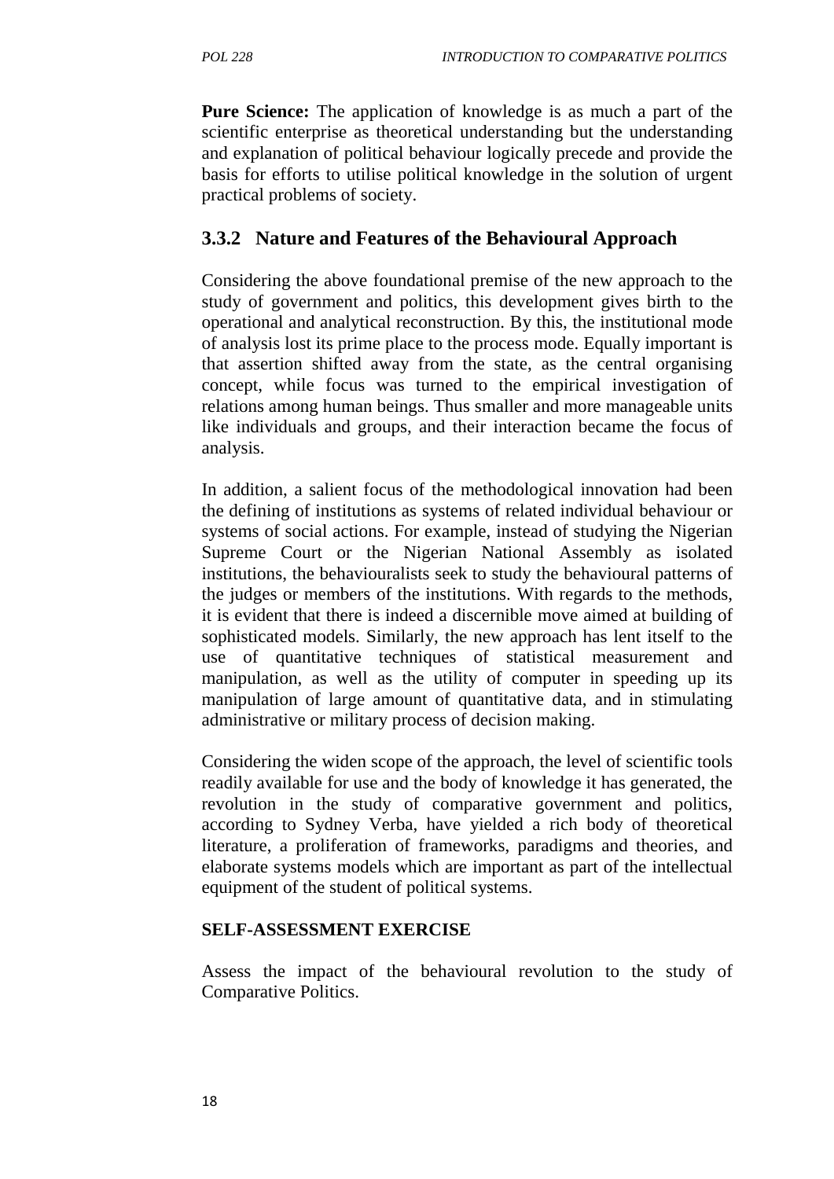**Pure Science:** The application of knowledge is as much a part of the scientific enterprise as theoretical understanding but the understanding and explanation of political behaviour logically precede and provide the basis for efforts to utilise political knowledge in the solution of urgent practical problems of society.

### 3.3.2 Nature and Features of the Behavioural Approach

Considering the above foundational premise of the new approach to the study of government and politics, this development gives birth to the operational and analytical reconstruction. By this, the institutional mode of analysis lost its prime place to the process mode. Equally important is that assertion shifted away from the state, as the central organising concept, while focus was turned to the empirical investigation of relations among human beings. Thus smaller and more manageable units like individuals and groups, and their interaction became the focus of analysis.

In addition, a salient focus of the methodological innovation had been the defining of institutions as systems of related individual behaviour or systems of social actions. For example, instead of studying the Nigerian Supreme Court or the Nigerian National Assembly as isolated institutions, the behaviouralists seek to study the behavioural patterns of the judges or members of the institutions. With regards to the methods, it is evident that there is indeed a discernible move aimed at building of sophisticated models. Similarly, the new approach has lent itself to the use of quantitative techniques of statistical measurement and manipulation, as well as the utility of computer in speeding up its manipulation of large amount of quantitative data, and in stimulating administrative or military process of decision making.

Considering the widen scope of the approach, the level of scientific tools readily available for use and the body of knowledge it has generated, the revolution in the study of comparative government and politics, according to Sydney Verba, have yielded a rich body of theoretical literature, a proliferation of frameworks, paradigms and theories, and elaborate systems models which are important as part of the intellectual equipment of the student of political systems.

**SELF-ASSESSMENT EXERCISE**

Assess the impact of the behavioural revolution to the study of Comparative Politics.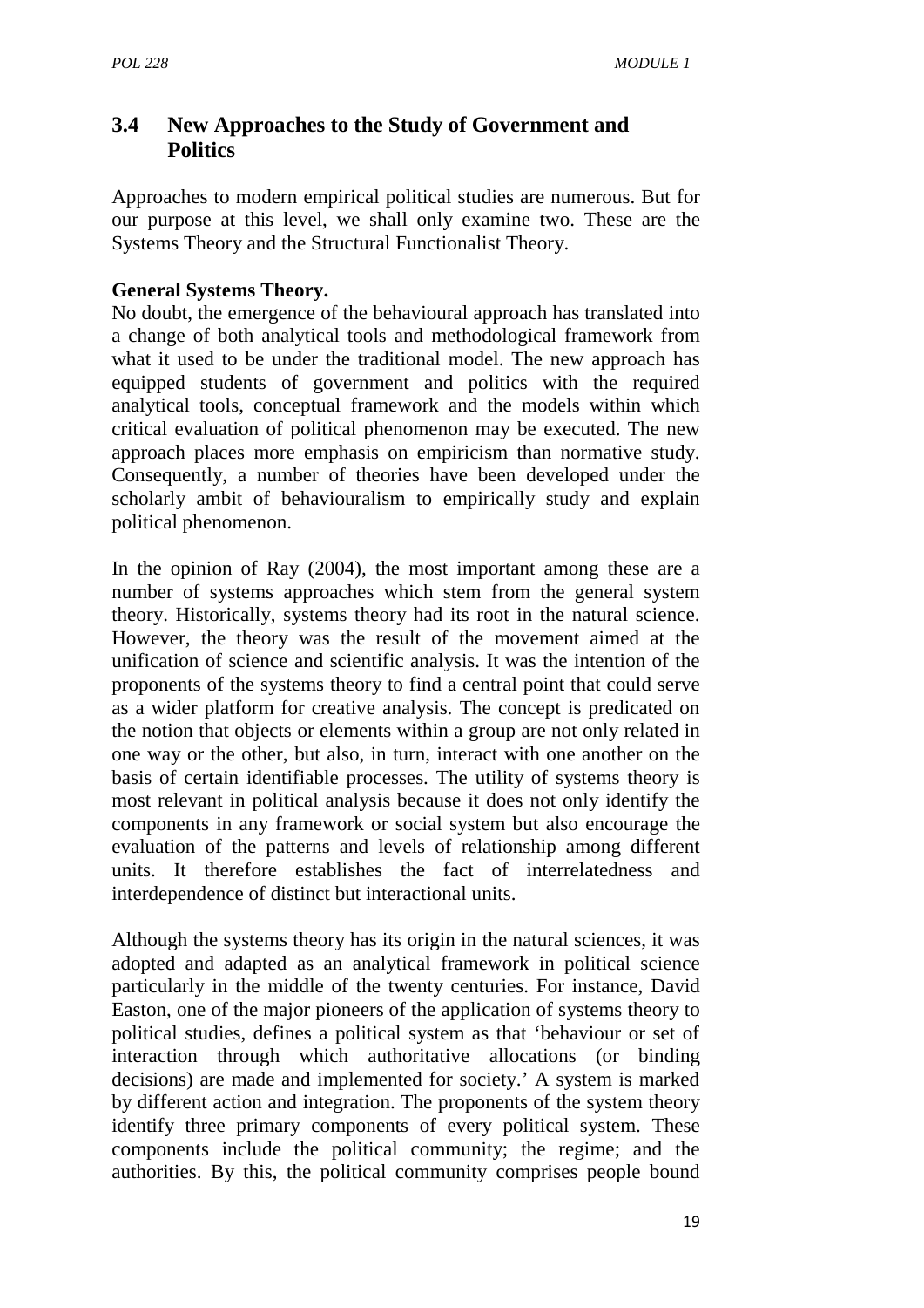## 3.4 New Approaches to the Study of Government and Politics

Approaches to modern empirical political studies are numerous. But for our purpose at this level, we shall only examine two. These are the Systems Theory and the Structural Functionalist Theory.

**General Systems Theory.**

No doubt, the emergence of the behavioural approach has translated into a change of both analytical tools and methodological framework from what it used to be under the traditional model. The new approach has equipped students of government and politics with the required analytical tools, conceptual framework and the models within which critical evaluation of political phenomenon may be executed. The new approach places more emphasis on empiricism than normative study. Consequently, a number of theories have been developed under the scholarly ambit of behaviouralism to empirically study and explain political phenomenon.

In the opinion of Ray (2004), the most important among these are a number of systems approaches which stem from the general system theory. Historically, systems theory had its root in the natural science. However, the theory was the result of the movement aimed at the unification of science and scientific analysis. It was the intention of the proponents of the systems theory to find a central point that could serve as a wider platform for creative analysis. The concept is predicated on the notion that objects or elements within a group are not only related in one way or the other, but also, in turn, interact with one another on the basis of certain identifiable processes. The utility of systems theory is most relevant in political analysis because it does not only identify the components in any framework or social system but also encourage the evaluation of the patterns and levels of relationship among different units. It therefore establishes the fact of interrelatedness and interdependence of distinct but interactional units.

Although the systems theory has its origin in the natural sciences, it was adopted and adapted as an analytical framework in political science particularly in the middle of the twenty centuries. For instance, David Easton, one of the major pioneers of the application of systems theory to political studies, defines a political system as that 'behaviour or set of interaction through which authoritative allocations (or binding decisions) are made and implemented for society.' A system is marked by different action and integration. The proponents of the system theory identify three primary components of every political system. These components include the political community; the regime; and the authorities. By this, the political community comprises people bound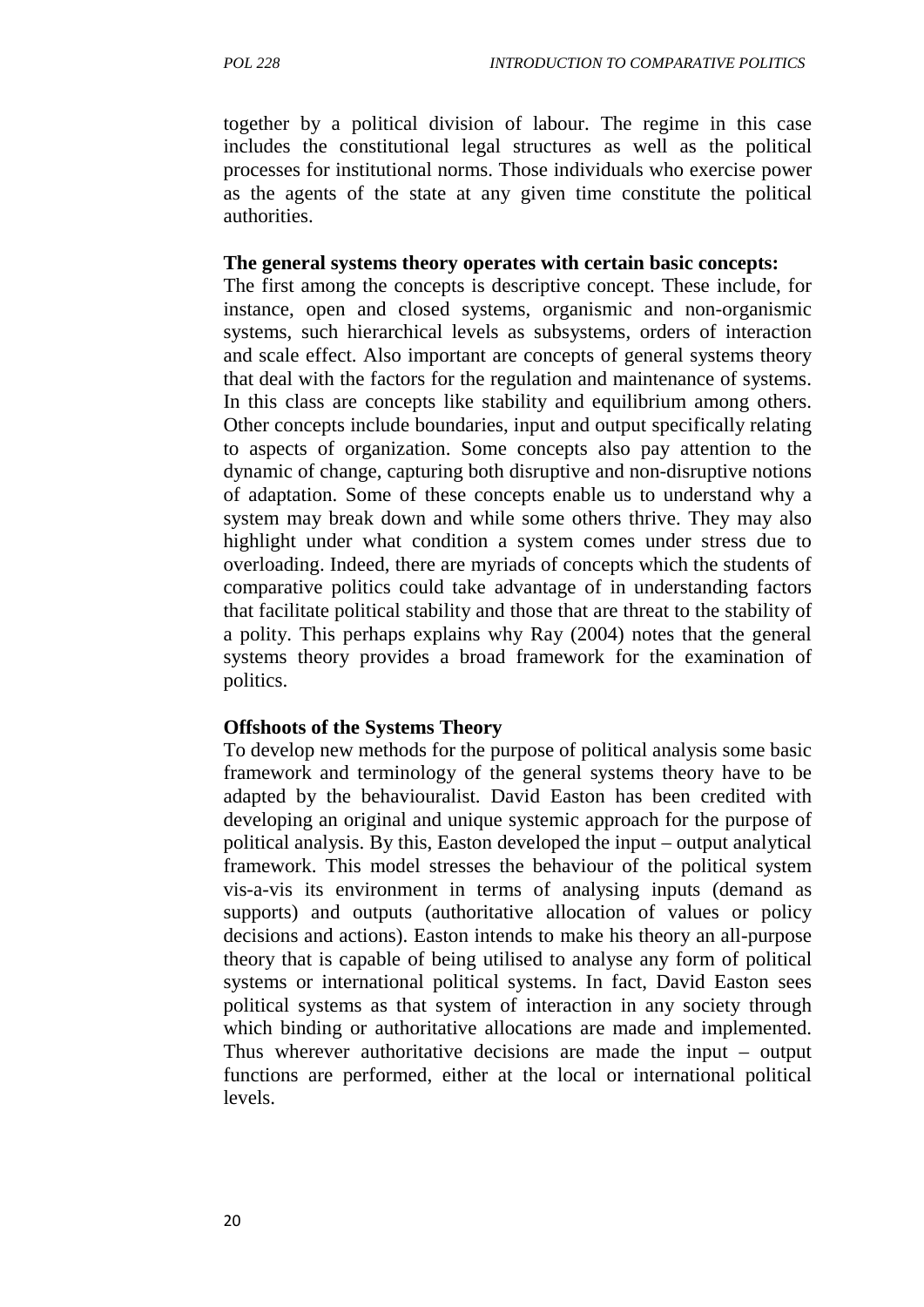together by a political division of labour. The regime in this case includes the constitutional legal structures as well as the political processes for institutional norms. Those individuals who exercise power as the agents of the state at any given time constitute the political authorities.

**The general systems theory operates with certain basic concepts:**

The first among the concepts is descriptive concept. These include, for instance, open and closed systems, organismic and non-organismic systems, such hierarchical levels as subsystems, orders of interaction and scale effect. Also important are concepts of general systems theory that deal with the factors for the regulation and maintenance of systems. In this class are concepts like stability and equilibrium among others. Other concepts include boundaries, input and output specifically relating to aspects of organization. Some concepts also pay attention to the dynamic of change, capturing both disruptive and non-disruptive notions of adaptation. Some of these concepts enable us to understand why a system may break down and while some others thrive. They may also highlight under what condition a system comes under stress due to overloading. Indeed, there are myriads of concepts which the students of comparative politics could take advantage of in understanding factors that facilitate political stability and those that are threat to the stability of a polity. This perhaps explains why Ray (2004) notes that the general systems theory provides a broad framework for the examination of politics.

**Offshoots of the Systems Theory**

To develop new methods for the purpose of political analysis some basic framework and terminology of the general systems theory have to be adapted by the behaviouralist. David Easton has been credited with developing an original and unique systemic approach for the purpose of political analysis. By this, Easton developed the input – output analytical framework. This model stresses the behaviour of the political system vis-a-vis its environment in terms of analysing inputs (demand as supports) and outputs (authoritative allocation of values or policy decisions and actions). Easton intends to make his theory an all-purpose theory that is capable of being utilised to analyse any form of political systems or international political systems. In fact, David Easton sees political systems as that system of interaction in any society through which binding or authoritative allocations are made and implemented. Thus wherever authoritative decisions are made the input – output functions are performed, either at the local or international political levels.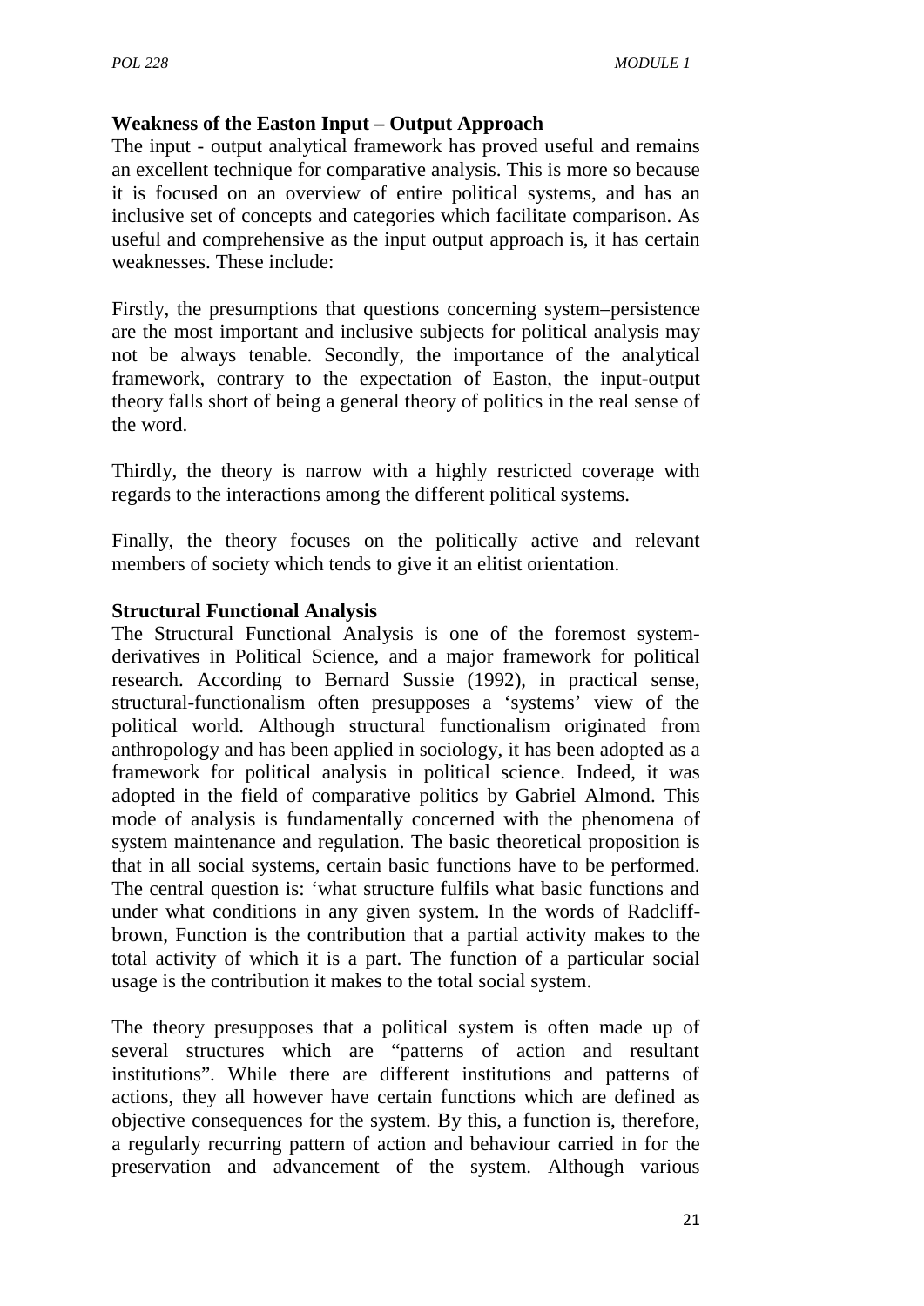**Weakness of the Easton Input – Output Approach**

The input - output analytical framework has proved useful and remains an excellent technique for comparative analysis. This is more so because it is focused on an overview of entire political systems, and has an inclusive set of concepts and categories which facilitate comparison. As useful and comprehensive as the input output approach is, it has certain weaknesses. These include:

Firstly, the presumptions that questions concerning system–persistence are the most important and inclusive subjects for political analysis may not be always tenable. Secondly, the importance of the analytical framework, contrary to the expectation of Easton, the input-output theory falls short of being a general theory of politics in the real sense of the word.

Thirdly, the theory is narrow with a highly restricted coverage with regards to the interactions among the different political systems.

Finally, the theory focuses on the politically active and relevant members of society which tends to give it an elitist orientation.

**Structural Functional Analysis**

The Structural Functional Analysis is one of the foremost system-derivatives in Political Science, and a major framework for political research. According to Bernard Sussie (1992), in practical sense, structural-functionalism often presupposes a 'systems' view of the political world. Although structural functionalism originated from anthropology and has been applied in sociology, it has been adopted as a framework for political analysis in political science. Indeed, it was adopted in the field of comparative politics by Gabriel Almond. This mode of analysis is fundamentally concerned with the phenomena of system maintenance and regulation. The basic theoretical proposition is that in all social systems, certain basic functions have to be performed. The central question is: 'what structure fulfils what basic functions and under what conditions in any given system. In the words of Radcliff-brown, Function is the contribution that a partial activity makes to the total activity of which it is a part. The function of a particular social usage is the contribution it makes to the total social system.

The theory presupposes that a political system is often made up of several structures which are "patterns of action and resultant institutions". While there are different institutions and patterns of actions, they all however have certain functions which are defined as objective consequences for the system. By this, a function is, therefore, a regularly recurring pattern of action and behaviour carried in for the preservation and advancement of the system. Although various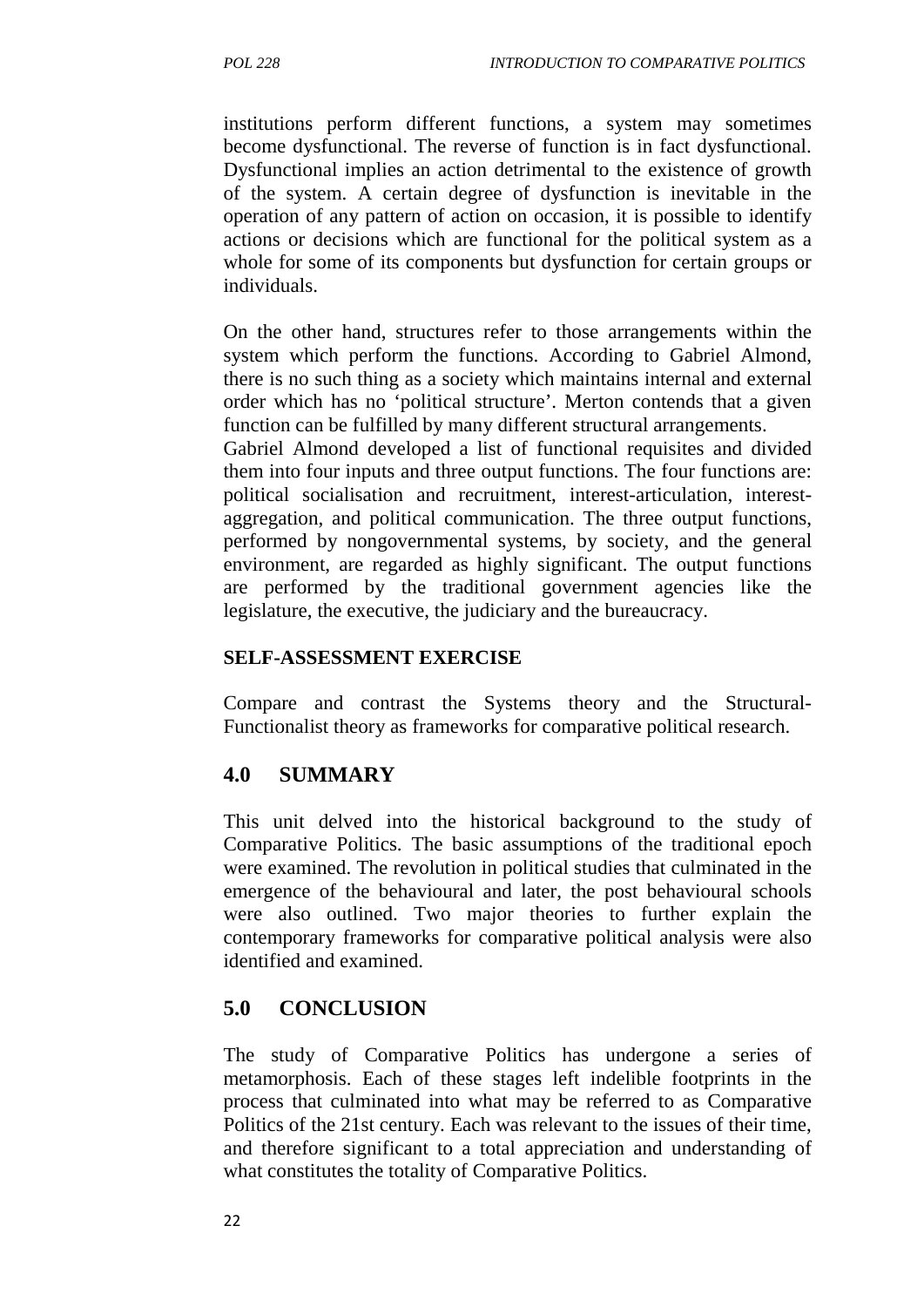institutions perform different functions, a system may sometimes become dysfunctional. The reverse of function is in fact dysfunctional. Dysfunctional implies an action detrimental to the existence of growth of the system. A certain degree of dysfunction is inevitable in the operation of any pattern of action on occasion, it is possible to identify actions or decisions which are functional for the political system as a whole for some of its components but dysfunction for certain groups or individuals.

On the other hand, structures refer to those arrangements within the system which perform the functions. According to Gabriel Almond, there is no such thing as a society which maintains internal and external order which has no 'political structure'. Merton contends that a given function can be fulfilled by many different structural arrangements.
Gabriel Almond developed a list of functional requisites and divided them into four inputs and three output functions. The four functions are: political socialisation and recruitment, interest-articulation, interest-aggregation, and political communication. The three output functions, performed by nongovernmental systems, by society, and the general environment, are regarded as highly significant. The output functions are performed by the traditional government agencies like the legislature, the executive, the judiciary and the bureaucracy.

**SELF-ASSESSMENT EXERCISE**

Compare and contrast the Systems theory and the Structural-Functionalist theory as frameworks for comparative political research.

## 4.0 SUMMARY

This unit delved into the historical background to the study of Comparative Politics. The basic assumptions of the traditional epoch were examined. The revolution in political studies that culminated in the emergence of the behavioural and later, the post behavioural schools were also outlined. Two major theories to further explain the contemporary frameworks for comparative political analysis were also identified and examined.

## 5.0 CONCLUSION

The study of Comparative Politics has undergone a series of metamorphosis. Each of these stages left indelible footprints in the process that culminated into what may be referred to as Comparative Politics of the 21st century. Each was relevant to the issues of their time, and therefore significant to a total appreciation and understanding of what constitutes the totality of Comparative Politics.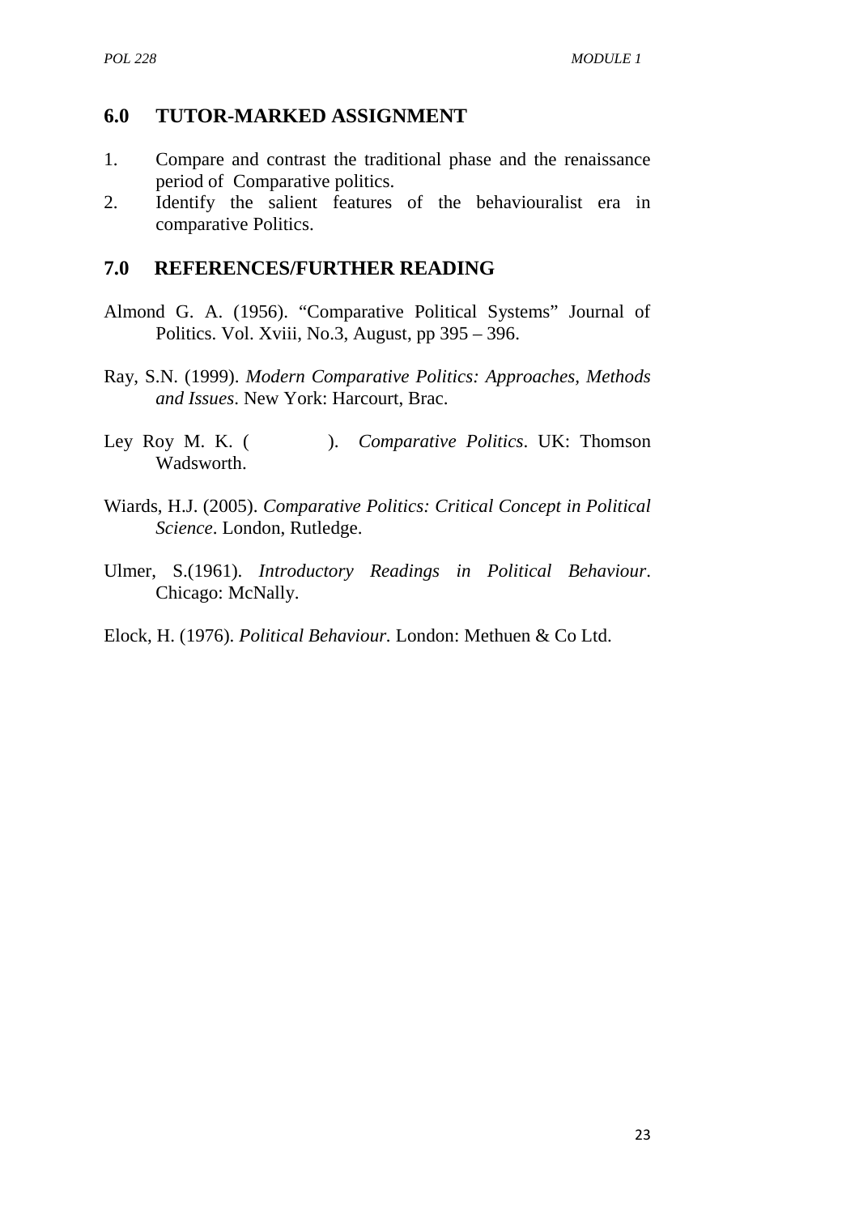## 6.0 TUTOR-MARKED ASSIGNMENT

1. Compare and contrast the traditional phase and the renaissance period of Comparative politics.
2. Identify the salient features of the behaviouralist era in comparative Politics.

## 7.0 REFERENCES/FURTHER READING

Almond G. A. (1956). "Comparative Political Systems" Journal of Politics. Vol. Xviii, No.3, August, pp 395 – 396.

Ray, S.N. (1999). *Modern Comparative Politics: Approaches, Methods and Issues*. New York: Harcourt, Brac.

Ley Roy M. K. ( ). *Comparative Politics*. UK: Thomson Wadsworth.

Wiards, H.J. (2005). *Comparative Politics: Critical Concept in Political Science*. London, Rutledge.

Ulmer, S.(1961). *Introductory Readings in Political Behaviour*. Chicago: McNally.

Elock, H. (1976). *Political Behaviour.* London: Methuen & Co Ltd.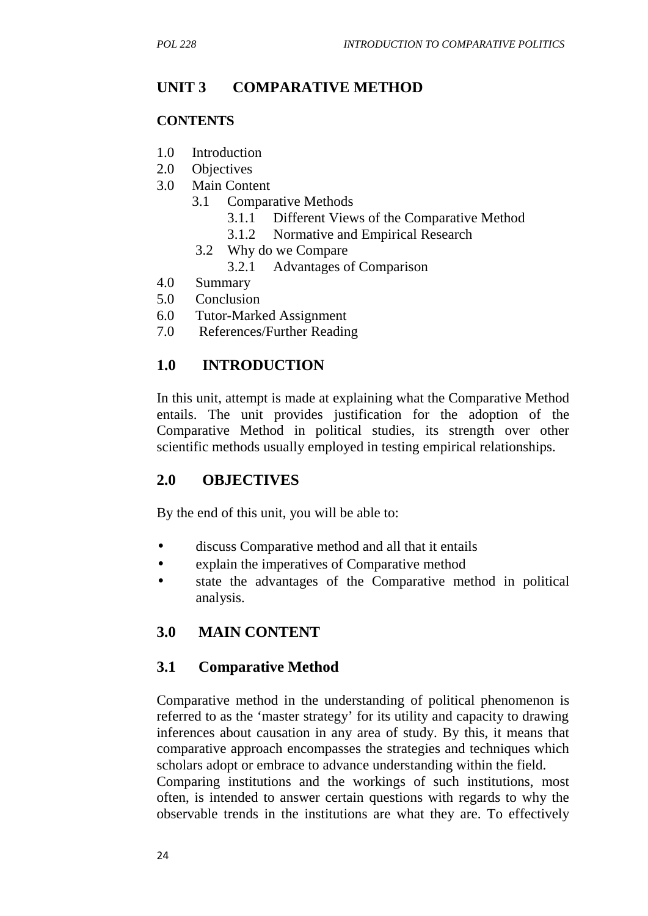## UNIT 3 COMPARATIVE METHOD

**CONTENTS**

1.0 Introduction
2.0 Objectives
3.0 Main Content
  3.1 Comparative Methods
    3.1.1 Different Views of the Comparative Method
    3.1.2 Normative and Empirical Research
  3.2 Why do we Compare
    3.2.1 Advantages of Comparison
4.0 Summary
5.0 Conclusion
6.0 Tutor-Marked Assignment
7.0 References/Further Reading

## 1.0 INTRODUCTION

In this unit, attempt is made at explaining what the Comparative Method entails. The unit provides justification for the adoption of the Comparative Method in political studies, its strength over other scientific methods usually employed in testing empirical relationships.

## 2.0 OBJECTIVES

By the end of this unit, you will be able to:

- discuss Comparative method and all that it entails
- explain the imperatives of Comparative method
- state the advantages of the Comparative method in political analysis.

## 3.0 MAIN CONTENT

### 3.1 Comparative Method

Comparative method in the understanding of political phenomenon is referred to as the 'master strategy' for its utility and capacity to drawing inferences about causation in any area of study. By this, it means that comparative approach encompasses the strategies and techniques which scholars adopt or embrace to advance understanding within the field.

Comparing institutions and the workings of such institutions, most often, is intended to answer certain questions with regards to why the observable trends in the institutions are what they are. To effectively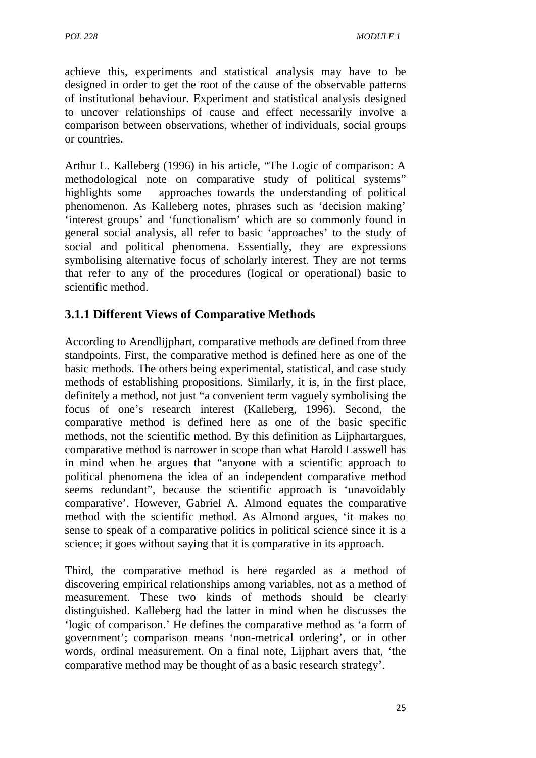achieve this, experiments and statistical analysis may have to be designed in order to get the root of the cause of the observable patterns of institutional behaviour. Experiment and statistical analysis designed to uncover relationships of cause and effect necessarily involve a comparison between observations, whether of individuals, social groups or countries.

Arthur L. Kalleberg (1996) in his article, "The Logic of comparison: A methodological note on comparative study of political systems" highlights some approaches towards the understanding of political phenomenon. As Kalleberg notes, phrases such as 'decision making' 'interest groups' and 'functionalism' which are so commonly found in general social analysis, all refer to basic 'approaches' to the study of social and political phenomena. Essentially, they are expressions symbolising alternative focus of scholarly interest. They are not terms that refer to any of the procedures (logical or operational) basic to scientific method.

### 3.1.1 Different Views of Comparative Methods

According to Arendlijphart, comparative methods are defined from three standpoints. First, the comparative method is defined here as one of the basic methods. The others being experimental, statistical, and case study methods of establishing propositions. Similarly, it is, in the first place, definitely a method, not just "a convenient term vaguely symbolising the focus of one's research interest (Kalleberg, 1996). Second, the comparative method is defined here as one of the basic specific methods, not the scientific method. By this definition as Lijphartargues, comparative method is narrower in scope than what Harold Lasswell has in mind when he argues that "anyone with a scientific approach to political phenomena the idea of an independent comparative method seems redundant", because the scientific approach is 'unavoidably comparative'. However, Gabriel A. Almond equates the comparative method with the scientific method. As Almond argues, 'it makes no sense to speak of a comparative politics in political science since it is a science; it goes without saying that it is comparative in its approach.

Third, the comparative method is here regarded as a method of discovering empirical relationships among variables, not as a method of measurement. These two kinds of methods should be clearly distinguished. Kalleberg had the latter in mind when he discusses the 'logic of comparison.' He defines the comparative method as 'a form of government'; comparison means 'non-metrical ordering', or in other words, ordinal measurement. On a final note, Lijphart avers that, 'the comparative method may be thought of as a basic research strategy'.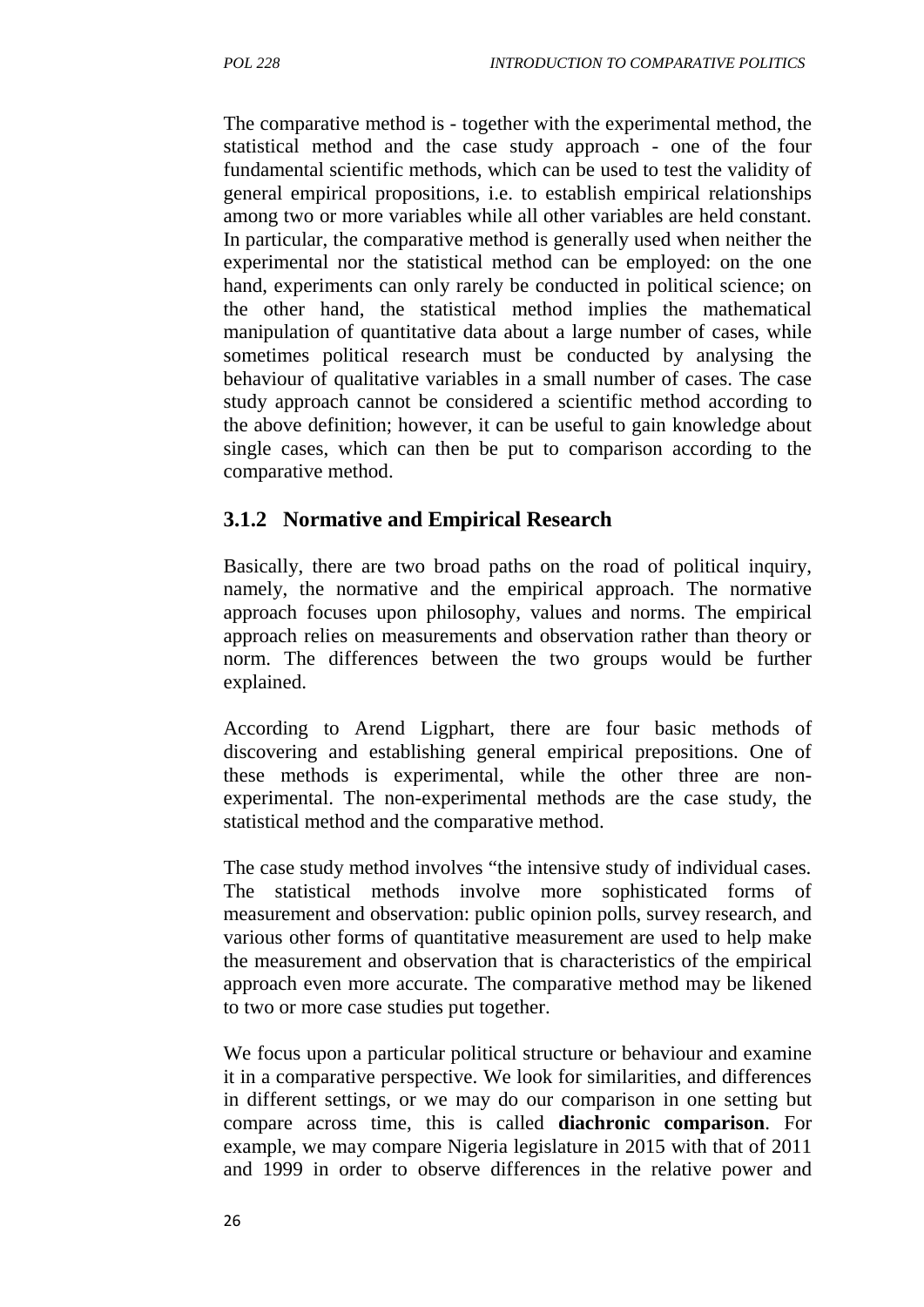The comparative method is - together with the experimental method, the statistical method and the case study approach - one of the four fundamental scientific methods, which can be used to test the validity of general empirical propositions, i.e. to establish empirical relationships among two or more variables while all other variables are held constant. In particular, the comparative method is generally used when neither the experimental nor the statistical method can be employed: on the one hand, experiments can only rarely be conducted in political science; on the other hand, the statistical method implies the mathematical manipulation of quantitative data about a large number of cases, while sometimes political research must be conducted by analysing the behaviour of qualitative variables in a small number of cases. The case study approach cannot be considered a scientific method according to the above definition; however, it can be useful to gain knowledge about single cases, which can then be put to comparison according to the comparative method.

### 3.1.2 Normative and Empirical Research

Basically, there are two broad paths on the road of political inquiry, namely, the normative and the empirical approach. The normative approach focuses upon philosophy, values and norms. The empirical approach relies on measurements and observation rather than theory or norm. The differences between the two groups would be further explained.

According to Arend Ligphart, there are four basic methods of discovering and establishing general empirical prepositions. One of these methods is experimental, while the other three are non-experimental. The non-experimental methods are the case study, the statistical method and the comparative method.

The case study method involves "the intensive study of individual cases. The statistical methods involve more sophisticated forms of measurement and observation: public opinion polls, survey research, and various other forms of quantitative measurement are used to help make the measurement and observation that is characteristics of the empirical approach even more accurate. The comparative method may be likened to two or more case studies put together.

We focus upon a particular political structure or behaviour and examine it in a comparative perspective. We look for similarities, and differences in different settings, or we may do our comparison in one setting but compare across time, this is called **diachronic comparison**. For example, we may compare Nigeria legislature in 2015 with that of 2011 and 1999 in order to observe differences in the relative power and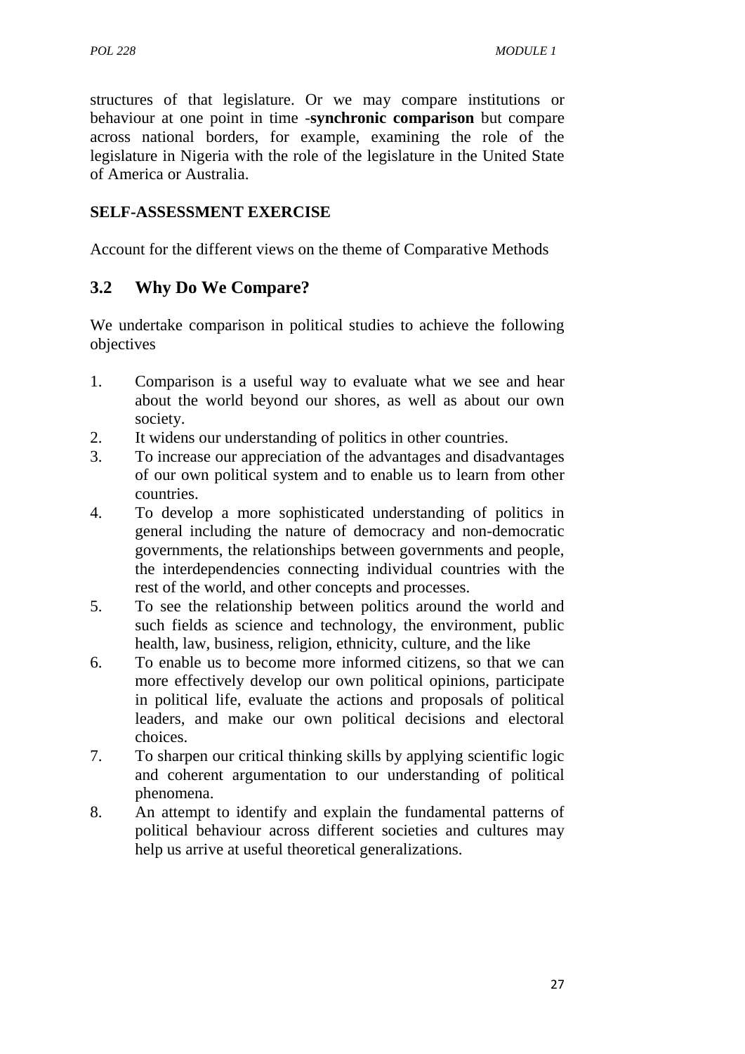structures of that legislature. Or we may compare institutions or behaviour at one point in time -**synchronic comparison** but compare across national borders, for example, examining the role of the legislature in Nigeria with the role of the legislature in the United State of America or Australia.

**SELF-ASSESSMENT EXERCISE**

Account for the different views on the theme of Comparative Methods

## 3.2 Why Do We Compare?

We undertake comparison in political studies to achieve the following objectives

1. Comparison is a useful way to evaluate what we see and hear about the world beyond our shores, as well as about our own society.
2. It widens our understanding of politics in other countries.
3. To increase our appreciation of the advantages and disadvantages of our own political system and to enable us to learn from other countries.
4. To develop a more sophisticated understanding of politics in general including the nature of democracy and non-democratic governments, the relationships between governments and people, the interdependencies connecting individual countries with the rest of the world, and other concepts and processes.
5. To see the relationship between politics around the world and such fields as science and technology, the environment, public health, law, business, religion, ethnicity, culture, and the like
6. To enable us to become more informed citizens, so that we can more effectively develop our own political opinions, participate in political life, evaluate the actions and proposals of political leaders, and make our own political decisions and electoral choices.
7. To sharpen our critical thinking skills by applying scientific logic and coherent argumentation to our understanding of political phenomena.
8. An attempt to identify and explain the fundamental patterns of political behaviour across different societies and cultures may help us arrive at useful theoretical generalizations.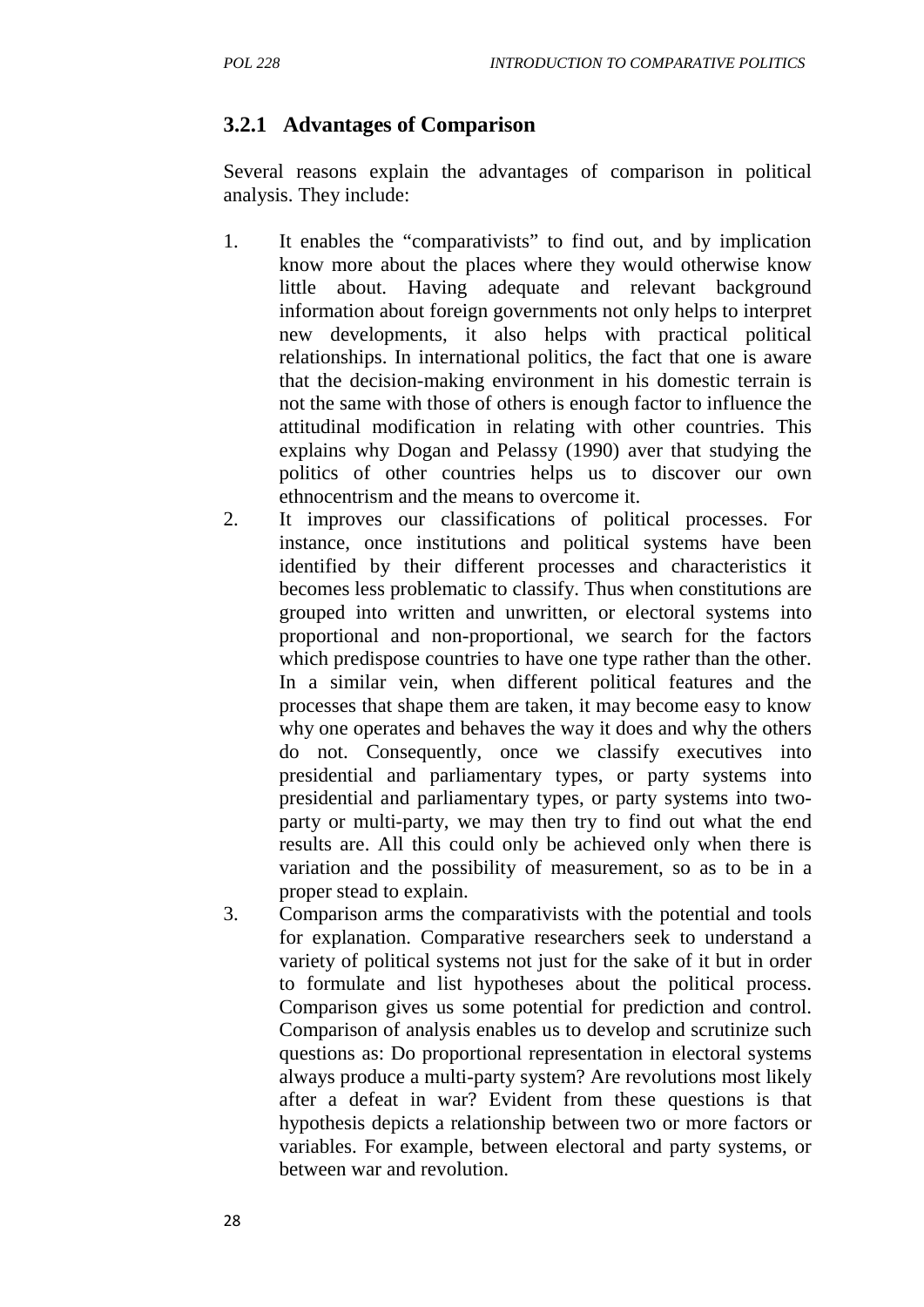### 3.2.1 Advantages of Comparison

Several reasons explain the advantages of comparison in political analysis. They include:

1. It enables the "comparativists" to find out, and by implication know more about the places where they would otherwise know little about. Having adequate and relevant background information about foreign governments not only helps to interpret new developments, it also helps with practical political relationships. In international politics, the fact that one is aware that the decision-making environment in his domestic terrain is not the same with those of others is enough factor to influence the attitudinal modification in relating with other countries. This explains why Dogan and Pelassy (1990) aver that studying the politics of other countries helps us to discover our own ethnocentrism and the means to overcome it.
2. It improves our classifications of political processes. For instance, once institutions and political systems have been identified by their different processes and characteristics it becomes less problematic to classify. Thus when constitutions are grouped into written and unwritten, or electoral systems into proportional and non-proportional, we search for the factors which predispose countries to have one type rather than the other. In a similar vein, when different political features and the processes that shape them are taken, it may become easy to know why one operates and behaves the way it does and why the others do not. Consequently, once we classify executives into presidential and parliamentary types, or party systems into presidential and parliamentary types, or party systems into two-party or multi-party, we may then try to find out what the end results are. All this could only be achieved only when there is variation and the possibility of measurement, so as to be in a proper stead to explain.
3. Comparison arms the comparativists with the potential and tools for explanation. Comparative researchers seek to understand a variety of political systems not just for the sake of it but in order to formulate and list hypotheses about the political process. Comparison gives us some potential for prediction and control. Comparison of analysis enables us to develop and scrutinize such questions as: Do proportional representation in electoral systems always produce a multi-party system? Are revolutions most likely after a defeat in war? Evident from these questions is that hypothesis depicts a relationship between two or more factors or variables. For example, between electoral and party systems, or between war and revolution.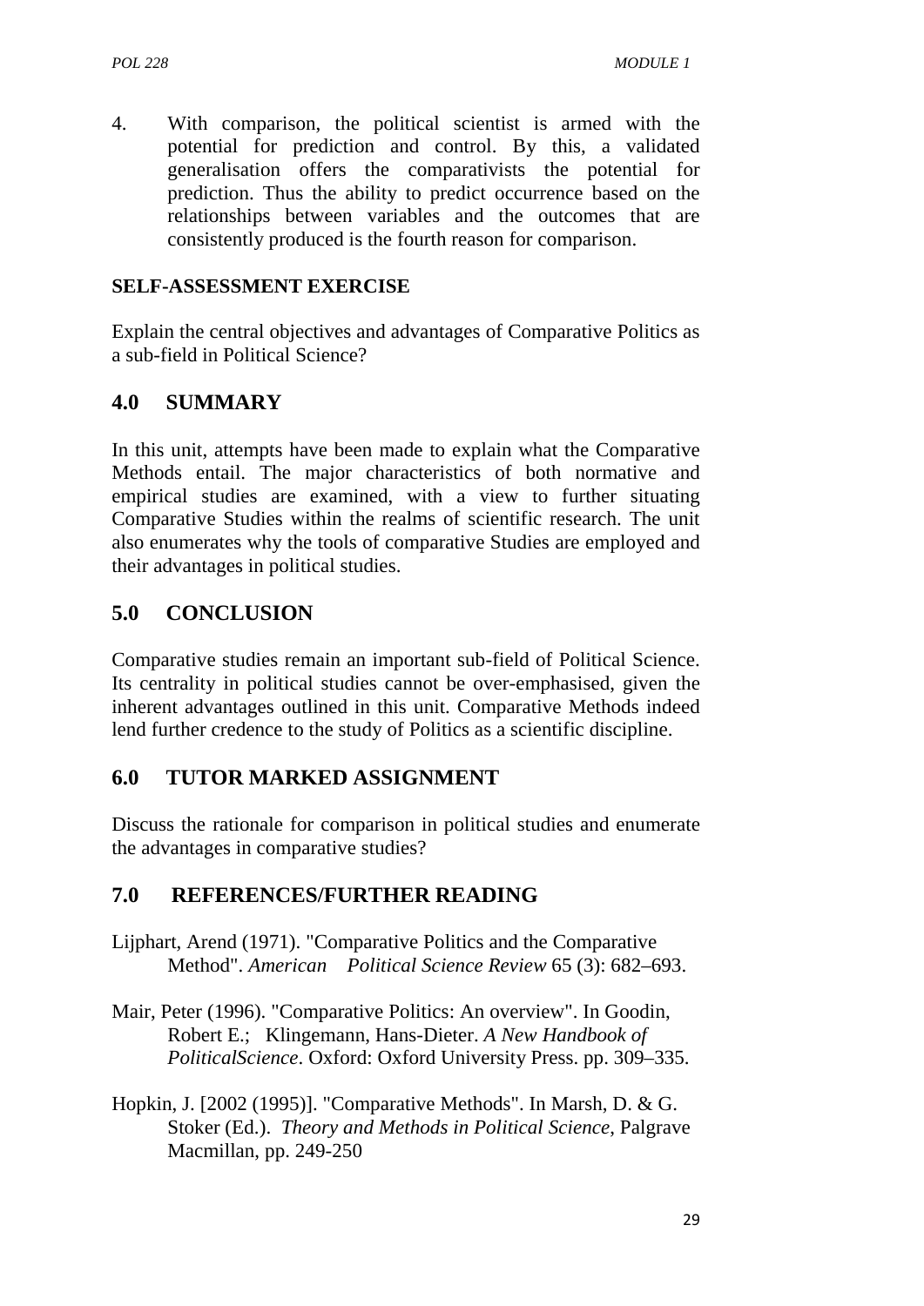4. With comparison, the political scientist is armed with the potential for prediction and control. By this, a validated generalisation offers the comparativists the potential for prediction. Thus the ability to predict occurrence based on the relationships between variables and the outcomes that are consistently produced is the fourth reason for comparison.

**SELF-ASSESSMENT EXERCISE**

Explain the central objectives and advantages of Comparative Politics as a sub-field in Political Science?

## 4.0 SUMMARY

In this unit, attempts have been made to explain what the Comparative Methods entail. The major characteristics of both normative and empirical studies are examined, with a view to further situating Comparative Studies within the realms of scientific research. The unit also enumerates why the tools of comparative Studies are employed and their advantages in political studies.

## 5.0 CONCLUSION

Comparative studies remain an important sub-field of Political Science. Its centrality in political studies cannot be over-emphasised, given the inherent advantages outlined in this unit. Comparative Methods indeed lend further credence to the study of Politics as a scientific discipline.

## 6.0 TUTOR MARKED ASSIGNMENT

Discuss the rationale for comparison in political studies and enumerate the advantages in comparative studies?

## 7.0 REFERENCES/FURTHER READING

Lijphart, Arend (1971). "Comparative Politics and the Comparative Method". *American Political Science Review* 65 (3): 682–693.

Mair, Peter (1996). "Comparative Politics: An overview". In Goodin, Robert E.; Klingemann, Hans-Dieter. *A New Handbook of PoliticalScience*. Oxford: Oxford University Press. pp. 309–335.

Hopkin, J. [2002 (1995)]. "Comparative Methods". In Marsh, D. & G. Stoker (Ed.). *Theory and Methods in Political Science*, Palgrave Macmillan, pp. 249-250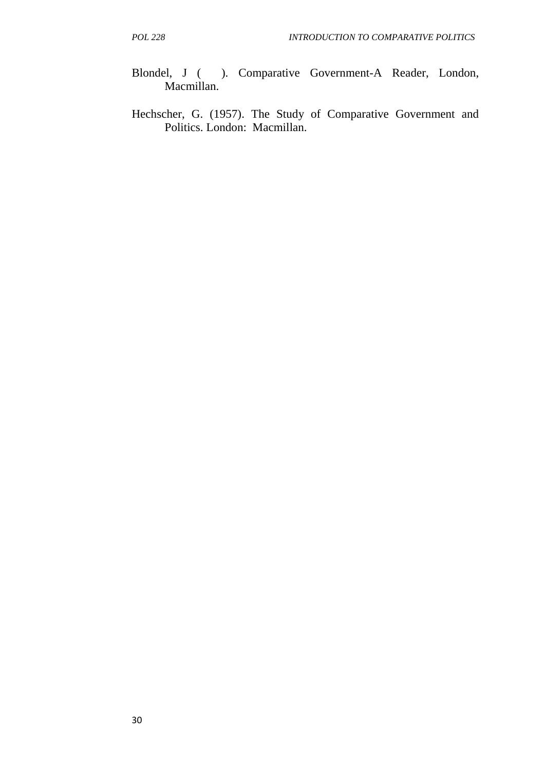Blondel, J (    ). Comparative Government-A Reader, London, Macmillan.

Hechscher, G. (1957). The Study of Comparative Government and Politics. London: Macmillan.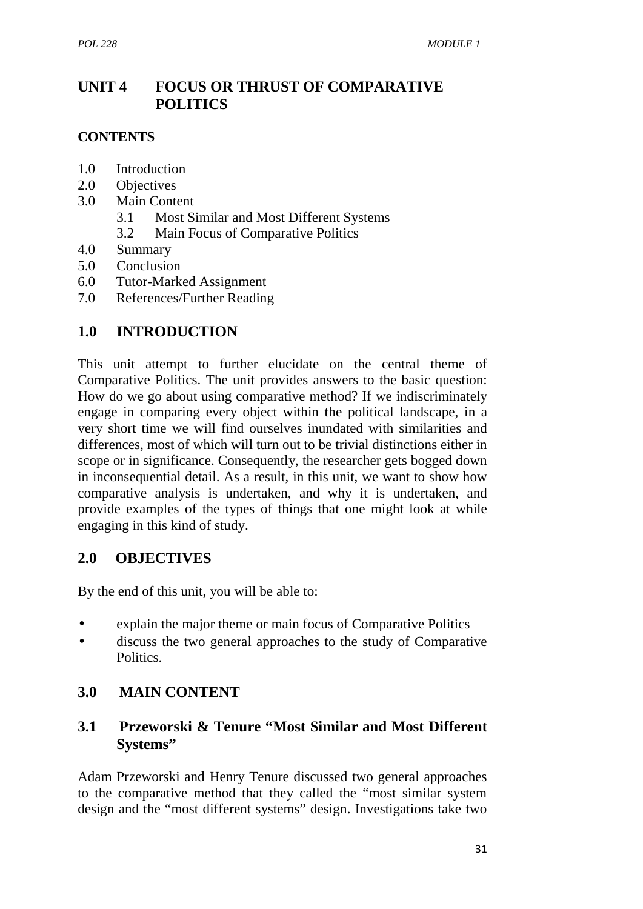# UNIT 4 FOCUS OR THRUST OF COMPARATIVE POLITICS

## CONTENTS

1.0 Introduction
2.0 Objectives
3.0 Main Content
   3.1 Most Similar and Most Different Systems
   3.2 Main Focus of Comparative Politics
4.0 Summary
5.0 Conclusion
6.0 Tutor-Marked Assignment
7.0 References/Further Reading

## 1.0 INTRODUCTION

This unit attempt to further elucidate on the central theme of Comparative Politics. The unit provides answers to the basic question: How do we go about using comparative method? If we indiscriminately engage in comparing every object within the political landscape, in a very short time we will find ourselves inundated with similarities and differences, most of which will turn out to be trivial distinctions either in scope or in significance. Consequently, the researcher gets bogged down in inconsequential detail. As a result, in this unit, we want to show how comparative analysis is undertaken, and why it is undertaken, and provide examples of the types of things that one might look at while engaging in this kind of study.

## 2.0 OBJECTIVES

By the end of this unit, you will be able to:

- explain the major theme or main focus of Comparative Politics
- discuss the two general approaches to the study of Comparative Politics.

## 3.0 MAIN CONTENT

### 3.1 Przeworski & Tenure "Most Similar and Most Different Systems"

Adam Przeworski and Henry Tenure discussed two general approaches to the comparative method that they called the "most similar system design and the "most different systems" design. Investigations take two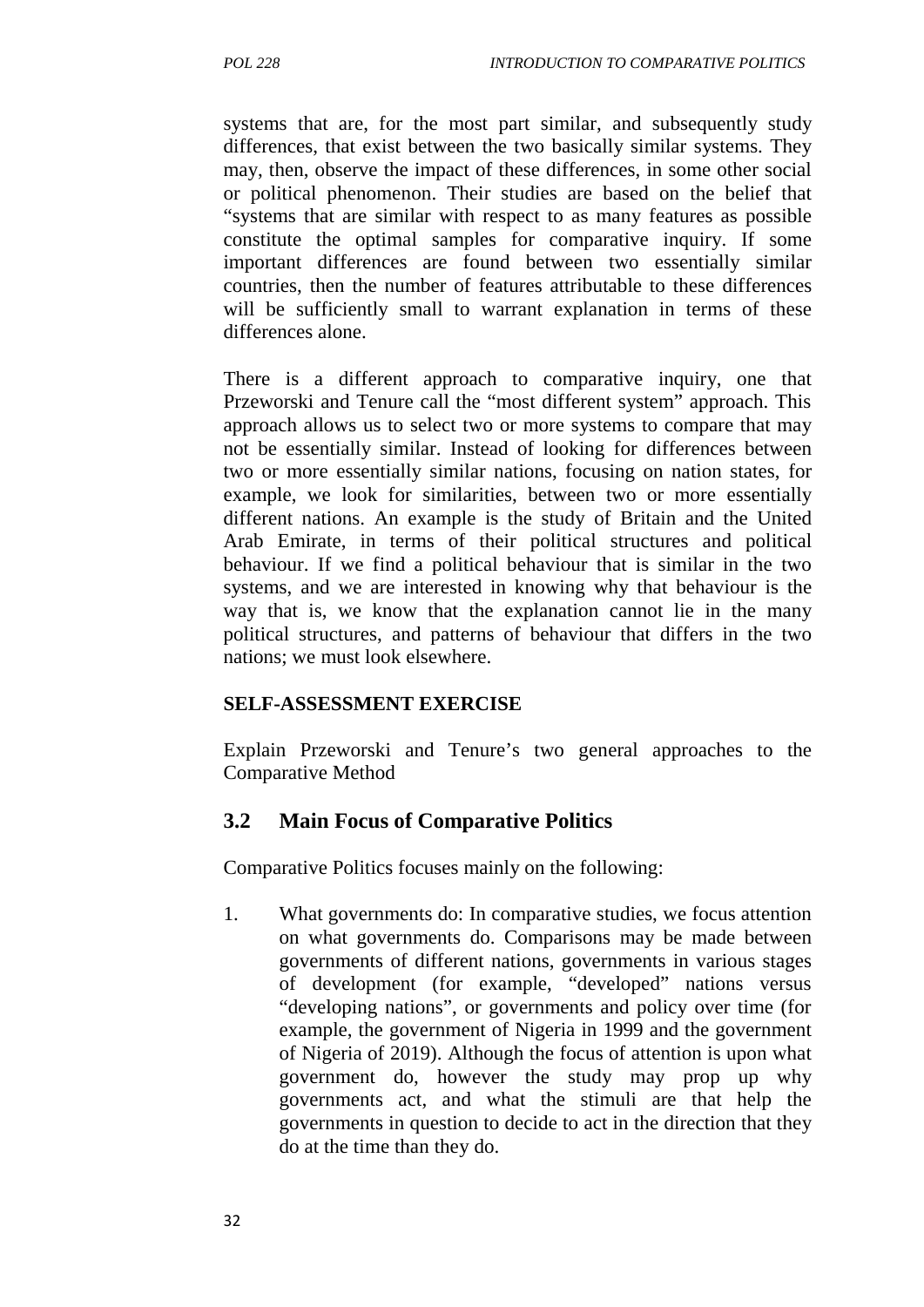systems that are, for the most part similar, and subsequently study differences, that exist between the two basically similar systems. They may, then, observe the impact of these differences, in some other social or political phenomenon. Their studies are based on the belief that "systems that are similar with respect to as many features as possible constitute the optimal samples for comparative inquiry. If some important differences are found between two essentially similar countries, then the number of features attributable to these differences will be sufficiently small to warrant explanation in terms of these differences alone.

There is a different approach to comparative inquiry, one that Przeworski and Tenure call the "most different system" approach. This approach allows us to select two or more systems to compare that may not be essentially similar. Instead of looking for differences between two or more essentially similar nations, focusing on nation states, for example, we look for similarities, between two or more essentially different nations. An example is the study of Britain and the United Arab Emirate, in terms of their political structures and political behaviour. If we find a political behaviour that is similar in the two systems, and we are interested in knowing why that behaviour is the way that is, we know that the explanation cannot lie in the many political structures, and patterns of behaviour that differs in the two nations; we must look elsewhere.

**SELF-ASSESSMENT EXERCISE**

Explain Przeworski and Tenure's two general approaches to the Comparative Method

## 3.2 Main Focus of Comparative Politics

Comparative Politics focuses mainly on the following:

1. What governments do: In comparative studies, we focus attention on what governments do. Comparisons may be made between governments of different nations, governments in various stages of development (for example, "developed" nations versus "developing nations", or governments and policy over time (for example, the government of Nigeria in 1999 and the government of Nigeria of 2019). Although the focus of attention is upon what government do, however the study may prop up why governments act, and what the stimuli are that help the governments in question to decide to act in the direction that they do at the time than they do.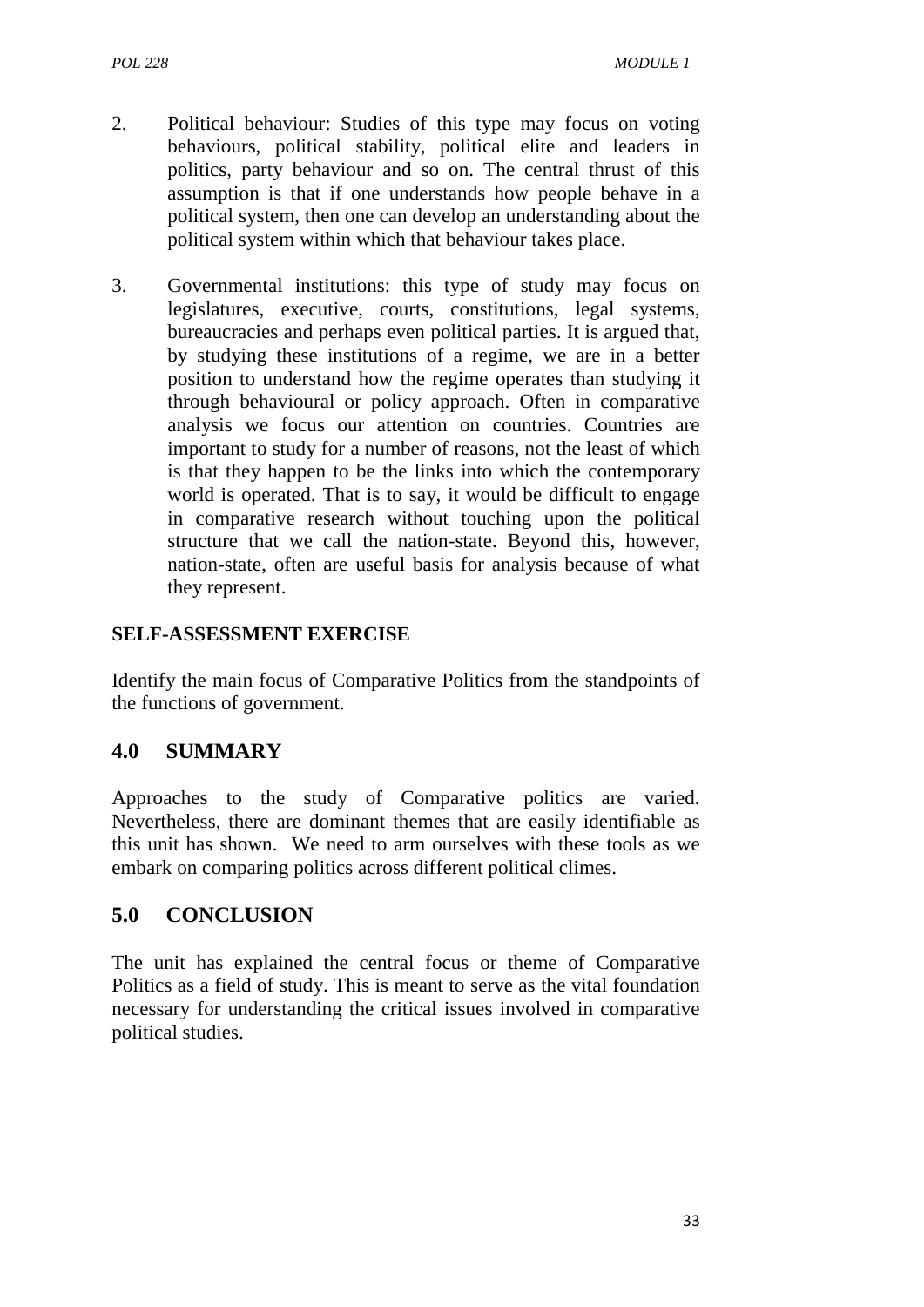2. Political behaviour: Studies of this type may focus on voting behaviours, political stability, political elite and leaders in politics, party behaviour and so on. The central thrust of this assumption is that if one understands how people behave in a political system, then one can develop an understanding about the political system within which that behaviour takes place.

3. Governmental institutions: this type of study may focus on legislatures, executive, courts, constitutions, legal systems, bureaucracies and perhaps even political parties. It is argued that, by studying these institutions of a regime, we are in a better position to understand how the regime operates than studying it through behavioural or policy approach. Often in comparative analysis we focus our attention on countries. Countries are important to study for a number of reasons, not the least of which is that they happen to be the links into which the contemporary world is operated. That is to say, it would be difficult to engage in comparative research without touching upon the political structure that we call the nation-state. Beyond this, however, nation-state, often are useful basis for analysis because of what they represent.

**SELF-ASSESSMENT EXERCISE**

Identify the main focus of Comparative Politics from the standpoints of the functions of government.

## 4.0 SUMMARY

Approaches to the study of Comparative politics are varied. Nevertheless, there are dominant themes that are easily identifiable as this unit has shown. We need to arm ourselves with these tools as we embark on comparing politics across different political climes.

## 5.0 CONCLUSION

The unit has explained the central focus or theme of Comparative Politics as a field of study. This is meant to serve as the vital foundation necessary for understanding the critical issues involved in comparative political studies.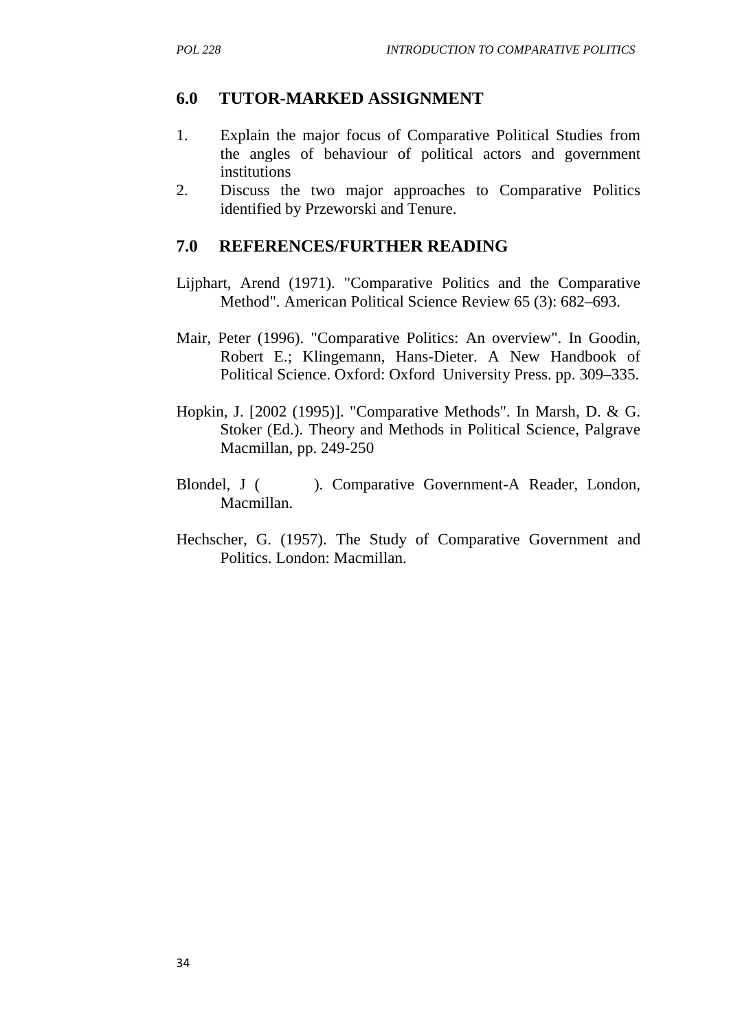## 6.0 TUTOR-MARKED ASSIGNMENT

1. Explain the major focus of Comparative Political Studies from the angles of behaviour of political actors and government institutions
2. Discuss the two major approaches to Comparative Politics identified by Przeworski and Tenure.

## 7.0 REFERENCES/FURTHER READING

Lijphart, Arend (1971). "Comparative Politics and the Comparative Method". American Political Science Review 65 (3): 682–693.

Mair, Peter (1996). "Comparative Politics: An overview". In Goodin, Robert E.; Klingemann, Hans-Dieter. A New Handbook of Political Science. Oxford: Oxford University Press. pp. 309–335.

Hopkin, J. [2002 (1995)]. "Comparative Methods". In Marsh, D. & G. Stoker (Ed.). Theory and Methods in Political Science, Palgrave Macmillan, pp. 249-250

Blondel, J ( ). Comparative Government-A Reader, London, Macmillan.

Hechscher, G. (1957). The Study of Comparative Government and Politics. London: Macmillan.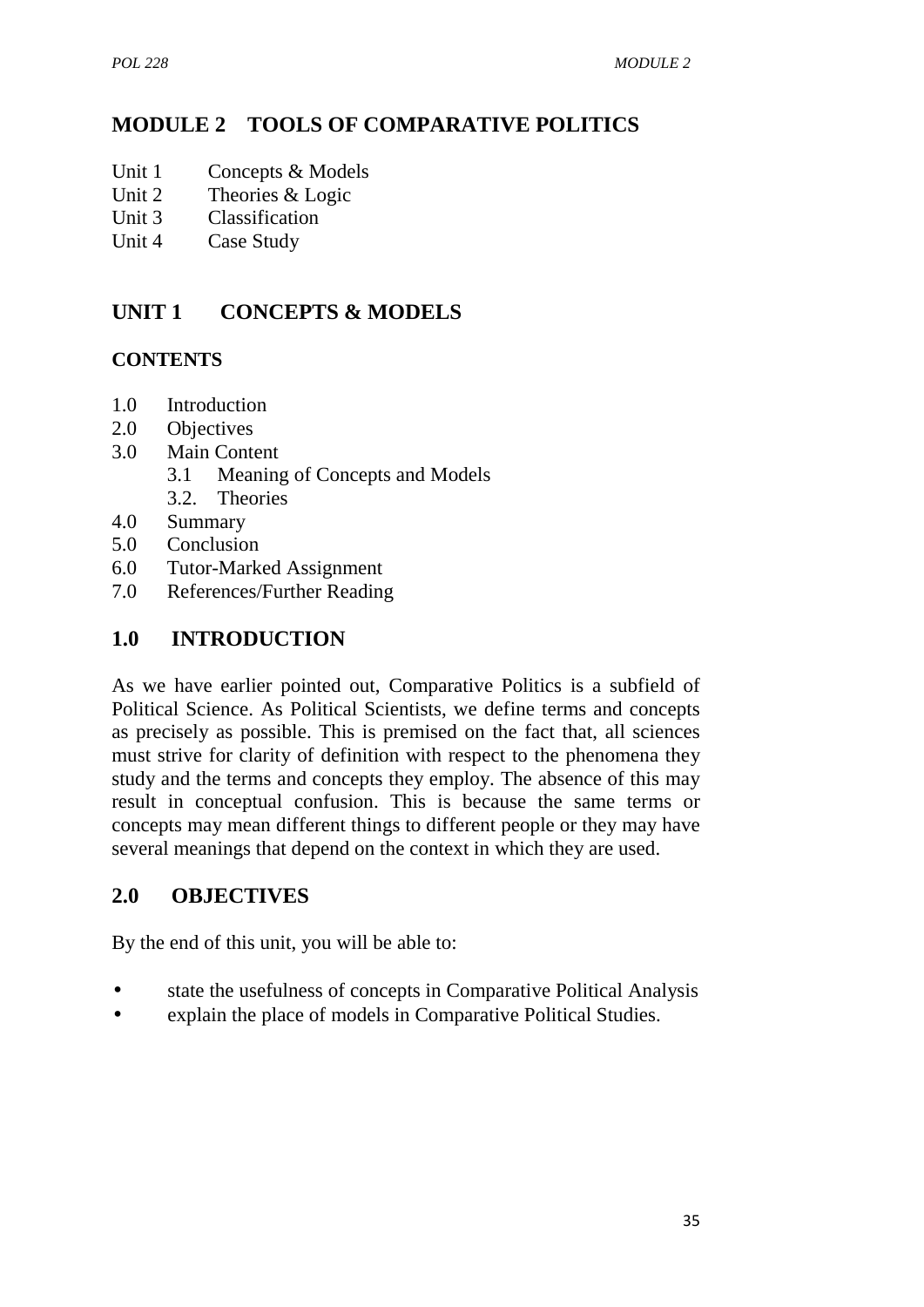# MODULE 2 TOOLS OF COMPARATIVE POLITICS

Unit 1 Concepts & Models
Unit 2 Theories & Logic
Unit 3 Classification
Unit 4 Case Study

## UNIT 1 CONCEPTS & MODELS

### CONTENTS

1.0 Introduction
2.0 Objectives
3.0 Main Content
 3.1 Meaning of Concepts and Models
 3.2. Theories
4.0 Summary
5.0 Conclusion
6.0 Tutor-Marked Assignment
7.0 References/Further Reading

## 1.0 INTRODUCTION

As we have earlier pointed out, Comparative Politics is a subfield of Political Science. As Political Scientists, we define terms and concepts as precisely as possible. This is premised on the fact that, all sciences must strive for clarity of definition with respect to the phenomena they study and the terms and concepts they employ. The absence of this may result in conceptual confusion. This is because the same terms or concepts may mean different things to different people or they may have several meanings that depend on the context in which they are used.

## 2.0 OBJECTIVES

By the end of this unit, you will be able to:

- state the usefulness of concepts in Comparative Political Analysis
- explain the place of models in Comparative Political Studies.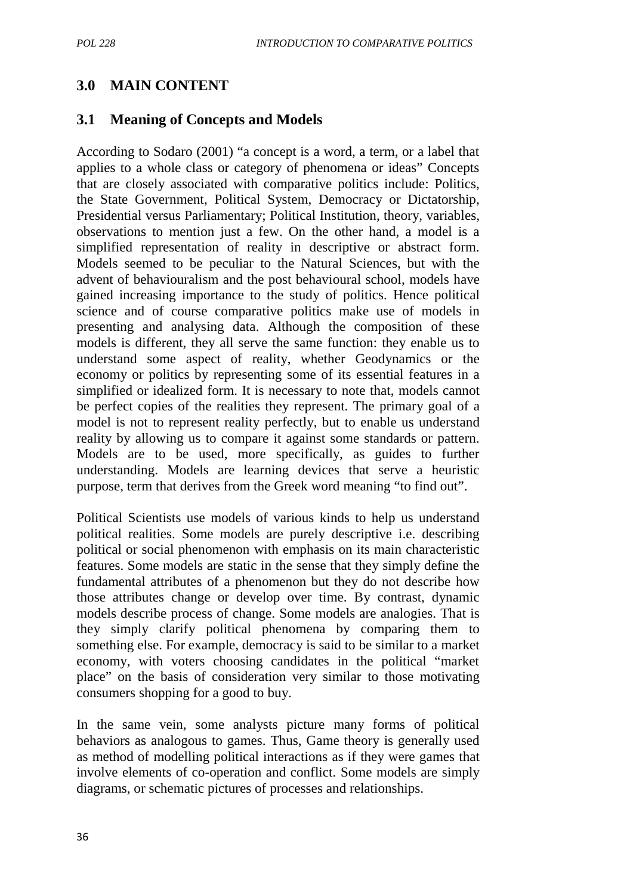## 3.0 MAIN CONTENT

### 3.1 Meaning of Concepts and Models

According to Sodaro (2001) "a concept is a word, a term, or a label that applies to a whole class or category of phenomena or ideas" Concepts that are closely associated with comparative politics include: Politics, the State Government, Political System, Democracy or Dictatorship, Presidential versus Parliamentary; Political Institution, theory, variables, observations to mention just a few. On the other hand, a model is a simplified representation of reality in descriptive or abstract form. Models seemed to be peculiar to the Natural Sciences, but with the advent of behaviouralism and the post behavioural school, models have gained increasing importance to the study of politics. Hence political science and of course comparative politics make use of models in presenting and analysing data. Although the composition of these models is different, they all serve the same function: they enable us to understand some aspect of reality, whether Geodynamics or the economy or politics by representing some of its essential features in a simplified or idealized form. It is necessary to note that, models cannot be perfect copies of the realities they represent. The primary goal of a model is not to represent reality perfectly, but to enable us understand reality by allowing us to compare it against some standards or pattern. Models are to be used, more specifically, as guides to further understanding. Models are learning devices that serve a heuristic purpose, term that derives from the Greek word meaning "to find out".

Political Scientists use models of various kinds to help us understand political realities. Some models are purely descriptive i.e. describing political or social phenomenon with emphasis on its main characteristic features. Some models are static in the sense that they simply define the fundamental attributes of a phenomenon but they do not describe how those attributes change or develop over time. By contrast, dynamic models describe process of change. Some models are analogies. That is they simply clarify political phenomena by comparing them to something else. For example, democracy is said to be similar to a market economy, with voters choosing candidates in the political "market place" on the basis of consideration very similar to those motivating consumers shopping for a good to buy.

In the same vein, some analysts picture many forms of political behaviors as analogous to games. Thus, Game theory is generally used as method of modelling political interactions as if they were games that involve elements of co-operation and conflict. Some models are simply diagrams, or schematic pictures of processes and relationships.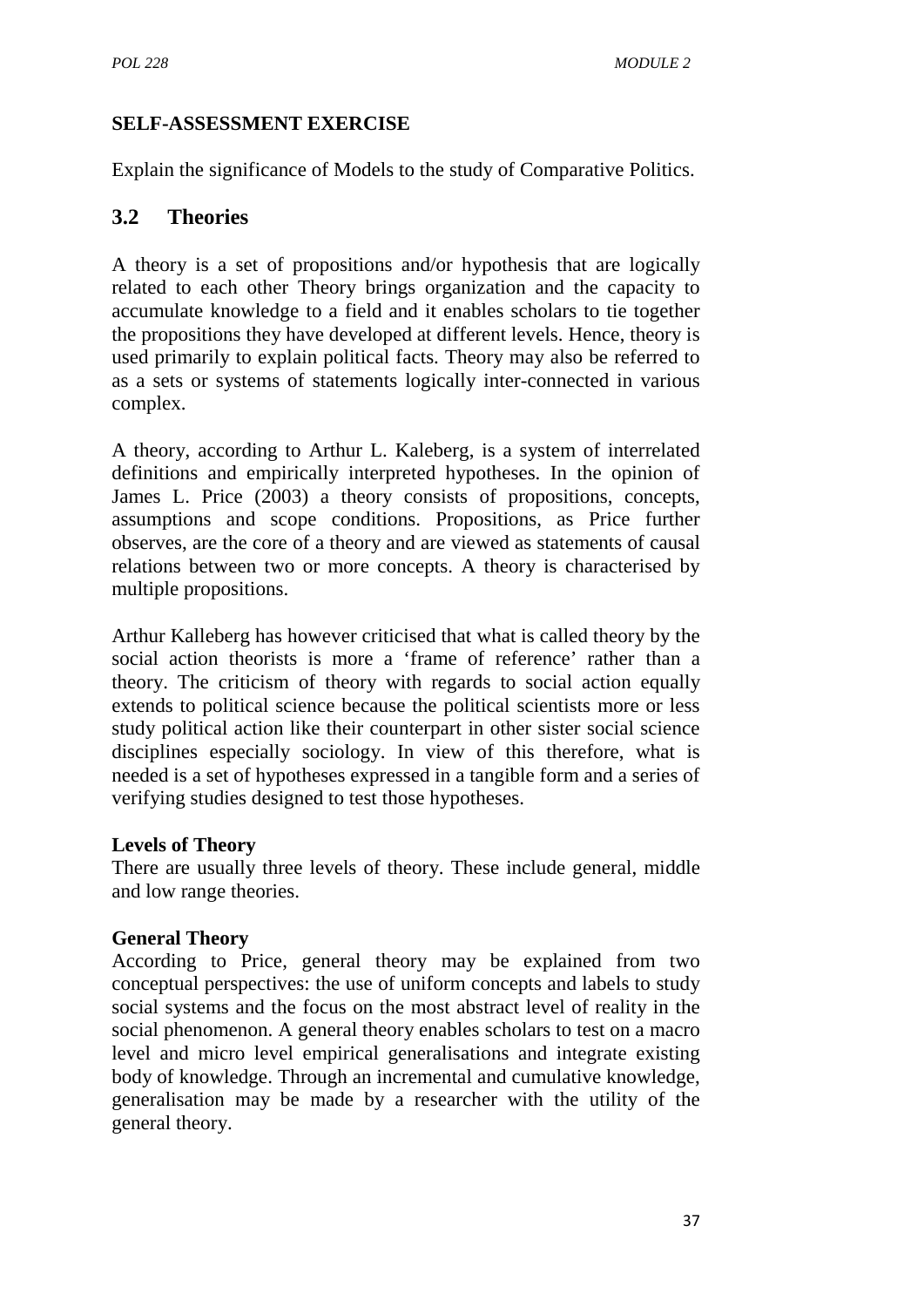**SELF-ASSESSMENT EXERCISE**

Explain the significance of Models to the study of Comparative Politics.

## 3.2 Theories

A theory is a set of propositions and/or hypothesis that are logically related to each other Theory brings organization and the capacity to accumulate knowledge to a field and it enables scholars to tie together the propositions they have developed at different levels. Hence, theory is used primarily to explain political facts. Theory may also be referred to as a sets or systems of statements logically inter-connected in various complex.

A theory, according to Arthur L. Kaleberg, is a system of interrelated definitions and empirically interpreted hypotheses. In the opinion of James L. Price (2003) a theory consists of propositions, concepts, assumptions and scope conditions. Propositions, as Price further observes, are the core of a theory and are viewed as statements of causal relations between two or more concepts. A theory is characterised by multiple propositions.

Arthur Kalleberg has however criticised that what is called theory by the social action theorists is more a 'frame of reference' rather than a theory. The criticism of theory with regards to social action equally extends to political science because the political scientists more or less study political action like their counterpart in other sister social science disciplines especially sociology. In view of this therefore, what is needed is a set of hypotheses expressed in a tangible form and a series of verifying studies designed to test those hypotheses.

**Levels of Theory**

There are usually three levels of theory. These include general, middle and low range theories.

**General Theory**

According to Price, general theory may be explained from two conceptual perspectives: the use of uniform concepts and labels to study social systems and the focus on the most abstract level of reality in the social phenomenon. A general theory enables scholars to test on a macro level and micro level empirical generalisations and integrate existing body of knowledge. Through an incremental and cumulative knowledge, generalisation may be made by a researcher with the utility of the general theory.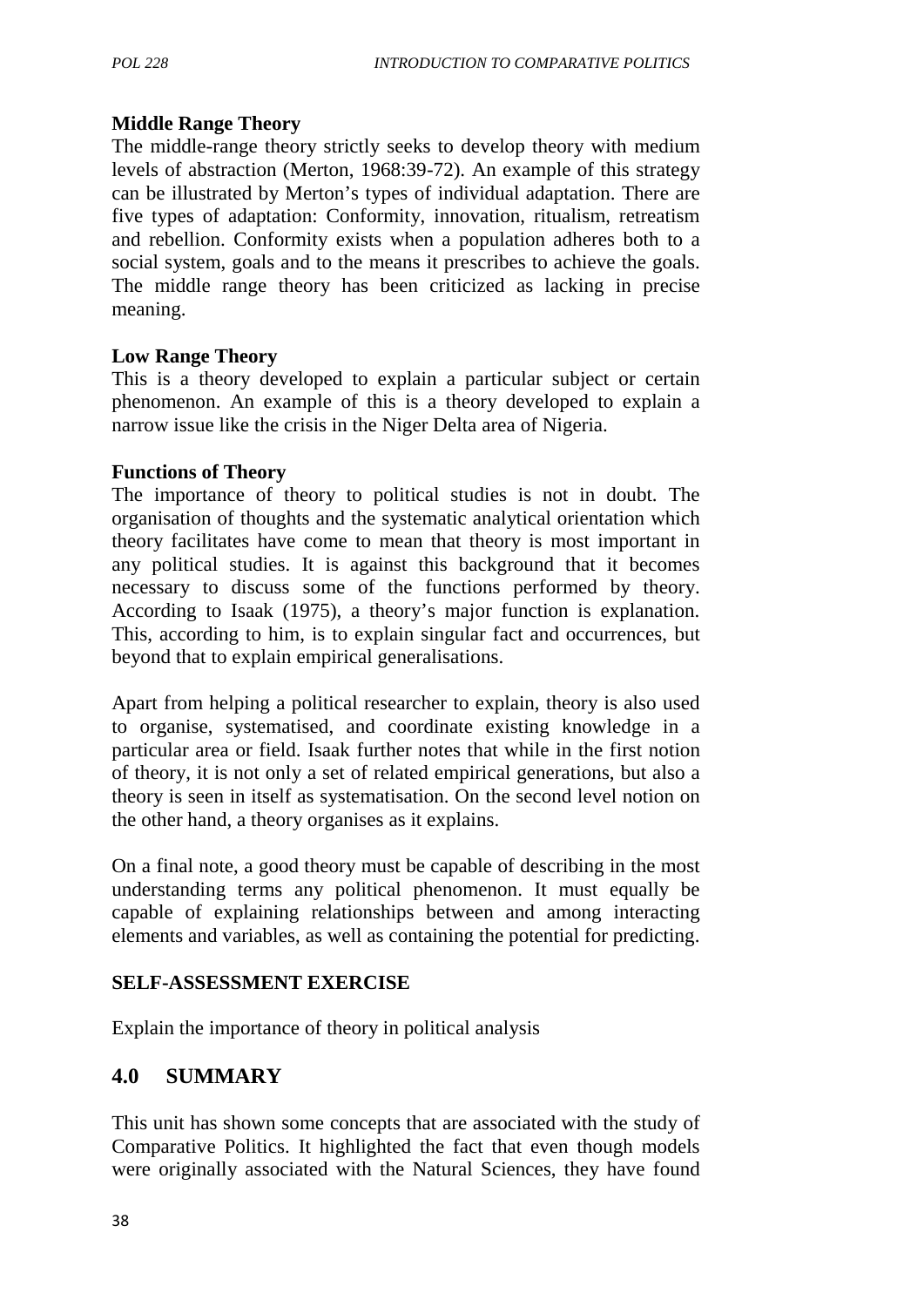**Middle Range Theory**

The middle-range theory strictly seeks to develop theory with medium levels of abstraction (Merton, 1968:39-72). An example of this strategy can be illustrated by Merton's types of individual adaptation. There are five types of adaptation: Conformity, innovation, ritualism, retreatism and rebellion. Conformity exists when a population adheres both to a social system, goals and to the means it prescribes to achieve the goals. The middle range theory has been criticized as lacking in precise meaning.

**Low Range Theory**

This is a theory developed to explain a particular subject or certain phenomenon. An example of this is a theory developed to explain a narrow issue like the crisis in the Niger Delta area of Nigeria.

**Functions of Theory**

The importance of theory to political studies is not in doubt. The organisation of thoughts and the systematic analytical orientation which theory facilitates have come to mean that theory is most important in any political studies. It is against this background that it becomes necessary to discuss some of the functions performed by theory. According to Isaak (1975), a theory's major function is explanation. This, according to him, is to explain singular fact and occurrences, but beyond that to explain empirical generalisations.

Apart from helping a political researcher to explain, theory is also used to organise, systematised, and coordinate existing knowledge in a particular area or field. Isaak further notes that while in the first notion of theory, it is not only a set of related empirical generations, but also a theory is seen in itself as systematisation. On the second level notion on the other hand, a theory organises as it explains.

On a final note, a good theory must be capable of describing in the most understanding terms any political phenomenon. It must equally be capable of explaining relationships between and among interacting elements and variables, as well as containing the potential for predicting.

**SELF-ASSESSMENT EXERCISE**

Explain the importance of theory in political analysis

## 4.0 SUMMARY

This unit has shown some concepts that are associated with the study of Comparative Politics. It highlighted the fact that even though models were originally associated with the Natural Sciences, they have found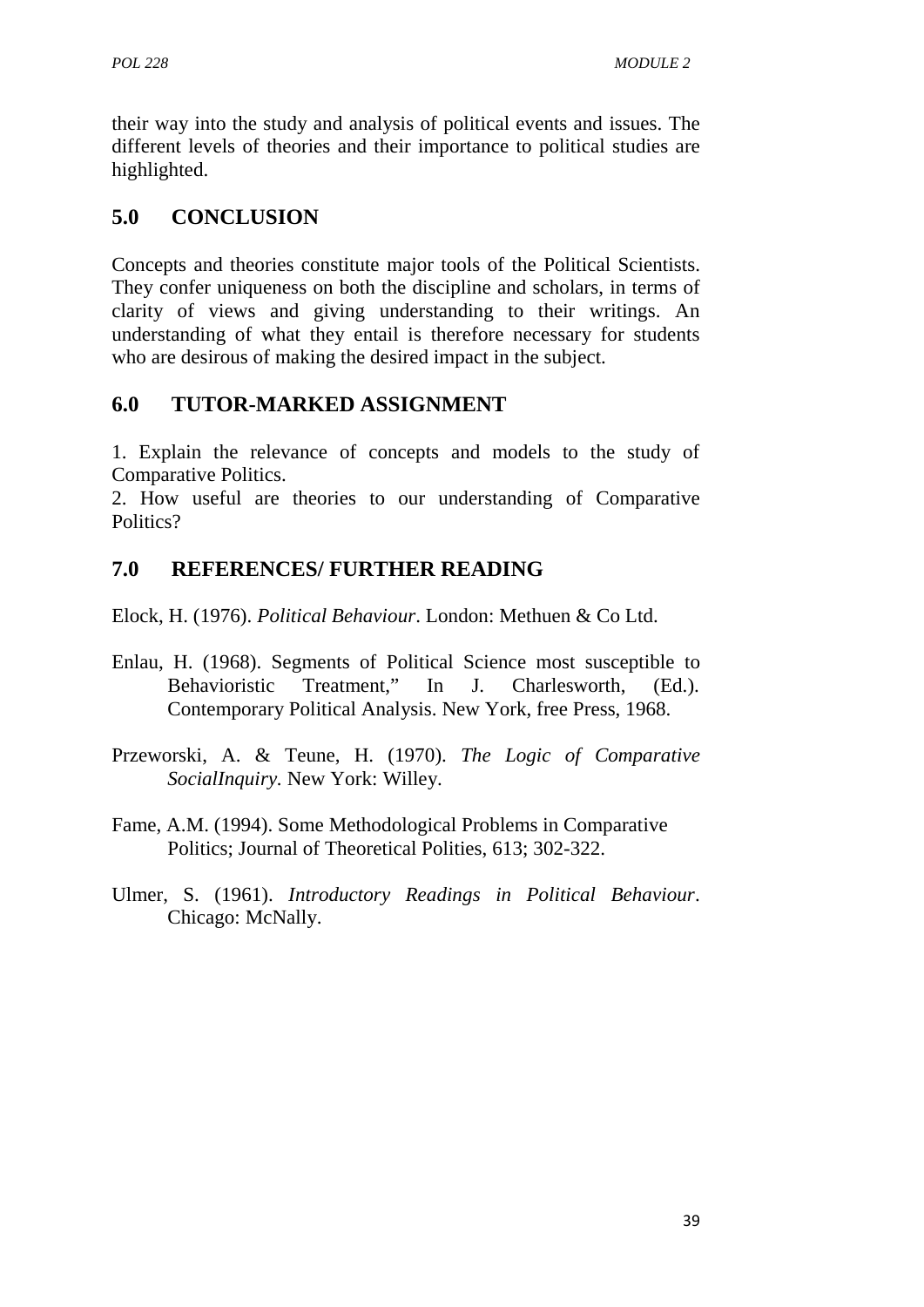their way into the study and analysis of political events and issues. The different levels of theories and their importance to political studies are highlighted.

## 5.0 CONCLUSION

Concepts and theories constitute major tools of the Political Scientists. They confer uniqueness on both the discipline and scholars, in terms of clarity of views and giving understanding to their writings. An understanding of what they entail is therefore necessary for students who are desirous of making the desired impact in the subject.

## 6.0 TUTOR-MARKED ASSIGNMENT

1. Explain the relevance of concepts and models to the study of Comparative Politics.
2. How useful are theories to our understanding of Comparative Politics?

## 7.0 REFERENCES/ FURTHER READING

Elock, H. (1976). *Political Behaviour*. London: Methuen & Co Ltd.

Enlau, H. (1968). Segments of Political Science most susceptible to Behavioristic Treatment," In J. Charlesworth, (Ed.). Contemporary Political Analysis. New York, free Press, 1968.

Przeworski, A. & Teune, H. (1970). *The Logic of Comparative SocialInquiry*. New York: Willey.

Fame, A.M. (1994). Some Methodological Problems in Comparative Politics; Journal of Theoretical Polities, 613; 302-322.

Ulmer, S. (1961). *Introductory Readings in Political Behaviour*. Chicago: McNally.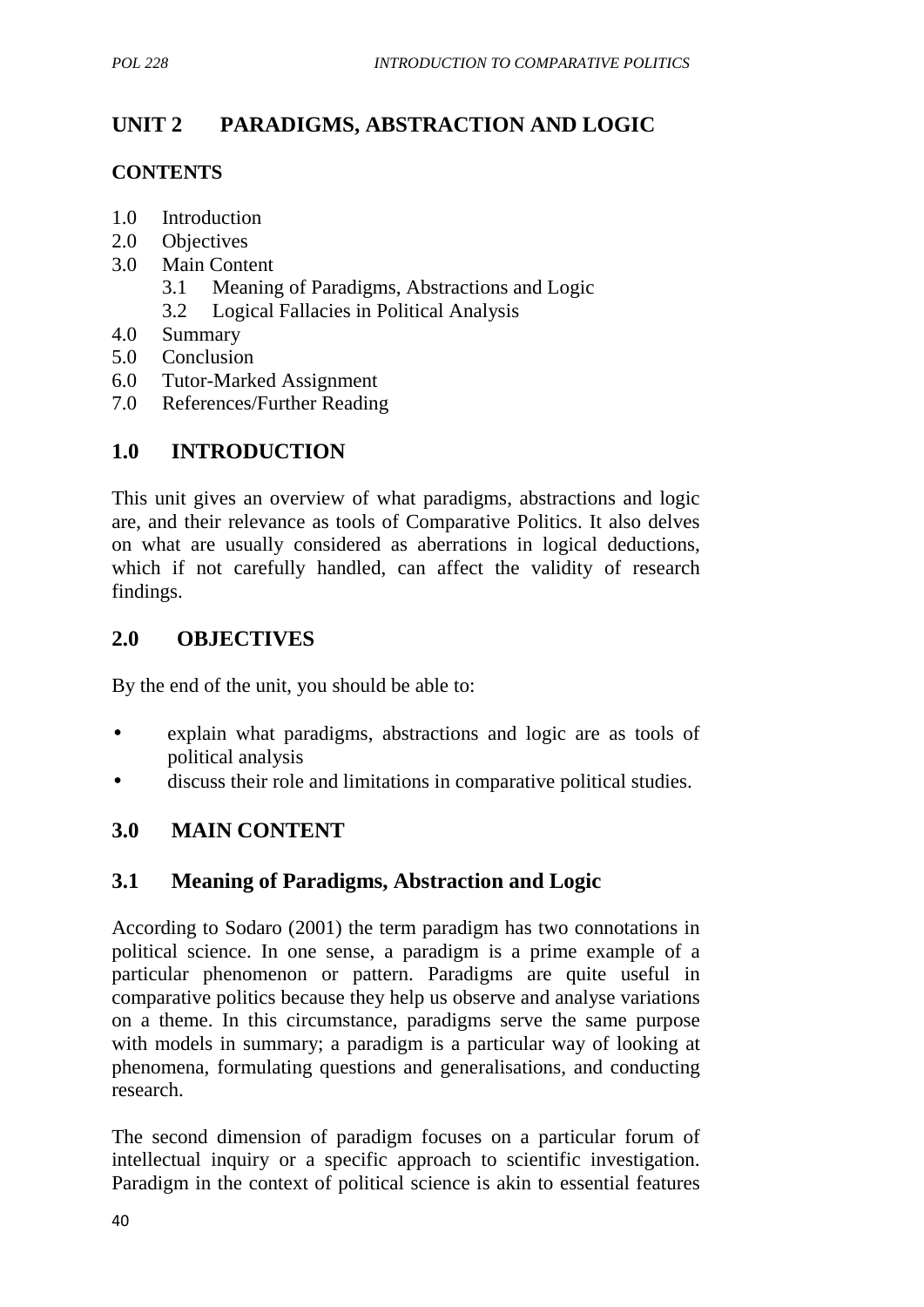# UNIT 2 PARADIGMS, ABSTRACTION AND LOGIC

**CONTENTS**

1.0 Introduction
2.0 Objectives
3.0 Main Content
    3.1 Meaning of Paradigms, Abstractions and Logic
    3.2 Logical Fallacies in Political Analysis
4.0 Summary
5.0 Conclusion
6.0 Tutor-Marked Assignment
7.0 References/Further Reading

## 1.0 INTRODUCTION

This unit gives an overview of what paradigms, abstractions and logic are, and their relevance as tools of Comparative Politics. It also delves on what are usually considered as aberrations in logical deductions, which if not carefully handled, can affect the validity of research findings.

## 2.0 OBJECTIVES

By the end of the unit, you should be able to:

- explain what paradigms, abstractions and logic are as tools of political analysis
- discuss their role and limitations in comparative political studies.

## 3.0 MAIN CONTENT

### 3.1 Meaning of Paradigms, Abstraction and Logic

According to Sodaro (2001) the term paradigm has two connotations in political science. In one sense, a paradigm is a prime example of a particular phenomenon or pattern. Paradigms are quite useful in comparative politics because they help us observe and analyse variations on a theme. In this circumstance, paradigms serve the same purpose with models in summary; a paradigm is a particular way of looking at phenomena, formulating questions and generalisations, and conducting research.

The second dimension of paradigm focuses on a particular forum of intellectual inquiry or a specific approach to scientific investigation. Paradigm in the context of political science is akin to essential features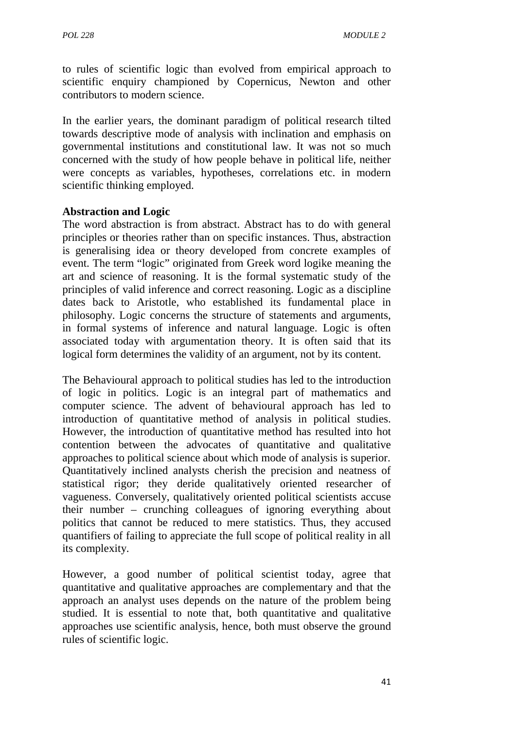to rules of scientific logic than evolved from empirical approach to scientific enquiry championed by Copernicus, Newton and other contributors to modern science.

In the earlier years, the dominant paradigm of political research tilted towards descriptive mode of analysis with inclination and emphasis on governmental institutions and constitutional law. It was not so much concerned with the study of how people behave in political life, neither were concepts as variables, hypotheses, correlations etc. in modern scientific thinking employed.

**Abstraction and Logic**

The word abstraction is from abstract. Abstract has to do with general principles or theories rather than on specific instances. Thus, abstraction is generalising idea or theory developed from concrete examples of event. The term "logic" originated from Greek word logike meaning the art and science of reasoning. It is the formal systematic study of the principles of valid inference and correct reasoning. Logic as a discipline dates back to Aristotle, who established its fundamental place in philosophy. Logic concerns the structure of statements and arguments, in formal systems of inference and natural language. Logic is often associated today with argumentation theory. It is often said that its logical form determines the validity of an argument, not by its content.

The Behavioural approach to political studies has led to the introduction of logic in politics. Logic is an integral part of mathematics and computer science. The advent of behavioural approach has led to introduction of quantitative method of analysis in political studies. However, the introduction of quantitative method has resulted into hot contention between the advocates of quantitative and qualitative approaches to political science about which mode of analysis is superior. Quantitatively inclined analysts cherish the precision and neatness of statistical rigor; they deride qualitatively oriented researcher of vagueness. Conversely, qualitatively oriented political scientists accuse their number – crunching colleagues of ignoring everything about politics that cannot be reduced to mere statistics. Thus, they accused quantifiers of failing to appreciate the full scope of political reality in all its complexity.

However, a good number of political scientist today, agree that quantitative and qualitative approaches are complementary and that the approach an analyst uses depends on the nature of the problem being studied. It is essential to note that, both quantitative and qualitative approaches use scientific analysis, hence, both must observe the ground rules of scientific logic.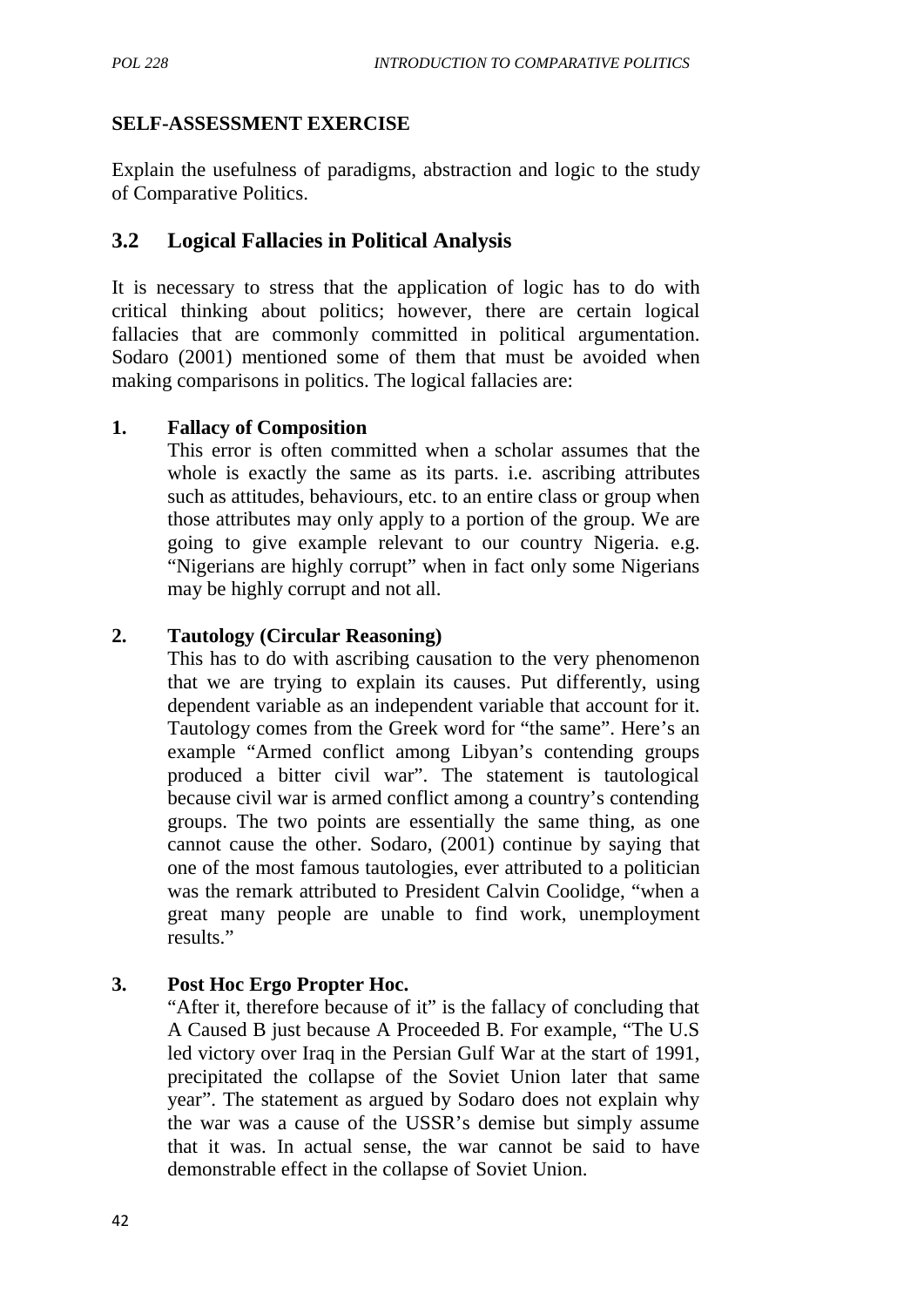## SELF-ASSESSMENT EXERCISE

Explain the usefulness of paradigms, abstraction and logic to the study of Comparative Politics.

## 3.2 Logical Fallacies in Political Analysis

It is necessary to stress that the application of logic has to do with critical thinking about politics; however, there are certain logical fallacies that are commonly committed in political argumentation. Sodaro (2001) mentioned some of them that must be avoided when making comparisons in politics. The logical fallacies are:

1. **Fallacy of Composition**

   This error is often committed when a scholar assumes that the whole is exactly the same as its parts. i.e. ascribing attributes such as attitudes, behaviours, etc. to an entire class or group when those attributes may only apply to a portion of the group. We are going to give example relevant to our country Nigeria. e.g. "Nigerians are highly corrupt" when in fact only some Nigerians may be highly corrupt and not all.

2. **Tautology (Circular Reasoning)**

   This has to do with ascribing causation to the very phenomenon that we are trying to explain its causes. Put differently, using dependent variable as an independent variable that account for it. Tautology comes from the Greek word for "the same". Here's an example "Armed conflict among Libyan's contending groups produced a bitter civil war". The statement is tautological because civil war is armed conflict among a country's contending groups. The two points are essentially the same thing, as one cannot cause the other. Sodaro, (2001) continue by saying that one of the most famous tautologies, ever attributed to a politician was the remark attributed to President Calvin Coolidge, "when a great many people are unable to find work, unemployment results."

3. **Post Hoc Ergo Propter Hoc.**

   "After it, therefore because of it" is the fallacy of concluding that A Caused B just because A Proceeded B. For example, "The U.S led victory over Iraq in the Persian Gulf War at the start of 1991, precipitated the collapse of the Soviet Union later that same year". The statement as argued by Sodaro does not explain why the war was a cause of the USSR's demise but simply assume that it was. In actual sense, the war cannot be said to have demonstrable effect in the collapse of Soviet Union.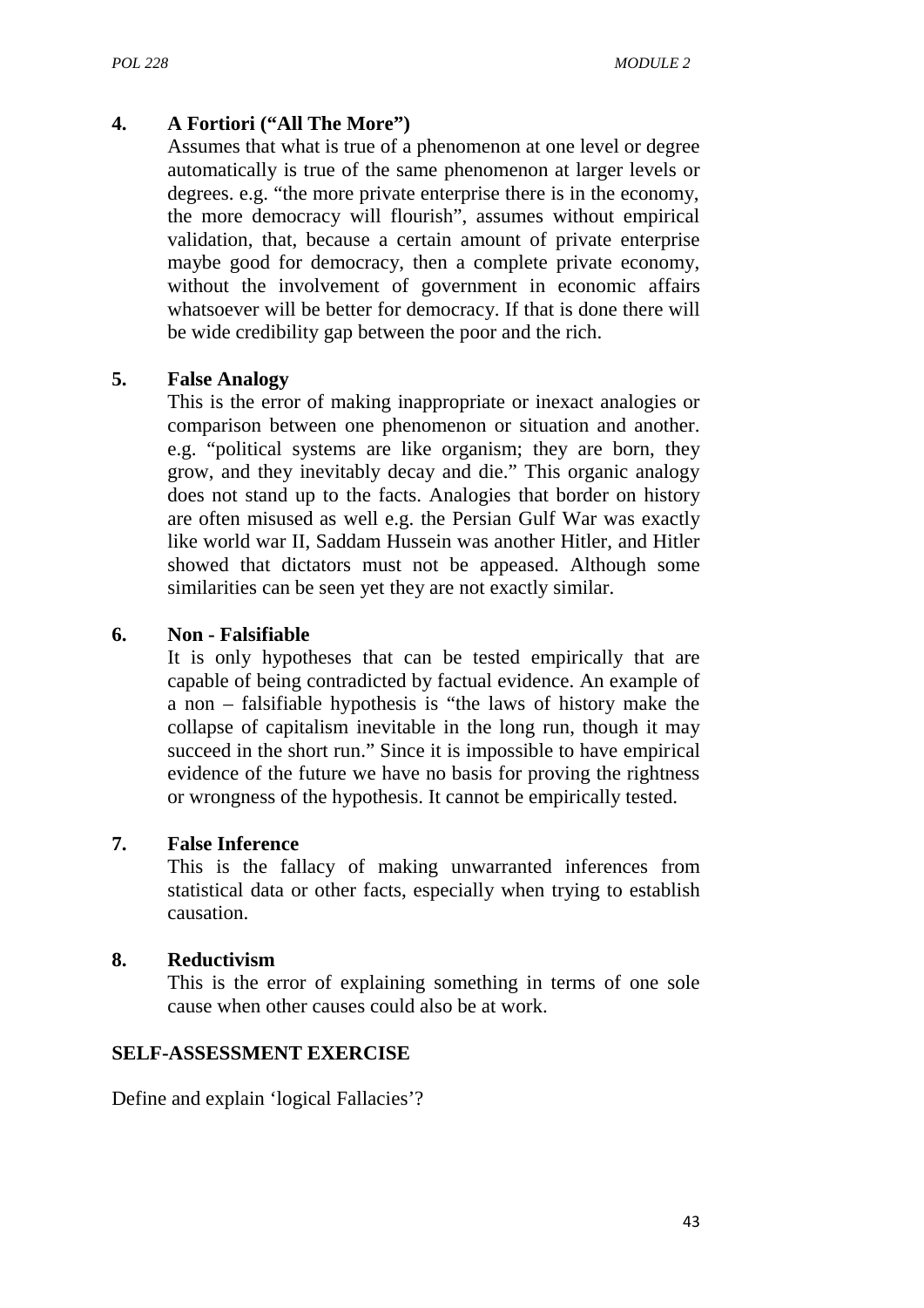**4. A Fortiori ("All The More")**

Assumes that what is true of a phenomenon at one level or degree automatically is true of the same phenomenon at larger levels or degrees. e.g. "the more private enterprise there is in the economy, the more democracy will flourish", assumes without empirical validation, that, because a certain amount of private enterprise maybe good for democracy, then a complete private economy, without the involvement of government in economic affairs whatsoever will be better for democracy. If that is done there will be wide credibility gap between the poor and the rich.

**5. False Analogy**

This is the error of making inappropriate or inexact analogies or comparison between one phenomenon or situation and another. e.g. "political systems are like organism; they are born, they grow, and they inevitably decay and die." This organic analogy does not stand up to the facts. Analogies that border on history are often misused as well e.g. the Persian Gulf War was exactly like world war II, Saddam Hussein was another Hitler, and Hitler showed that dictators must not be appeased. Although some similarities can be seen yet they are not exactly similar.

**6. Non - Falsifiable**

It is only hypotheses that can be tested empirically that are capable of being contradicted by factual evidence. An example of a non – falsifiable hypothesis is "the laws of history make the collapse of capitalism inevitable in the long run, though it may succeed in the short run." Since it is impossible to have empirical evidence of the future we have no basis for proving the rightness or wrongness of the hypothesis. It cannot be empirically tested.

**7. False Inference**

This is the fallacy of making unwarranted inferences from statistical data or other facts, especially when trying to establish causation.

**8. Reductivism**

This is the error of explaining something in terms of one sole cause when other causes could also be at work.

**SELF-ASSESSMENT EXERCISE**

Define and explain 'logical Fallacies'?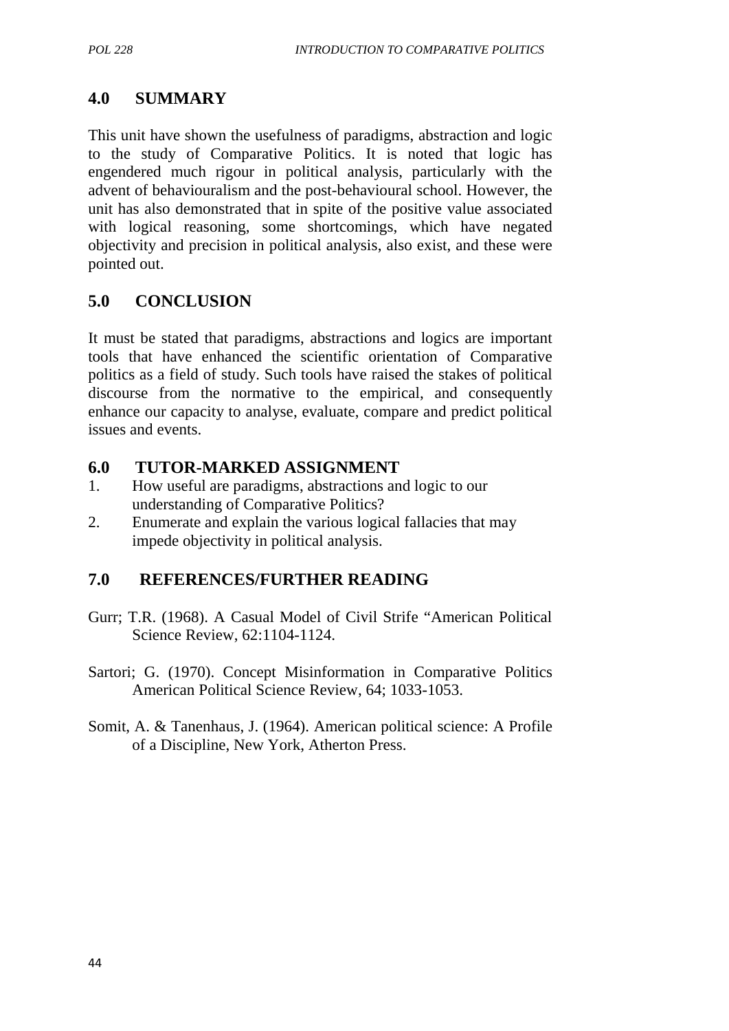## 4.0 SUMMARY

This unit have shown the usefulness of paradigms, abstraction and logic to the study of Comparative Politics. It is noted that logic has engendered much rigour in political analysis, particularly with the advent of behaviouralism and the post-behavioural school. However, the unit has also demonstrated that in spite of the positive value associated with logical reasoning, some shortcomings, which have negated objectivity and precision in political analysis, also exist, and these were pointed out.

## 5.0 CONCLUSION

It must be stated that paradigms, abstractions and logics are important tools that have enhanced the scientific orientation of Comparative politics as a field of study. Such tools have raised the stakes of political discourse from the normative to the empirical, and consequently enhance our capacity to analyse, evaluate, compare and predict political issues and events.

## 6.0 TUTOR-MARKED ASSIGNMENT

1. How useful are paradigms, abstractions and logic to our understanding of Comparative Politics?
2. Enumerate and explain the various logical fallacies that may impede objectivity in political analysis.

## 7.0 REFERENCES/FURTHER READING

Gurr; T.R. (1968). A Casual Model of Civil Strife "American Political Science Review, 62:1104-1124.

Sartori; G. (1970). Concept Misinformation in Comparative Politics American Political Science Review, 64; 1033-1053.

Somit, A. & Tanenhaus, J. (1964). American political science: A Profile of a Discipline, New York, Atherton Press.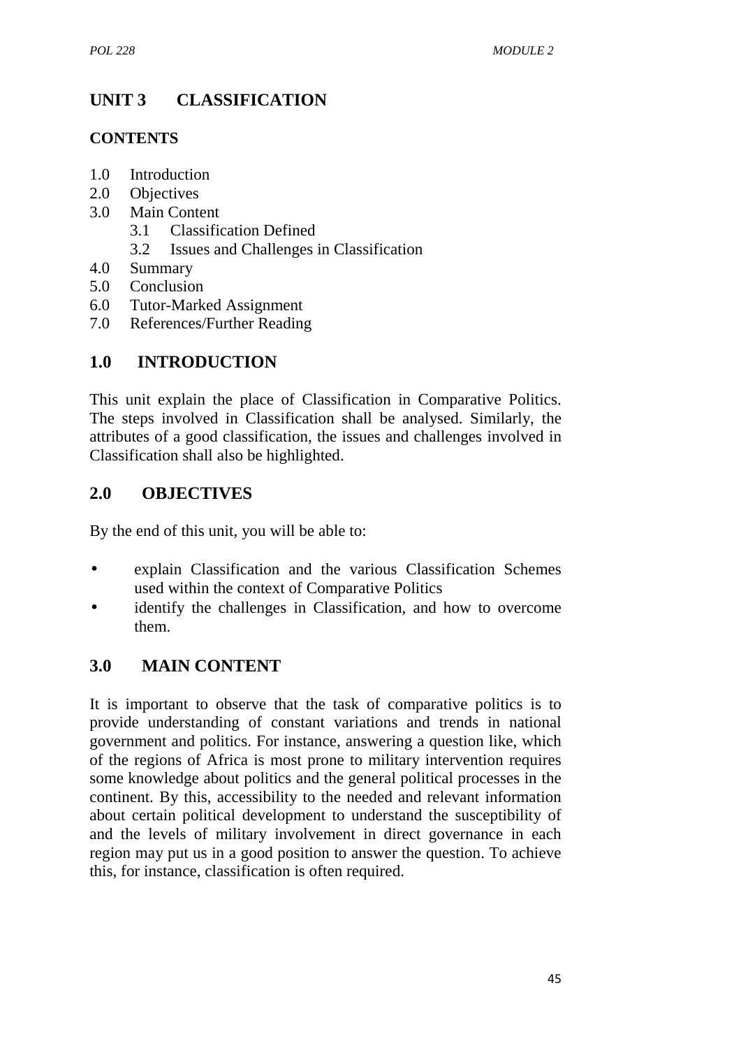# UNIT 3 CLASSIFICATION

**CONTENTS**

1.0 Introduction
2.0 Objectives
3.0 Main Content
  3.1 Classification Defined
  3.2 Issues and Challenges in Classification
4.0 Summary
5.0 Conclusion
6.0 Tutor-Marked Assignment
7.0 References/Further Reading

## 1.0 INTRODUCTION

This unit explain the place of Classification in Comparative Politics. The steps involved in Classification shall be analysed. Similarly, the attributes of a good classification, the issues and challenges involved in Classification shall also be highlighted.

## 2.0 OBJECTIVES

By the end of this unit, you will be able to:

- explain Classification and the various Classification Schemes used within the context of Comparative Politics
- identify the challenges in Classification, and how to overcome them.

## 3.0 MAIN CONTENT

It is important to observe that the task of comparative politics is to provide understanding of constant variations and trends in national government and politics. For instance, answering a question like, which of the regions of Africa is most prone to military intervention requires some knowledge about politics and the general political processes in the continent. By this, accessibility to the needed and relevant information about certain political development to understand the susceptibility of and the levels of military involvement in direct governance in each region may put us in a good position to answer the question. To achieve this, for instance, classification is often required.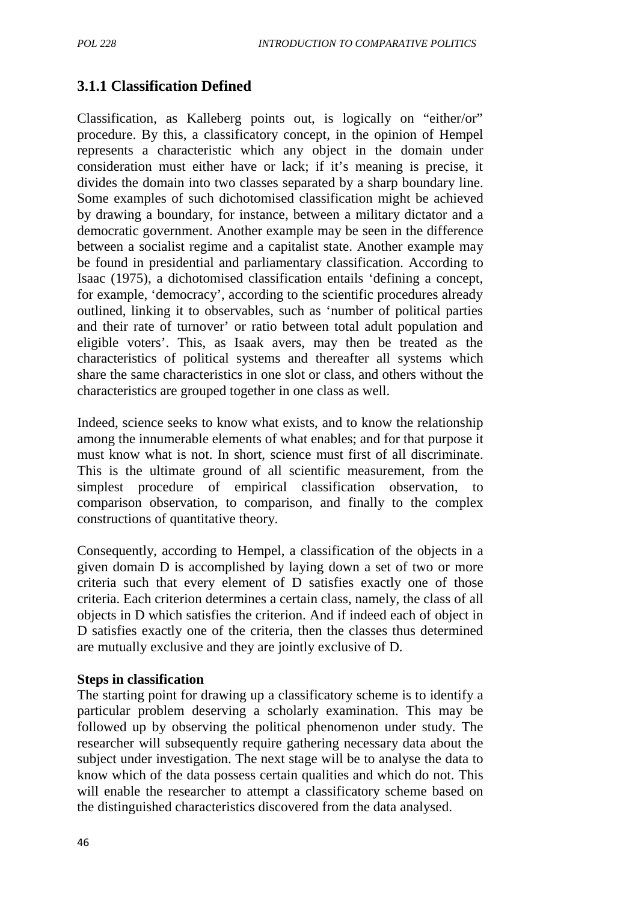### 3.1.1 Classification Defined

Classification, as Kalleberg points out, is logically on "either/or" procedure. By this, a classificatory concept, in the opinion of Hempel represents a characteristic which any object in the domain under consideration must either have or lack; if it's meaning is precise, it divides the domain into two classes separated by a sharp boundary line. Some examples of such dichotomised classification might be achieved by drawing a boundary, for instance, between a military dictator and a democratic government. Another example may be seen in the difference between a socialist regime and a capitalist state. Another example may be found in presidential and parliamentary classification. According to Isaac (1975), a dichotomised classification entails 'defining a concept, for example, 'democracy', according to the scientific procedures already outlined, linking it to observables, such as 'number of political parties and their rate of turnover' or ratio between total adult population and eligible voters'. This, as Isaak avers, may then be treated as the characteristics of political systems and thereafter all systems which share the same characteristics in one slot or class, and others without the characteristics are grouped together in one class as well.

Indeed, science seeks to know what exists, and to know the relationship among the innumerable elements of what enables; and for that purpose it must know what is not. In short, science must first of all discriminate. This is the ultimate ground of all scientific measurement, from the simplest procedure of empirical classification observation, to comparison observation, to comparison, and finally to the complex constructions of quantitative theory.

Consequently, according to Hempel, a classification of the objects in a given domain D is accomplished by laying down a set of two or more criteria such that every element of D satisfies exactly one of those criteria. Each criterion determines a certain class, namely, the class of all objects in D which satisfies the criterion. And if indeed each of object in D satisfies exactly one of the criteria, then the classes thus determined are mutually exclusive and they are jointly exclusive of D.

**Steps in classification**

The starting point for drawing up a classificatory scheme is to identify a particular problem deserving a scholarly examination. This may be followed up by observing the political phenomenon under study. The researcher will subsequently require gathering necessary data about the subject under investigation. The next stage will be to analyse the data to know which of the data possess certain qualities and which do not. This will enable the researcher to attempt a classificatory scheme based on the distinguished characteristics discovered from the data analysed.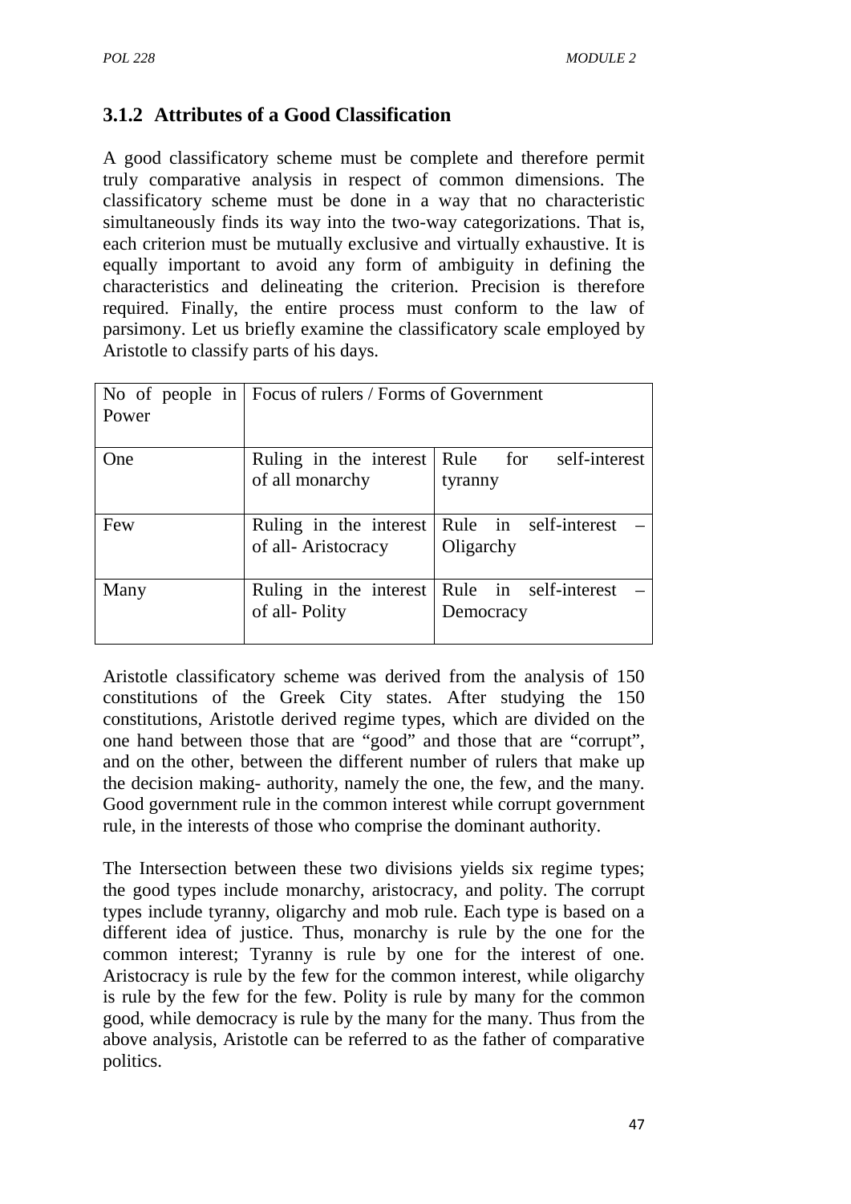### 3.1.2 Attributes of a Good Classification

A good classificatory scheme must be complete and therefore permit truly comparative analysis in respect of common dimensions. The classificatory scheme must be done in a way that no characteristic simultaneously finds its way into the two-way categorizations. That is, each criterion must be mutually exclusive and virtually exhaustive. It is equally important to avoid any form of ambiguity in defining the characteristics and delineating the criterion. Precision is therefore required. Finally, the entire process must conform to the law of parsimony. Let us briefly examine the classificatory scale employed by Aristotle to classify parts of his days.

| No of people in Power | Focus of rulers / Forms of Government | |
|---|---|---|
| One | Ruling in the interest of all monarchy | Rule for self-interest tyranny |
| Few | Ruling in the interest of all- Aristocracy | Rule in self-interest – Oligarchy |
| Many | Ruling in the interest of all- Polity | Rule in self-interest – Democracy |

Aristotle classificatory scheme was derived from the analysis of 150 constitutions of the Greek City states. After studying the 150 constitutions, Aristotle derived regime types, which are divided on the one hand between those that are "good" and those that are "corrupt", and on the other, between the different number of rulers that make up the decision making- authority, namely the one, the few, and the many. Good government rule in the common interest while corrupt government rule, in the interests of those who comprise the dominant authority.

The Intersection between these two divisions yields six regime types; the good types include monarchy, aristocracy, and polity. The corrupt types include tyranny, oligarchy and mob rule. Each type is based on a different idea of justice. Thus, monarchy is rule by the one for the common interest; Tyranny is rule by one for the interest of one. Aristocracy is rule by the few for the common interest, while oligarchy is rule by the few for the few. Polity is rule by many for the common good, while democracy is rule by the many for the many. Thus from the above analysis, Aristotle can be referred to as the father of comparative politics.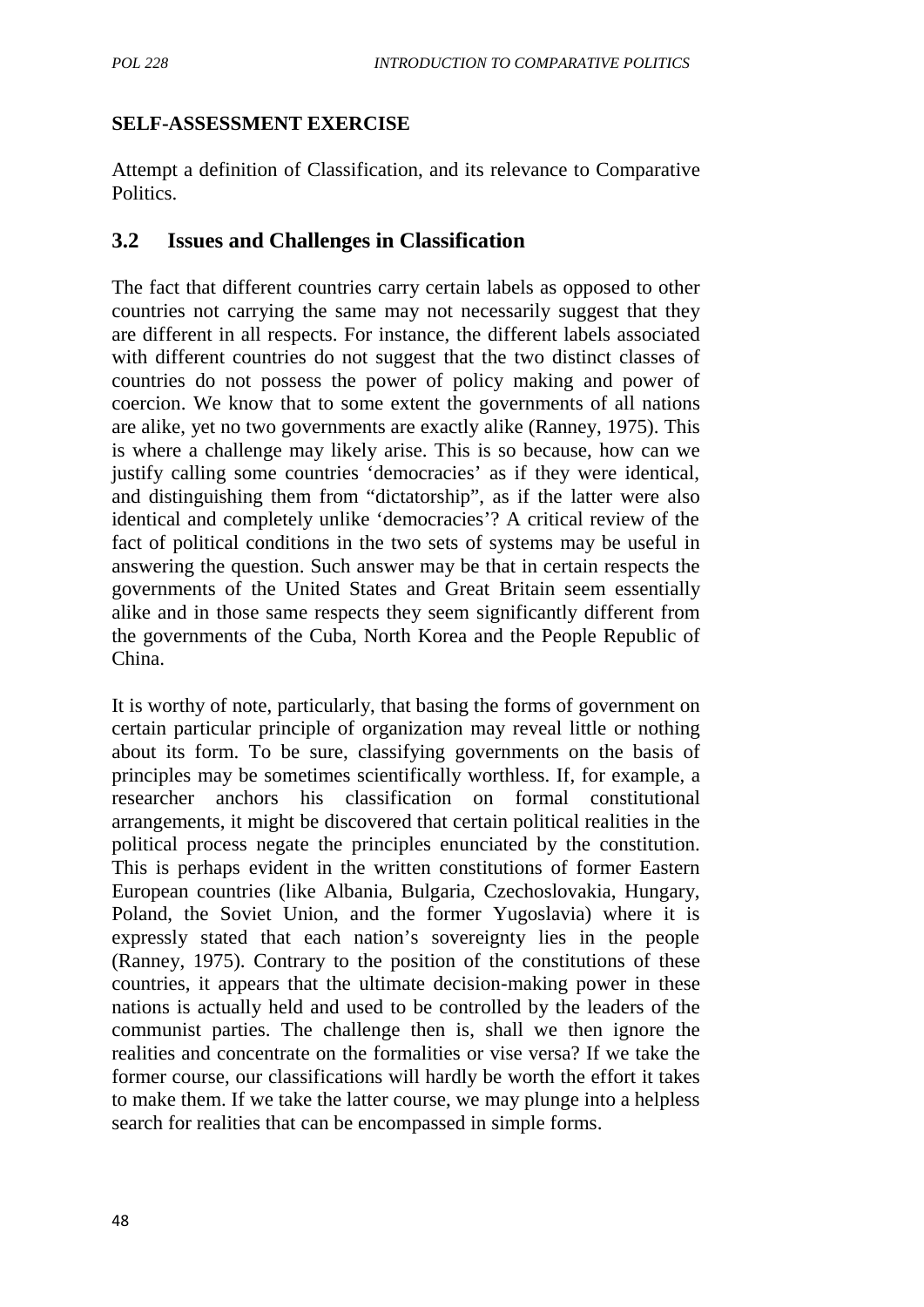**SELF-ASSESSMENT EXERCISE**

Attempt a definition of Classification, and its relevance to Comparative Politics.

## 3.2 Issues and Challenges in Classification

The fact that different countries carry certain labels as opposed to other countries not carrying the same may not necessarily suggest that they are different in all respects. For instance, the different labels associated with different countries do not suggest that the two distinct classes of countries do not possess the power of policy making and power of coercion. We know that to some extent the governments of all nations are alike, yet no two governments are exactly alike (Ranney, 1975). This is where a challenge may likely arise. This is so because, how can we justify calling some countries 'democracies' as if they were identical, and distinguishing them from "dictatorship", as if the latter were also identical and completely unlike 'democracies'? A critical review of the fact of political conditions in the two sets of systems may be useful in answering the question. Such answer may be that in certain respects the governments of the United States and Great Britain seem essentially alike and in those same respects they seem significantly different from the governments of the Cuba, North Korea and the People Republic of China.

It is worthy of note, particularly, that basing the forms of government on certain particular principle of organization may reveal little or nothing about its form. To be sure, classifying governments on the basis of principles may be sometimes scientifically worthless. If, for example, a researcher anchors his classification on formal constitutional arrangements, it might be discovered that certain political realities in the political process negate the principles enunciated by the constitution. This is perhaps evident in the written constitutions of former Eastern European countries (like Albania, Bulgaria, Czechoslovakia, Hungary, Poland, the Soviet Union, and the former Yugoslavia) where it is expressly stated that each nation's sovereignty lies in the people (Ranney, 1975). Contrary to the position of the constitutions of these countries, it appears that the ultimate decision-making power in these nations is actually held and used to be controlled by the leaders of the communist parties. The challenge then is, shall we then ignore the realities and concentrate on the formalities or vise versa? If we take the former course, our classifications will hardly be worth the effort it takes to make them. If we take the latter course, we may plunge into a helpless search for realities that can be encompassed in simple forms.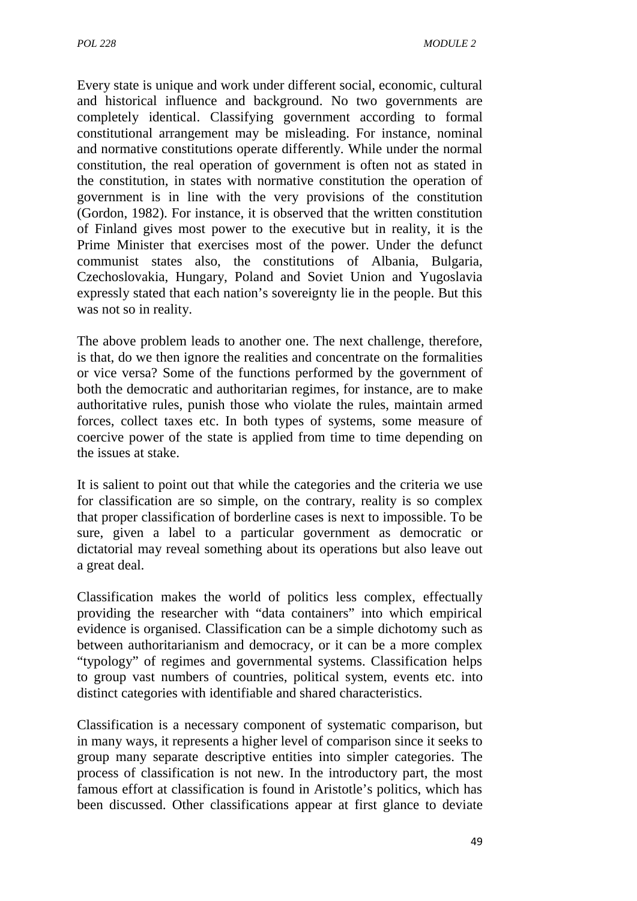Every state is unique and work under different social, economic, cultural and historical influence and background. No two governments are completely identical. Classifying government according to formal constitutional arrangement may be misleading. For instance, nominal and normative constitutions operate differently. While under the normal constitution, the real operation of government is often not as stated in the constitution, in states with normative constitution the operation of government is in line with the very provisions of the constitution (Gordon, 1982). For instance, it is observed that the written constitution of Finland gives most power to the executive but in reality, it is the Prime Minister that exercises most of the power. Under the defunct communist states also, the constitutions of Albania, Bulgaria, Czechoslovakia, Hungary, Poland and Soviet Union and Yugoslavia expressly stated that each nation's sovereignty lie in the people. But this was not so in reality.

The above problem leads to another one. The next challenge, therefore, is that, do we then ignore the realities and concentrate on the formalities or vice versa? Some of the functions performed by the government of both the democratic and authoritarian regimes, for instance, are to make authoritative rules, punish those who violate the rules, maintain armed forces, collect taxes etc. In both types of systems, some measure of coercive power of the state is applied from time to time depending on the issues at stake.

It is salient to point out that while the categories and the criteria we use for classification are so simple, on the contrary, reality is so complex that proper classification of borderline cases is next to impossible. To be sure, given a label to a particular government as democratic or dictatorial may reveal something about its operations but also leave out a great deal.

Classification makes the world of politics less complex, effectually providing the researcher with "data containers" into which empirical evidence is organised. Classification can be a simple dichotomy such as between authoritarianism and democracy, or it can be a more complex "typology" of regimes and governmental systems. Classification helps to group vast numbers of countries, political system, events etc. into distinct categories with identifiable and shared characteristics.

Classification is a necessary component of systematic comparison, but in many ways, it represents a higher level of comparison since it seeks to group many separate descriptive entities into simpler categories. The process of classification is not new. In the introductory part, the most famous effort at classification is found in Aristotle's politics, which has been discussed. Other classifications appear at first glance to deviate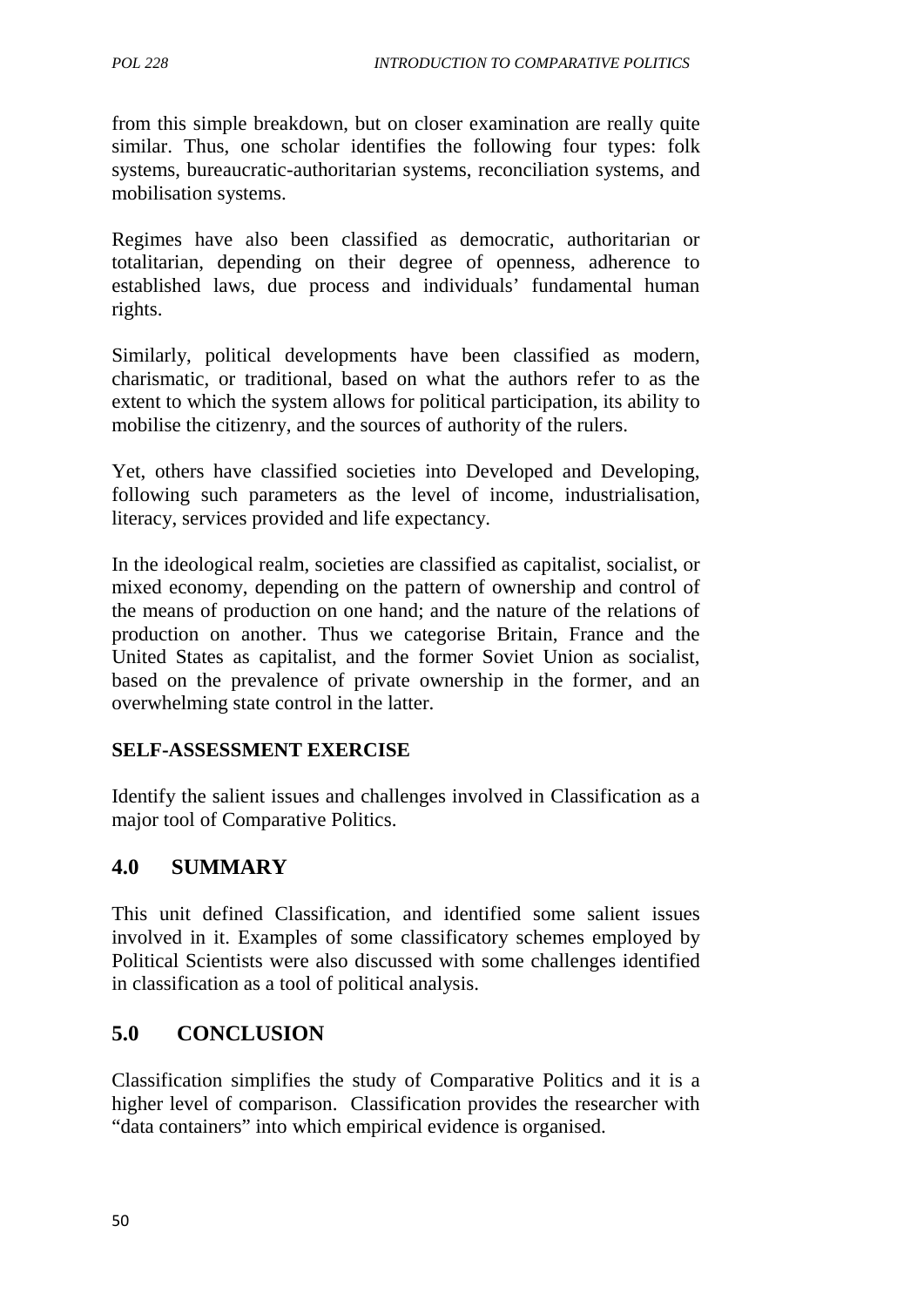from this simple breakdown, but on closer examination are really quite similar. Thus, one scholar identifies the following four types: folk systems, bureaucratic-authoritarian systems, reconciliation systems, and mobilisation systems.

Regimes have also been classified as democratic, authoritarian or totalitarian, depending on their degree of openness, adherence to established laws, due process and individuals' fundamental human rights.

Similarly, political developments have been classified as modern, charismatic, or traditional, based on what the authors refer to as the extent to which the system allows for political participation, its ability to mobilise the citizenry, and the sources of authority of the rulers.

Yet, others have classified societies into Developed and Developing, following such parameters as the level of income, industrialisation, literacy, services provided and life expectancy.

In the ideological realm, societies are classified as capitalist, socialist, or mixed economy, depending on the pattern of ownership and control of the means of production on one hand; and the nature of the relations of production on another. Thus we categorise Britain, France and the United States as capitalist, and the former Soviet Union as socialist, based on the prevalence of private ownership in the former, and an overwhelming state control in the latter.

**SELF-ASSESSMENT EXERCISE**

Identify the salient issues and challenges involved in Classification as a major tool of Comparative Politics.

## 4.0 SUMMARY

This unit defined Classification, and identified some salient issues involved in it. Examples of some classificatory schemes employed by Political Scientists were also discussed with some challenges identified in classification as a tool of political analysis.

## 5.0 CONCLUSION

Classification simplifies the study of Comparative Politics and it is a higher level of comparison. Classification provides the researcher with "data containers" into which empirical evidence is organised.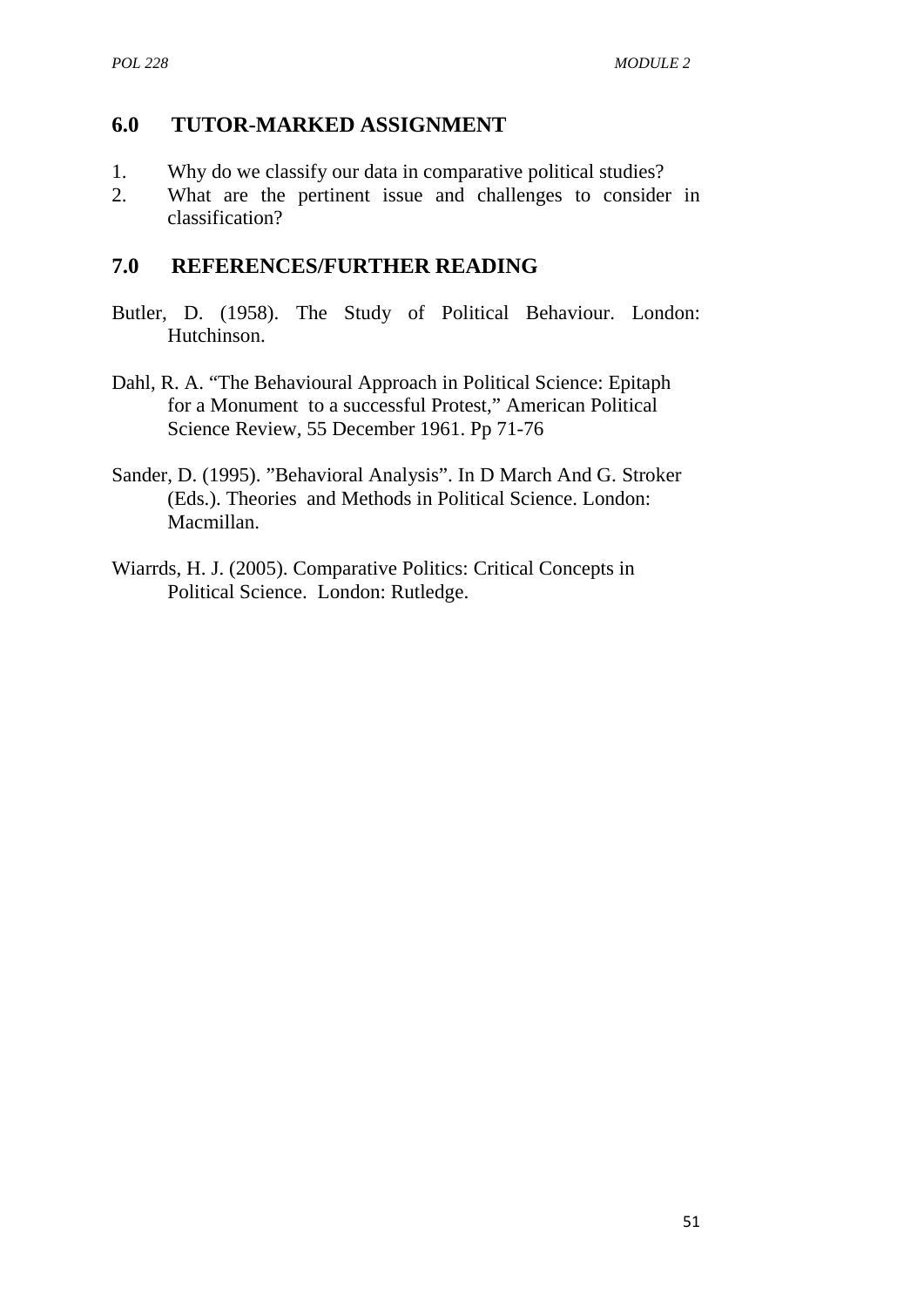## 6.0 TUTOR-MARKED ASSIGNMENT

1. Why do we classify our data in comparative political studies?
2. What are the pertinent issue and challenges to consider in classification?

## 7.0 REFERENCES/FURTHER READING

Butler, D. (1958). The Study of Political Behaviour. London: Hutchinson.

Dahl, R. A. "The Behavioural Approach in Political Science: Epitaph for a Monument to a successful Protest," American Political Science Review, 55 December 1961. Pp 71-76

Sander, D. (1995). "Behavioral Analysis". In D March And G. Stroker (Eds.). Theories and Methods in Political Science. London: Macmillan.

Wiarrds, H. J. (2005). Comparative Politics: Critical Concepts in Political Science. London: Rutledge.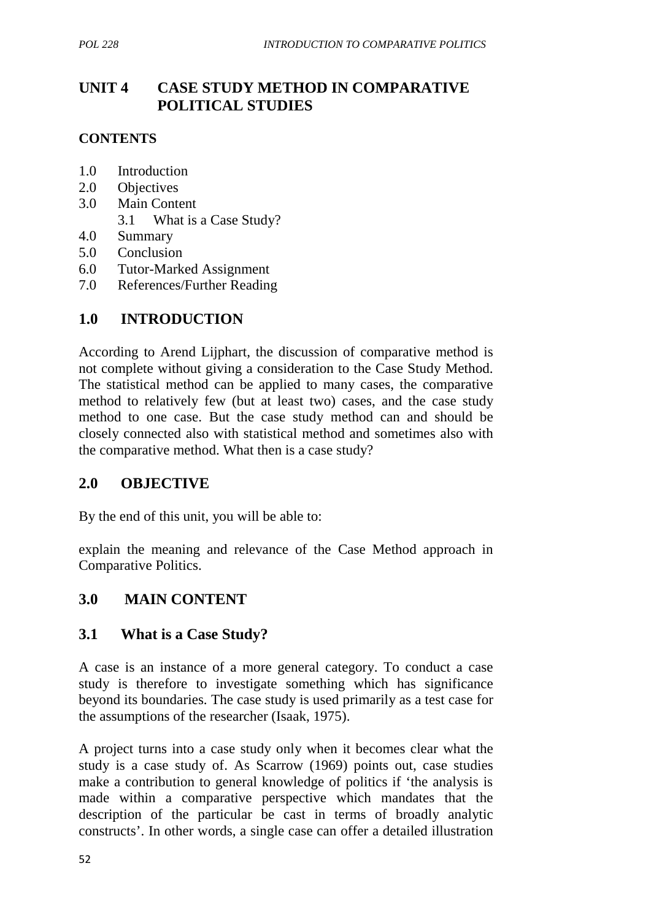# UNIT 4 CASE STUDY METHOD IN COMPARATIVE POLITICAL STUDIES

**CONTENTS**

1.0 Introduction
2.0 Objectives
3.0 Main Content
    3.1 What is a Case Study?
4.0 Summary
5.0 Conclusion
6.0 Tutor-Marked Assignment
7.0 References/Further Reading

## 1.0 INTRODUCTION

According to Arend Lijphart, the discussion of comparative method is not complete without giving a consideration to the Case Study Method. The statistical method can be applied to many cases, the comparative method to relatively few (but at least two) cases, and the case study method to one case. But the case study method can and should be closely connected also with statistical method and sometimes also with the comparative method. What then is a case study?

## 2.0 OBJECTIVE

By the end of this unit, you will be able to:

explain the meaning and relevance of the Case Method approach in Comparative Politics.

## 3.0 MAIN CONTENT

### 3.1 What is a Case Study?

A case is an instance of a more general category. To conduct a case study is therefore to investigate something which has significance beyond its boundaries. The case study is used primarily as a test case for the assumptions of the researcher (Isaak, 1975).

A project turns into a case study only when it becomes clear what the study is a case study of. As Scarrow (1969) points out, case studies make a contribution to general knowledge of politics if 'the analysis is made within a comparative perspective which mandates that the description of the particular be cast in terms of broadly analytic constructs'. In other words, a single case can offer a detailed illustration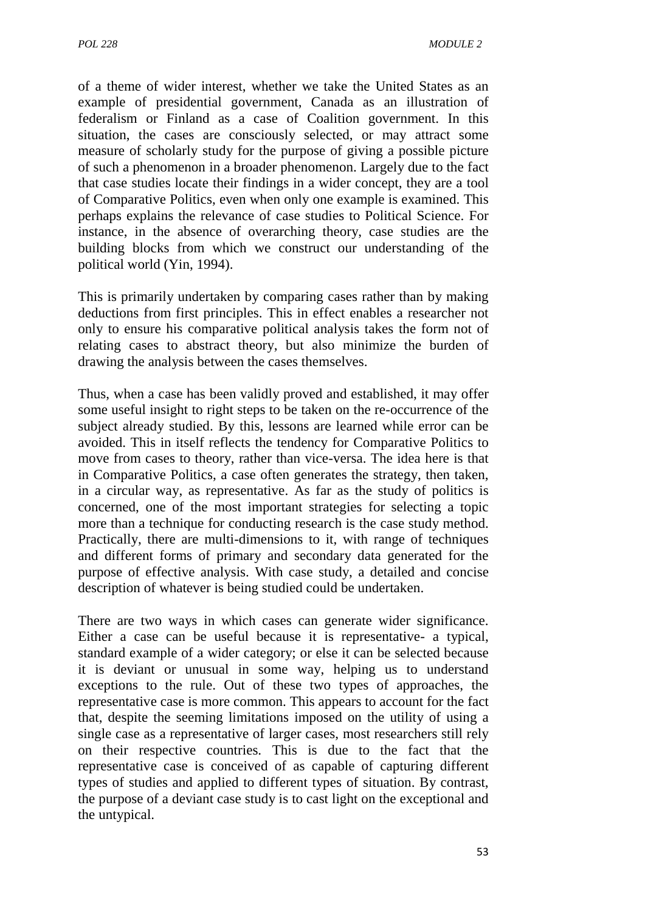of a theme of wider interest, whether we take the United States as an example of presidential government, Canada as an illustration of federalism or Finland as a case of Coalition government. In this situation, the cases are consciously selected, or may attract some measure of scholarly study for the purpose of giving a possible picture of such a phenomenon in a broader phenomenon. Largely due to the fact that case studies locate their findings in a wider concept, they are a tool of Comparative Politics, even when only one example is examined. This perhaps explains the relevance of case studies to Political Science. For instance, in the absence of overarching theory, case studies are the building blocks from which we construct our understanding of the political world (Yin, 1994).

This is primarily undertaken by comparing cases rather than by making deductions from first principles. This in effect enables a researcher not only to ensure his comparative political analysis takes the form not of relating cases to abstract theory, but also minimize the burden of drawing the analysis between the cases themselves.

Thus, when a case has been validly proved and established, it may offer some useful insight to right steps to be taken on the re-occurrence of the subject already studied. By this, lessons are learned while error can be avoided. This in itself reflects the tendency for Comparative Politics to move from cases to theory, rather than vice-versa. The idea here is that in Comparative Politics, a case often generates the strategy, then taken, in a circular way, as representative. As far as the study of politics is concerned, one of the most important strategies for selecting a topic more than a technique for conducting research is the case study method. Practically, there are multi-dimensions to it, with range of techniques and different forms of primary and secondary data generated for the purpose of effective analysis. With case study, a detailed and concise description of whatever is being studied could be undertaken.

There are two ways in which cases can generate wider significance. Either a case can be useful because it is representative- a typical, standard example of a wider category; or else it can be selected because it is deviant or unusual in some way, helping us to understand exceptions to the rule. Out of these two types of approaches, the representative case is more common. This appears to account for the fact that, despite the seeming limitations imposed on the utility of using a single case as a representative of larger cases, most researchers still rely on their respective countries. This is due to the fact that the representative case is conceived of as capable of capturing different types of studies and applied to different types of situation. By contrast, the purpose of a deviant case study is to cast light on the exceptional and the untypical.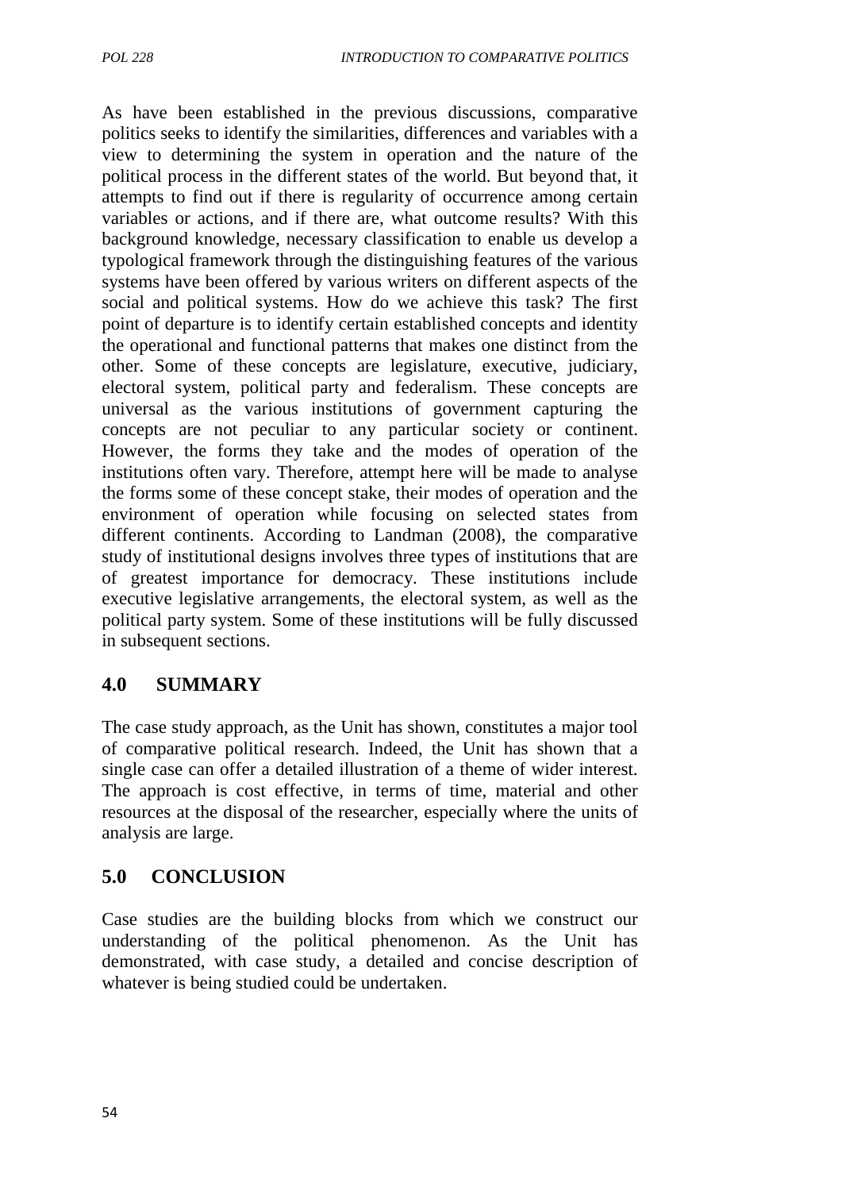As have been established in the previous discussions, comparative politics seeks to identify the similarities, differences and variables with a view to determining the system in operation and the nature of the political process in the different states of the world. But beyond that, it attempts to find out if there is regularity of occurrence among certain variables or actions, and if there are, what outcome results? With this background knowledge, necessary classification to enable us develop a typological framework through the distinguishing features of the various systems have been offered by various writers on different aspects of the social and political systems. How do we achieve this task? The first point of departure is to identify certain established concepts and identity the operational and functional patterns that makes one distinct from the other. Some of these concepts are legislature, executive, judiciary, electoral system, political party and federalism. These concepts are universal as the various institutions of government capturing the concepts are not peculiar to any particular society or continent. However, the forms they take and the modes of operation of the institutions often vary. Therefore, attempt here will be made to analyse the forms some of these concept stake, their modes of operation and the environment of operation while focusing on selected states from different continents. According to Landman (2008), the comparative study of institutional designs involves three types of institutions that are of greatest importance for democracy. These institutions include executive legislative arrangements, the electoral system, as well as the political party system. Some of these institutions will be fully discussed in subsequent sections.

## 4.0 SUMMARY

The case study approach, as the Unit has shown, constitutes a major tool of comparative political research. Indeed, the Unit has shown that a single case can offer a detailed illustration of a theme of wider interest. The approach is cost effective, in terms of time, material and other resources at the disposal of the researcher, especially where the units of analysis are large.

## 5.0 CONCLUSION

Case studies are the building blocks from which we construct our understanding of the political phenomenon. As the Unit has demonstrated, with case study, a detailed and concise description of whatever is being studied could be undertaken.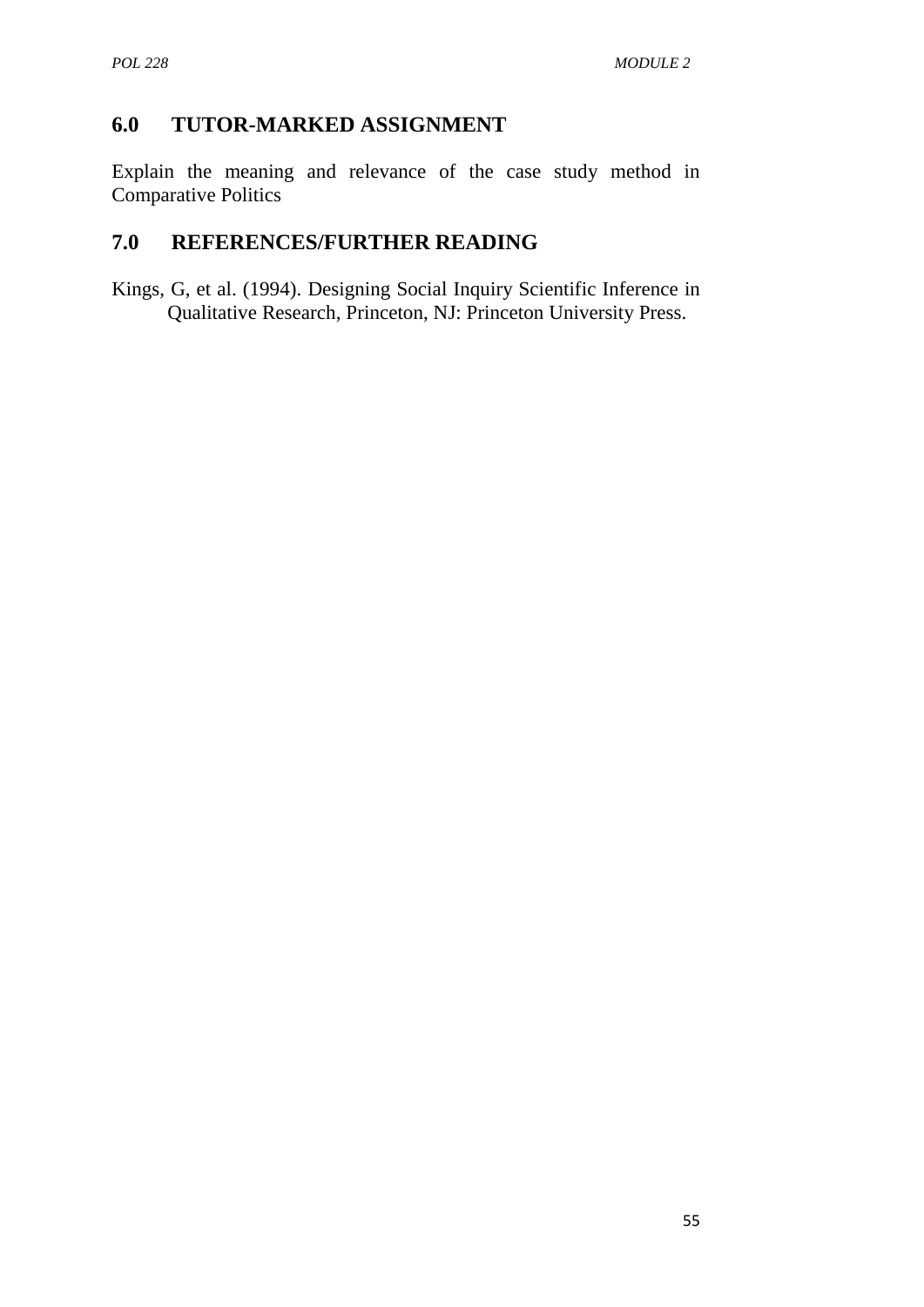## 6.0 TUTOR-MARKED ASSIGNMENT

Explain the meaning and relevance of the case study method in Comparative Politics

## 7.0 REFERENCES/FURTHER READING

Kings, G, et al. (1994). Designing Social Inquiry Scientific Inference in Qualitative Research, Princeton, NJ: Princeton University Press.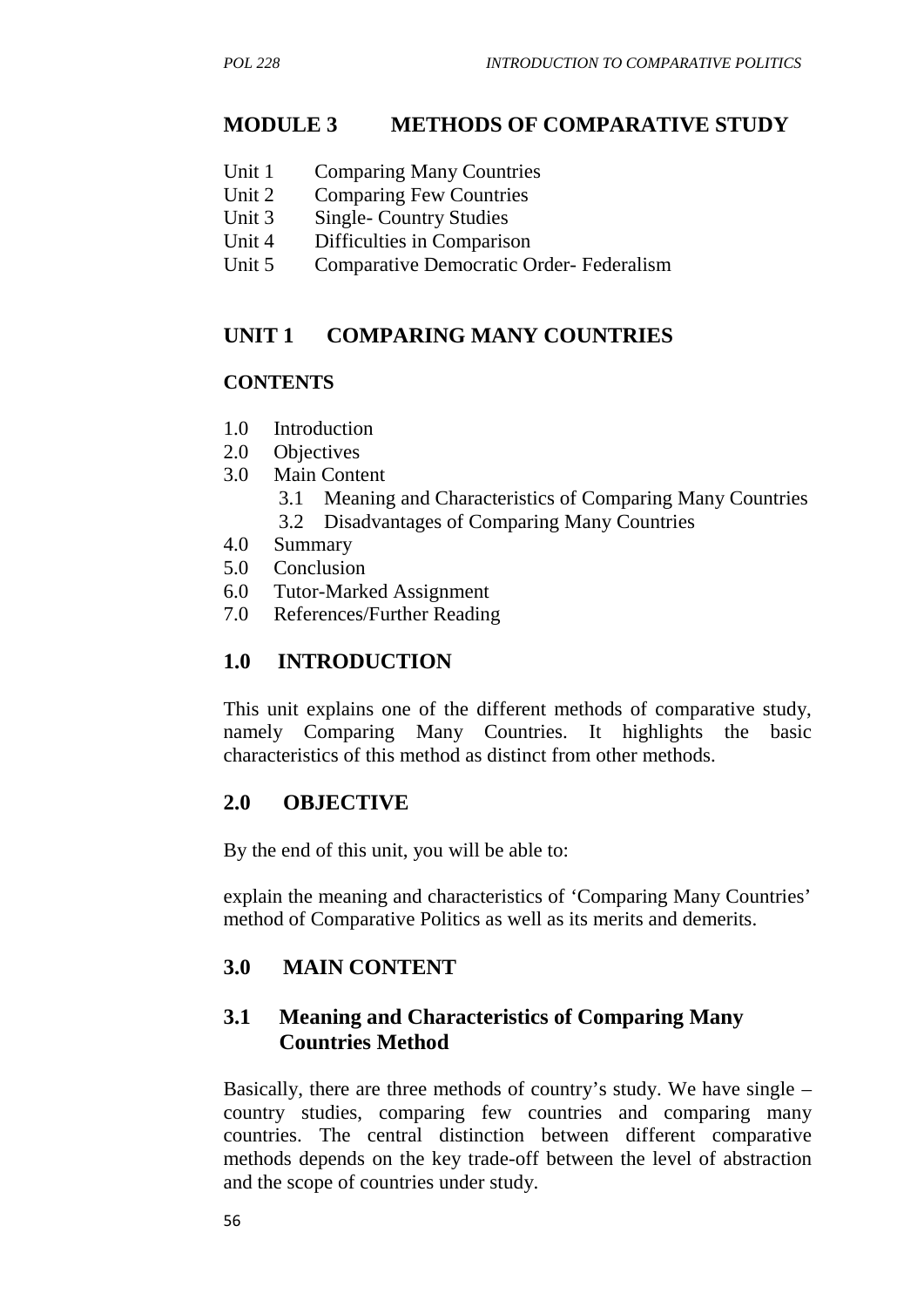# MODULE 3 METHODS OF COMPARATIVE STUDY

Unit 1 Comparing Many Countries
Unit 2 Comparing Few Countries
Unit 3 Single- Country Studies
Unit 4 Difficulties in Comparison
Unit 5 Comparative Democratic Order- Federalism

## UNIT 1 COMPARING MANY COUNTRIES

**CONTENTS**

1.0 Introduction
2.0 Objectives
3.0 Main Content
  3.1 Meaning and Characteristics of Comparing Many Countries
  3.2 Disadvantages of Comparing Many Countries
4.0 Summary
5.0 Conclusion
6.0 Tutor-Marked Assignment
7.0 References/Further Reading

## 1.0 INTRODUCTION

This unit explains one of the different methods of comparative study, namely Comparing Many Countries. It highlights the basic characteristics of this method as distinct from other methods.

## 2.0 OBJECTIVE

By the end of this unit, you will be able to:

explain the meaning and characteristics of 'Comparing Many Countries' method of Comparative Politics as well as its merits and demerits.

## 3.0 MAIN CONTENT

### 3.1 Meaning and Characteristics of Comparing Many Countries Method

Basically, there are three methods of country's study. We have single – country studies, comparing few countries and comparing many countries. The central distinction between different comparative methods depends on the key trade-off between the level of abstraction and the scope of countries under study.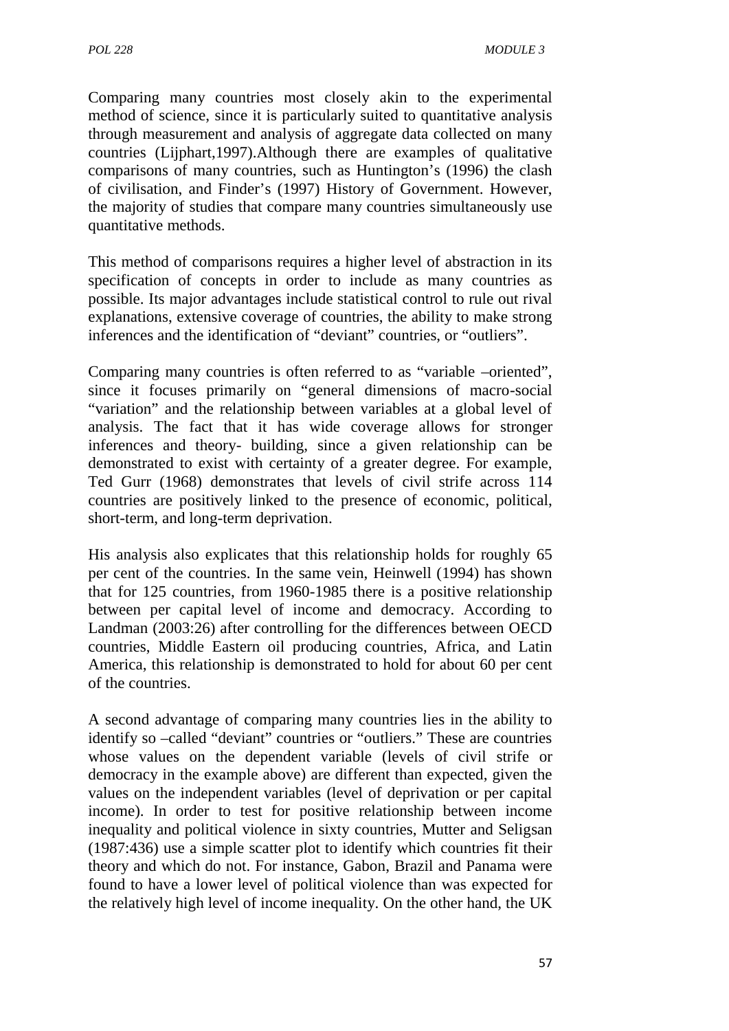Comparing many countries most closely akin to the experimental method of science, since it is particularly suited to quantitative analysis through measurement and analysis of aggregate data collected on many countries (Lijphart,1997).Although there are examples of qualitative comparisons of many countries, such as Huntington's (1996) the clash of civilisation, and Finder's (1997) History of Government. However, the majority of studies that compare many countries simultaneously use quantitative methods.

This method of comparisons requires a higher level of abstraction in its specification of concepts in order to include as many countries as possible. Its major advantages include statistical control to rule out rival explanations, extensive coverage of countries, the ability to make strong inferences and the identification of "deviant" countries, or "outliers".

Comparing many countries is often referred to as "variable –oriented", since it focuses primarily on "general dimensions of macro-social "variation" and the relationship between variables at a global level of analysis. The fact that it has wide coverage allows for stronger inferences and theory- building, since a given relationship can be demonstrated to exist with certainty of a greater degree. For example, Ted Gurr (1968) demonstrates that levels of civil strife across 114 countries are positively linked to the presence of economic, political, short-term, and long-term deprivation.

His analysis also explicates that this relationship holds for roughly 65 per cent of the countries. In the same vein, Heinwell (1994) has shown that for 125 countries, from 1960-1985 there is a positive relationship between per capital level of income and democracy. According to Landman (2003:26) after controlling for the differences between OECD countries, Middle Eastern oil producing countries, Africa, and Latin America, this relationship is demonstrated to hold for about 60 per cent of the countries.

A second advantage of comparing many countries lies in the ability to identify so –called "deviant" countries or "outliers." These are countries whose values on the dependent variable (levels of civil strife or democracy in the example above) are different than expected, given the values on the independent variables (level of deprivation or per capital income). In order to test for positive relationship between income inequality and political violence in sixty countries, Mutter and Seligsan (1987:436) use a simple scatter plot to identify which countries fit their theory and which do not. For instance, Gabon, Brazil and Panama were found to have a lower level of political violence than was expected for the relatively high level of income inequality. On the other hand, the UK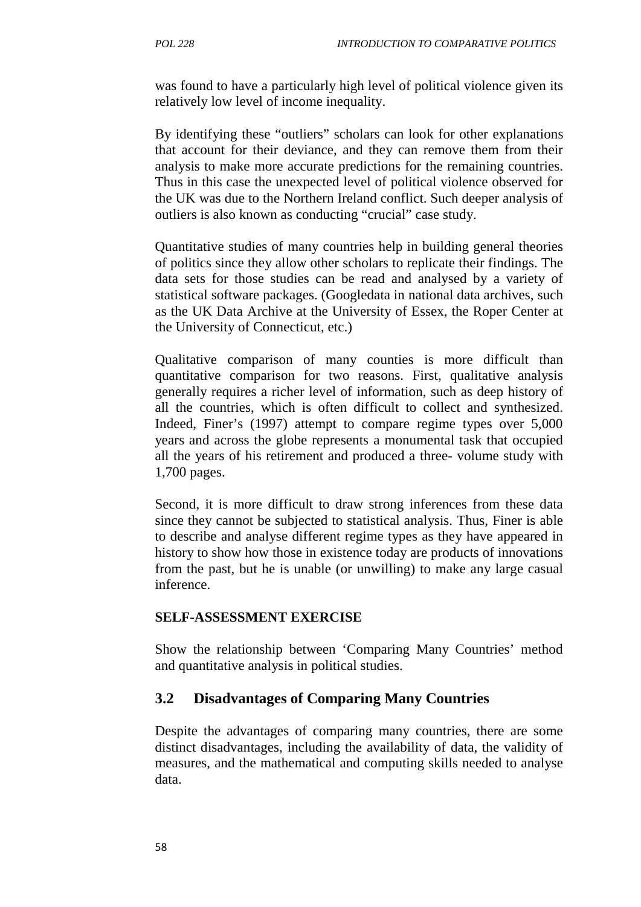was found to have a particularly high level of political violence given its relatively low level of income inequality.

By identifying these "outliers" scholars can look for other explanations that account for their deviance, and they can remove them from their analysis to make more accurate predictions for the remaining countries. Thus in this case the unexpected level of political violence observed for the UK was due to the Northern Ireland conflict. Such deeper analysis of outliers is also known as conducting "crucial" case study.

Quantitative studies of many countries help in building general theories of politics since they allow other scholars to replicate their findings. The data sets for those studies can be read and analysed by a variety of statistical software packages. (Googledata in national data archives, such as the UK Data Archive at the University of Essex, the Roper Center at the University of Connecticut, etc.)

Qualitative comparison of many counties is more difficult than quantitative comparison for two reasons. First, qualitative analysis generally requires a richer level of information, such as deep history of all the countries, which is often difficult to collect and synthesized. Indeed, Finer's (1997) attempt to compare regime types over 5,000 years and across the globe represents a monumental task that occupied all the years of his retirement and produced a three- volume study with 1,700 pages.

Second, it is more difficult to draw strong inferences from these data since they cannot be subjected to statistical analysis. Thus, Finer is able to describe and analyse different regime types as they have appeared in history to show how those in existence today are products of innovations from the past, but he is unable (or unwilling) to make any large casual inference.

**SELF-ASSESSMENT EXERCISE**

Show the relationship between 'Comparing Many Countries' method and quantitative analysis in political studies.

## 3.2 Disadvantages of Comparing Many Countries

Despite the advantages of comparing many countries, there are some distinct disadvantages, including the availability of data, the validity of measures, and the mathematical and computing skills needed to analyse data.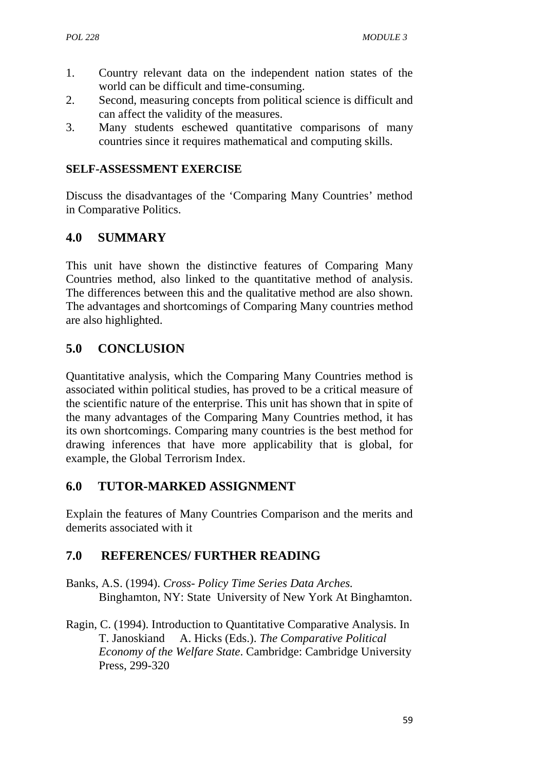1. Country relevant data on the independent nation states of the world can be difficult and time-consuming.
2. Second, measuring concepts from political science is difficult and can affect the validity of the measures.
3. Many students eschewed quantitative comparisons of many countries since it requires mathematical and computing skills.

**SELF-ASSESSMENT EXERCISE**

Discuss the disadvantages of the 'Comparing Many Countries' method in Comparative Politics.

## 4.0 SUMMARY

This unit have shown the distinctive features of Comparing Many Countries method, also linked to the quantitative method of analysis. The differences between this and the qualitative method are also shown. The advantages and shortcomings of Comparing Many countries method are also highlighted.

## 5.0 CONCLUSION

Quantitative analysis, which the Comparing Many Countries method is associated within political studies, has proved to be a critical measure of the scientific nature of the enterprise. This unit has shown that in spite of the many advantages of the Comparing Many Countries method, it has its own shortcomings. Comparing many countries is the best method for drawing inferences that have more applicability that is global, for example, the Global Terrorism Index.

## 6.0 TUTOR-MARKED ASSIGNMENT

Explain the features of Many Countries Comparison and the merits and demerits associated with it

## 7.0 REFERENCES/ FURTHER READING

Banks, A.S. (1994). *Cross- Policy Time Series Data Arches.* Binghamton, NY: State University of New York At Binghamton.

Ragin, C. (1994). Introduction to Quantitative Comparative Analysis. In T. Janoskiand A. Hicks (Eds.). *The Comparative Political Economy of the Welfare State*. Cambridge: Cambridge University Press, 299-320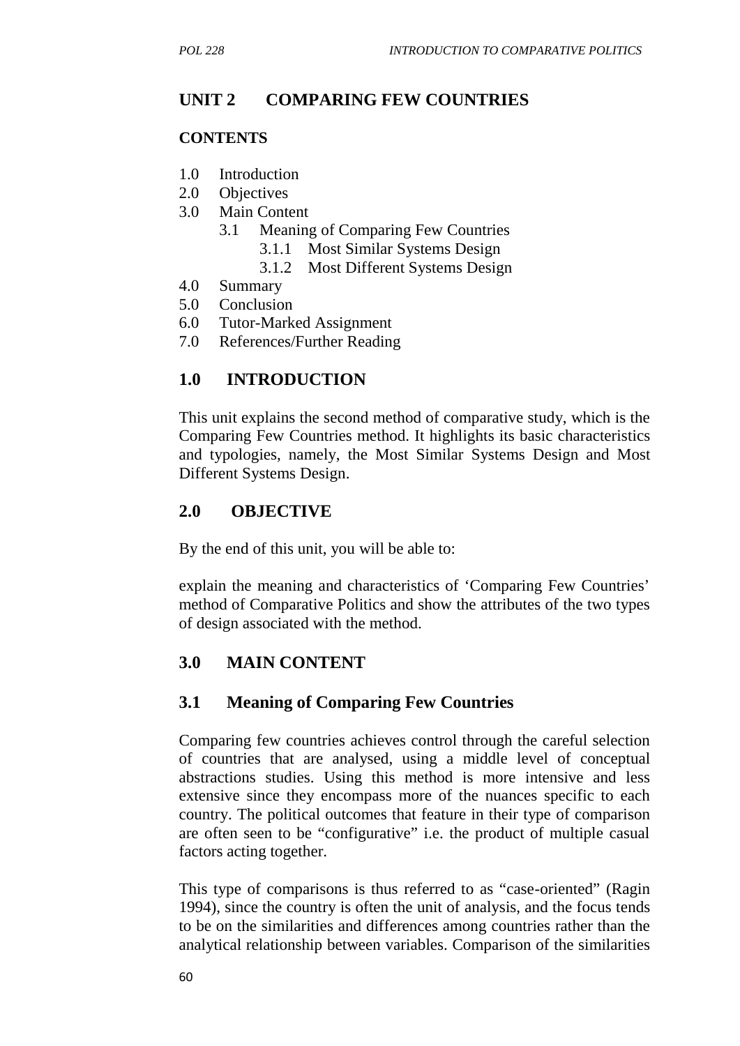## UNIT 2 COMPARING FEW COUNTRIES

**CONTENTS**

1.0 Introduction
2.0 Objectives
3.0 Main Content
    3.1 Meaning of Comparing Few Countries
        3.1.1 Most Similar Systems Design
        3.1.2 Most Different Systems Design
4.0 Summary
5.0 Conclusion
6.0 Tutor-Marked Assignment
7.0 References/Further Reading

## 1.0 INTRODUCTION

This unit explains the second method of comparative study, which is the Comparing Few Countries method. It highlights its basic characteristics and typologies, namely, the Most Similar Systems Design and Most Different Systems Design.

## 2.0 OBJECTIVE

By the end of this unit, you will be able to:

explain the meaning and characteristics of 'Comparing Few Countries' method of Comparative Politics and show the attributes of the two types of design associated with the method.

## 3.0 MAIN CONTENT

### 3.1 Meaning of Comparing Few Countries

Comparing few countries achieves control through the careful selection of countries that are analysed, using a middle level of conceptual abstractions studies. Using this method is more intensive and less extensive since they encompass more of the nuances specific to each country. The political outcomes that feature in their type of comparison are often seen to be "configurative" i.e. the product of multiple casual factors acting together.

This type of comparisons is thus referred to as "case-oriented" (Ragin 1994), since the country is often the unit of analysis, and the focus tends to be on the similarities and differences among countries rather than the analytical relationship between variables. Comparison of the similarities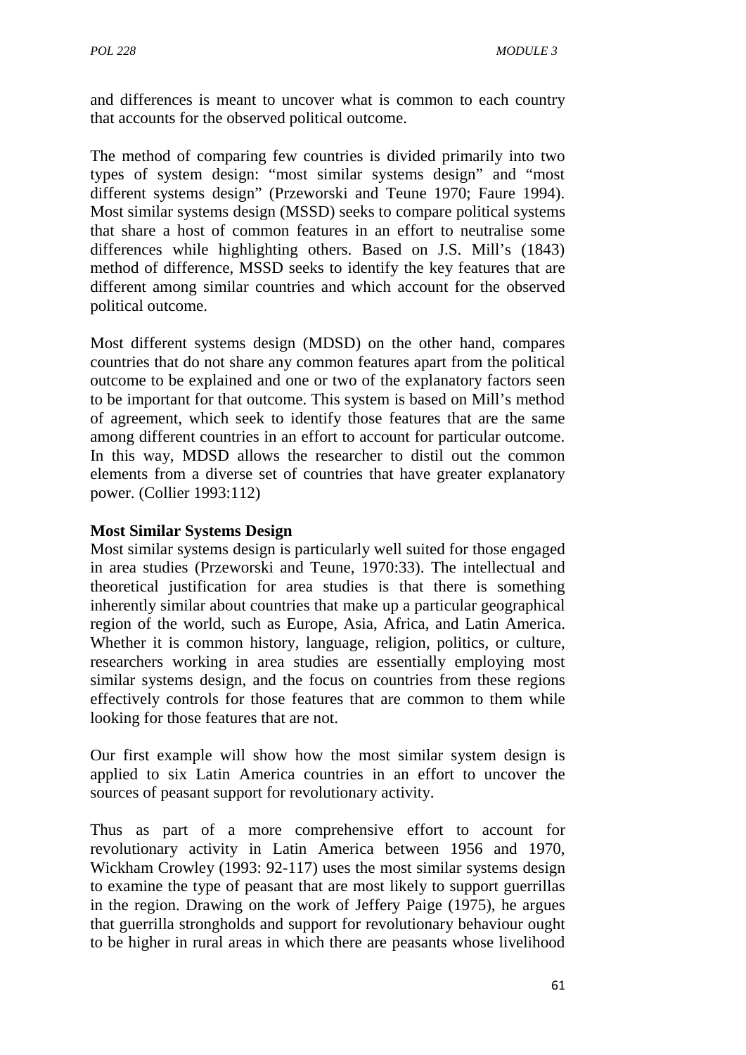and differences is meant to uncover what is common to each country that accounts for the observed political outcome.

The method of comparing few countries is divided primarily into two types of system design: "most similar systems design" and "most different systems design" (Przeworski and Teune 1970; Faure 1994). Most similar systems design (MSSD) seeks to compare political systems that share a host of common features in an effort to neutralise some differences while highlighting others. Based on J.S. Mill's (1843) method of difference, MSSD seeks to identify the key features that are different among similar countries and which account for the observed political outcome.

Most different systems design (MDSD) on the other hand, compares countries that do not share any common features apart from the political outcome to be explained and one or two of the explanatory factors seen to be important for that outcome. This system is based on Mill's method of agreement, which seek to identify those features that are the same among different countries in an effort to account for particular outcome. In this way, MDSD allows the researcher to distil out the common elements from a diverse set of countries that have greater explanatory power. (Collier 1993:112)

**Most Similar Systems Design**

Most similar systems design is particularly well suited for those engaged in area studies (Przeworski and Teune, 1970:33). The intellectual and theoretical justification for area studies is that there is something inherently similar about countries that make up a particular geographical region of the world, such as Europe, Asia, Africa, and Latin America. Whether it is common history, language, religion, politics, or culture, researchers working in area studies are essentially employing most similar systems design, and the focus on countries from these regions effectively controls for those features that are common to them while looking for those features that are not.

Our first example will show how the most similar system design is applied to six Latin America countries in an effort to uncover the sources of peasant support for revolutionary activity.

Thus as part of a more comprehensive effort to account for revolutionary activity in Latin America between 1956 and 1970, Wickham Crowley (1993: 92-117) uses the most similar systems design to examine the type of peasant that are most likely to support guerrillas in the region. Drawing on the work of Jeffery Paige (1975), he argues that guerrilla strongholds and support for revolutionary behaviour ought to be higher in rural areas in which there are peasants whose livelihood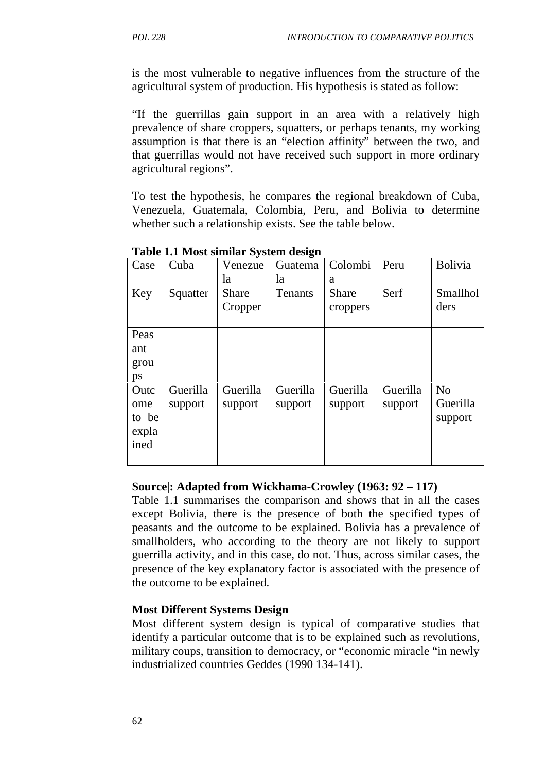is the most vulnerable to negative influences from the structure of the agricultural system of production. His hypothesis is stated as follow:

"If the guerrillas gain support in an area with a relatively high prevalence of share croppers, squatters, or perhaps tenants, my working assumption is that there is an "election affinity" between the two, and that guerrillas would not have received such support in more ordinary agricultural regions".

To test the hypothesis, he compares the regional breakdown of Cuba, Venezuela, Guatemala, Colombia, Peru, and Bolivia to determine whether such a relationship exists. See the table below.

**Table 1.1 Most similar System design**

| Case | Cuba | Venezuela | Guatemala | Colombia | Peru | Bolivia |
|---|---|---|---|---|---|---|
| Key | Squatter | Share Cropper | Tenants | Share croppers | Serf | Smallholders |
| Peasant groups | | | | | | |
| Outcome to be explained | Guerilla support | Guerilla support | Guerilla support | Guerilla support | Guerilla support | No Guerilla support |

**Source|: Adapted from Wickhama-Crowley (1963: 92 – 117)**

Table 1.1 summarises the comparison and shows that in all the cases except Bolivia, there is the presence of both the specified types of peasants and the outcome to be explained. Bolivia has a prevalence of smallholders, who according to the theory are not likely to support guerrilla activity, and in this case, do not. Thus, across similar cases, the presence of the key explanatory factor is associated with the presence of the outcome to be explained.

**Most Different Systems Design**

Most different system design is typical of comparative studies that identify a particular outcome that is to be explained such as revolutions, military coups, transition to democracy, or "economic miracle "in newly industrialized countries Geddes (1990 134-141).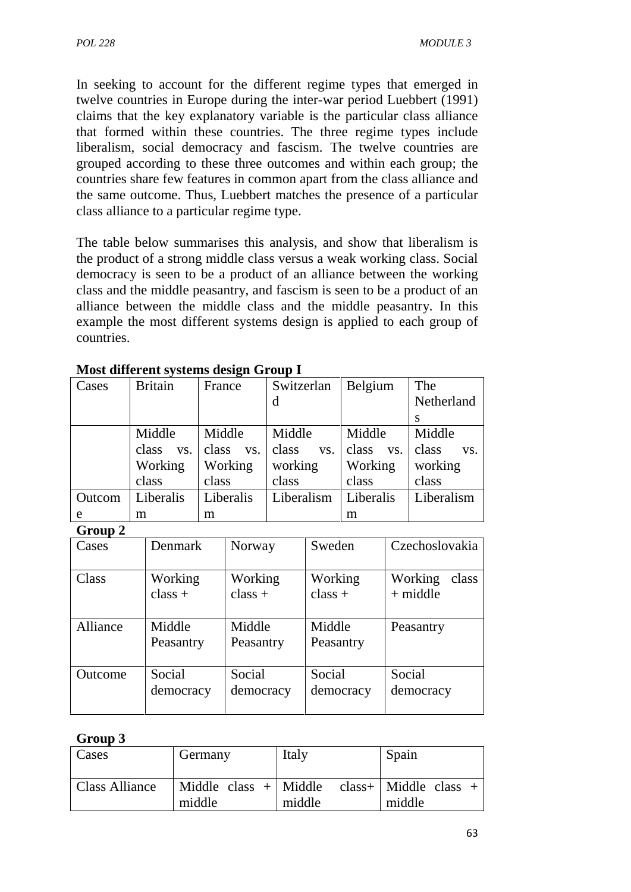In seeking to account for the different regime types that emerged in twelve countries in Europe during the inter-war period Luebbert (1991) claims that the key explanatory variable is the particular class alliance that formed within these countries. The three regime types include liberalism, social democracy and fascism. The twelve countries are grouped according to these three outcomes and within each group; the countries share few features in common apart from the class alliance and the same outcome. Thus, Luebbert matches the presence of a particular class alliance to a particular regime type.

The table below summarises this analysis, and show that liberalism is the product of a strong middle class versus a weak working class. Social democracy is seen to be a product of an alliance between the working class and the middle peasantry, and fascism is seen to be a product of an alliance between the middle class and the middle peasantry. In this example the most different systems design is applied to each group of countries.

**Most different systems design Group I**

| Cases | Britain | France | Switzerland | Belgium | The Netherlands |
|---|---|---|---|---|---|
| | Middle class vs. Working class | Middle class vs. Working class | Middle class vs. working class | Middle class vs. Working class | Middle class vs. working class |
| Outcome | Liberalism | Liberalism | Liberalism | Liberalism | Liberalism |

**Group 2**

| Cases | Denmark | Norway | Sweden | Czechoslovakia |
|---|---|---|---|---|
| Class | Working class + | Working class + | Working class + | Working class + middle |
| Alliance | Middle Peasantry | Middle Peasantry | Middle Peasantry | Peasantry |
| Outcome | Social democracy | Social democracy | Social democracy | Social democracy |

**Group 3**

| Cases | Germany | Italy | Spain |
|---|---|---|---|
| Class Alliance | Middle class + middle | Middle class+ middle | Middle class + middle |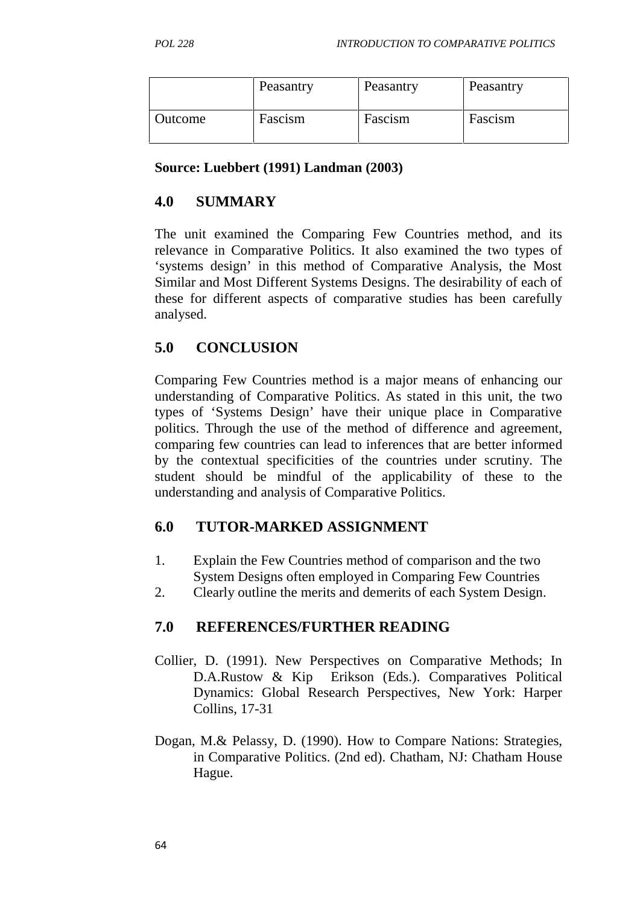| | Peasantry | Peasantry | Peasantry |
|---|---|---|---|
| Outcome | Fascism | Fascism | Fascism |

**Source: Luebbert (1991) Landman (2003)**

## 4.0 SUMMARY

The unit examined the Comparing Few Countries method, and its relevance in Comparative Politics. It also examined the two types of 'systems design' in this method of Comparative Analysis, the Most Similar and Most Different Systems Designs. The desirability of each of these for different aspects of comparative studies has been carefully analysed.

## 5.0 CONCLUSION

Comparing Few Countries method is a major means of enhancing our understanding of Comparative Politics. As stated in this unit, the two types of 'Systems Design' have their unique place in Comparative politics. Through the use of the method of difference and agreement, comparing few countries can lead to inferences that are better informed by the contextual specificities of the countries under scrutiny. The student should be mindful of the applicability of these to the understanding and analysis of Comparative Politics.

## 6.0 TUTOR-MARKED ASSIGNMENT

1. Explain the Few Countries method of comparison and the two System Designs often employed in Comparing Few Countries
2. Clearly outline the merits and demerits of each System Design.

## 7.0 REFERENCES/FURTHER READING

Collier, D. (1991). New Perspectives on Comparative Methods; In D.A.Rustow & Kip Erikson (Eds.). Comparatives Political Dynamics: Global Research Perspectives, New York: Harper Collins, 17-31

Dogan, M.& Pelassy, D. (1990). How to Compare Nations: Strategies, in Comparative Politics. (2nd ed). Chatham, NJ: Chatham House Hague.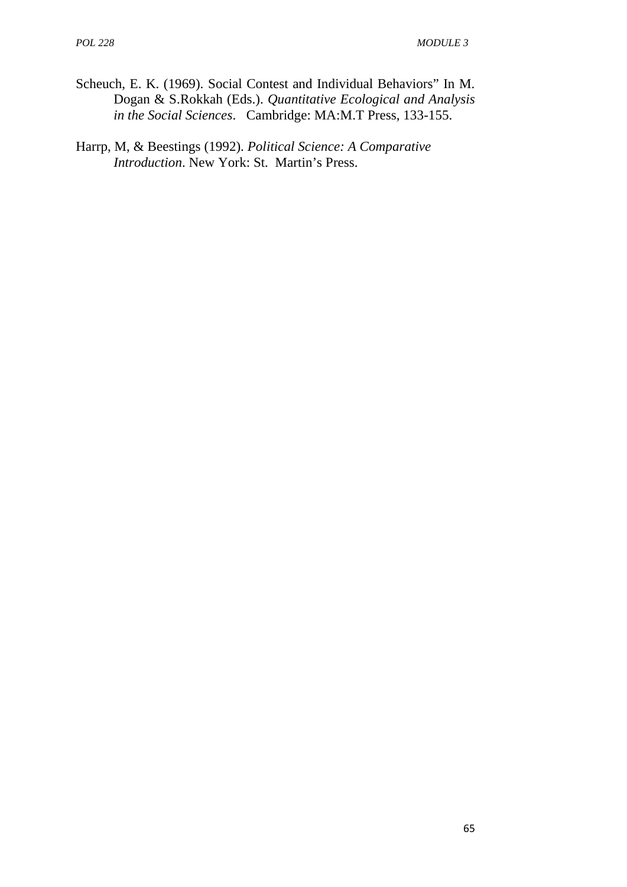Scheuch, E. K. (1969). Social Contest and Individual Behaviors" In M. Dogan & S.Rokkah (Eds.). *Quantitative Ecological and Analysis in the Social Sciences*. Cambridge: MA:M.T Press, 133-155.

Harrp, M, & Beestings (1992). *Political Science: A Comparative Introduction*. New York: St. Martin's Press.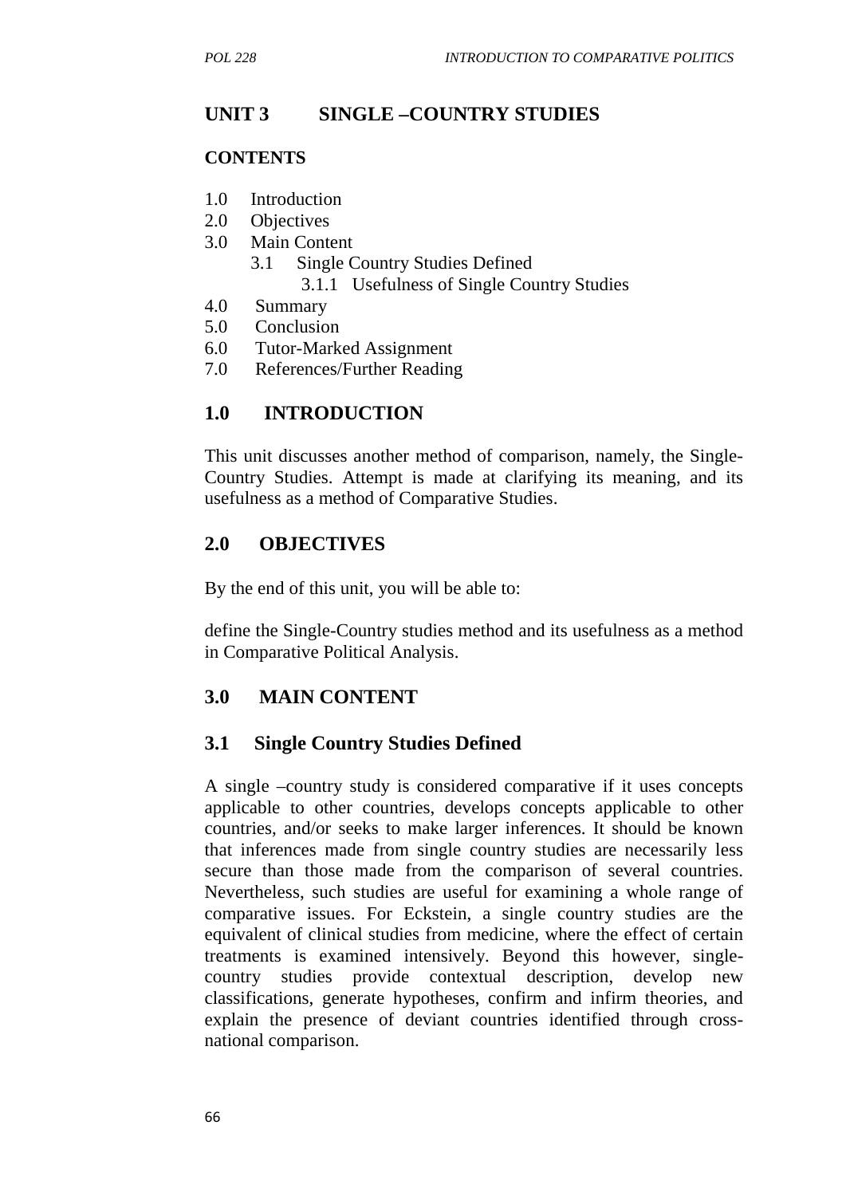## UNIT 3 SINGLE –COUNTRY STUDIES

### CONTENTS

1.0 Introduction
2.0 Objectives
3.0 Main Content
    3.1 Single Country Studies Defined
        3.1.1 Usefulness of Single Country Studies
4.0 Summary
5.0 Conclusion
6.0 Tutor-Marked Assignment
7.0 References/Further Reading

### 1.0 INTRODUCTION

This unit discusses another method of comparison, namely, the Single-Country Studies. Attempt is made at clarifying its meaning, and its usefulness as a method of Comparative Studies.

### 2.0 OBJECTIVES

By the end of this unit, you will be able to:

define the Single-Country studies method and its usefulness as a method in Comparative Political Analysis.

### 3.0 MAIN CONTENT

### 3.1 Single Country Studies Defined

A single –country study is considered comparative if it uses concepts applicable to other countries, develops concepts applicable to other countries, and/or seeks to make larger inferences. It should be known that inferences made from single country studies are necessarily less secure than those made from the comparison of several countries. Nevertheless, such studies are useful for examining a whole range of comparative issues. For Eckstein, a single country studies are the equivalent of clinical studies from medicine, where the effect of certain treatments is examined intensively. Beyond this however, single-country studies provide contextual description, develop new classifications, generate hypotheses, confirm and infirm theories, and explain the presence of deviant countries identified through cross-national comparison.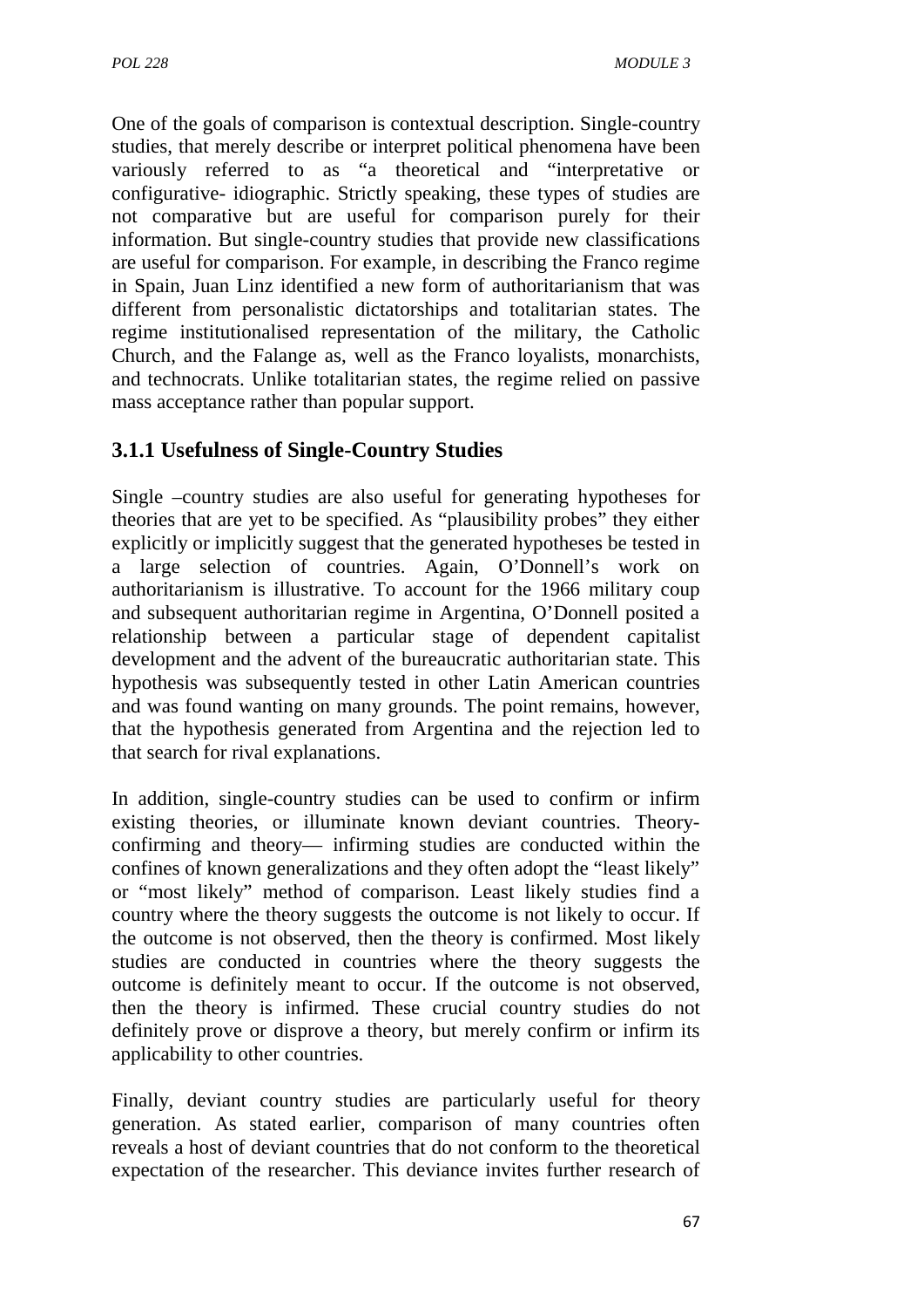One of the goals of comparison is contextual description. Single-country studies, that merely describe or interpret political phenomena have been variously referred to as "a theoretical and "interpretative or configurative- idiographic. Strictly speaking, these types of studies are not comparative but are useful for comparison purely for their information. But single-country studies that provide new classifications are useful for comparison. For example, in describing the Franco regime in Spain, Juan Linz identified a new form of authoritarianism that was different from personalistic dictatorships and totalitarian states. The regime institutionalised representation of the military, the Catholic Church, and the Falange as, well as the Franco loyalists, monarchists, and technocrats. Unlike totalitarian states, the regime relied on passive mass acceptance rather than popular support.

### 3.1.1 Usefulness of Single-Country Studies

Single –country studies are also useful for generating hypotheses for theories that are yet to be specified. As "plausibility probes" they either explicitly or implicitly suggest that the generated hypotheses be tested in a large selection of countries. Again, O'Donnell's work on authoritarianism is illustrative. To account for the 1966 military coup and subsequent authoritarian regime in Argentina, O'Donnell posited a relationship between a particular stage of dependent capitalist development and the advent of the bureaucratic authoritarian state. This hypothesis was subsequently tested in other Latin American countries and was found wanting on many grounds. The point remains, however, that the hypothesis generated from Argentina and the rejection led to that search for rival explanations.

In addition, single-country studies can be used to confirm or infirm existing theories, or illuminate known deviant countries. Theory-confirming and theory— infirming studies are conducted within the confines of known generalizations and they often adopt the "least likely" or "most likely" method of comparison. Least likely studies find a country where the theory suggests the outcome is not likely to occur. If the outcome is not observed, then the theory is confirmed. Most likely studies are conducted in countries where the theory suggests the outcome is definitely meant to occur. If the outcome is not observed, then the theory is infirmed. These crucial country studies do not definitely prove or disprove a theory, but merely confirm or infirm its applicability to other countries.

Finally, deviant country studies are particularly useful for theory generation. As stated earlier, comparison of many countries often reveals a host of deviant countries that do not conform to the theoretical expectation of the researcher. This deviance invites further research of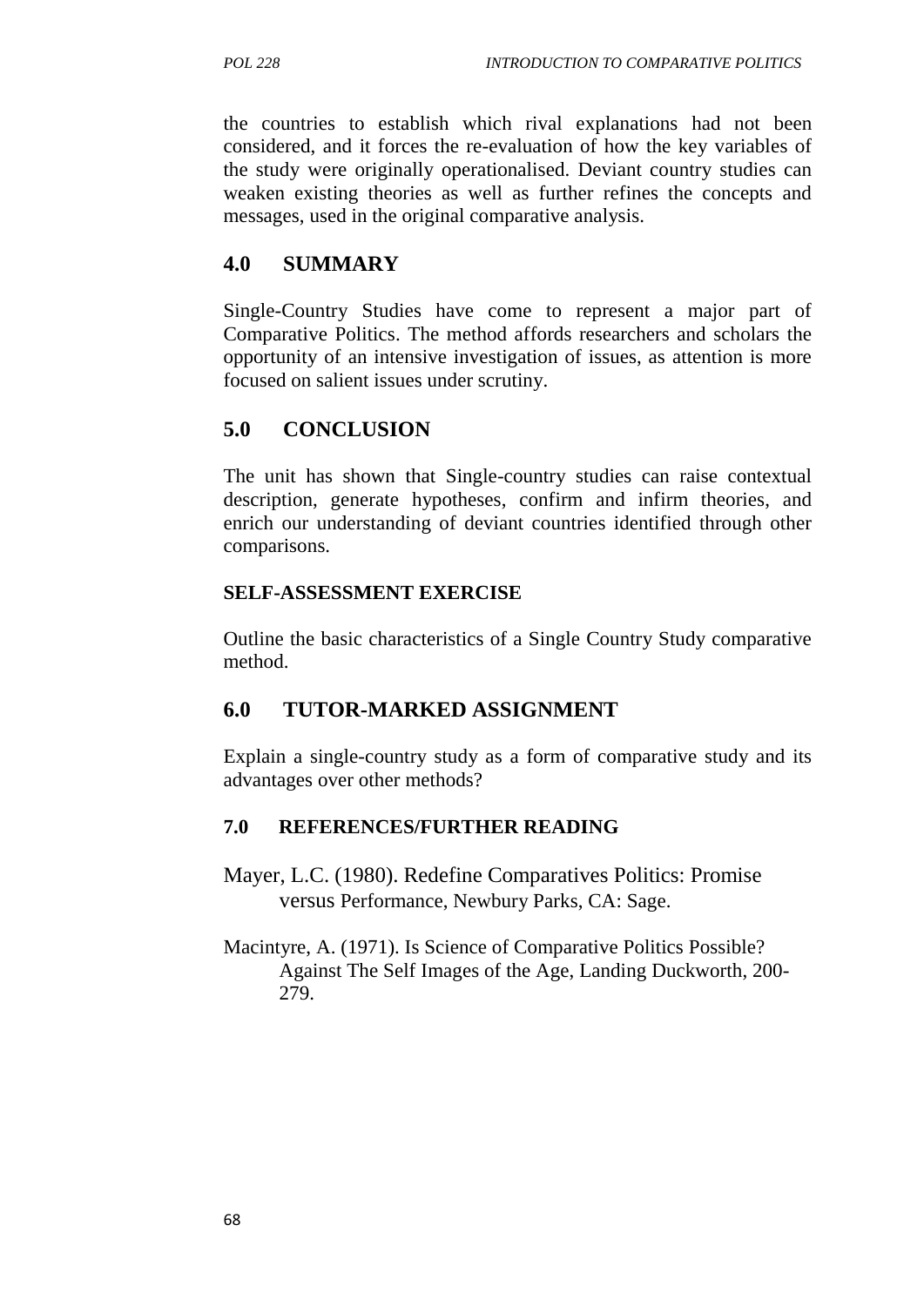the countries to establish which rival explanations had not been considered, and it forces the re-evaluation of how the key variables of the study were originally operationalised. Deviant country studies can weaken existing theories as well as further refines the concepts and messages, used in the original comparative analysis.

## 4.0 SUMMARY

Single-Country Studies have come to represent a major part of Comparative Politics. The method affords researchers and scholars the opportunity of an intensive investigation of issues, as attention is more focused on salient issues under scrutiny.

## 5.0 CONCLUSION

The unit has shown that Single-country studies can raise contextual description, generate hypotheses, confirm and infirm theories, and enrich our understanding of deviant countries identified through other comparisons.

### SELF-ASSESSMENT EXERCISE

Outline the basic characteristics of a Single Country Study comparative method.

## 6.0 TUTOR-MARKED ASSIGNMENT

Explain a single-country study as a form of comparative study and its advantages over other methods?

### 7.0 REFERENCES/FURTHER READING

Mayer, L.C. (1980). Redefine Comparatives Politics: Promise versus Performance, Newbury Parks, CA: Sage.

Macintyre, A. (1971). Is Science of Comparative Politics Possible? Against The Self Images of the Age, Landing Duckworth, 200-279.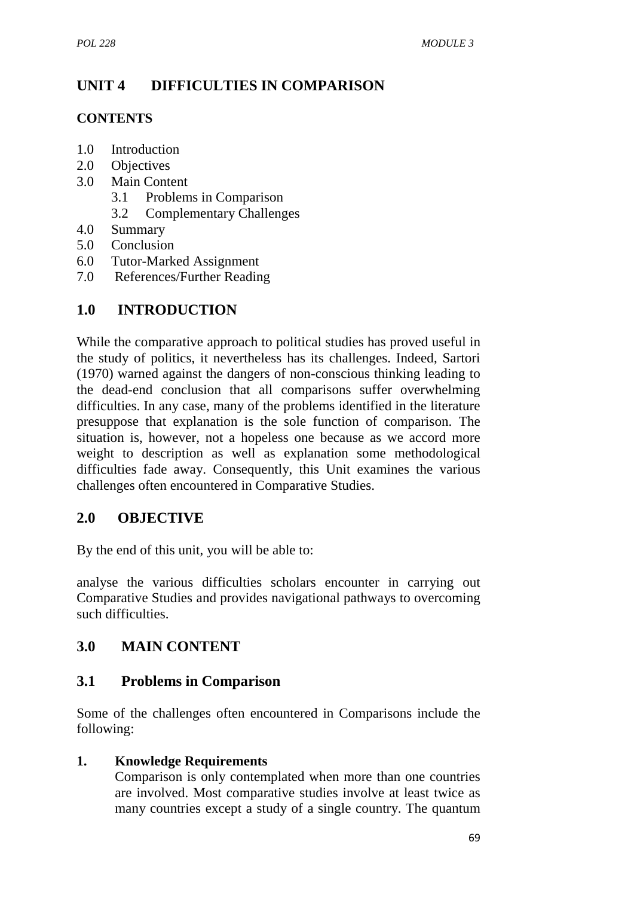# UNIT 4 DIFFICULTIES IN COMPARISON

## CONTENTS

1.0 Introduction
2.0 Objectives
3.0 Main Content
  3.1 Problems in Comparison
  3.2 Complementary Challenges
4.0 Summary
5.0 Conclusion
6.0 Tutor-Marked Assignment
7.0 References/Further Reading

## 1.0 INTRODUCTION

While the comparative approach to political studies has proved useful in the study of politics, it nevertheless has its challenges. Indeed, Sartori (1970) warned against the dangers of non-conscious thinking leading to the dead-end conclusion that all comparisons suffer overwhelming difficulties. In any case, many of the problems identified in the literature presuppose that explanation is the sole function of comparison. The situation is, however, not a hopeless one because as we accord more weight to description as well as explanation some methodological difficulties fade away. Consequently, this Unit examines the various challenges often encountered in Comparative Studies.

## 2.0 OBJECTIVE

By the end of this unit, you will be able to:

analyse the various difficulties scholars encounter in carrying out Comparative Studies and provides navigational pathways to overcoming such difficulties.

## 3.0 MAIN CONTENT

### 3.1 Problems in Comparison

Some of the challenges often encountered in Comparisons include the following:

1. **Knowledge Requirements**
   Comparison is only contemplated when more than one countries are involved. Most comparative studies involve at least twice as many countries except a study of a single country. The quantum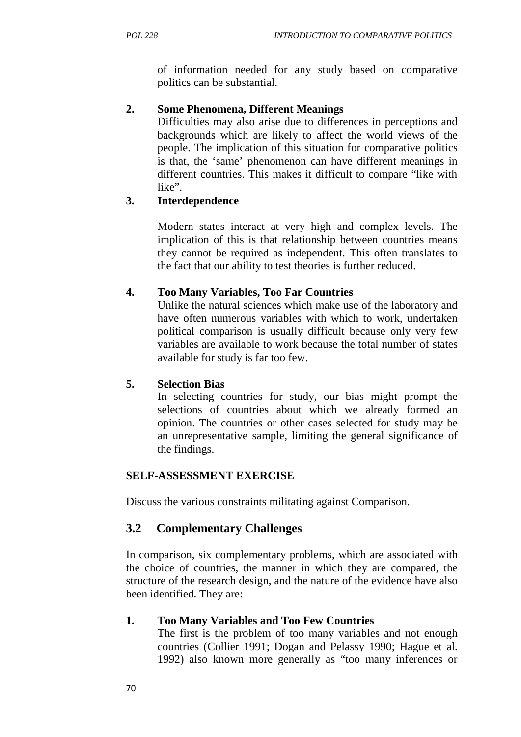of information needed for any study based on comparative politics can be substantial.

**2. Some Phenomena, Different Meanings**

Difficulties may also arise due to differences in perceptions and backgrounds which are likely to affect the world views of the people. The implication of this situation for comparative politics is that, the 'same' phenomenon can have different meanings in different countries. This makes it difficult to compare "like with like".

**3. Interdependence**

Modern states interact at very high and complex levels. The implication of this is that relationship between countries means they cannot be required as independent. This often translates to the fact that our ability to test theories is further reduced.

**4. Too Many Variables, Too Far Countries**

Unlike the natural sciences which make use of the laboratory and have often numerous variables with which to work, undertaken political comparison is usually difficult because only very few variables are available to work because the total number of states available for study is far too few.

**5. Selection Bias**

In selecting countries for study, our bias might prompt the selections of countries about which we already formed an opinion. The countries or other cases selected for study may be an unrepresentative sample, limiting the general significance of the findings.

**SELF-ASSESSMENT EXERCISE**

Discuss the various constraints militating against Comparison.

## 3.2 Complementary Challenges

In comparison, six complementary problems, which are associated with the choice of countries, the manner in which they are compared, the structure of the research design, and the nature of the evidence have also been identified. They are:

**1. Too Many Variables and Too Few Countries**

The first is the problem of too many variables and not enough countries (Collier 1991; Dogan and Pelassy 1990; Hague et al. 1992) also known more generally as "too many inferences or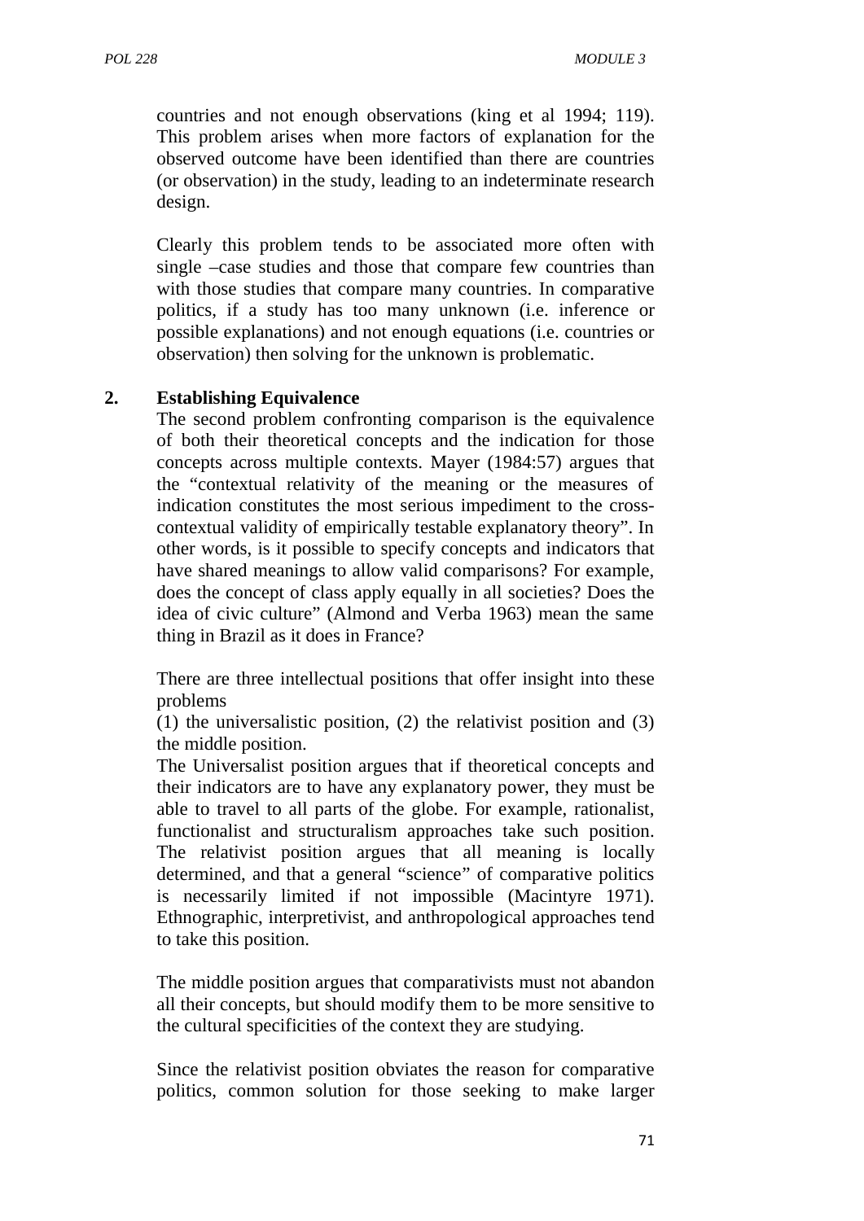countries and not enough observations (king et al 1994; 119). This problem arises when more factors of explanation for the observed outcome have been identified than there are countries (or observation) in the study, leading to an indeterminate research design.

Clearly this problem tends to be associated more often with single –case studies and those that compare few countries than with those studies that compare many countries. In comparative politics, if a study has too many unknown (i.e. inference or possible explanations) and not enough equations (i.e. countries or observation) then solving for the unknown is problematic.

**2. Establishing Equivalence**

The second problem confronting comparison is the equivalence of both their theoretical concepts and the indication for those concepts across multiple contexts. Mayer (1984:57) argues that the "contextual relativity of the meaning or the measures of indication constitutes the most serious impediment to the cross-contextual validity of empirically testable explanatory theory". In other words, is it possible to specify concepts and indicators that have shared meanings to allow valid comparisons? For example, does the concept of class apply equally in all societies? Does the idea of civic culture" (Almond and Verba 1963) mean the same thing in Brazil as it does in France?

There are three intellectual positions that offer insight into these problems
(1) the universalistic position, (2) the relativist position and (3) the middle position.
The Universalist position argues that if theoretical concepts and their indicators are to have any explanatory power, they must be able to travel to all parts of the globe. For example, rationalist, functionalist and structuralism approaches take such position. The relativist position argues that all meaning is locally determined, and that a general "science" of comparative politics is necessarily limited if not impossible (Macintyre 1971). Ethnographic, interpretivist, and anthropological approaches tend to take this position.

The middle position argues that comparativists must not abandon all their concepts, but should modify them to be more sensitive to the cultural specificities of the context they are studying.

Since the relativist position obviates the reason for comparative politics, common solution for those seeking to make larger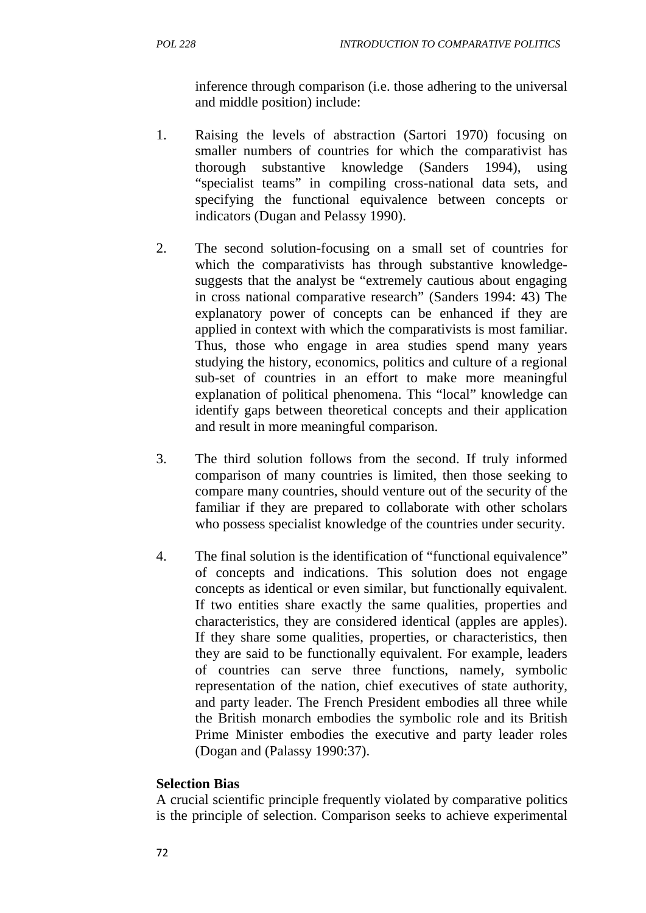inference through comparison (i.e. those adhering to the universal and middle position) include:

1. Raising the levels of abstraction (Sartori 1970) focusing on smaller numbers of countries for which the comparativist has thorough substantive knowledge (Sanders 1994), using "specialist teams" in compiling cross-national data sets, and specifying the functional equivalence between concepts or indicators (Dugan and Pelassy 1990).

2. The second solution-focusing on a small set of countries for which the comparativists has through substantive knowledge-suggests that the analyst be "extremely cautious about engaging in cross national comparative research" (Sanders 1994: 43) The explanatory power of concepts can be enhanced if they are applied in context with which the comparativists is most familiar. Thus, those who engage in area studies spend many years studying the history, economics, politics and culture of a regional sub-set of countries in an effort to make more meaningful explanation of political phenomena. This "local" knowledge can identify gaps between theoretical concepts and their application and result in more meaningful comparison.

3. The third solution follows from the second. If truly informed comparison of many countries is limited, then those seeking to compare many countries, should venture out of the security of the familiar if they are prepared to collaborate with other scholars who possess specialist knowledge of the countries under security.

4. The final solution is the identification of "functional equivalence" of concepts and indications. This solution does not engage concepts as identical or even similar, but functionally equivalent. If two entities share exactly the same qualities, properties and characteristics, they are considered identical (apples are apples). If they share some qualities, properties, or characteristics, then they are said to be functionally equivalent. For example, leaders of countries can serve three functions, namely, symbolic representation of the nation, chief executives of state authority, and party leader. The French President embodies all three while the British monarch embodies the symbolic role and its British Prime Minister embodies the executive and party leader roles (Dogan and (Palassy 1990:37).

**Selection Bias**

A crucial scientific principle frequently violated by comparative politics is the principle of selection. Comparison seeks to achieve experimental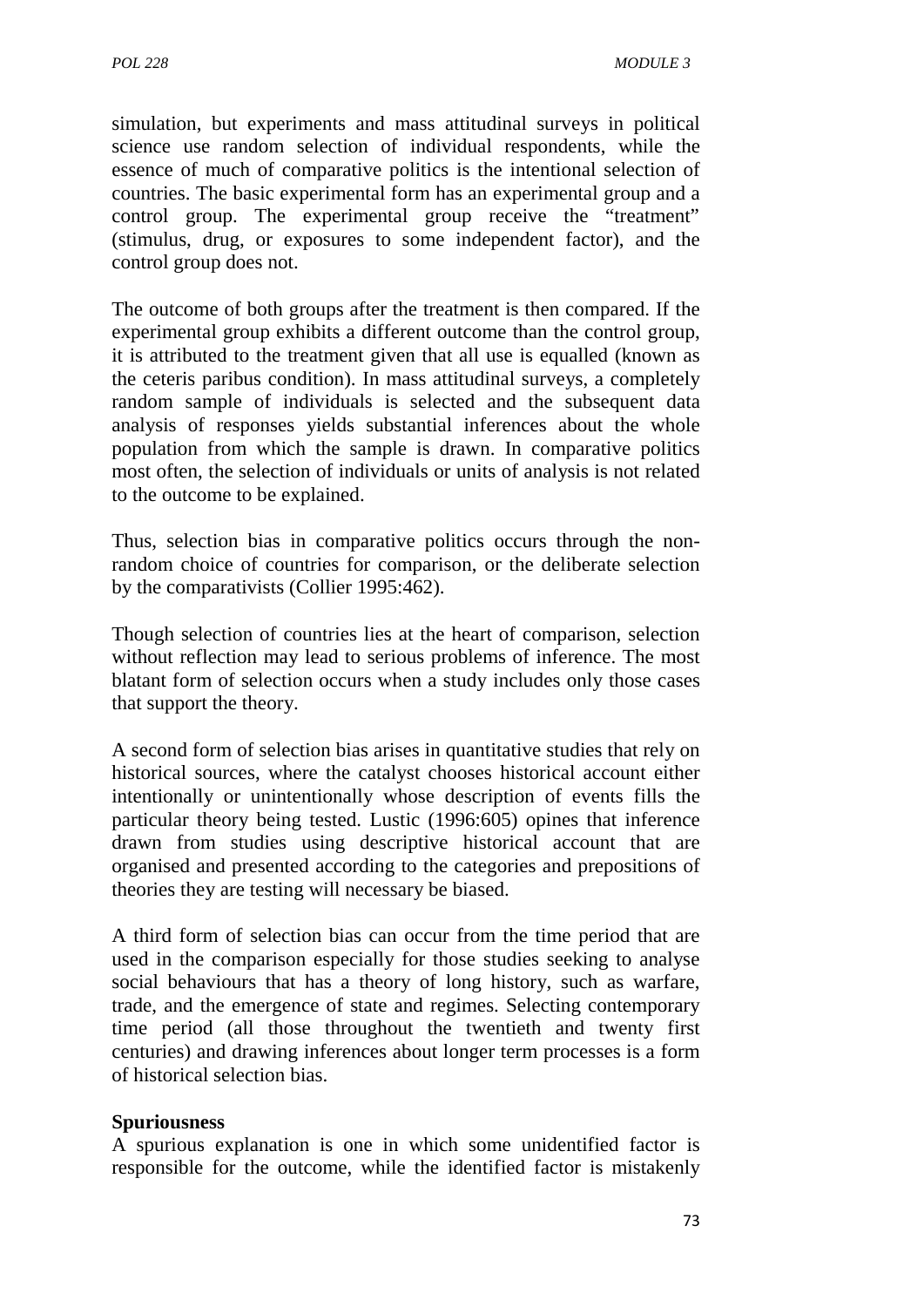simulation, but experiments and mass attitudinal surveys in political science use random selection of individual respondents, while the essence of much of comparative politics is the intentional selection of countries. The basic experimental form has an experimental group and a control group. The experimental group receive the "treatment" (stimulus, drug, or exposures to some independent factor), and the control group does not.

The outcome of both groups after the treatment is then compared. If the experimental group exhibits a different outcome than the control group, it is attributed to the treatment given that all use is equalled (known as the ceteris paribus condition). In mass attitudinal surveys, a completely random sample of individuals is selected and the subsequent data analysis of responses yields substantial inferences about the whole population from which the sample is drawn. In comparative politics most often, the selection of individuals or units of analysis is not related to the outcome to be explained.

Thus, selection bias in comparative politics occurs through the non-random choice of countries for comparison, or the deliberate selection by the comparativists (Collier 1995:462).

Though selection of countries lies at the heart of comparison, selection without reflection may lead to serious problems of inference. The most blatant form of selection occurs when a study includes only those cases that support the theory.

A second form of selection bias arises in quantitative studies that rely on historical sources, where the catalyst chooses historical account either intentionally or unintentionally whose description of events fills the particular theory being tested. Lustic (1996:605) opines that inference drawn from studies using descriptive historical account that are organised and presented according to the categories and prepositions of theories they are testing will necessary be biased.

A third form of selection bias can occur from the time period that are used in the comparison especially for those studies seeking to analyse social behaviours that has a theory of long history, such as warfare, trade, and the emergence of state and regimes. Selecting contemporary time period (all those throughout the twentieth and twenty first centuries) and drawing inferences about longer term processes is a form of historical selection bias.

**Spuriousness**

A spurious explanation is one in which some unidentified factor is responsible for the outcome, while the identified factor is mistakenly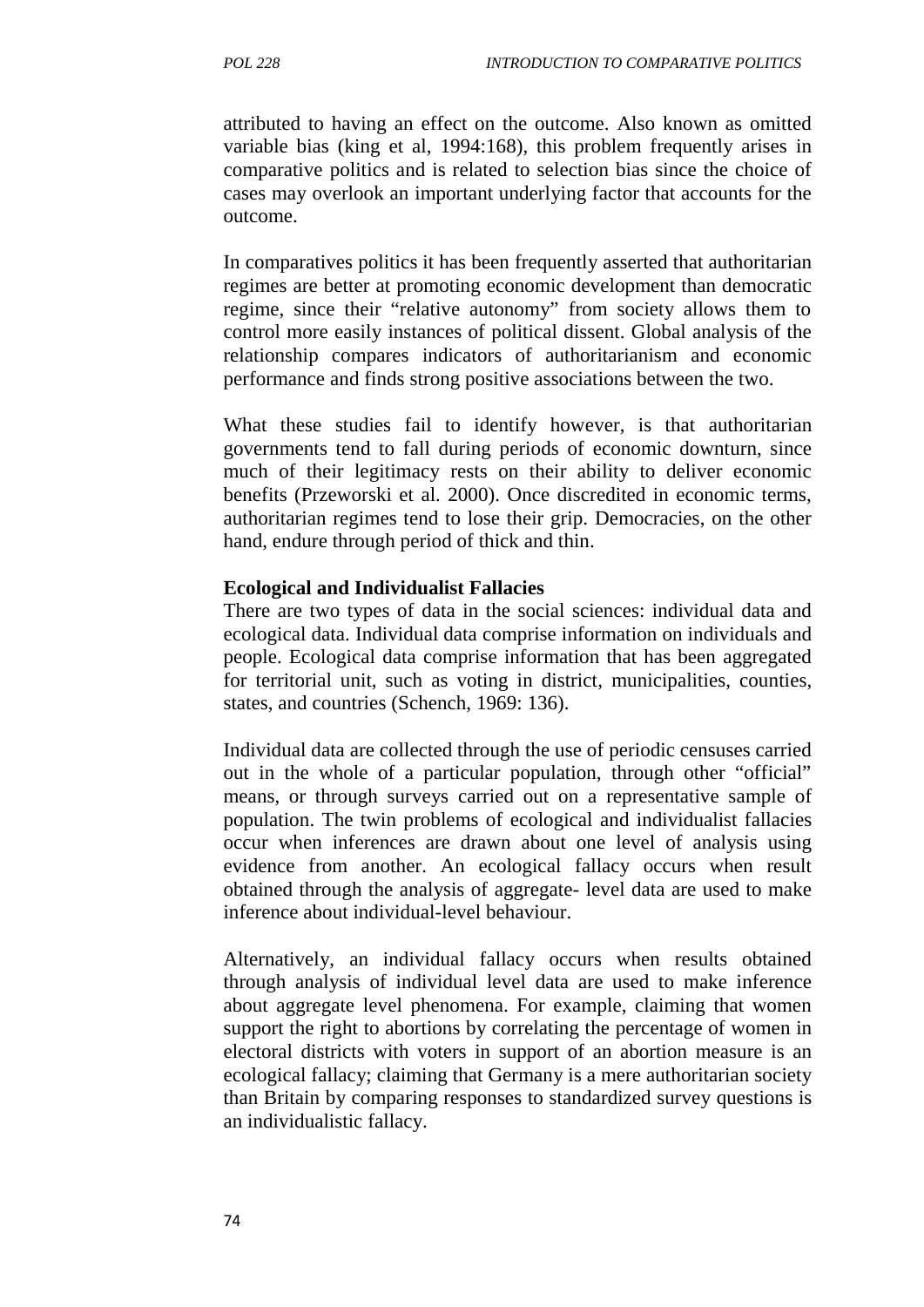attributed to having an effect on the outcome. Also known as omitted variable bias (king et al, 1994:168), this problem frequently arises in comparative politics and is related to selection bias since the choice of cases may overlook an important underlying factor that accounts for the outcome.

In comparatives politics it has been frequently asserted that authoritarian regimes are better at promoting economic development than democratic regime, since their "relative autonomy" from society allows them to control more easily instances of political dissent. Global analysis of the relationship compares indicators of authoritarianism and economic performance and finds strong positive associations between the two.

What these studies fail to identify however, is that authoritarian governments tend to fall during periods of economic downturn, since much of their legitimacy rests on their ability to deliver economic benefits (Przeworski et al. 2000). Once discredited in economic terms, authoritarian regimes tend to lose their grip. Democracies, on the other hand, endure through period of thick and thin.

**Ecological and Individualist Fallacies**

There are two types of data in the social sciences: individual data and ecological data. Individual data comprise information on individuals and people. Ecological data comprise information that has been aggregated for territorial unit, such as voting in district, municipalities, counties, states, and countries (Schench, 1969: 136).

Individual data are collected through the use of periodic censuses carried out in the whole of a particular population, through other "official" means, or through surveys carried out on a representative sample of population. The twin problems of ecological and individualist fallacies occur when inferences are drawn about one level of analysis using evidence from another. An ecological fallacy occurs when result obtained through the analysis of aggregate- level data are used to make inference about individual-level behaviour.

Alternatively, an individual fallacy occurs when results obtained through analysis of individual level data are used to make inference about aggregate level phenomena. For example, claiming that women support the right to abortions by correlating the percentage of women in electoral districts with voters in support of an abortion measure is an ecological fallacy; claiming that Germany is a mere authoritarian society than Britain by comparing responses to standardized survey questions is an individualistic fallacy.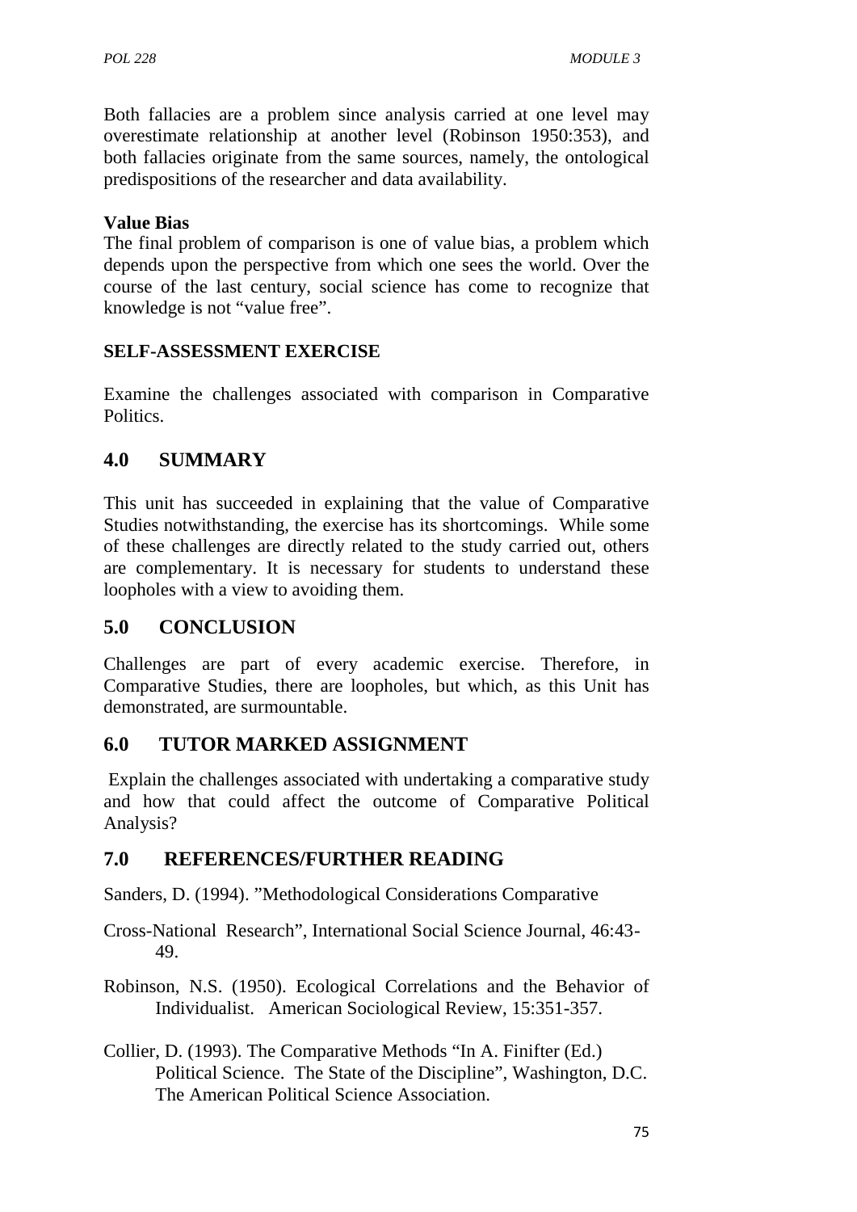Both fallacies are a problem since analysis carried at one level may overestimate relationship at another level (Robinson 1950:353), and both fallacies originate from the same sources, namely, the ontological predispositions of the researcher and data availability.

**Value Bias**

The final problem of comparison is one of value bias, a problem which depends upon the perspective from which one sees the world. Over the course of the last century, social science has come to recognize that knowledge is not "value free".

**SELF-ASSESSMENT EXERCISE**

Examine the challenges associated with comparison in Comparative Politics.

## 4.0 SUMMARY

This unit has succeeded in explaining that the value of Comparative Studies notwithstanding, the exercise has its shortcomings. While some of these challenges are directly related to the study carried out, others are complementary. It is necessary for students to understand these loopholes with a view to avoiding them.

## 5.0 CONCLUSION

Challenges are part of every academic exercise. Therefore, in Comparative Studies, there are loopholes, but which, as this Unit has demonstrated, are surmountable.

## 6.0 TUTOR MARKED ASSIGNMENT

Explain the challenges associated with undertaking a comparative study and how that could affect the outcome of Comparative Political Analysis?

## 7.0 REFERENCES/FURTHER READING

Sanders, D. (1994). "Methodological Considerations Comparative

Cross-National Research", International Social Science Journal, 46:43-49.

Robinson, N.S. (1950). Ecological Correlations and the Behavior of Individualist. American Sociological Review, 15:351-357.

Collier, D. (1993). The Comparative Methods "In A. Finifter (Ed.) Political Science. The State of the Discipline", Washington, D.C. The American Political Science Association.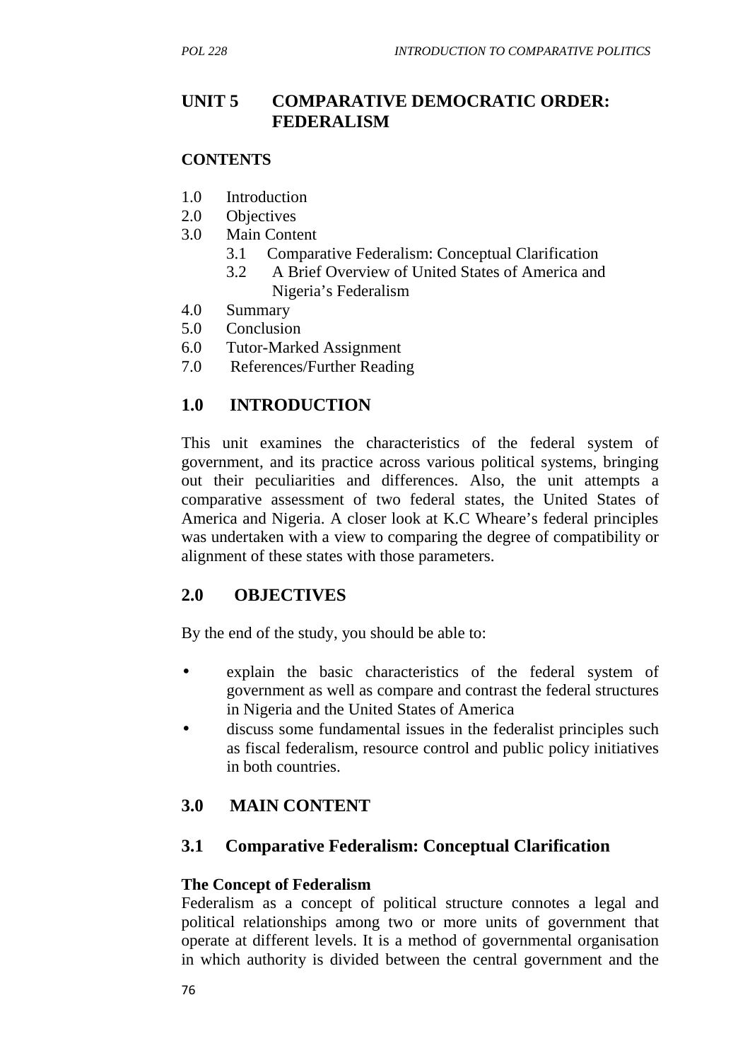# UNIT 5 COMPARATIVE DEMOCRATIC ORDER: FEDERALISM

**CONTENTS**

1.0 Introduction
2.0 Objectives
3.0 Main Content
    3.1 Comparative Federalism: Conceptual Clarification
    3.2 A Brief Overview of United States of America and Nigeria's Federalism
4.0 Summary
5.0 Conclusion
6.0 Tutor-Marked Assignment
7.0 References/Further Reading

## 1.0 INTRODUCTION

This unit examines the characteristics of the federal system of government, and its practice across various political systems, bringing out their peculiarities and differences. Also, the unit attempts a comparative assessment of two federal states, the United States of America and Nigeria. A closer look at K.C Wheare's federal principles was undertaken with a view to comparing the degree of compatibility or alignment of these states with those parameters.

## 2.0 OBJECTIVES

By the end of the study, you should be able to:

- explain the basic characteristics of the federal system of government as well as compare and contrast the federal structures in Nigeria and the United States of America
- discuss some fundamental issues in the federalist principles such as fiscal federalism, resource control and public policy initiatives in both countries.

## 3.0 MAIN CONTENT

### 3.1 Comparative Federalism: Conceptual Clarification

**The Concept of Federalism**

Federalism as a concept of political structure connotes a legal and political relationships among two or more units of government that operate at different levels. It is a method of governmental organisation in which authority is divided between the central government and the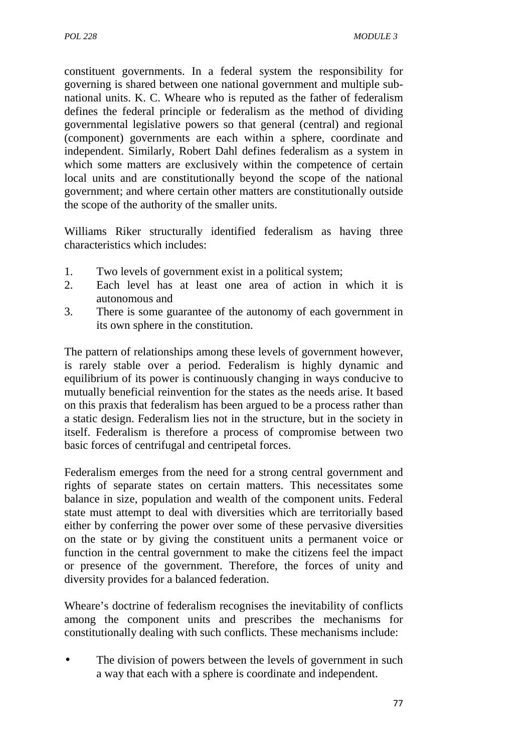constituent governments. In a federal system the responsibility for governing is shared between one national government and multiple sub-national units. K. C. Wheare who is reputed as the father of federalism defines the federal principle or federalism as the method of dividing governmental legislative powers so that general (central) and regional (component) governments are each within a sphere, coordinate and independent. Similarly, Robert Dahl defines federalism as a system in which some matters are exclusively within the competence of certain local units and are constitutionally beyond the scope of the national government; and where certain other matters are constitutionally outside the scope of the authority of the smaller units.

Williams Riker structurally identified federalism as having three characteristics which includes:

1. Two levels of government exist in a political system;
2. Each level has at least one area of action in which it is autonomous and
3. There is some guarantee of the autonomy of each government in its own sphere in the constitution.

The pattern of relationships among these levels of government however, is rarely stable over a period. Federalism is highly dynamic and equilibrium of its power is continuously changing in ways conducive to mutually beneficial reinvention for the states as the needs arise. It based on this praxis that federalism has been argued to be a process rather than a static design. Federalism lies not in the structure, but in the society in itself. Federalism is therefore a process of compromise between two basic forces of centrifugal and centripetal forces.

Federalism emerges from the need for a strong central government and rights of separate states on certain matters. This necessitates some balance in size, population and wealth of the component units. Federal state must attempt to deal with diversities which are territorially based either by conferring the power over some of these pervasive diversities on the state or by giving the constituent units a permanent voice or function in the central government to make the citizens feel the impact or presence of the government. Therefore, the forces of unity and diversity provides for a balanced federation.

Wheare's doctrine of federalism recognises the inevitability of conflicts among the component units and prescribes the mechanisms for constitutionally dealing with such conflicts. These mechanisms include:

- The division of powers between the levels of government in such a way that each with a sphere is coordinate and independent.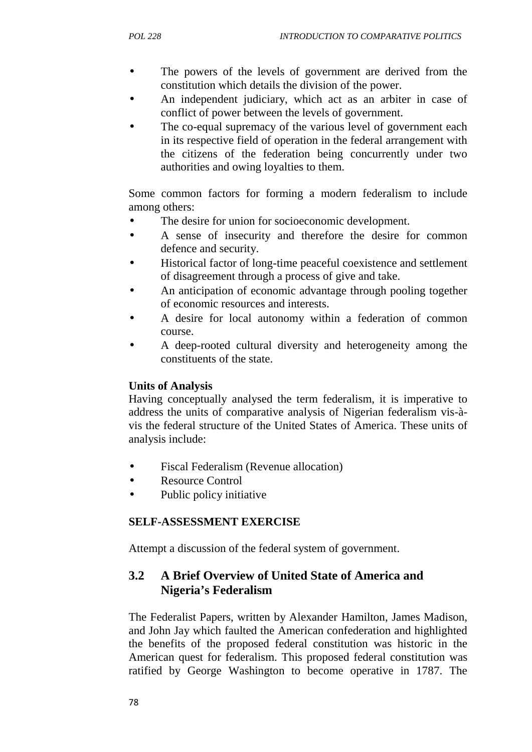- The powers of the levels of government are derived from the constitution which details the division of the power.
- An independent judiciary, which act as an arbiter in case of conflict of power between the levels of government.
- The co-equal supremacy of the various level of government each in its respective field of operation in the federal arrangement with the citizens of the federation being concurrently under two authorities and owing loyalties to them.

Some common factors for forming a modern federalism to include among others:

- The desire for union for socioeconomic development.
- A sense of insecurity and therefore the desire for common defence and security.
- Historical factor of long-time peaceful coexistence and settlement of disagreement through a process of give and take.
- An anticipation of economic advantage through pooling together of economic resources and interests.
- A desire for local autonomy within a federation of common course.
- A deep-rooted cultural diversity and heterogeneity among the constituents of the state.

**Units of Analysis**

Having conceptually analysed the term federalism, it is imperative to address the units of comparative analysis of Nigerian federalism vis-à-vis the federal structure of the United States of America. These units of analysis include:

- Fiscal Federalism (Revenue allocation)
- Resource Control
- Public policy initiative

**SELF-ASSESSMENT EXERCISE**

Attempt a discussion of the federal system of government.

## 3.2 A Brief Overview of United State of America and Nigeria's Federalism

The Federalist Papers, written by Alexander Hamilton, James Madison, and John Jay which faulted the American confederation and highlighted the benefits of the proposed federal constitution was historic in the American quest for federalism. This proposed federal constitution was ratified by George Washington to become operative in 1787. The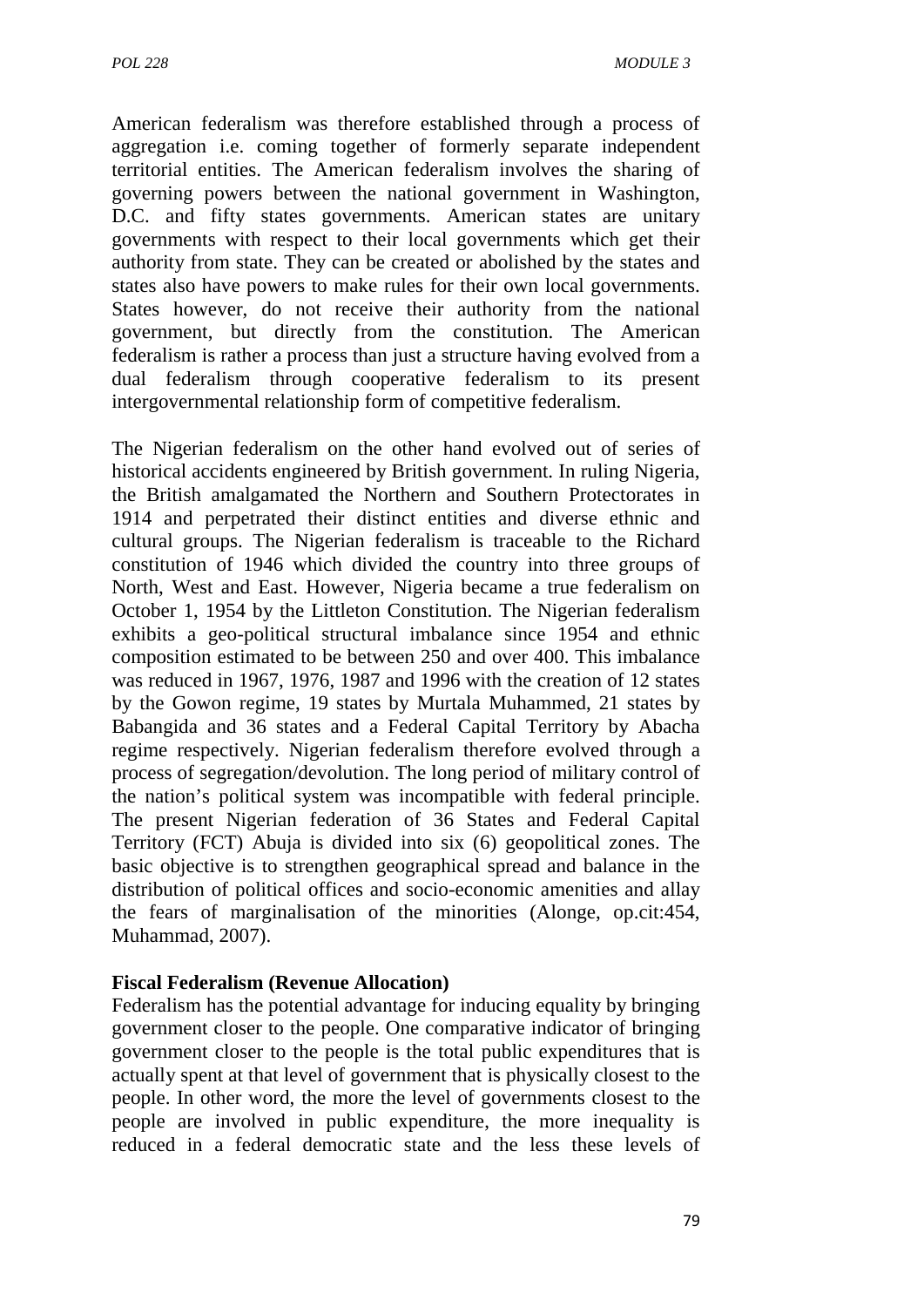American federalism was therefore established through a process of aggregation i.e. coming together of formerly separate independent territorial entities. The American federalism involves the sharing of governing powers between the national government in Washington, D.C. and fifty states governments. American states are unitary governments with respect to their local governments which get their authority from state. They can be created or abolished by the states and states also have powers to make rules for their own local governments. States however, do not receive their authority from the national government, but directly from the constitution. The American federalism is rather a process than just a structure having evolved from a dual federalism through cooperative federalism to its present intergovernmental relationship form of competitive federalism.

The Nigerian federalism on the other hand evolved out of series of historical accidents engineered by British government. In ruling Nigeria, the British amalgamated the Northern and Southern Protectorates in 1914 and perpetrated their distinct entities and diverse ethnic and cultural groups. The Nigerian federalism is traceable to the Richard constitution of 1946 which divided the country into three groups of North, West and East. However, Nigeria became a true federalism on October 1, 1954 by the Littleton Constitution. The Nigerian federalism exhibits a geo-political structural imbalance since 1954 and ethnic composition estimated to be between 250 and over 400. This imbalance was reduced in 1967, 1976, 1987 and 1996 with the creation of 12 states by the Gowon regime, 19 states by Murtala Muhammed, 21 states by Babangida and 36 states and a Federal Capital Territory by Abacha regime respectively. Nigerian federalism therefore evolved through a process of segregation/devolution. The long period of military control of the nation's political system was incompatible with federal principle. The present Nigerian federation of 36 States and Federal Capital Territory (FCT) Abuja is divided into six (6) geopolitical zones. The basic objective is to strengthen geographical spread and balance in the distribution of political offices and socio-economic amenities and allay the fears of marginalisation of the minorities (Alonge, op.cit:454, Muhammad, 2007).

**Fiscal Federalism (Revenue Allocation)**

Federalism has the potential advantage for inducing equality by bringing government closer to the people. One comparative indicator of bringing government closer to the people is the total public expenditures that is actually spent at that level of government that is physically closest to the people. In other word, the more the level of governments closest to the people are involved in public expenditure, the more inequality is reduced in a federal democratic state and the less these levels of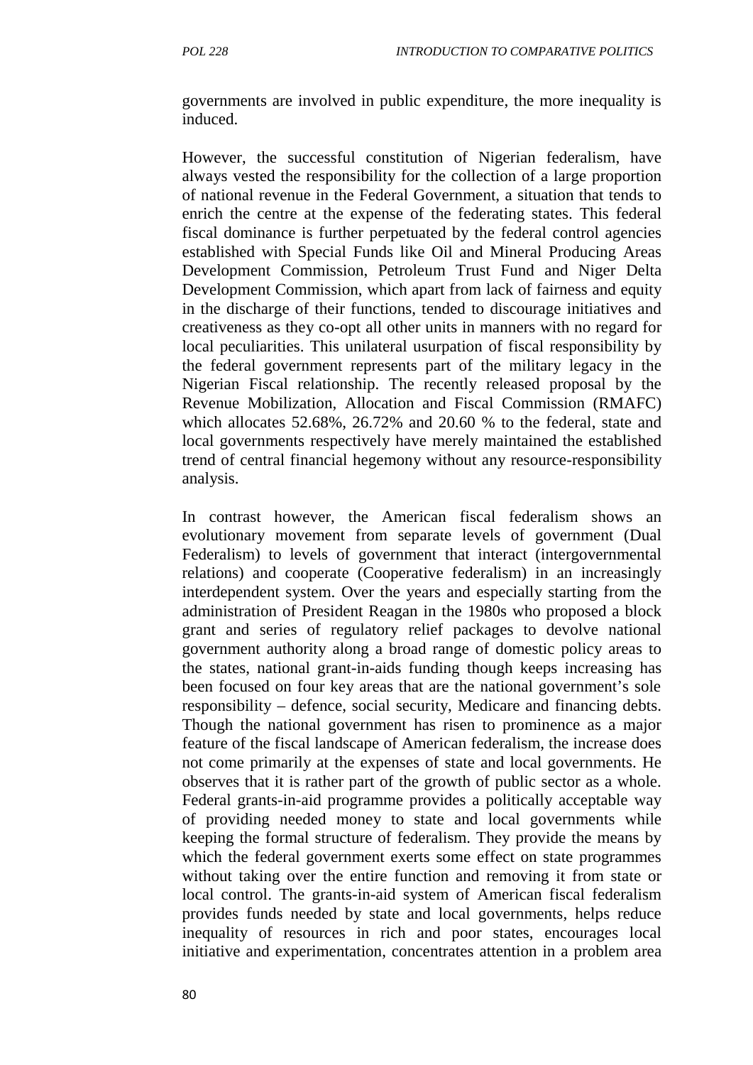governments are involved in public expenditure, the more inequality is induced.

However, the successful constitution of Nigerian federalism, have always vested the responsibility for the collection of a large proportion of national revenue in the Federal Government, a situation that tends to enrich the centre at the expense of the federating states. This federal fiscal dominance is further perpetuated by the federal control agencies established with Special Funds like Oil and Mineral Producing Areas Development Commission, Petroleum Trust Fund and Niger Delta Development Commission, which apart from lack of fairness and equity in the discharge of their functions, tended to discourage initiatives and creativeness as they co-opt all other units in manners with no regard for local peculiarities. This unilateral usurpation of fiscal responsibility by the federal government represents part of the military legacy in the Nigerian Fiscal relationship. The recently released proposal by the Revenue Mobilization, Allocation and Fiscal Commission (RMAFC) which allocates 52.68%, 26.72% and 20.60 % to the federal, state and local governments respectively have merely maintained the established trend of central financial hegemony without any resource-responsibility analysis.

In contrast however, the American fiscal federalism shows an evolutionary movement from separate levels of government (Dual Federalism) to levels of government that interact (intergovernmental relations) and cooperate (Cooperative federalism) in an increasingly interdependent system. Over the years and especially starting from the administration of President Reagan in the 1980s who proposed a block grant and series of regulatory relief packages to devolve national government authority along a broad range of domestic policy areas to the states, national grant-in-aids funding though keeps increasing has been focused on four key areas that are the national government's sole responsibility – defence, social security, Medicare and financing debts. Though the national government has risen to prominence as a major feature of the fiscal landscape of American federalism, the increase does not come primarily at the expenses of state and local governments. He observes that it is rather part of the growth of public sector as a whole. Federal grants-in-aid programme provides a politically acceptable way of providing needed money to state and local governments while keeping the formal structure of federalism. They provide the means by which the federal government exerts some effect on state programmes without taking over the entire function and removing it from state or local control. The grants-in-aid system of American fiscal federalism provides funds needed by state and local governments, helps reduce inequality of resources in rich and poor states, encourages local initiative and experimentation, concentrates attention in a problem area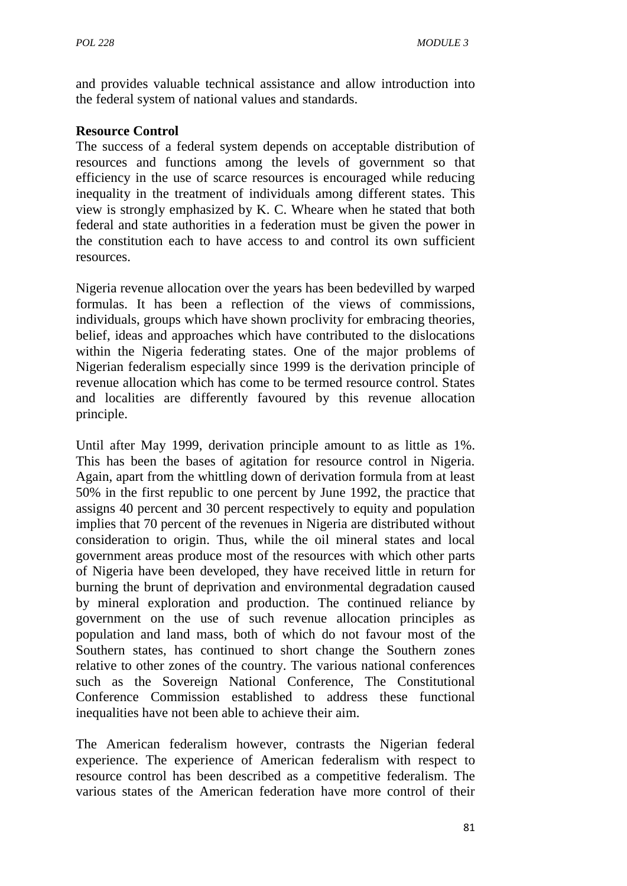and provides valuable technical assistance and allow introduction into the federal system of national values and standards.

**Resource Control**

The success of a federal system depends on acceptable distribution of resources and functions among the levels of government so that efficiency in the use of scarce resources is encouraged while reducing inequality in the treatment of individuals among different states. This view is strongly emphasized by K. C. Wheare when he stated that both federal and state authorities in a federation must be given the power in the constitution each to have access to and control its own sufficient resources.

Nigeria revenue allocation over the years has been bedevilled by warped formulas. It has been a reflection of the views of commissions, individuals, groups which have shown proclivity for embracing theories, belief, ideas and approaches which have contributed to the dislocations within the Nigeria federating states. One of the major problems of Nigerian federalism especially since 1999 is the derivation principle of revenue allocation which has come to be termed resource control. States and localities are differently favoured by this revenue allocation principle.

Until after May 1999, derivation principle amount to as little as 1%. This has been the bases of agitation for resource control in Nigeria. Again, apart from the whittling down of derivation formula from at least 50% in the first republic to one percent by June 1992, the practice that assigns 40 percent and 30 percent respectively to equity and population implies that 70 percent of the revenues in Nigeria are distributed without consideration to origin. Thus, while the oil mineral states and local government areas produce most of the resources with which other parts of Nigeria have been developed, they have received little in return for burning the brunt of deprivation and environmental degradation caused by mineral exploration and production. The continued reliance by government on the use of such revenue allocation principles as population and land mass, both of which do not favour most of the Southern states, has continued to short change the Southern zones relative to other zones of the country. The various national conferences such as the Sovereign National Conference, The Constitutional Conference Commission established to address these functional inequalities have not been able to achieve their aim.

The American federalism however, contrasts the Nigerian federal experience. The experience of American federalism with respect to resource control has been described as a competitive federalism. The various states of the American federation have more control of their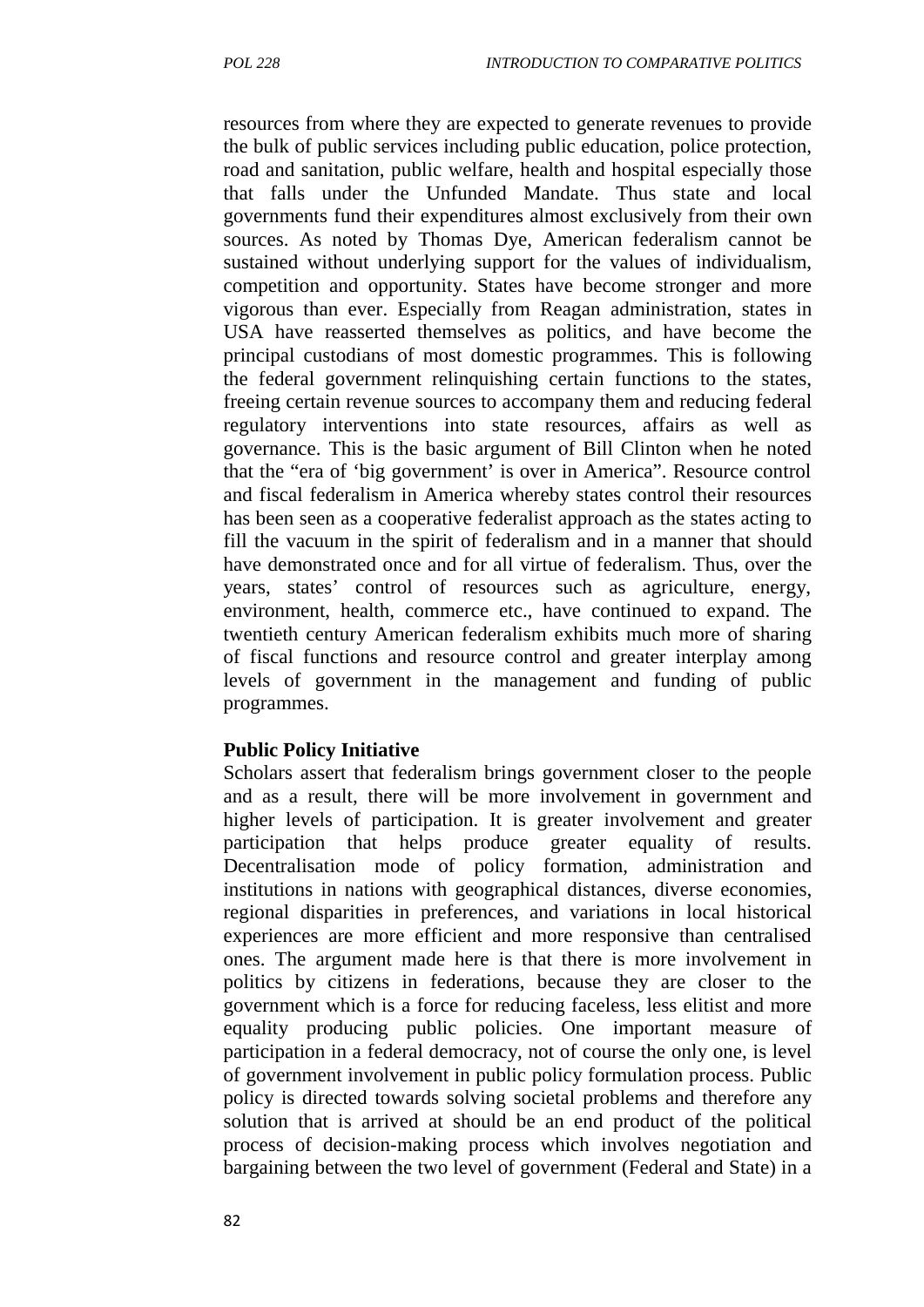resources from where they are expected to generate revenues to provide the bulk of public services including public education, police protection, road and sanitation, public welfare, health and hospital especially those that falls under the Unfunded Mandate. Thus state and local governments fund their expenditures almost exclusively from their own sources. As noted by Thomas Dye, American federalism cannot be sustained without underlying support for the values of individualism, competition and opportunity. States have become stronger and more vigorous than ever. Especially from Reagan administration, states in USA have reasserted themselves as politics, and have become the principal custodians of most domestic programmes. This is following the federal government relinquishing certain functions to the states, freeing certain revenue sources to accompany them and reducing federal regulatory interventions into state resources, affairs as well as governance. This is the basic argument of Bill Clinton when he noted that the "era of 'big government' is over in America". Resource control and fiscal federalism in America whereby states control their resources has been seen as a cooperative federalist approach as the states acting to fill the vacuum in the spirit of federalism and in a manner that should have demonstrated once and for all virtue of federalism. Thus, over the years, states' control of resources such as agriculture, energy, environment, health, commerce etc., have continued to expand. The twentieth century American federalism exhibits much more of sharing of fiscal functions and resource control and greater interplay among levels of government in the management and funding of public programmes.

**Public Policy Initiative**

Scholars assert that federalism brings government closer to the people and as a result, there will be more involvement in government and higher levels of participation. It is greater involvement and greater participation that helps produce greater equality of results. Decentralisation mode of policy formation, administration and institutions in nations with geographical distances, diverse economies, regional disparities in preferences, and variations in local historical experiences are more efficient and more responsive than centralised ones. The argument made here is that there is more involvement in politics by citizens in federations, because they are closer to the government which is a force for reducing faceless, less elitist and more equality producing public policies. One important measure of participation in a federal democracy, not of course the only one, is level of government involvement in public policy formulation process. Public policy is directed towards solving societal problems and therefore any solution that is arrived at should be an end product of the political process of decision-making process which involves negotiation and bargaining between the two level of government (Federal and State) in a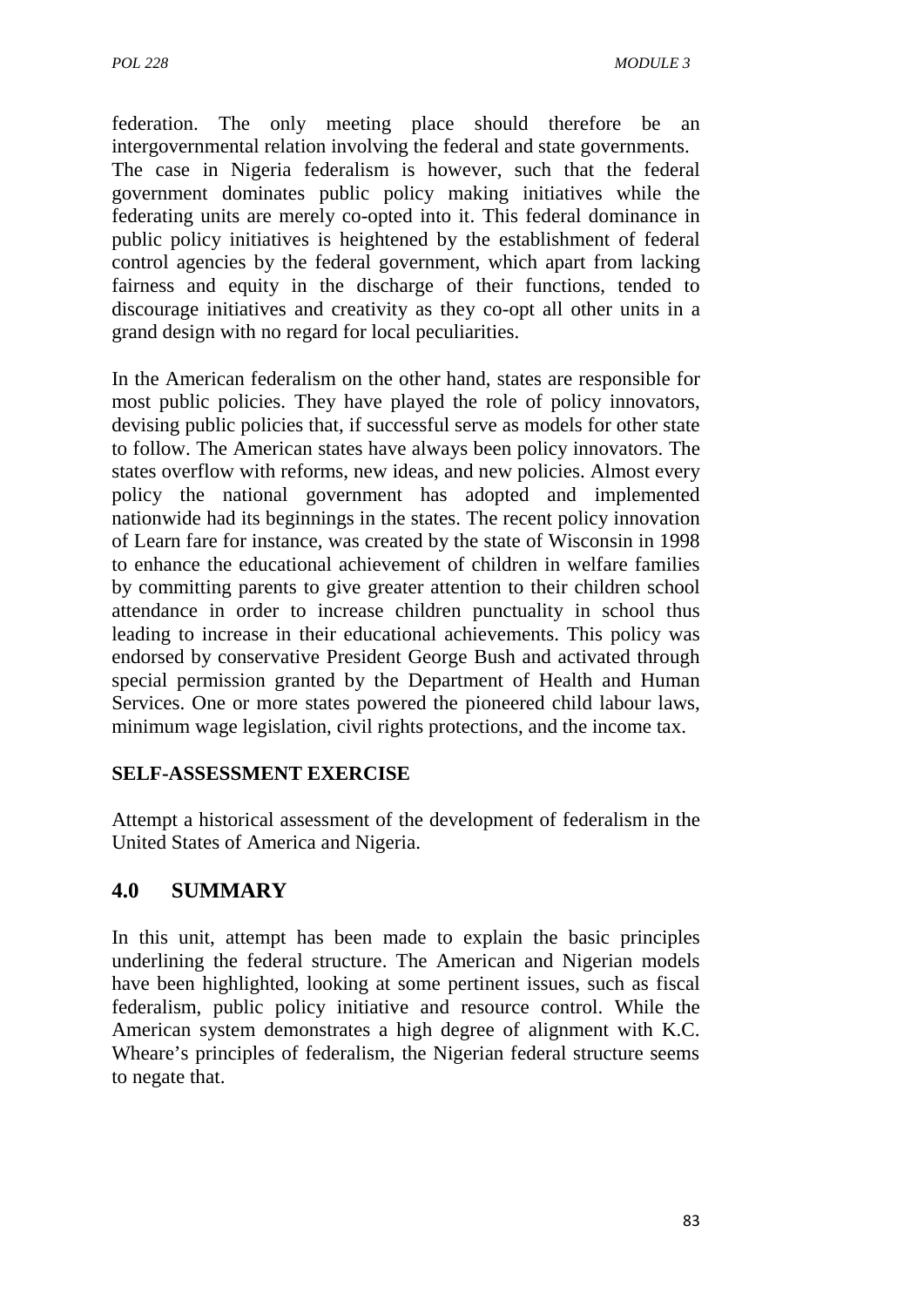federation. The only meeting place should therefore be an intergovernmental relation involving the federal and state governments. The case in Nigeria federalism is however, such that the federal government dominates public policy making initiatives while the federating units are merely co-opted into it. This federal dominance in public policy initiatives is heightened by the establishment of federal control agencies by the federal government, which apart from lacking fairness and equity in the discharge of their functions, tended to discourage initiatives and creativity as they co-opt all other units in a grand design with no regard for local peculiarities.

In the American federalism on the other hand, states are responsible for most public policies. They have played the role of policy innovators, devising public policies that, if successful serve as models for other state to follow. The American states have always been policy innovators. The states overflow with reforms, new ideas, and new policies. Almost every policy the national government has adopted and implemented nationwide had its beginnings in the states. The recent policy innovation of Learn fare for instance, was created by the state of Wisconsin in 1998 to enhance the educational achievement of children in welfare families by committing parents to give greater attention to their children school attendance in order to increase children punctuality in school thus leading to increase in their educational achievements. This policy was endorsed by conservative President George Bush and activated through special permission granted by the Department of Health and Human Services. One or more states powered the pioneered child labour laws, minimum wage legislation, civil rights protections, and the income tax.

**SELF-ASSESSMENT EXERCISE**

Attempt a historical assessment of the development of federalism in the United States of America and Nigeria.

## 4.0 SUMMARY

In this unit, attempt has been made to explain the basic principles underlining the federal structure. The American and Nigerian models have been highlighted, looking at some pertinent issues, such as fiscal federalism, public policy initiative and resource control. While the American system demonstrates a high degree of alignment with K.C. Wheare's principles of federalism, the Nigerian federal structure seems to negate that.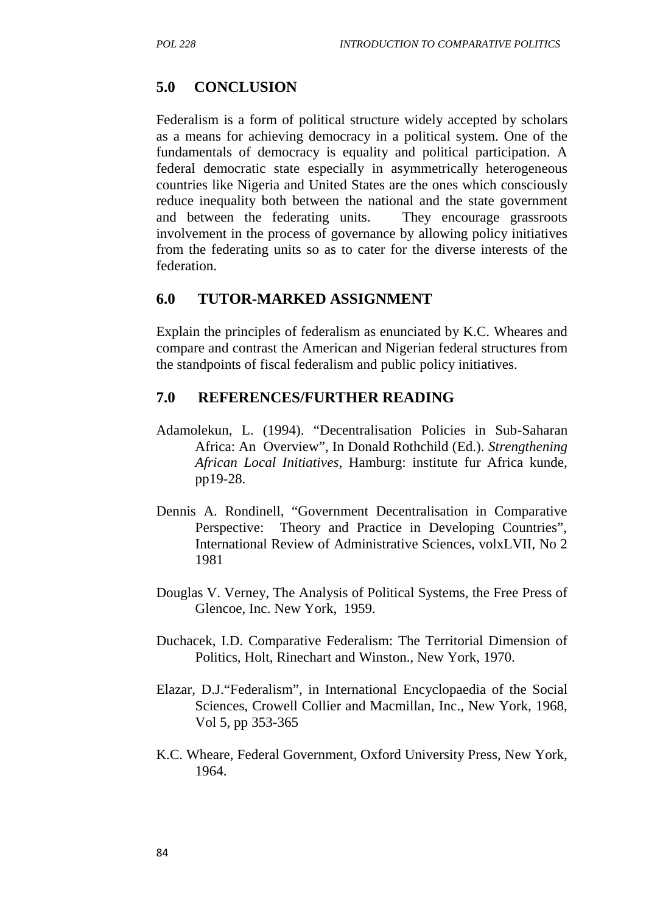## 5.0 CONCLUSION

Federalism is a form of political structure widely accepted by scholars as a means for achieving democracy in a political system. One of the fundamentals of democracy is equality and political participation. A federal democratic state especially in asymmetrically heterogeneous countries like Nigeria and United States are the ones which consciously reduce inequality both between the national and the state government and between the federating units. They encourage grassroots involvement in the process of governance by allowing policy initiatives from the federating units so as to cater for the diverse interests of the federation.

## 6.0 TUTOR-MARKED ASSIGNMENT

Explain the principles of federalism as enunciated by K.C. Wheares and compare and contrast the American and Nigerian federal structures from the standpoints of fiscal federalism and public policy initiatives.

## 7.0 REFERENCES/FURTHER READING

Adamolekun, L. (1994). "Decentralisation Policies in Sub-Saharan Africa: An Overview", In Donald Rothchild (Ed.). *Strengthening African Local Initiatives,* Hamburg: institute fur Africa kunde, pp19-28.

Dennis A. Rondinell, "Government Decentralisation in Comparative Perspective: Theory and Practice in Developing Countries", International Review of Administrative Sciences, volxLVII, No 2 1981

Douglas V. Verney, The Analysis of Political Systems, the Free Press of Glencoe, Inc. New York, 1959.

Duchacek, I.D. Comparative Federalism: The Territorial Dimension of Politics, Holt, Rinechart and Winston., New York, 1970.

Elazar, D.J."Federalism", in International Encyclopaedia of the Social Sciences, Crowell Collier and Macmillan, Inc., New York, 1968, Vol 5, pp 353-365

K.C. Wheare, Federal Government, Oxford University Press, New York, 1964.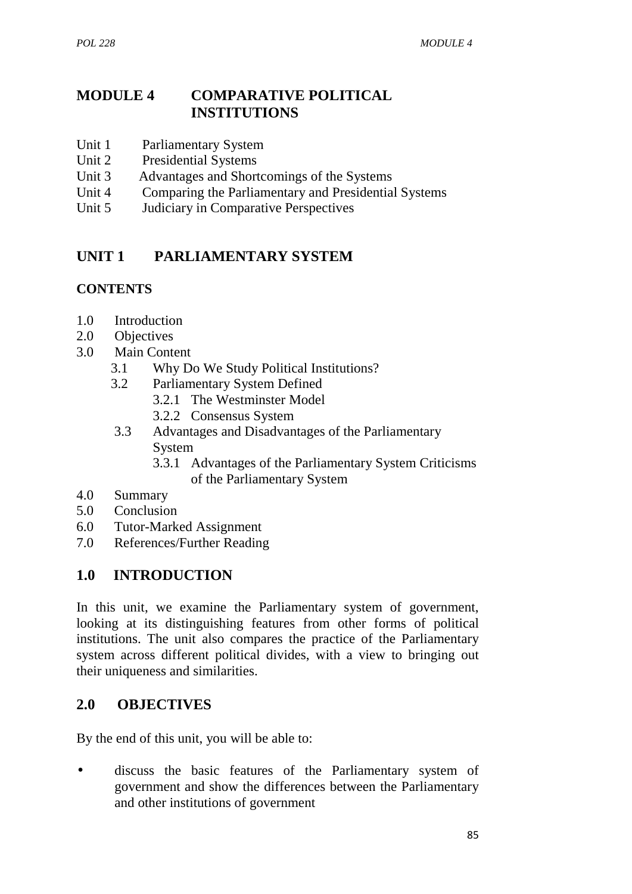# MODULE 4 COMPARATIVE POLITICAL INSTITUTIONS

Unit 1 Parliamentary System
Unit 2 Presidential Systems
Unit 3 Advantages and Shortcomings of the Systems
Unit 4 Comparing the Parliamentary and Presidential Systems
Unit 5 Judiciary in Comparative Perspectives

## UNIT 1 PARLIAMENTARY SYSTEM

**CONTENTS**

- 1.0 Introduction
- 2.0 Objectives
- 3.0 Main Content
  - 3.1 Why Do We Study Political Institutions?
  - 3.2 Parliamentary System Defined
    - 3.2.1 The Westminster Model
    - 3.2.2 Consensus System
  - 3.3 Advantages and Disadvantages of the Parliamentary System
    - 3.3.1 Advantages of the Parliamentary System Criticisms of the Parliamentary System
- 4.0 Summary
- 5.0 Conclusion
- 6.0 Tutor-Marked Assignment
- 7.0 References/Further Reading

## 1.0 INTRODUCTION

In this unit, we examine the Parliamentary system of government, looking at its distinguishing features from other forms of political institutions. The unit also compares the practice of the Parliamentary system across different political divides, with a view to bringing out their uniqueness and similarities.

## 2.0 OBJECTIVES

By the end of this unit, you will be able to:

- discuss the basic features of the Parliamentary system of government and show the differences between the Parliamentary and other institutions of government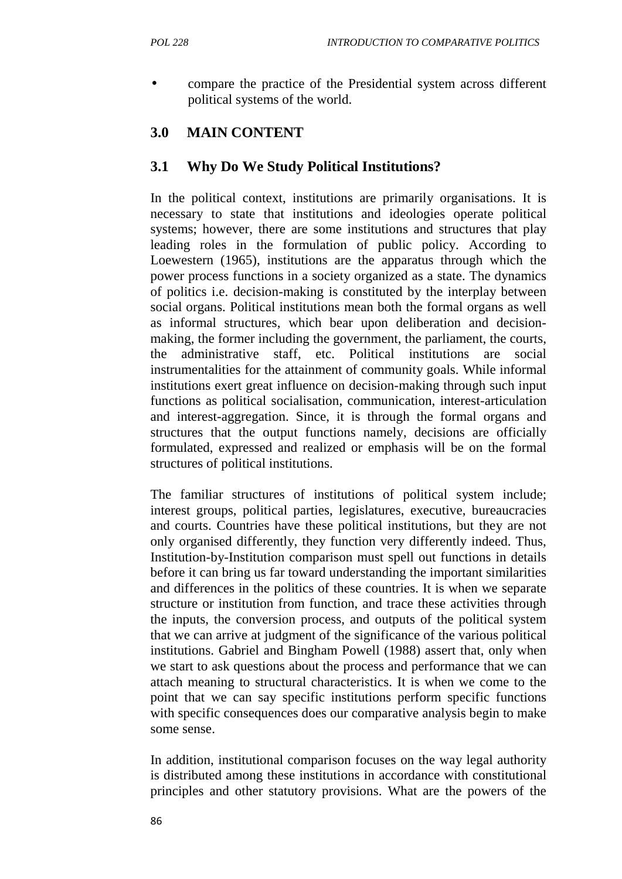- compare the practice of the Presidential system across different political systems of the world.

## 3.0 MAIN CONTENT

### 3.1 Why Do We Study Political Institutions?

In the political context, institutions are primarily organisations. It is necessary to state that institutions and ideologies operate political systems; however, there are some institutions and structures that play leading roles in the formulation of public policy. According to Loewestern (1965), institutions are the apparatus through which the power process functions in a society organized as a state. The dynamics of politics i.e. decision-making is constituted by the interplay between social organs. Political institutions mean both the formal organs as well as informal structures, which bear upon deliberation and decision-making, the former including the government, the parliament, the courts, the administrative staff, etc. Political institutions are social instrumentalities for the attainment of community goals. While informal institutions exert great influence on decision-making through such input functions as political socialisation, communication, interest-articulation and interest-aggregation. Since, it is through the formal organs and structures that the output functions namely, decisions are officially formulated, expressed and realized or emphasis will be on the formal structures of political institutions.

The familiar structures of institutions of political system include; interest groups, political parties, legislatures, executive, bureaucracies and courts. Countries have these political institutions, but they are not only organised differently, they function very differently indeed. Thus, Institution-by-Institution comparison must spell out functions in details before it can bring us far toward understanding the important similarities and differences in the politics of these countries. It is when we separate structure or institution from function, and trace these activities through the inputs, the conversion process, and outputs of the political system that we can arrive at judgment of the significance of the various political institutions. Gabriel and Bingham Powell (1988) assert that, only when we start to ask questions about the process and performance that we can attach meaning to structural characteristics. It is when we come to the point that we can say specific institutions perform specific functions with specific consequences does our comparative analysis begin to make some sense.

In addition, institutional comparison focuses on the way legal authority is distributed among these institutions in accordance with constitutional principles and other statutory provisions. What are the powers of the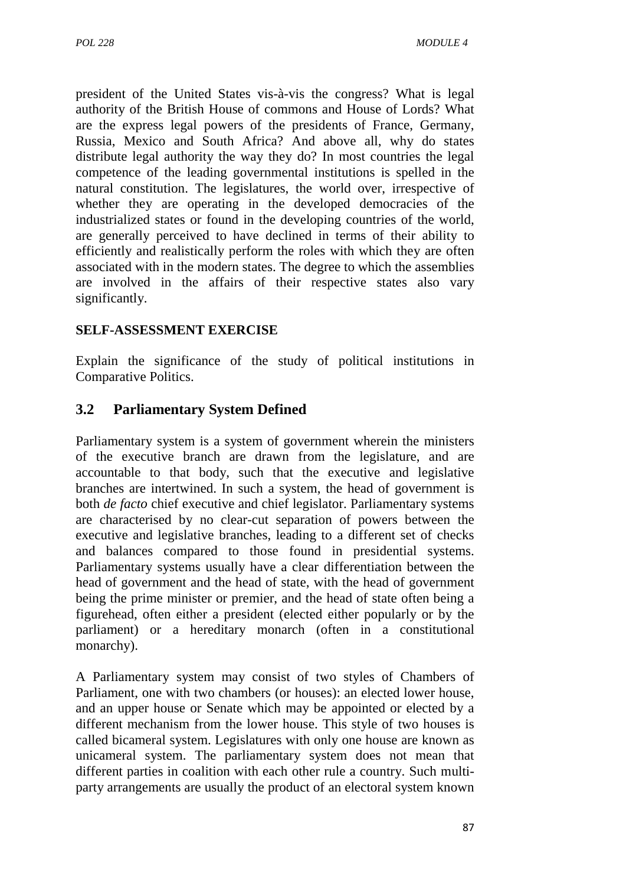president of the United States vis-à-vis the congress? What is legal authority of the British House of commons and House of Lords? What are the express legal powers of the presidents of France, Germany, Russia, Mexico and South Africa? And above all, why do states distribute legal authority the way they do? In most countries the legal competence of the leading governmental institutions is spelled in the natural constitution. The legislatures, the world over, irrespective of whether they are operating in the developed democracies of the industrialized states or found in the developing countries of the world, are generally perceived to have declined in terms of their ability to efficiently and realistically perform the roles with which they are often associated with in the modern states. The degree to which the assemblies are involved in the affairs of their respective states also vary significantly.

**SELF-ASSESSMENT EXERCISE**

Explain the significance of the study of political institutions in Comparative Politics.

## 3.2 Parliamentary System Defined

Parliamentary system is a system of government wherein the ministers of the executive branch are drawn from the legislature, and are accountable to that body, such that the executive and legislative branches are intertwined. In such a system, the head of government is both *de facto* chief executive and chief legislator. Parliamentary systems are characterised by no clear-cut separation of powers between the executive and legislative branches, leading to a different set of checks and balances compared to those found in presidential systems. Parliamentary systems usually have a clear differentiation between the head of government and the head of state, with the head of government being the prime minister or premier, and the head of state often being a figurehead, often either a president (elected either popularly or by the parliament) or a hereditary monarch (often in a constitutional monarchy).

A Parliamentary system may consist of two styles of Chambers of Parliament, one with two chambers (or houses): an elected lower house, and an upper house or Senate which may be appointed or elected by a different mechanism from the lower house. This style of two houses is called bicameral system. Legislatures with only one house are known as unicameral system. The parliamentary system does not mean that different parties in coalition with each other rule a country. Such multi-party arrangements are usually the product of an electoral system known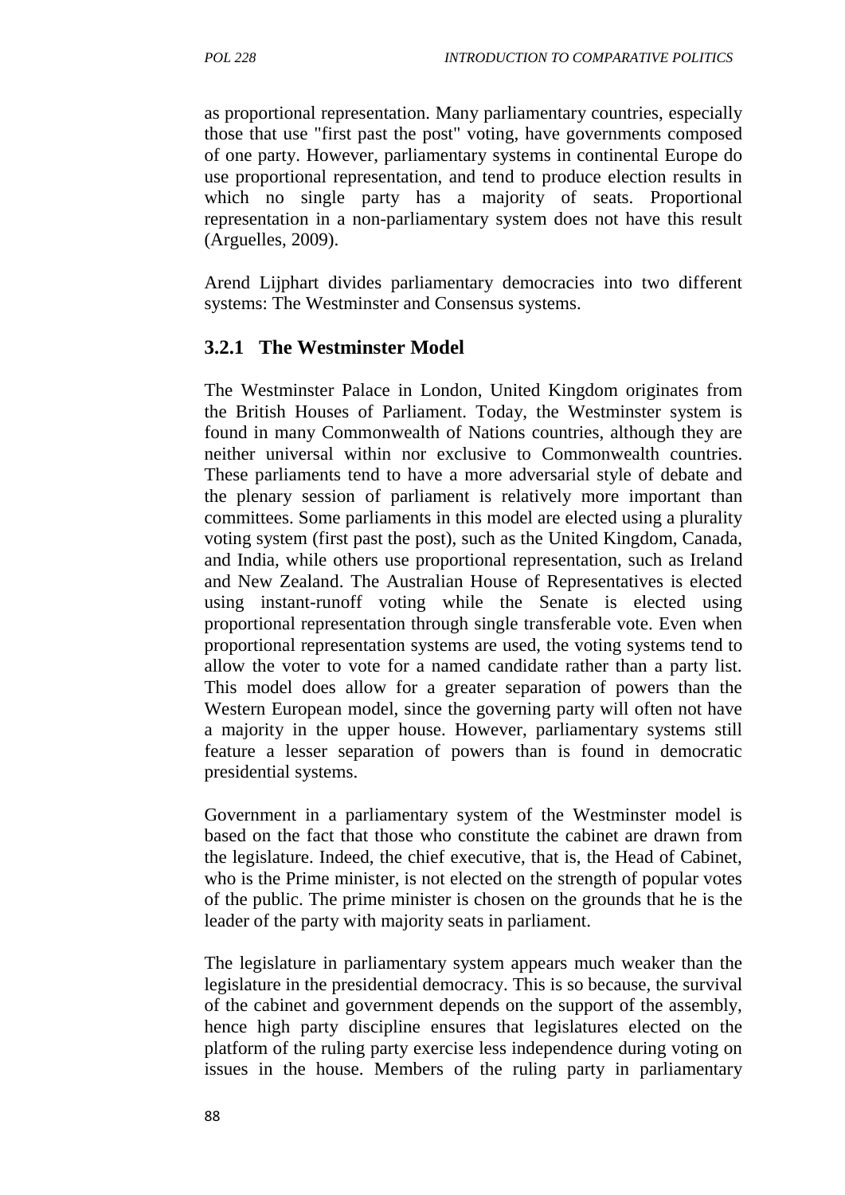as proportional representation. Many parliamentary countries, especially those that use "first past the post" voting, have governments composed of one party. However, parliamentary systems in continental Europe do use proportional representation, and tend to produce election results in which no single party has a majority of seats. Proportional representation in a non-parliamentary system does not have this result (Arguelles, 2009).

Arend Lijphart divides parliamentary democracies into two different systems: The Westminster and Consensus systems.

### 3.2.1 The Westminster Model

The Westminster Palace in London, United Kingdom originates from the British Houses of Parliament. Today, the Westminster system is found in many Commonwealth of Nations countries, although they are neither universal within nor exclusive to Commonwealth countries. These parliaments tend to have a more adversarial style of debate and the plenary session of parliament is relatively more important than committees. Some parliaments in this model are elected using a plurality voting system (first past the post), such as the United Kingdom, Canada, and India, while others use proportional representation, such as Ireland and New Zealand. The Australian House of Representatives is elected using instant-runoff voting while the Senate is elected using proportional representation through single transferable vote. Even when proportional representation systems are used, the voting systems tend to allow the voter to vote for a named candidate rather than a party list. This model does allow for a greater separation of powers than the Western European model, since the governing party will often not have a majority in the upper house. However, parliamentary systems still feature a lesser separation of powers than is found in democratic presidential systems.

Government in a parliamentary system of the Westminster model is based on the fact that those who constitute the cabinet are drawn from the legislature. Indeed, the chief executive, that is, the Head of Cabinet, who is the Prime minister, is not elected on the strength of popular votes of the public. The prime minister is chosen on the grounds that he is the leader of the party with majority seats in parliament.

The legislature in parliamentary system appears much weaker than the legislature in the presidential democracy. This is so because, the survival of the cabinet and government depends on the support of the assembly, hence high party discipline ensures that legislatures elected on the platform of the ruling party exercise less independence during voting on issues in the house. Members of the ruling party in parliamentary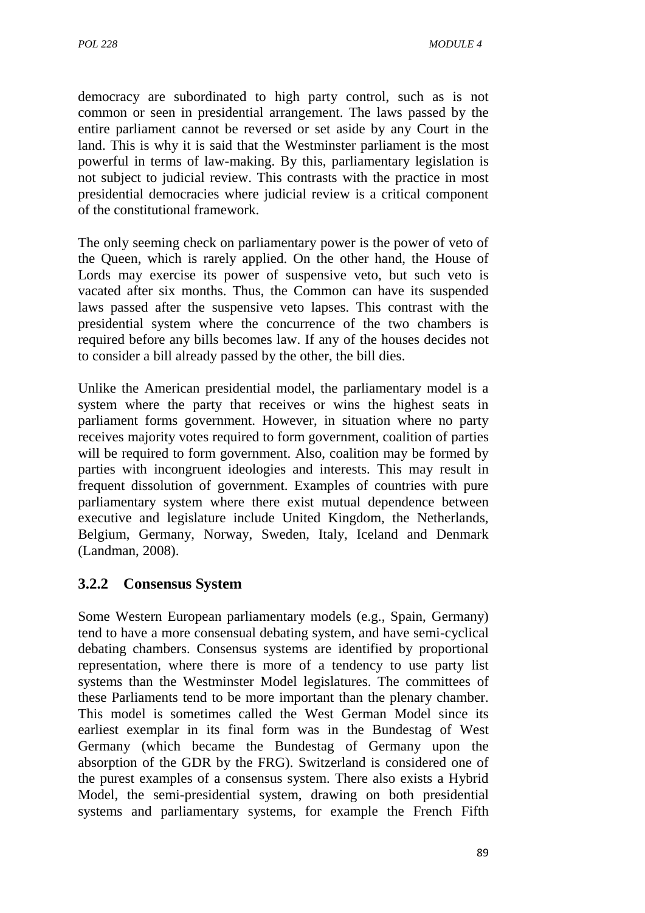democracy are subordinated to high party control, such as is not common or seen in presidential arrangement. The laws passed by the entire parliament cannot be reversed or set aside by any Court in the land. This is why it is said that the Westminster parliament is the most powerful in terms of law-making. By this, parliamentary legislation is not subject to judicial review. This contrasts with the practice in most presidential democracies where judicial review is a critical component of the constitutional framework.

The only seeming check on parliamentary power is the power of veto of the Queen, which is rarely applied. On the other hand, the House of Lords may exercise its power of suspensive veto, but such veto is vacated after six months. Thus, the Common can have its suspended laws passed after the suspensive veto lapses. This contrast with the presidential system where the concurrence of the two chambers is required before any bills becomes law. If any of the houses decides not to consider a bill already passed by the other, the bill dies.

Unlike the American presidential model, the parliamentary model is a system where the party that receives or wins the highest seats in parliament forms government. However, in situation where no party receives majority votes required to form government, coalition of parties will be required to form government. Also, coalition may be formed by parties with incongruent ideologies and interests. This may result in frequent dissolution of government. Examples of countries with pure parliamentary system where there exist mutual dependence between executive and legislature include United Kingdom, the Netherlands, Belgium, Germany, Norway, Sweden, Italy, Iceland and Denmark (Landman, 2008).

### 3.2.2 Consensus System

Some Western European parliamentary models (e.g., Spain, Germany) tend to have a more consensual debating system, and have semi-cyclical debating chambers. Consensus systems are identified by proportional representation, where there is more of a tendency to use party list systems than the Westminster Model legislatures. The committees of these Parliaments tend to be more important than the plenary chamber. This model is sometimes called the West German Model since its earliest exemplar in its final form was in the Bundestag of West Germany (which became the Bundestag of Germany upon the absorption of the GDR by the FRG). Switzerland is considered one of the purest examples of a consensus system. There also exists a Hybrid Model, the semi-presidential system, drawing on both presidential systems and parliamentary systems, for example the French Fifth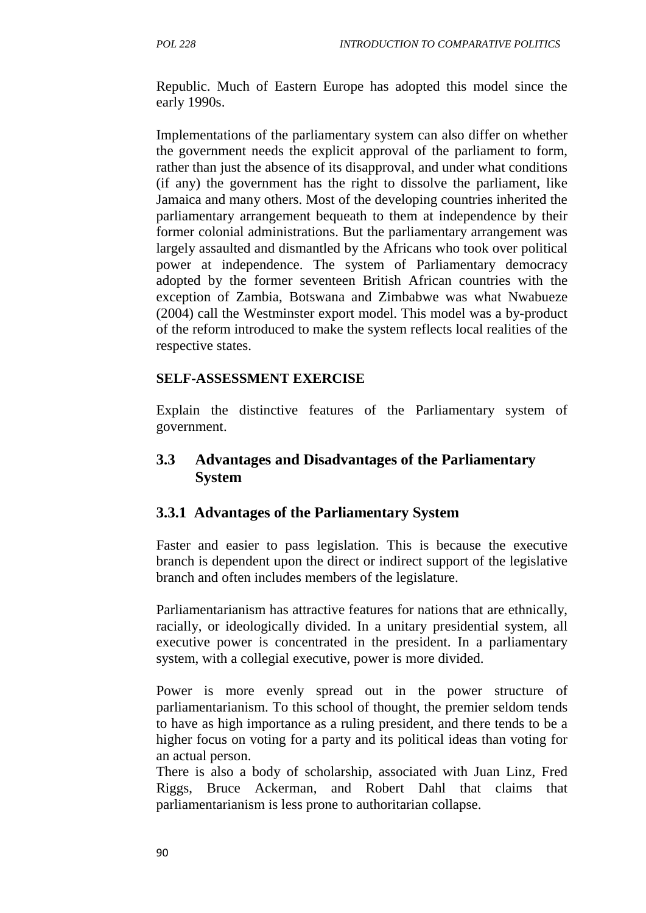Republic. Much of Eastern Europe has adopted this model since the early 1990s.

Implementations of the parliamentary system can also differ on whether the government needs the explicit approval of the parliament to form, rather than just the absence of its disapproval, and under what conditions (if any) the government has the right to dissolve the parliament, like Jamaica and many others. Most of the developing countries inherited the parliamentary arrangement bequeath to them at independence by their former colonial administrations. But the parliamentary arrangement was largely assaulted and dismantled by the Africans who took over political power at independence. The system of Parliamentary democracy adopted by the former seventeen British African countries with the exception of Zambia, Botswana and Zimbabwe was what Nwabueze (2004) call the Westminster export model. This model was a by-product of the reform introduced to make the system reflects local realities of the respective states.

**SELF-ASSESSMENT EXERCISE**

Explain the distinctive features of the Parliamentary system of government.

## 3.3 Advantages and Disadvantages of the Parliamentary System

### 3.3.1 Advantages of the Parliamentary System

Faster and easier to pass legislation. This is because the executive branch is dependent upon the direct or indirect support of the legislative branch and often includes members of the legislature.

Parliamentarianism has attractive features for nations that are ethnically, racially, or ideologically divided. In a unitary presidential system, all executive power is concentrated in the president. In a parliamentary system, with a collegial executive, power is more divided.

Power is more evenly spread out in the power structure of parliamentarianism. To this school of thought, the premier seldom tends to have as high importance as a ruling president, and there tends to be a higher focus on voting for a party and its political ideas than voting for an actual person.

There is also a body of scholarship, associated with Juan Linz, Fred Riggs, Bruce Ackerman, and Robert Dahl that claims that parliamentarianism is less prone to authoritarian collapse.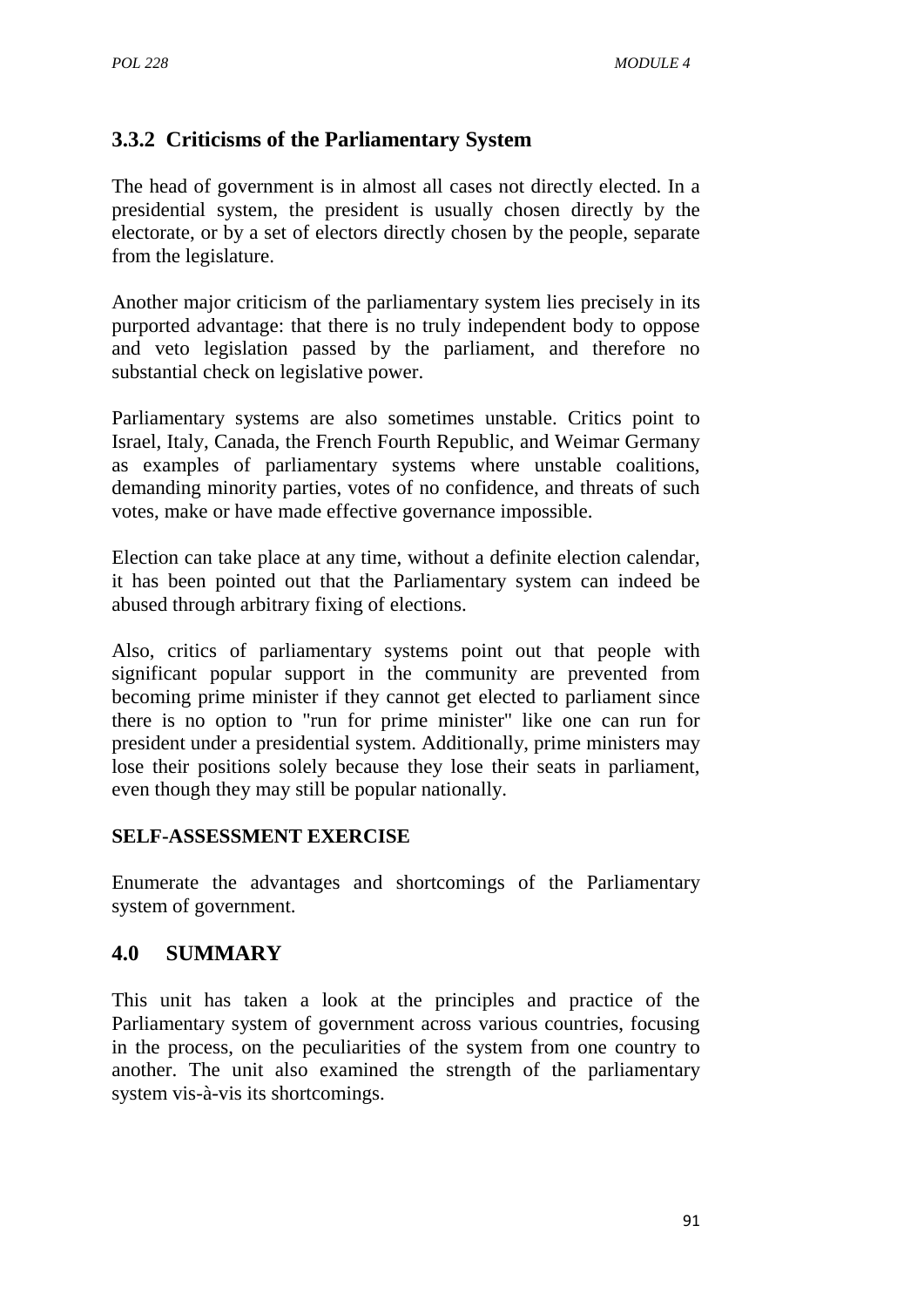### 3.3.2 Criticisms of the Parliamentary System

The head of government is in almost all cases not directly elected. In a presidential system, the president is usually chosen directly by the electorate, or by a set of electors directly chosen by the people, separate from the legislature.

Another major criticism of the parliamentary system lies precisely in its purported advantage: that there is no truly independent body to oppose and veto legislation passed by the parliament, and therefore no substantial check on legislative power.

Parliamentary systems are also sometimes unstable. Critics point to Israel, Italy, Canada, the French Fourth Republic, and Weimar Germany as examples of parliamentary systems where unstable coalitions, demanding minority parties, votes of no confidence, and threats of such votes, make or have made effective governance impossible.

Election can take place at any time, without a definite election calendar, it has been pointed out that the Parliamentary system can indeed be abused through arbitrary fixing of elections.

Also, critics of parliamentary systems point out that people with significant popular support in the community are prevented from becoming prime minister if they cannot get elected to parliament since there is no option to "run for prime minister" like one can run for president under a presidential system. Additionally, prime ministers may lose their positions solely because they lose their seats in parliament, even though they may still be popular nationally.

**SELF-ASSESSMENT EXERCISE**

Enumerate the advantages and shortcomings of the Parliamentary system of government.

## 4.0 SUMMARY

This unit has taken a look at the principles and practice of the Parliamentary system of government across various countries, focusing in the process, on the peculiarities of the system from one country to another. The unit also examined the strength of the parliamentary system vis-à-vis its shortcomings.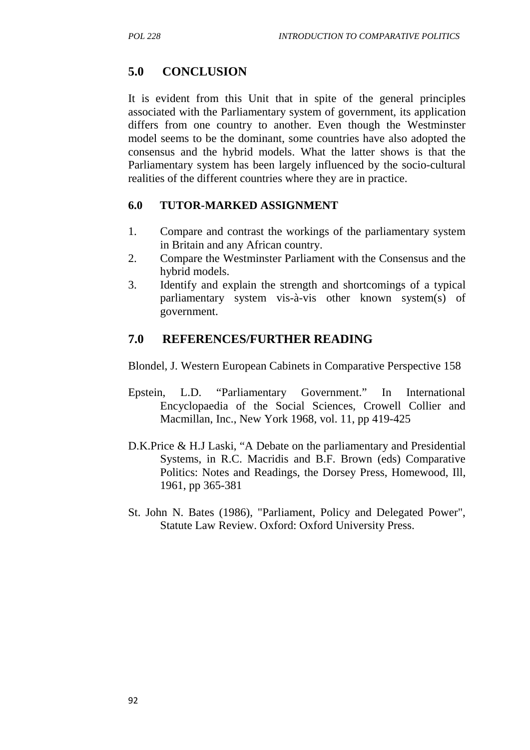## 5.0 CONCLUSION

It is evident from this Unit that in spite of the general principles associated with the Parliamentary system of government, its application differs from one country to another. Even though the Westminster model seems to be the dominant, some countries have also adopted the consensus and the hybrid models. What the latter shows is that the Parliamentary system has been largely influenced by the socio-cultural realities of the different countries where they are in practice.

### 6.0 TUTOR-MARKED ASSIGNMENT

1. Compare and contrast the workings of the parliamentary system in Britain and any African country.
2. Compare the Westminster Parliament with the Consensus and the hybrid models.
3. Identify and explain the strength and shortcomings of a typical parliamentary system vis-à-vis other known system(s) of government.

## 7.0 REFERENCES/FURTHER READING

Blondel, J. Western European Cabinets in Comparative Perspective 158

Epstein, L.D. "Parliamentary Government." In International Encyclopaedia of the Social Sciences, Crowell Collier and Macmillan, Inc., New York 1968, vol. 11, pp 419-425

D.K.Price & H.J Laski, "A Debate on the parliamentary and Presidential Systems, in R.C. Macridis and B.F. Brown (eds) Comparative Politics: Notes and Readings, the Dorsey Press, Homewood, Ill, 1961, pp 365-381

St. John N. Bates (1986), "Parliament, Policy and Delegated Power", Statute Law Review. Oxford: Oxford University Press.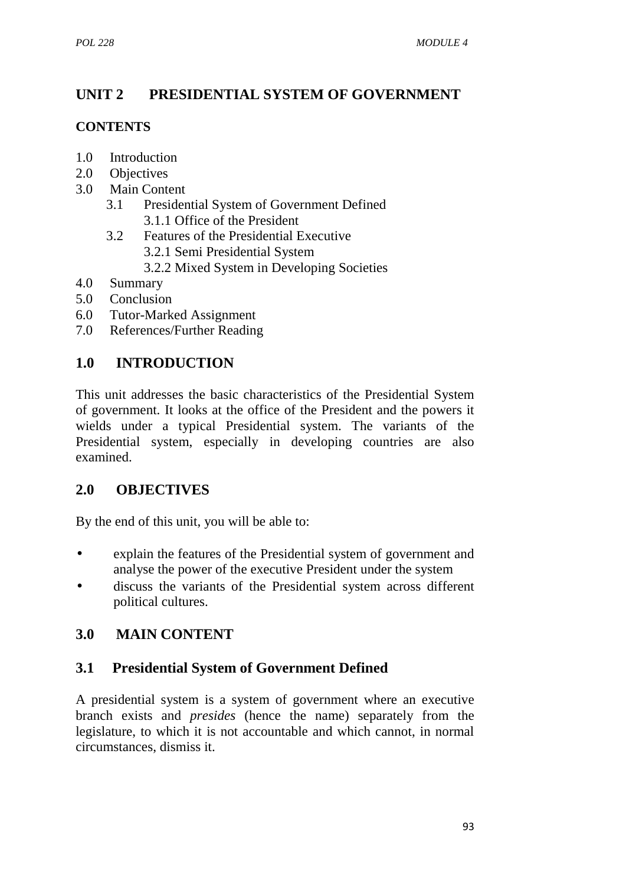# UNIT 2 PRESIDENTIAL SYSTEM OF GOVERNMENT

**CONTENTS**

1.0 Introduction
2.0 Objectives
3.0 Main Content
   3.1 Presidential System of Government Defined
      3.1.1 Office of the President
   3.2 Features of the Presidential Executive
      3.2.1 Semi Presidential System
      3.2.2 Mixed System in Developing Societies
4.0 Summary
5.0 Conclusion
6.0 Tutor-Marked Assignment
7.0 References/Further Reading

## 1.0 INTRODUCTION

This unit addresses the basic characteristics of the Presidential System of government. It looks at the office of the President and the powers it wields under a typical Presidential system. The variants of the Presidential system, especially in developing countries are also examined.

## 2.0 OBJECTIVES

By the end of this unit, you will be able to:

- explain the features of the Presidential system of government and analyse the power of the executive President under the system
- discuss the variants of the Presidential system across different political cultures.

## 3.0 MAIN CONTENT

### 3.1 Presidential System of Government Defined

A presidential system is a system of government where an executive branch exists and *presides* (hence the name) separately from the legislature, to which it is not accountable and which cannot, in normal circumstances, dismiss it.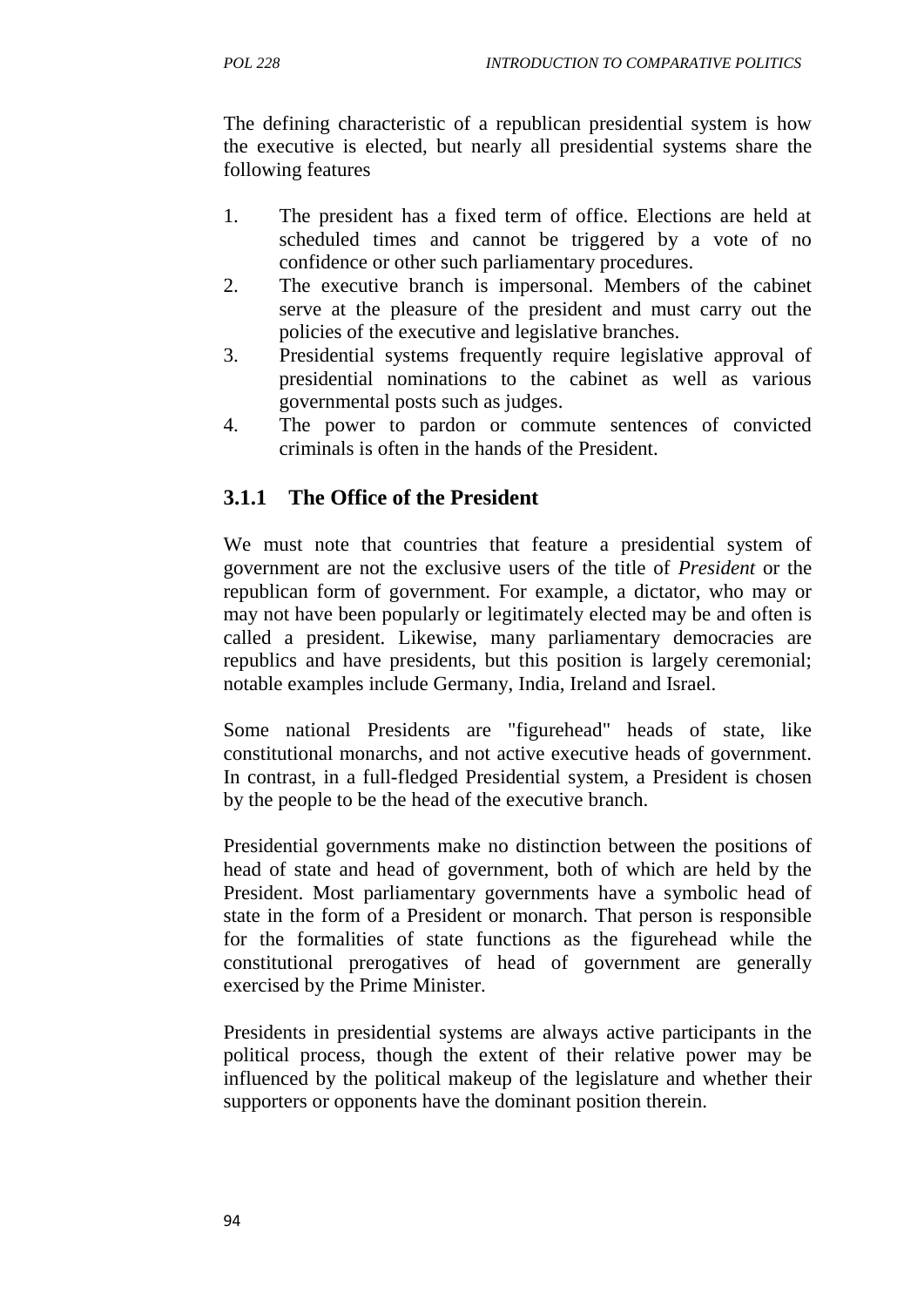The defining characteristic of a republican presidential system is how the executive is elected, but nearly all presidential systems share the following features

1. The president has a fixed term of office. Elections are held at scheduled times and cannot be triggered by a vote of no confidence or other such parliamentary procedures.
2. The executive branch is impersonal. Members of the cabinet serve at the pleasure of the president and must carry out the policies of the executive and legislative branches.
3. Presidential systems frequently require legislative approval of presidential nominations to the cabinet as well as various governmental posts such as judges.
4. The power to pardon or commute sentences of convicted criminals is often in the hands of the President.

### 3.1.1 The Office of the President

We must note that countries that feature a presidential system of government are not the exclusive users of the title of *President* or the republican form of government. For example, a dictator, who may or may not have been popularly or legitimately elected may be and often is called a president. Likewise, many parliamentary democracies are republics and have presidents, but this position is largely ceremonial; notable examples include Germany, India, Ireland and Israel.

Some national Presidents are "figurehead" heads of state, like constitutional monarchs, and not active executive heads of government. In contrast, in a full-fledged Presidential system, a President is chosen by the people to be the head of the executive branch.

Presidential governments make no distinction between the positions of head of state and head of government, both of which are held by the President. Most parliamentary governments have a symbolic head of state in the form of a President or monarch. That person is responsible for the formalities of state functions as the figurehead while the constitutional prerogatives of head of government are generally exercised by the Prime Minister.

Presidents in presidential systems are always active participants in the political process, though the extent of their relative power may be influenced by the political makeup of the legislature and whether their supporters or opponents have the dominant position therein.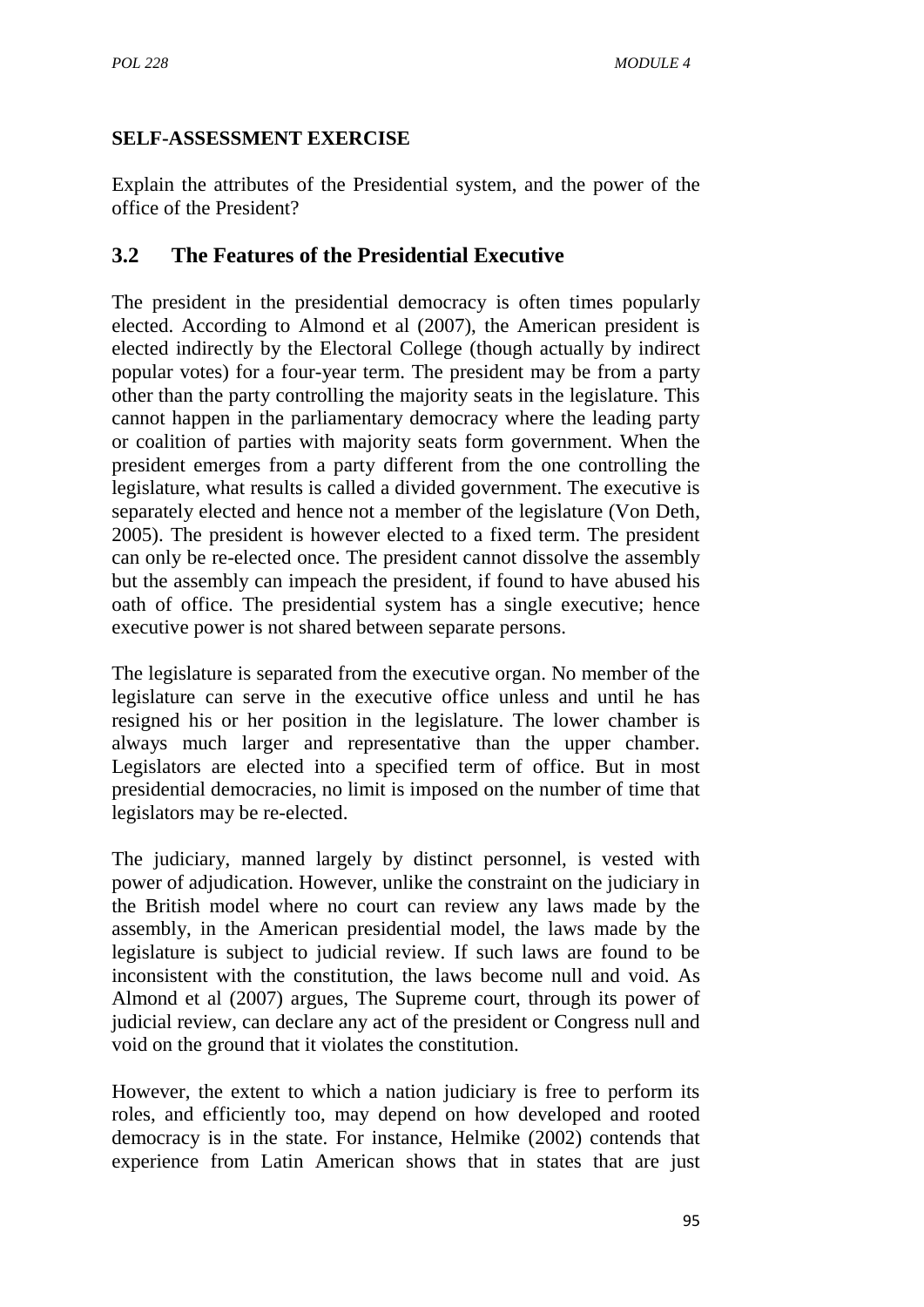**SELF-ASSESSMENT EXERCISE**

Explain the attributes of the Presidential system, and the power of the office of the President?

## 3.2 The Features of the Presidential Executive

The president in the presidential democracy is often times popularly elected. According to Almond et al (2007), the American president is elected indirectly by the Electoral College (though actually by indirect popular votes) for a four-year term. The president may be from a party other than the party controlling the majority seats in the legislature. This cannot happen in the parliamentary democracy where the leading party or coalition of parties with majority seats form government. When the president emerges from a party different from the one controlling the legislature, what results is called a divided government. The executive is separately elected and hence not a member of the legislature (Von Deth, 2005). The president is however elected to a fixed term. The president can only be re-elected once. The president cannot dissolve the assembly but the assembly can impeach the president, if found to have abused his oath of office. The presidential system has a single executive; hence executive power is not shared between separate persons.

The legislature is separated from the executive organ. No member of the legislature can serve in the executive office unless and until he has resigned his or her position in the legislature. The lower chamber is always much larger and representative than the upper chamber. Legislators are elected into a specified term of office. But in most presidential democracies, no limit is imposed on the number of time that legislators may be re-elected.

The judiciary, manned largely by distinct personnel, is vested with power of adjudication. However, unlike the constraint on the judiciary in the British model where no court can review any laws made by the assembly, in the American presidential model, the laws made by the legislature is subject to judicial review. If such laws are found to be inconsistent with the constitution, the laws become null and void. As Almond et al (2007) argues, The Supreme court, through its power of judicial review, can declare any act of the president or Congress null and void on the ground that it violates the constitution.

However, the extent to which a nation judiciary is free to perform its roles, and efficiently too, may depend on how developed and rooted democracy is in the state. For instance, Helmike (2002) contends that experience from Latin American shows that in states that are just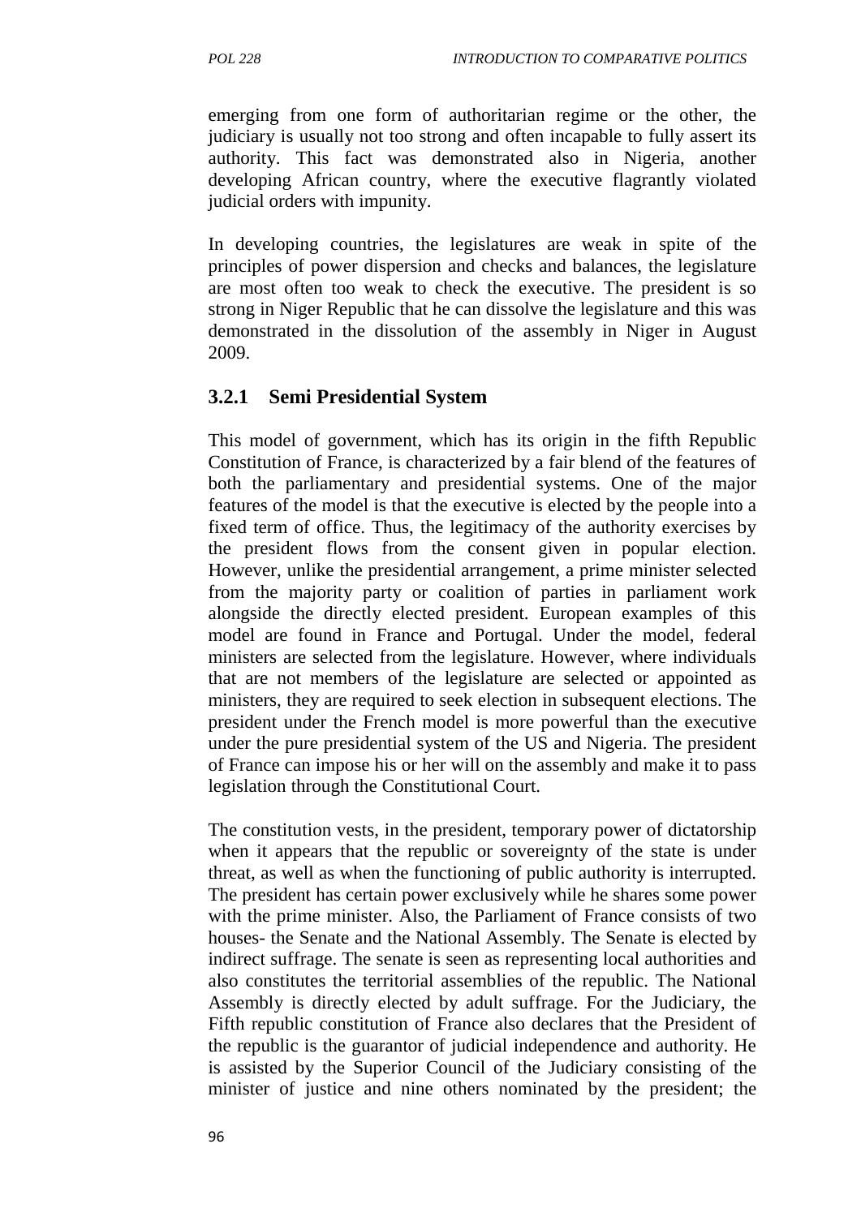emerging from one form of authoritarian regime or the other, the judiciary is usually not too strong and often incapable to fully assert its authority. This fact was demonstrated also in Nigeria, another developing African country, where the executive flagrantly violated judicial orders with impunity.

In developing countries, the legislatures are weak in spite of the principles of power dispersion and checks and balances, the legislature are most often too weak to check the executive. The president is so strong in Niger Republic that he can dissolve the legislature and this was demonstrated in the dissolution of the assembly in Niger in August 2009.

### 3.2.1 Semi Presidential System

This model of government, which has its origin in the fifth Republic Constitution of France, is characterized by a fair blend of the features of both the parliamentary and presidential systems. One of the major features of the model is that the executive is elected by the people into a fixed term of office. Thus, the legitimacy of the authority exercises by the president flows from the consent given in popular election. However, unlike the presidential arrangement, a prime minister selected from the majority party or coalition of parties in parliament work alongside the directly elected president. European examples of this model are found in France and Portugal. Under the model, federal ministers are selected from the legislature. However, where individuals that are not members of the legislature are selected or appointed as ministers, they are required to seek election in subsequent elections. The president under the French model is more powerful than the executive under the pure presidential system of the US and Nigeria. The president of France can impose his or her will on the assembly and make it to pass legislation through the Constitutional Court.

The constitution vests, in the president, temporary power of dictatorship when it appears that the republic or sovereignty of the state is under threat, as well as when the functioning of public authority is interrupted. The president has certain power exclusively while he shares some power with the prime minister. Also, the Parliament of France consists of two houses- the Senate and the National Assembly. The Senate is elected by indirect suffrage. The senate is seen as representing local authorities and also constitutes the territorial assemblies of the republic. The National Assembly is directly elected by adult suffrage. For the Judiciary, the Fifth republic constitution of France also declares that the President of the republic is the guarantor of judicial independence and authority. He is assisted by the Superior Council of the Judiciary consisting of the minister of justice and nine others nominated by the president; the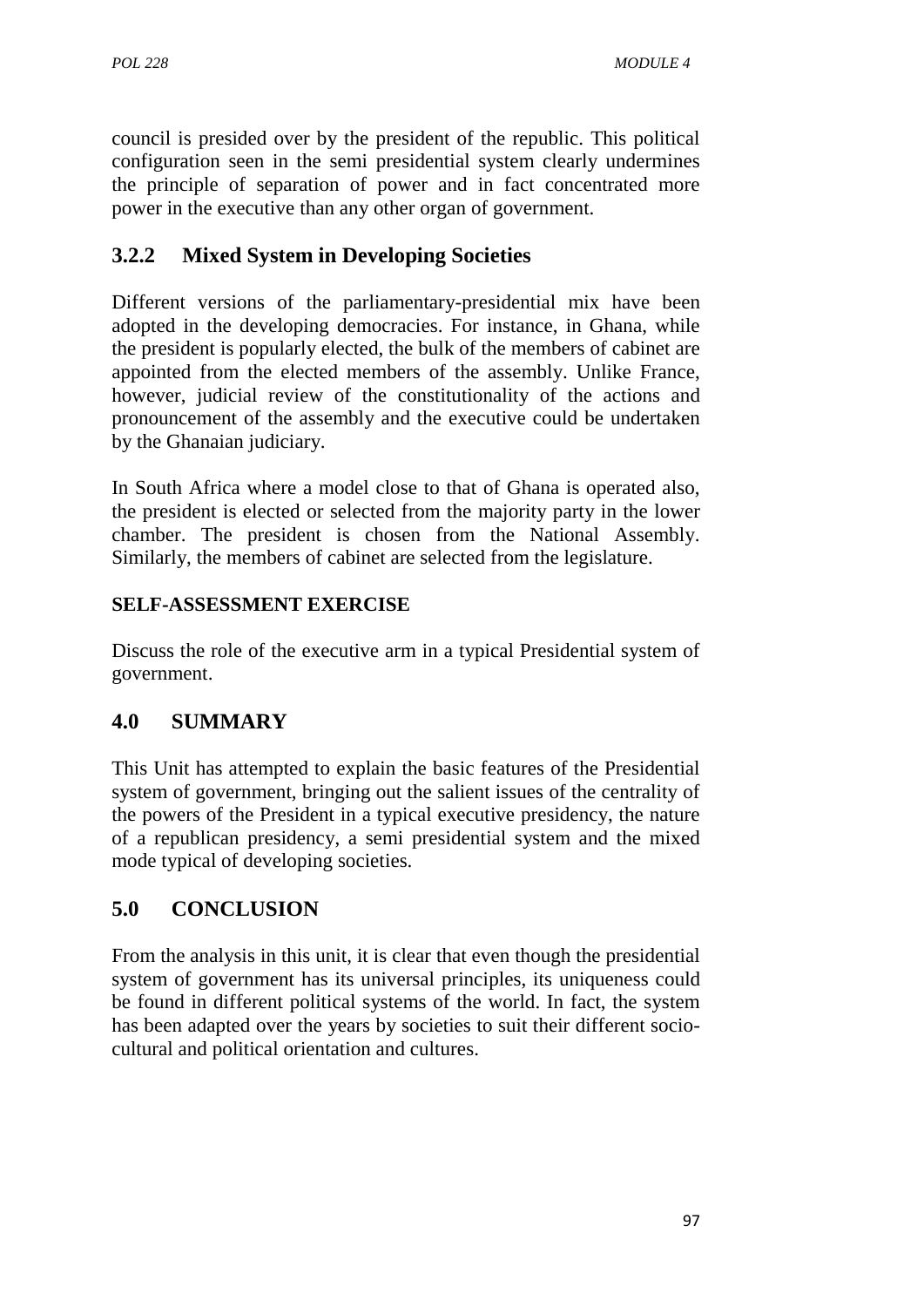council is presided over by the president of the republic. This political configuration seen in the semi presidential system clearly undermines the principle of separation of power and in fact concentrated more power in the executive than any other organ of government.

### 3.2.2 Mixed System in Developing Societies

Different versions of the parliamentary-presidential mix have been adopted in the developing democracies. For instance, in Ghana, while the president is popularly elected, the bulk of the members of cabinet are appointed from the elected members of the assembly. Unlike France, however, judicial review of the constitutionality of the actions and pronouncement of the assembly and the executive could be undertaken by the Ghanaian judiciary.

In South Africa where a model close to that of Ghana is operated also, the president is elected or selected from the majority party in the lower chamber. The president is chosen from the National Assembly. Similarly, the members of cabinet are selected from the legislature.

**SELF-ASSESSMENT EXERCISE**

Discuss the role of the executive arm in a typical Presidential system of government.

## 4.0 SUMMARY

This Unit has attempted to explain the basic features of the Presidential system of government, bringing out the salient issues of the centrality of the powers of the President in a typical executive presidency, the nature of a republican presidency, a semi presidential system and the mixed mode typical of developing societies.

## 5.0 CONCLUSION

From the analysis in this unit, it is clear that even though the presidential system of government has its universal principles, its uniqueness could be found in different political systems of the world. In fact, the system has been adapted over the years by societies to suit their different socio-cultural and political orientation and cultures.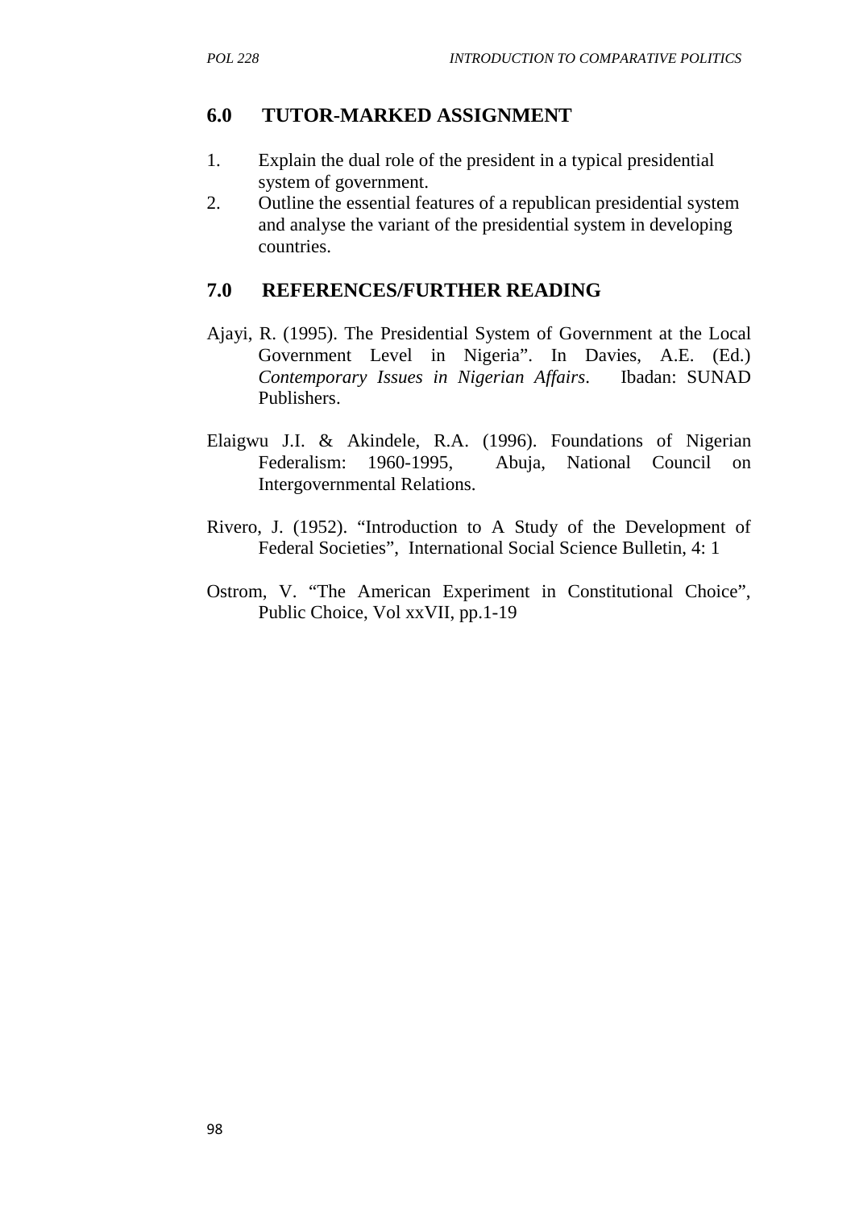## 6.0 TUTOR-MARKED ASSIGNMENT

1. Explain the dual role of the president in a typical presidential system of government.
2. Outline the essential features of a republican presidential system and analyse the variant of the presidential system in developing countries.

## 7.0 REFERENCES/FURTHER READING

Ajayi, R. (1995). The Presidential System of Government at the Local Government Level in Nigeria". In Davies, A.E. (Ed.) *Contemporary Issues in Nigerian Affairs*. Ibadan: SUNAD Publishers.

Elaigwu J.I. & Akindele, R.A. (1996). Foundations of Nigerian Federalism: 1960-1995, Abuja, National Council on Intergovernmental Relations.

Rivero, J. (1952). "Introduction to A Study of the Development of Federal Societies", International Social Science Bulletin, 4: 1

Ostrom, V. "The American Experiment in Constitutional Choice", Public Choice, Vol xxVII, pp.1-19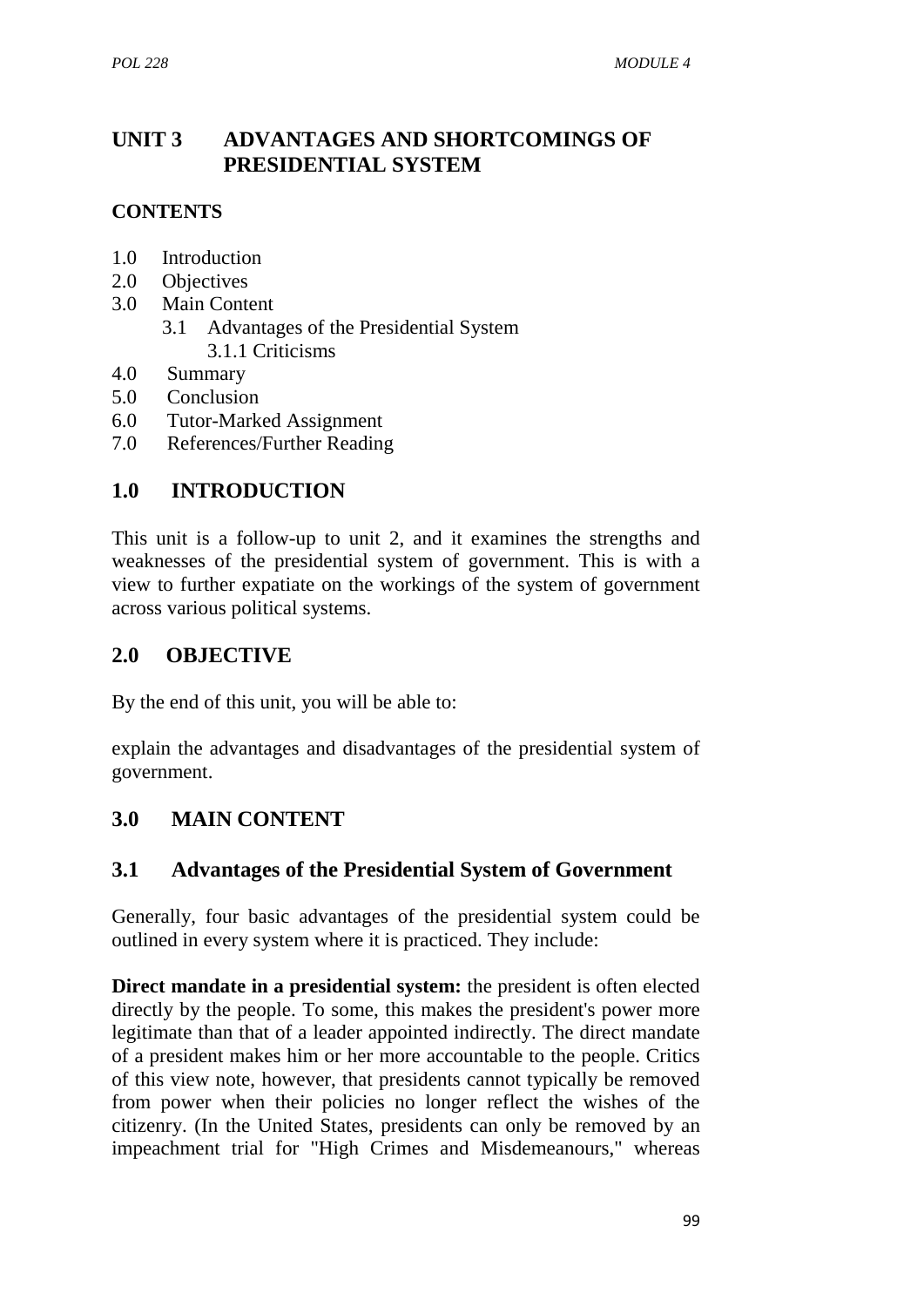# UNIT 3 ADVANTAGES AND SHORTCOMINGS OF PRESIDENTIAL SYSTEM

**CONTENTS**

- 1.0 Introduction
- 2.0 Objectives
- 3.0 Main Content
  - 3.1 Advantages of the Presidential System
    - 3.1.1 Criticisms
- 4.0 Summary
- 5.0 Conclusion
- 6.0 Tutor-Marked Assignment
- 7.0 References/Further Reading

## 1.0 INTRODUCTION

This unit is a follow-up to unit 2, and it examines the strengths and weaknesses of the presidential system of government. This is with a view to further expatiate on the workings of the system of government across various political systems.

## 2.0 OBJECTIVE

By the end of this unit, you will be able to:

explain the advantages and disadvantages of the presidential system of government.

## 3.0 MAIN CONTENT

### 3.1 Advantages of the Presidential System of Government

Generally, four basic advantages of the presidential system could be outlined in every system where it is practiced. They include:

**Direct mandate in a presidential system:** the president is often elected directly by the people. To some, this makes the president's power more legitimate than that of a leader appointed indirectly. The direct mandate of a president makes him or her more accountable to the people. Critics of this view note, however, that presidents cannot typically be removed from power when their policies no longer reflect the wishes of the citizenry. (In the United States, presidents can only be removed by an impeachment trial for "High Crimes and Misdemeanours," whereas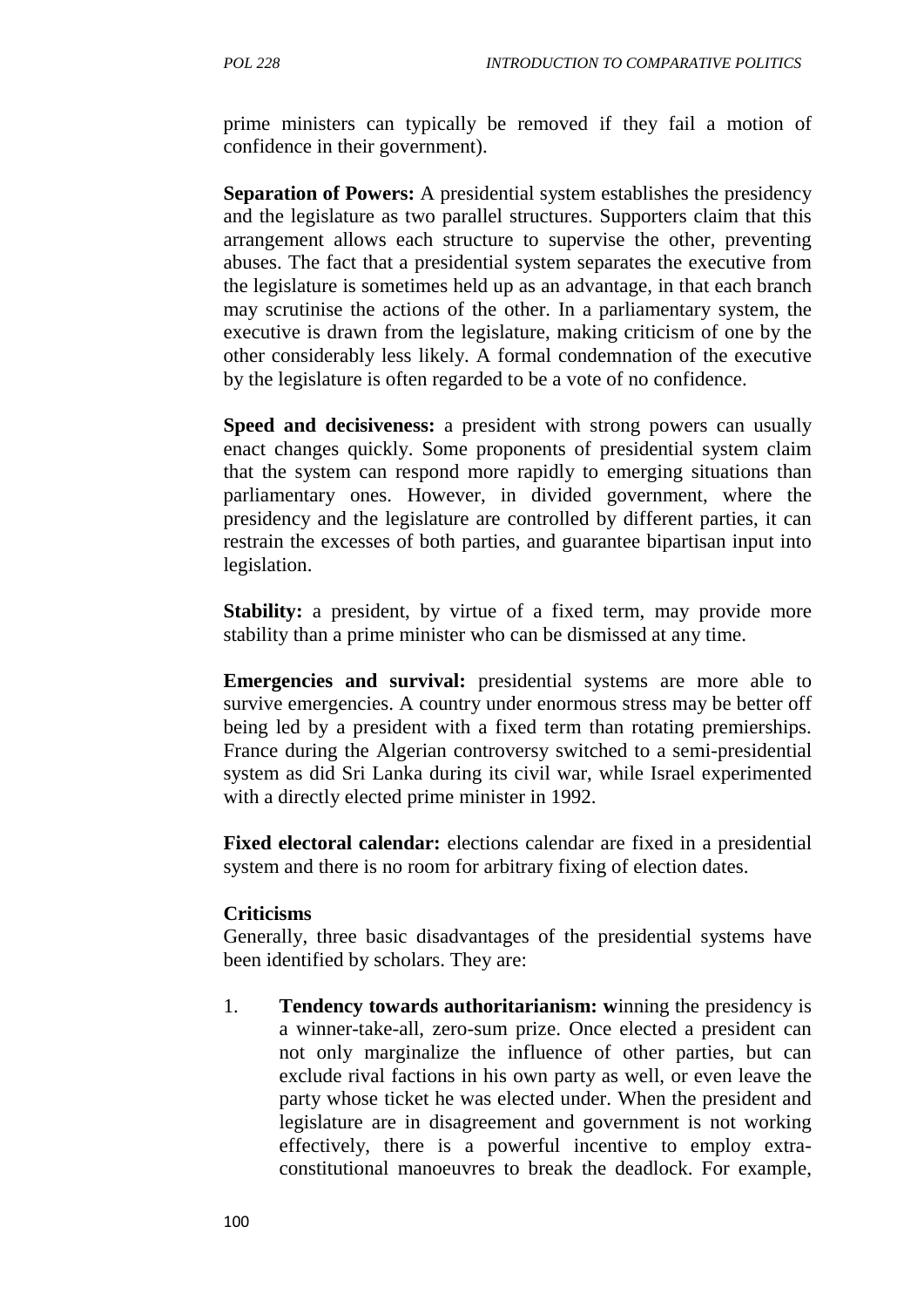prime ministers can typically be removed if they fail a motion of confidence in their government).

**Separation of Powers:** A presidential system establishes the presidency and the legislature as two parallel structures. Supporters claim that this arrangement allows each structure to supervise the other, preventing abuses. The fact that a presidential system separates the executive from the legislature is sometimes held up as an advantage, in that each branch may scrutinise the actions of the other. In a parliamentary system, the executive is drawn from the legislature, making criticism of one by the other considerably less likely. A formal condemnation of the executive by the legislature is often regarded to be a vote of no confidence.

**Speed and decisiveness:** a president with strong powers can usually enact changes quickly. Some proponents of presidential system claim that the system can respond more rapidly to emerging situations than parliamentary ones. However, in divided government, where the presidency and the legislature are controlled by different parties, it can restrain the excesses of both parties, and guarantee bipartisan input into legislation.

**Stability:** a president, by virtue of a fixed term, may provide more stability than a prime minister who can be dismissed at any time.

**Emergencies and survival:** presidential systems are more able to survive emergencies. A country under enormous stress may be better off being led by a president with a fixed term than rotating premierships. France during the Algerian controversy switched to a semi-presidential system as did Sri Lanka during its civil war, while Israel experimented with a directly elected prime minister in 1992.

**Fixed electoral calendar:** elections calendar are fixed in a presidential system and there is no room for arbitrary fixing of election dates.

**Criticisms**

Generally, three basic disadvantages of the presidential systems have been identified by scholars. They are:

1. **Tendency towards authoritarianism: w**inning the presidency is a winner-take-all, zero-sum prize. Once elected a president can not only marginalize the influence of other parties, but can exclude rival factions in his own party as well, or even leave the party whose ticket he was elected under. When the president and legislature are in disagreement and government is not working effectively, there is a powerful incentive to employ extra-constitutional manoeuvres to break the deadlock. For example,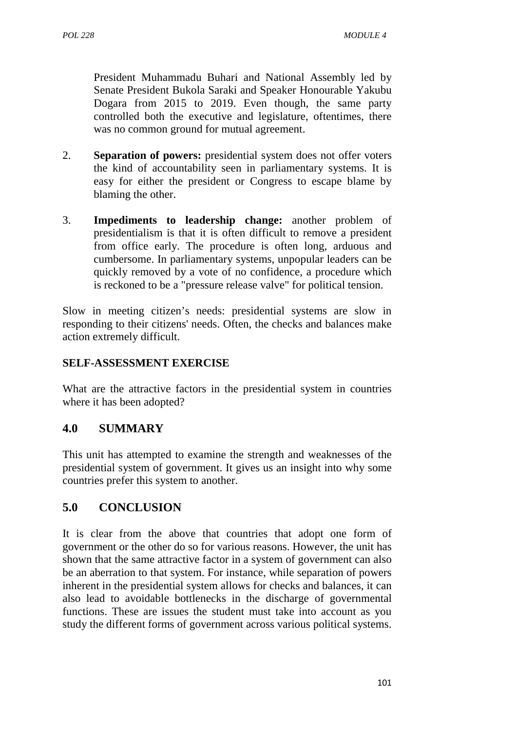President Muhammadu Buhari and National Assembly led by Senate President Bukola Saraki and Speaker Honourable Yakubu Dogara from 2015 to 2019. Even though, the same party controlled both the executive and legislature, oftentimes, there was no common ground for mutual agreement.

2. **Separation of powers:** presidential system does not offer voters the kind of accountability seen in parliamentary systems. It is easy for either the president or Congress to escape blame by blaming the other.

3. **Impediments to leadership change:** another problem of presidentialism is that it is often difficult to remove a president from office early. The procedure is often long, arduous and cumbersome. In parliamentary systems, unpopular leaders can be quickly removed by a vote of no confidence, a procedure which is reckoned to be a "pressure release valve" for political tension.

Slow in meeting citizen's needs: presidential systems are slow in responding to their citizens' needs. Often, the checks and balances make action extremely difficult.

**SELF-ASSESSMENT EXERCISE**

What are the attractive factors in the presidential system in countries where it has been adopted?

## 4.0 SUMMARY

This unit has attempted to examine the strength and weaknesses of the presidential system of government. It gives us an insight into why some countries prefer this system to another.

## 5.0 CONCLUSION

It is clear from the above that countries that adopt one form of government or the other do so for various reasons. However, the unit has shown that the same attractive factor in a system of government can also be an aberration to that system. For instance, while separation of powers inherent in the presidential system allows for checks and balances, it can also lead to avoidable bottlenecks in the discharge of governmental functions. These are issues the student must take into account as you study the different forms of government across various political systems.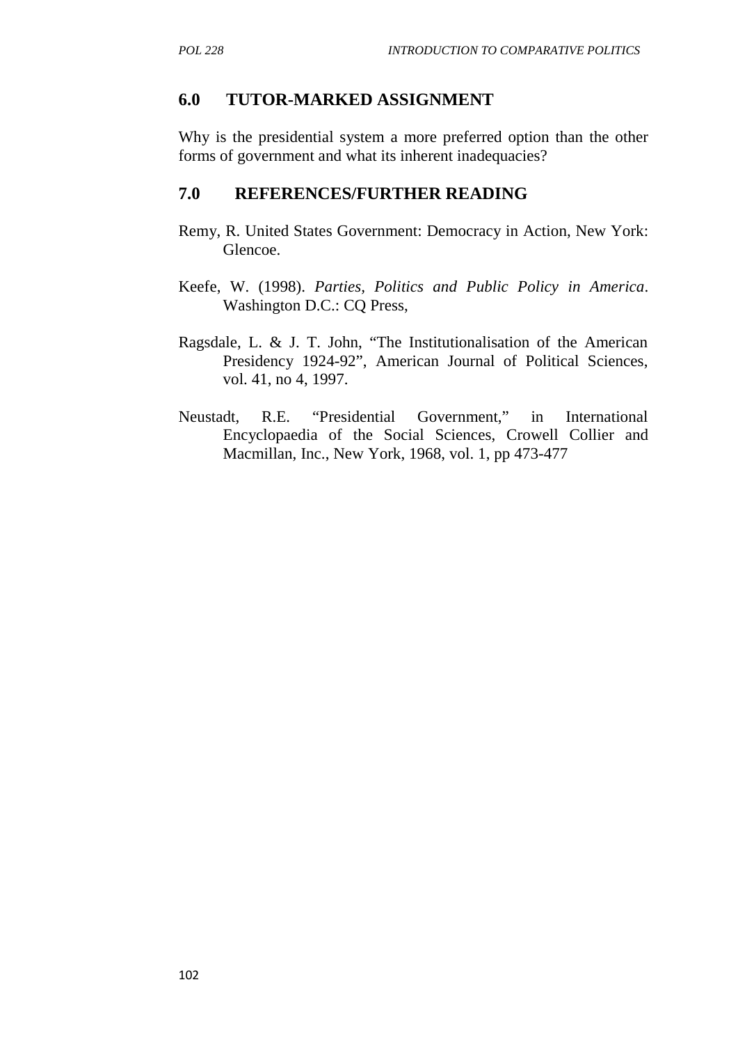## 6.0 TUTOR-MARKED ASSIGNMENT

Why is the presidential system a more preferred option than the other forms of government and what its inherent inadequacies?

## 7.0 REFERENCES/FURTHER READING

Remy, R. United States Government: Democracy in Action, New York: Glencoe.

Keefe, W. (1998). *Parties, Politics and Public Policy in America*. Washington D.C.: CQ Press,

Ragsdale, L. & J. T. John, "The Institutionalisation of the American Presidency 1924-92", American Journal of Political Sciences, vol. 41, no 4, 1997.

Neustadt, R.E. "Presidential Government," in International Encyclopaedia of the Social Sciences, Crowell Collier and Macmillan, Inc., New York, 1968, vol. 1, pp 473-477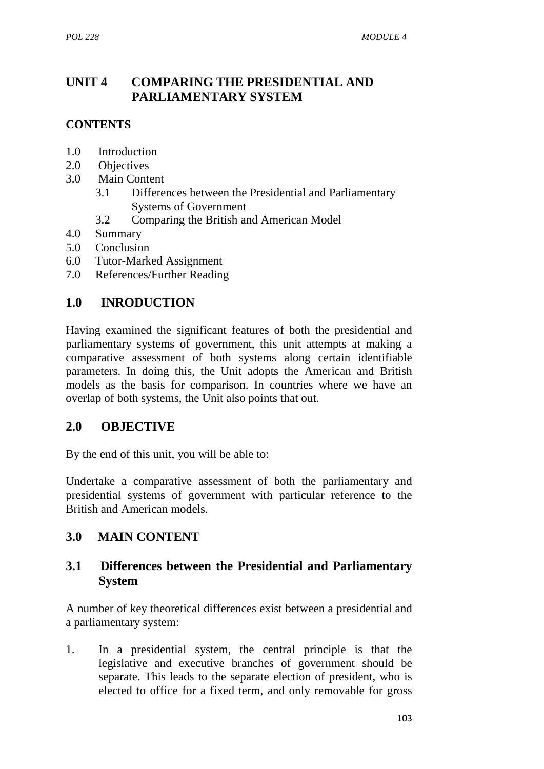# UNIT 4 COMPARING THE PRESIDENTIAL AND PARLIAMENTARY SYSTEM

## CONTENTS

1.0 Introduction
2.0 Objectives
3.0 Main Content
   3.1 Differences between the Presidential and Parliamentary Systems of Government
   3.2 Comparing the British and American Model
4.0 Summary
5.0 Conclusion
6.0 Tutor-Marked Assignment
7.0 References/Further Reading

## 1.0 INRODUCTION

Having examined the significant features of both the presidential and parliamentary systems of government, this unit attempts at making a comparative assessment of both systems along certain identifiable parameters. In doing this, the Unit adopts the American and British models as the basis for comparison. In countries where we have an overlap of both systems, the Unit also points that out.

## 2.0 OBJECTIVE

By the end of this unit, you will be able to:

Undertake a comparative assessment of both the parliamentary and presidential systems of government with particular reference to the British and American models.

## 3.0 MAIN CONTENT

### 3.1 Differences between the Presidential and Parliamentary System

A number of key theoretical differences exist between a presidential and a parliamentary system:

1. In a presidential system, the central principle is that the legislative and executive branches of government should be separate. This leads to the separate election of president, who is elected to office for a fixed term, and only removable for gross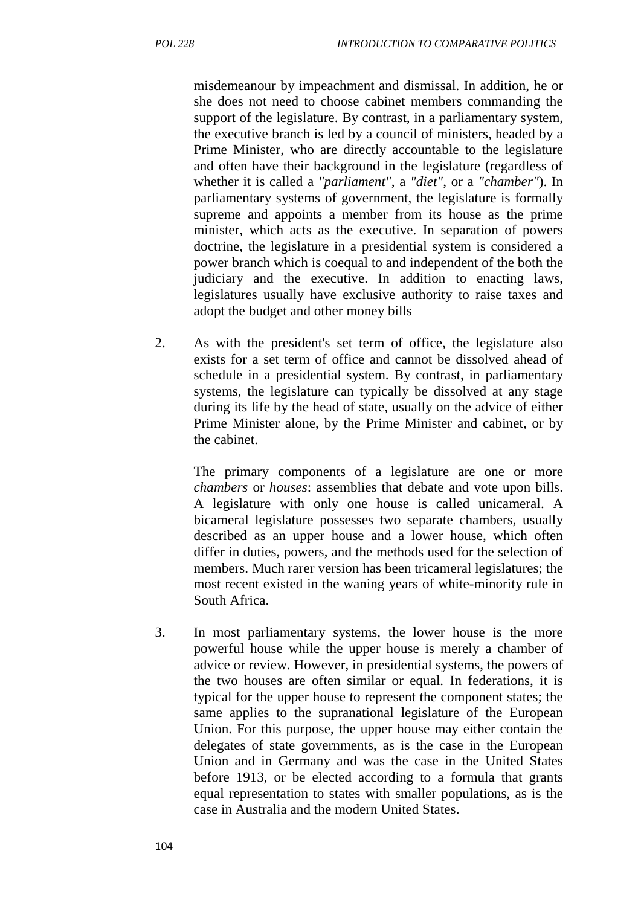misdemeanour by impeachment and dismissal. In addition, he or she does not need to choose cabinet members commanding the support of the legislature. By contrast, in a parliamentary system, the executive branch is led by a council of ministers, headed by a Prime Minister, who are directly accountable to the legislature and often have their background in the legislature (regardless of whether it is called a *"parliament"*, a *"diet"*, or a *"chamber"*). In parliamentary systems of government, the legislature is formally supreme and appoints a member from its house as the prime minister, which acts as the executive. In separation of powers doctrine, the legislature in a presidential system is considered a power branch which is coequal to and independent of the both the judiciary and the executive. In addition to enacting laws, legislatures usually have exclusive authority to raise taxes and adopt the budget and other money bills

2. As with the president's set term of office, the legislature also exists for a set term of office and cannot be dissolved ahead of schedule in a presidential system. By contrast, in parliamentary systems, the legislature can typically be dissolved at any stage during its life by the head of state, usually on the advice of either Prime Minister alone, by the Prime Minister and cabinet, or by the cabinet.

   The primary components of a legislature are one or more *chambers* or *houses*: assemblies that debate and vote upon bills. A legislature with only one house is called unicameral. A bicameral legislature possesses two separate chambers, usually described as an upper house and a lower house, which often differ in duties, powers, and the methods used for the selection of members. Much rarer version has been tricameral legislatures; the most recent existed in the waning years of white-minority rule in South Africa.

3. In most parliamentary systems, the lower house is the more powerful house while the upper house is merely a chamber of advice or review. However, in presidential systems, the powers of the two houses are often similar or equal. In federations, it is typical for the upper house to represent the component states; the same applies to the supranational legislature of the European Union. For this purpose, the upper house may either contain the delegates of state governments, as is the case in the European Union and in Germany and was the case in the United States before 1913, or be elected according to a formula that grants equal representation to states with smaller populations, as is the case in Australia and the modern United States.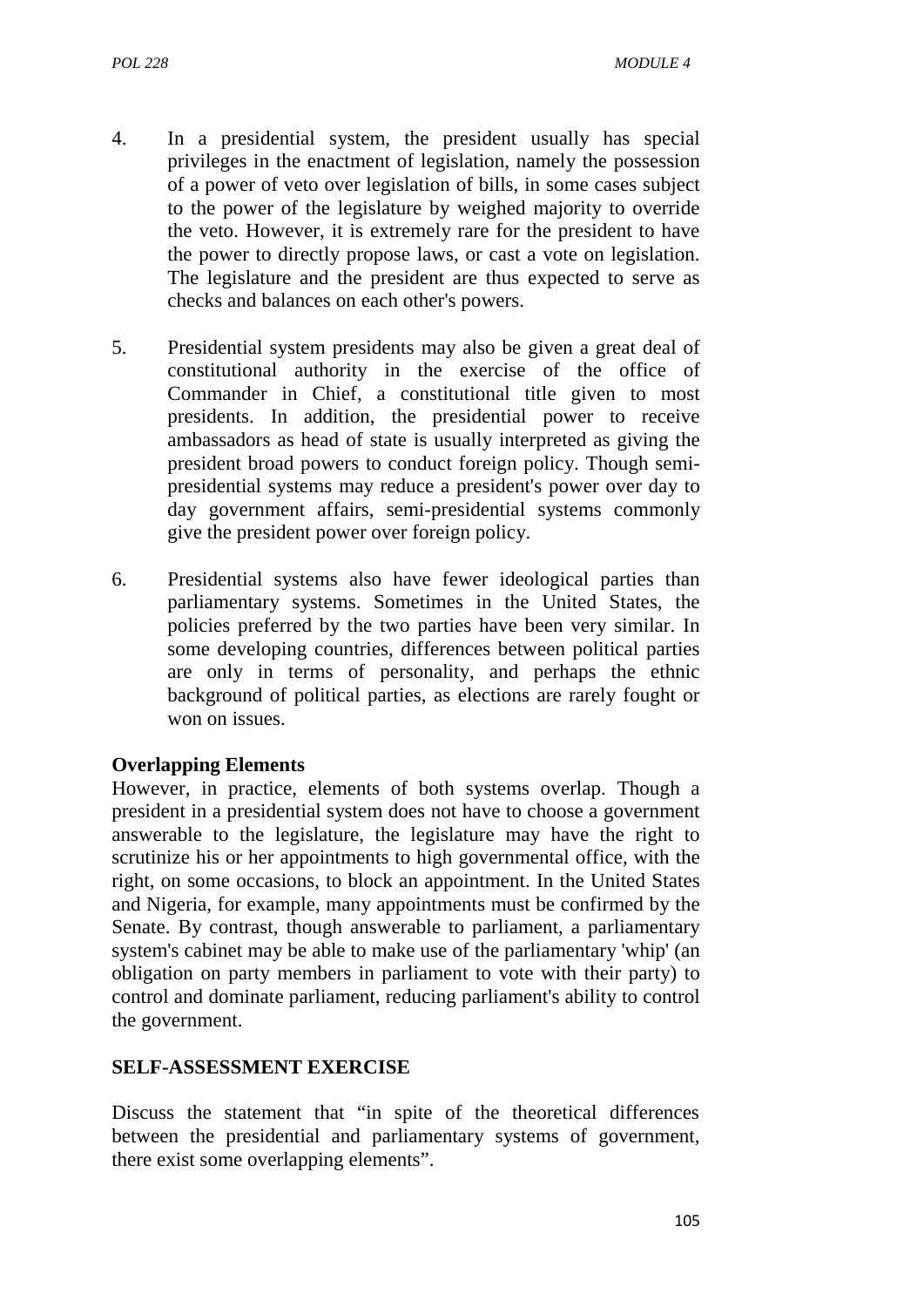4. In a presidential system, the president usually has special privileges in the enactment of legislation, namely the possession of a power of veto over legislation of bills, in some cases subject to the power of the legislature by weighed majority to override the veto. However, it is extremely rare for the president to have the power to directly propose laws, or cast a vote on legislation. The legislature and the president are thus expected to serve as checks and balances on each other's powers.

5. Presidential system presidents may also be given a great deal of constitutional authority in the exercise of the office of Commander in Chief, a constitutional title given to most presidents. In addition, the presidential power to receive ambassadors as head of state is usually interpreted as giving the president broad powers to conduct foreign policy. Though semi-presidential systems may reduce a president's power over day to day government affairs, semi-presidential systems commonly give the president power over foreign policy.

6. Presidential systems also have fewer ideological parties than parliamentary systems. Sometimes in the United States, the policies preferred by the two parties have been very similar. In some developing countries, differences between political parties are only in terms of personality, and perhaps the ethnic background of political parties, as elections are rarely fought or won on issues.

**Overlapping Elements**

However, in practice, elements of both systems overlap. Though a president in a presidential system does not have to choose a government answerable to the legislature, the legislature may have the right to scrutinize his or her appointments to high governmental office, with the right, on some occasions, to block an appointment. In the United States and Nigeria, for example, many appointments must be confirmed by the Senate. By contrast, though answerable to parliament, a parliamentary system's cabinet may be able to make use of the parliamentary 'whip' (an obligation on party members in parliament to vote with their party) to control and dominate parliament, reducing parliament's ability to control the government.

**SELF-ASSESSMENT EXERCISE**

Discuss the statement that "in spite of the theoretical differences between the presidential and parliamentary systems of government, there exist some overlapping elements".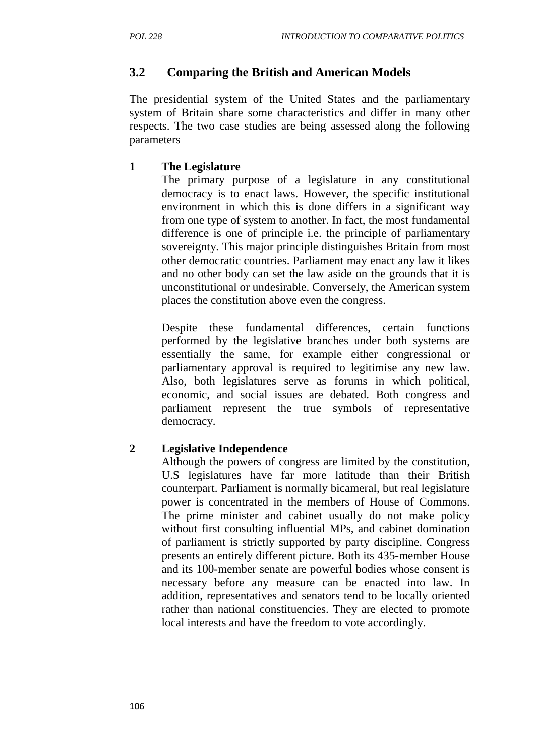## 3.2 Comparing the British and American Models

The presidential system of the United States and the parliamentary system of Britain share some characteristics and differ in many other respects. The two case studies are being assessed along the following parameters

**1 The Legislature**

The primary purpose of a legislature in any constitutional democracy is to enact laws. However, the specific institutional environment in which this is done differs in a significant way from one type of system to another. In fact, the most fundamental difference is one of principle i.e. the principle of parliamentary sovereignty. This major principle distinguishes Britain from most other democratic countries. Parliament may enact any law it likes and no other body can set the law aside on the grounds that it is unconstitutional or undesirable. Conversely, the American system places the constitution above even the congress.

Despite these fundamental differences, certain functions performed by the legislative branches under both systems are essentially the same, for example either congressional or parliamentary approval is required to legitimise any new law. Also, both legislatures serve as forums in which political, economic, and social issues are debated. Both congress and parliament represent the true symbols of representative democracy.

**2 Legislative Independence**

Although the powers of congress are limited by the constitution, U.S legislatures have far more latitude than their British counterpart. Parliament is normally bicameral, but real legislature power is concentrated in the members of House of Commons. The prime minister and cabinet usually do not make policy without first consulting influential MPs, and cabinet domination of parliament is strictly supported by party discipline. Congress presents an entirely different picture. Both its 435-member House and its 100-member senate are powerful bodies whose consent is necessary before any measure can be enacted into law. In addition, representatives and senators tend to be locally oriented rather than national constituencies. They are elected to promote local interests and have the freedom to vote accordingly.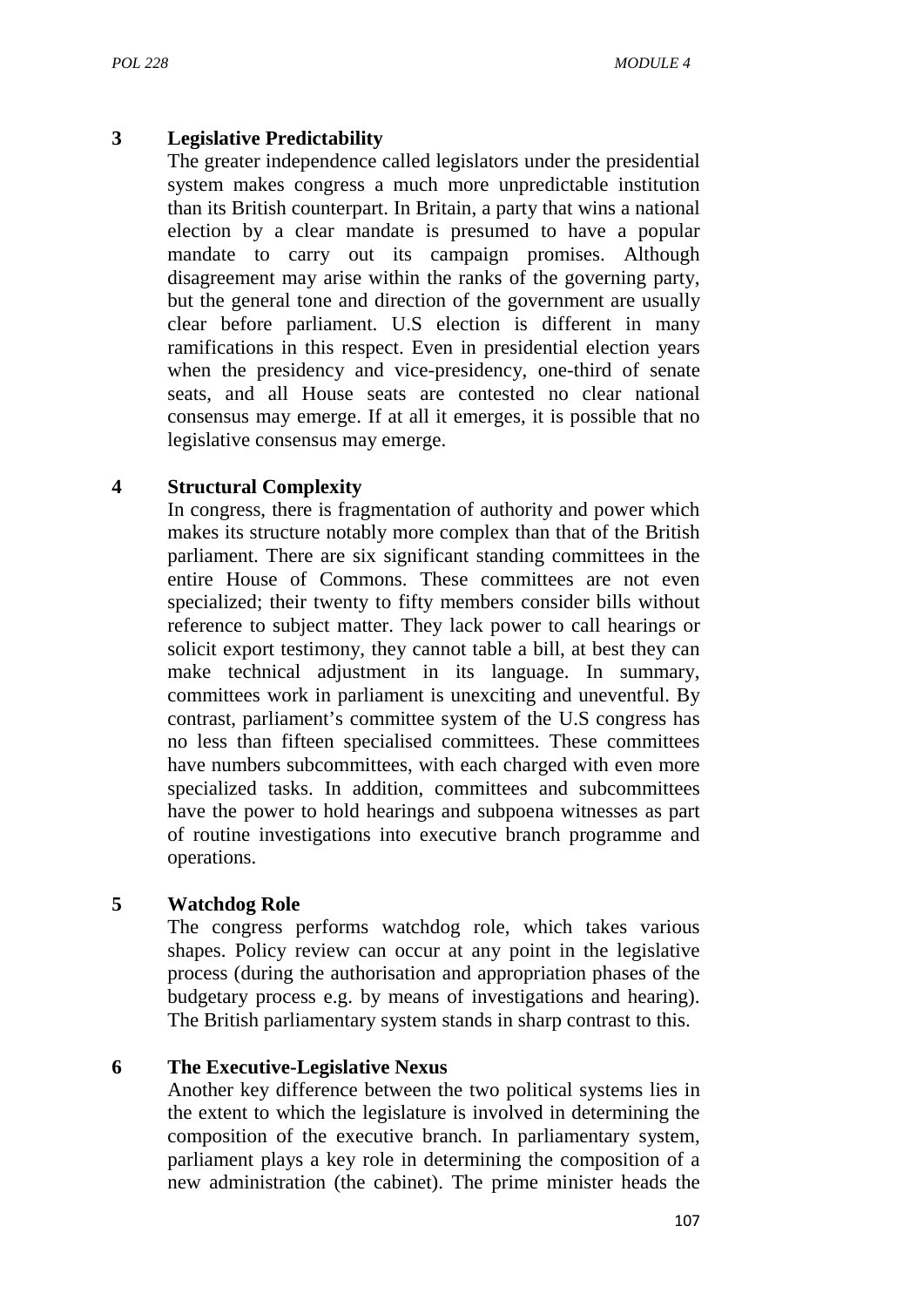### 3 Legislative Predictability

The greater independence called legislators under the presidential system makes congress a much more unpredictable institution than its British counterpart. In Britain, a party that wins a national election by a clear mandate is presumed to have a popular mandate to carry out its campaign promises. Although disagreement may arise within the ranks of the governing party, but the general tone and direction of the government are usually clear before parliament. U.S election is different in many ramifications in this respect. Even in presidential election years when the presidency and vice-presidency, one-third of senate seats, and all House seats are contested no clear national consensus may emerge. If at all it emerges, it is possible that no legislative consensus may emerge.

### 4 Structural Complexity

In congress, there is fragmentation of authority and power which makes its structure notably more complex than that of the British parliament. There are six significant standing committees in the entire House of Commons. These committees are not even specialized; their twenty to fifty members consider bills without reference to subject matter. They lack power to call hearings or solicit export testimony, they cannot table a bill, at best they can make technical adjustment in its language. In summary, committees work in parliament is unexciting and uneventful. By contrast, parliament's committee system of the U.S congress has no less than fifteen specialised committees. These committees have numbers subcommittees, with each charged with even more specialized tasks. In addition, committees and subcommittees have the power to hold hearings and subpoena witnesses as part of routine investigations into executive branch programme and operations.

### 5 Watchdog Role

The congress performs watchdog role, which takes various shapes. Policy review can occur at any point in the legislative process (during the authorisation and appropriation phases of the budgetary process e.g. by means of investigations and hearing). The British parliamentary system stands in sharp contrast to this.

### 6 The Executive-Legislative Nexus

Another key difference between the two political systems lies in the extent to which the legislature is involved in determining the composition of the executive branch. In parliamentary system, parliament plays a key role in determining the composition of a new administration (the cabinet). The prime minister heads the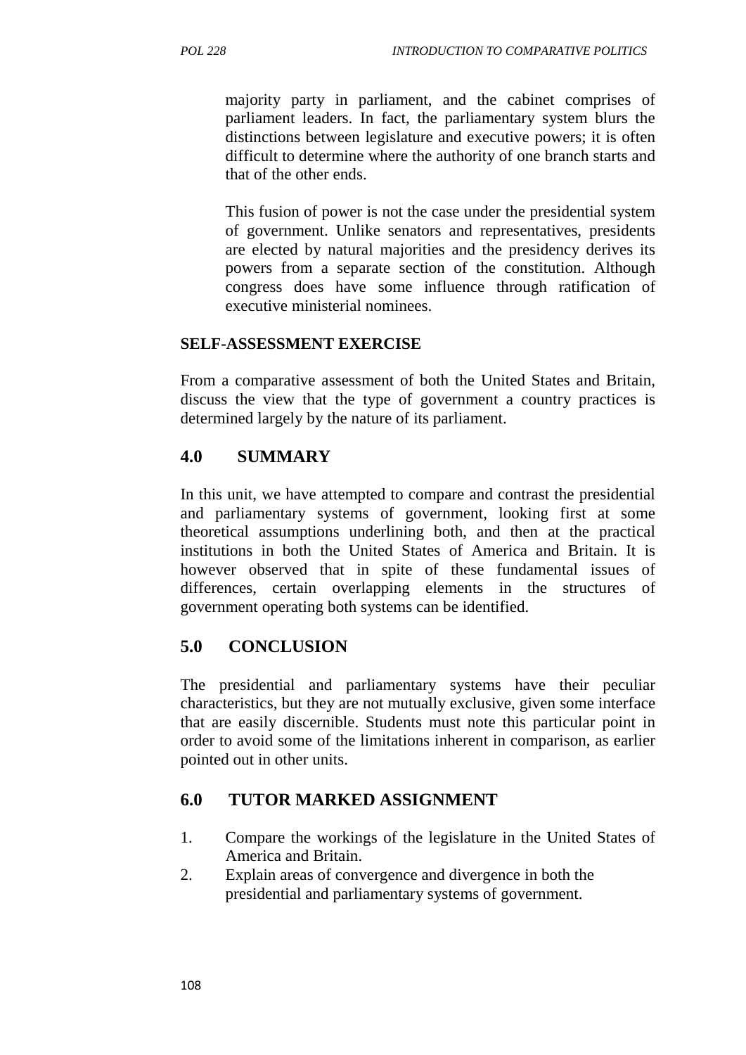majority party in parliament, and the cabinet comprises of parliament leaders. In fact, the parliamentary system blurs the distinctions between legislature and executive powers; it is often difficult to determine where the authority of one branch starts and that of the other ends.

This fusion of power is not the case under the presidential system of government. Unlike senators and representatives, presidents are elected by natural majorities and the presidency derives its powers from a separate section of the constitution. Although congress does have some influence through ratification of executive ministerial nominees.

**SELF-ASSESSMENT EXERCISE**

From a comparative assessment of both the United States and Britain, discuss the view that the type of government a country practices is determined largely by the nature of its parliament.

## 4.0 SUMMARY

In this unit, we have attempted to compare and contrast the presidential and parliamentary systems of government, looking first at some theoretical assumptions underlining both, and then at the practical institutions in both the United States of America and Britain. It is however observed that in spite of these fundamental issues of differences, certain overlapping elements in the structures of government operating both systems can be identified.

## 5.0 CONCLUSION

The presidential and parliamentary systems have their peculiar characteristics, but they are not mutually exclusive, given some interface that are easily discernible. Students must note this particular point in order to avoid some of the limitations inherent in comparison, as earlier pointed out in other units.

## 6.0 TUTOR MARKED ASSIGNMENT

1. Compare the workings of the legislature in the United States of America and Britain.
2. Explain areas of convergence and divergence in both the presidential and parliamentary systems of government.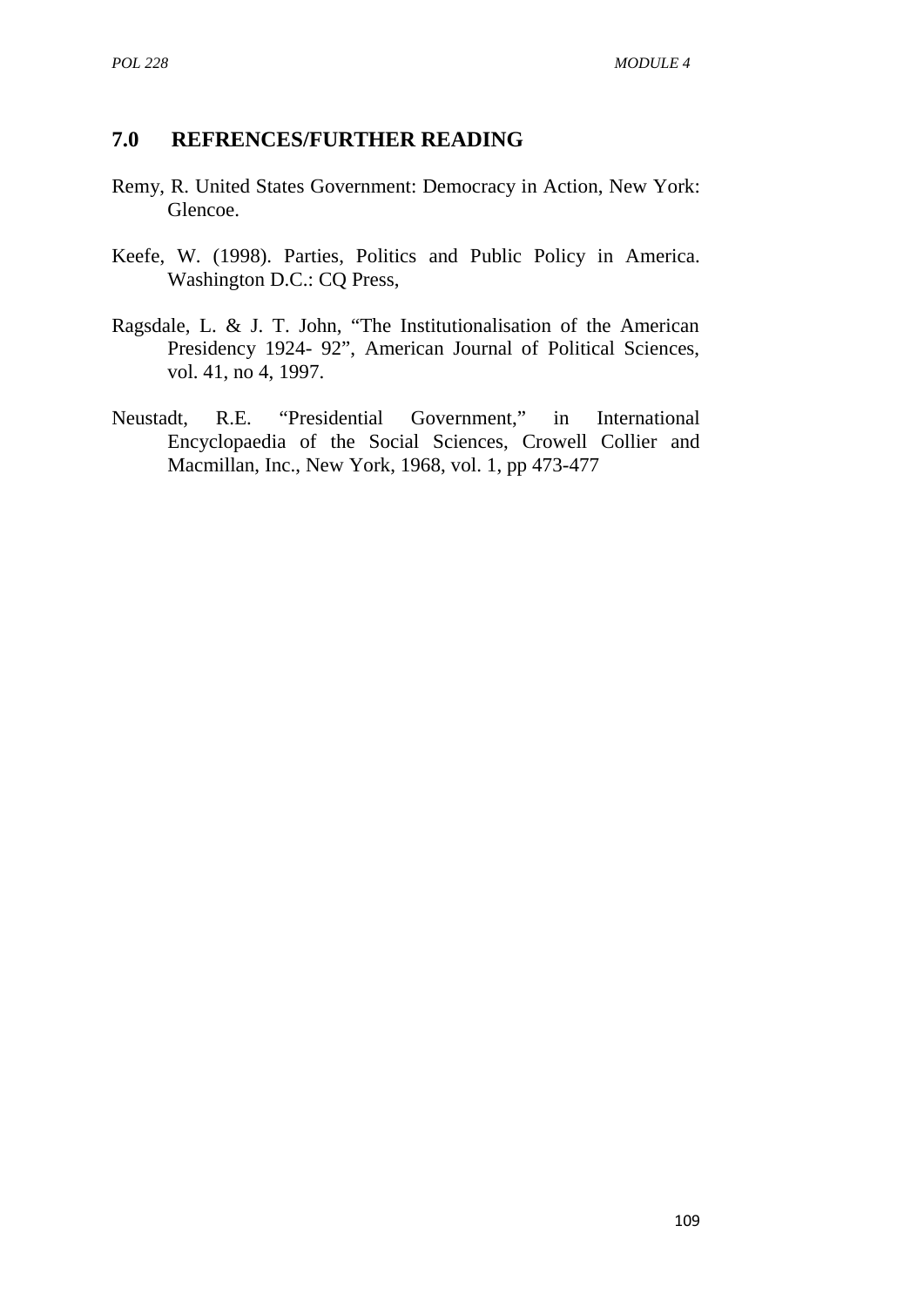## 7.0 REFRENCES/FURTHER READING

Remy, R. United States Government: Democracy in Action, New York: Glencoe.

Keefe, W. (1998). Parties, Politics and Public Policy in America. Washington D.C.: CQ Press,

Ragsdale, L. & J. T. John, "The Institutionalisation of the American Presidency 1924- 92", American Journal of Political Sciences, vol. 41, no 4, 1997.

Neustadt, R.E. "Presidential Government," in International Encyclopaedia of the Social Sciences, Crowell Collier and Macmillan, Inc., New York, 1968, vol. 1, pp 473-477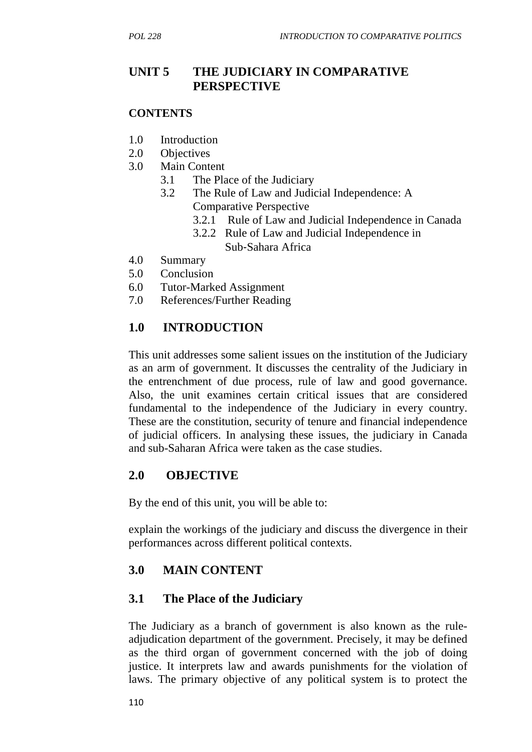# UNIT 5 THE JUDICIARY IN COMPARATIVE PERSPECTIVE

**CONTENTS**

1.0 Introduction
2.0 Objectives
3.0 Main Content
  3.1 The Place of the Judiciary
  3.2 The Rule of Law and Judicial Independence: A Comparative Perspective
    3.2.1 Rule of Law and Judicial Independence in Canada
    3.2.2 Rule of Law and Judicial Independence in Sub-Sahara Africa
4.0 Summary
5.0 Conclusion
6.0 Tutor-Marked Assignment
7.0 References/Further Reading

## 1.0 INTRODUCTION

This unit addresses some salient issues on the institution of the Judiciary as an arm of government. It discusses the centrality of the Judiciary in the entrenchment of due process, rule of law and good governance. Also, the unit examines certain critical issues that are considered fundamental to the independence of the Judiciary in every country. These are the constitution, security of tenure and financial independence of judicial officers. In analysing these issues, the judiciary in Canada and sub-Saharan Africa were taken as the case studies.

## 2.0 OBJECTIVE

By the end of this unit, you will be able to:

explain the workings of the judiciary and discuss the divergence in their performances across different political contexts.

## 3.0 MAIN CONTENT

### 3.1 The Place of the Judiciary

The Judiciary as a branch of government is also known as the rule-adjudication department of the government. Precisely, it may be defined as the third organ of government concerned with the job of doing justice. It interprets law and awards punishments for the violation of laws. The primary objective of any political system is to protect the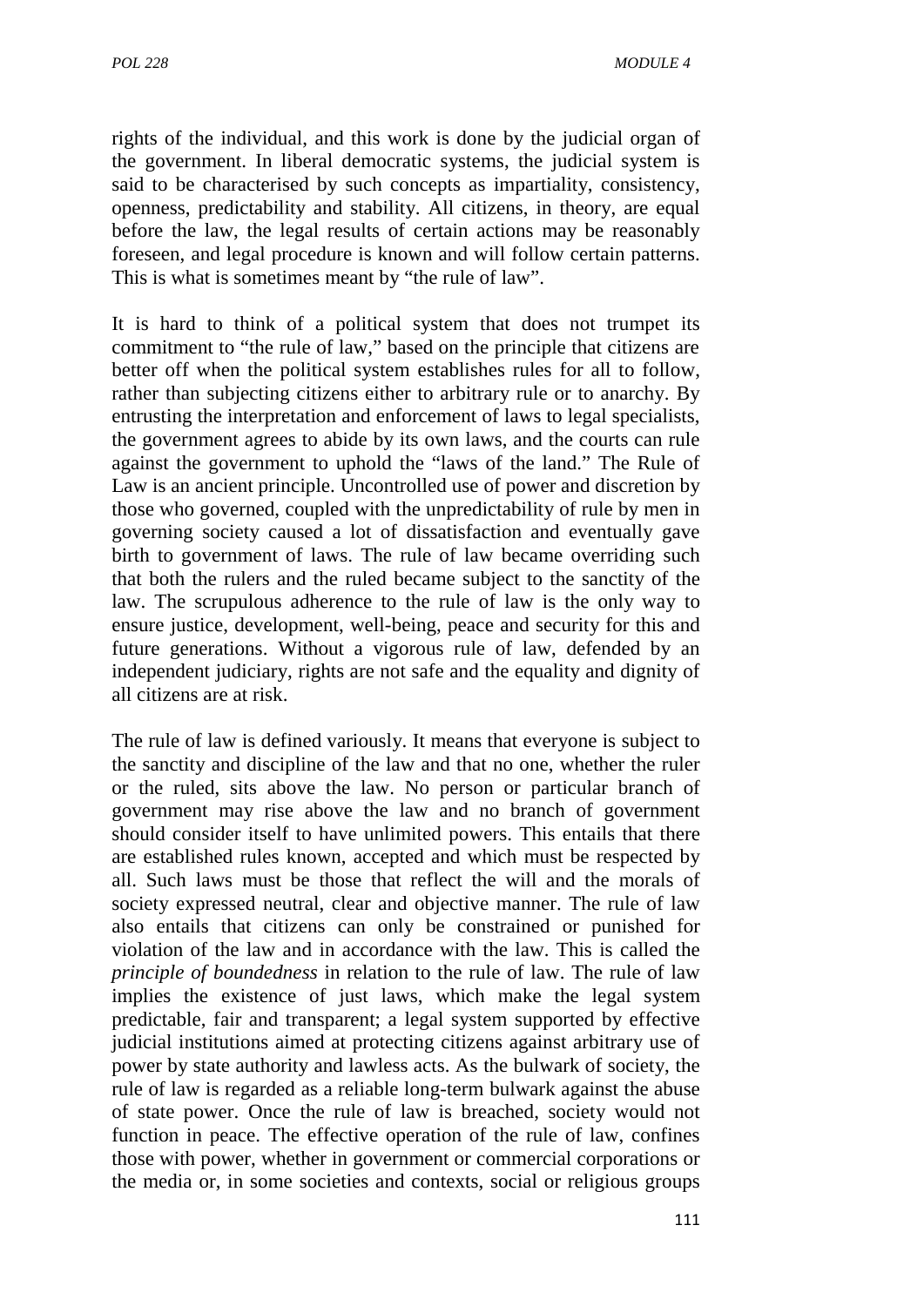rights of the individual, and this work is done by the judicial organ of the government. In liberal democratic systems, the judicial system is said to be characterised by such concepts as impartiality, consistency, openness, predictability and stability. All citizens, in theory, are equal before the law, the legal results of certain actions may be reasonably foreseen, and legal procedure is known and will follow certain patterns. This is what is sometimes meant by "the rule of law".

It is hard to think of a political system that does not trumpet its commitment to "the rule of law," based on the principle that citizens are better off when the political system establishes rules for all to follow, rather than subjecting citizens either to arbitrary rule or to anarchy. By entrusting the interpretation and enforcement of laws to legal specialists, the government agrees to abide by its own laws, and the courts can rule against the government to uphold the "laws of the land." The Rule of Law is an ancient principle. Uncontrolled use of power and discretion by those who governed, coupled with the unpredictability of rule by men in governing society caused a lot of dissatisfaction and eventually gave birth to government of laws. The rule of law became overriding such that both the rulers and the ruled became subject to the sanctity of the law. The scrupulous adherence to the rule of law is the only way to ensure justice, development, well-being, peace and security for this and future generations. Without a vigorous rule of law, defended by an independent judiciary, rights are not safe and the equality and dignity of all citizens are at risk.

The rule of law is defined variously. It means that everyone is subject to the sanctity and discipline of the law and that no one, whether the ruler or the ruled, sits above the law. No person or particular branch of government may rise above the law and no branch of government should consider itself to have unlimited powers. This entails that there are established rules known, accepted and which must be respected by all. Such laws must be those that reflect the will and the morals of society expressed neutral, clear and objective manner. The rule of law also entails that citizens can only be constrained or punished for violation of the law and in accordance with the law. This is called the *principle of boundedness* in relation to the rule of law. The rule of law implies the existence of just laws, which make the legal system predictable, fair and transparent; a legal system supported by effective judicial institutions aimed at protecting citizens against arbitrary use of power by state authority and lawless acts. As the bulwark of society, the rule of law is regarded as a reliable long-term bulwark against the abuse of state power. Once the rule of law is breached, society would not function in peace. The effective operation of the rule of law, confines those with power, whether in government or commercial corporations or the media or, in some societies and contexts, social or religious groups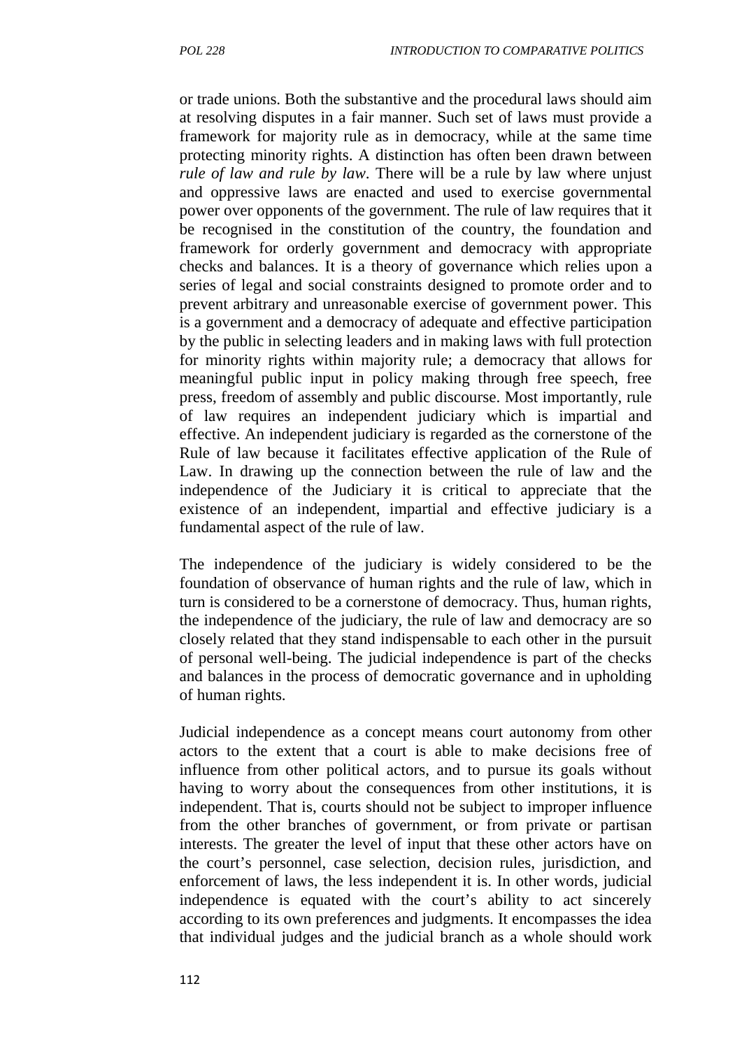or trade unions. Both the substantive and the procedural laws should aim at resolving disputes in a fair manner. Such set of laws must provide a framework for majority rule as in democracy, while at the same time protecting minority rights. A distinction has often been drawn between *rule of law and rule by law*. There will be a rule by law where unjust and oppressive laws are enacted and used to exercise governmental power over opponents of the government. The rule of law requires that it be recognised in the constitution of the country, the foundation and framework for orderly government and democracy with appropriate checks and balances. It is a theory of governance which relies upon a series of legal and social constraints designed to promote order and to prevent arbitrary and unreasonable exercise of government power. This is a government and a democracy of adequate and effective participation by the public in selecting leaders and in making laws with full protection for minority rights within majority rule; a democracy that allows for meaningful public input in policy making through free speech, free press, freedom of assembly and public discourse. Most importantly, rule of law requires an independent judiciary which is impartial and effective. An independent judiciary is regarded as the cornerstone of the Rule of law because it facilitates effective application of the Rule of Law. In drawing up the connection between the rule of law and the independence of the Judiciary it is critical to appreciate that the existence of an independent, impartial and effective judiciary is a fundamental aspect of the rule of law.

The independence of the judiciary is widely considered to be the foundation of observance of human rights and the rule of law, which in turn is considered to be a cornerstone of democracy. Thus, human rights, the independence of the judiciary, the rule of law and democracy are so closely related that they stand indispensable to each other in the pursuit of personal well-being. The judicial independence is part of the checks and balances in the process of democratic governance and in upholding of human rights.

Judicial independence as a concept means court autonomy from other actors to the extent that a court is able to make decisions free of influence from other political actors, and to pursue its goals without having to worry about the consequences from other institutions, it is independent. That is, courts should not be subject to improper influence from the other branches of government, or from private or partisan interests. The greater the level of input that these other actors have on the court's personnel, case selection, decision rules, jurisdiction, and enforcement of laws, the less independent it is. In other words, judicial independence is equated with the court's ability to act sincerely according to its own preferences and judgments. It encompasses the idea that individual judges and the judicial branch as a whole should work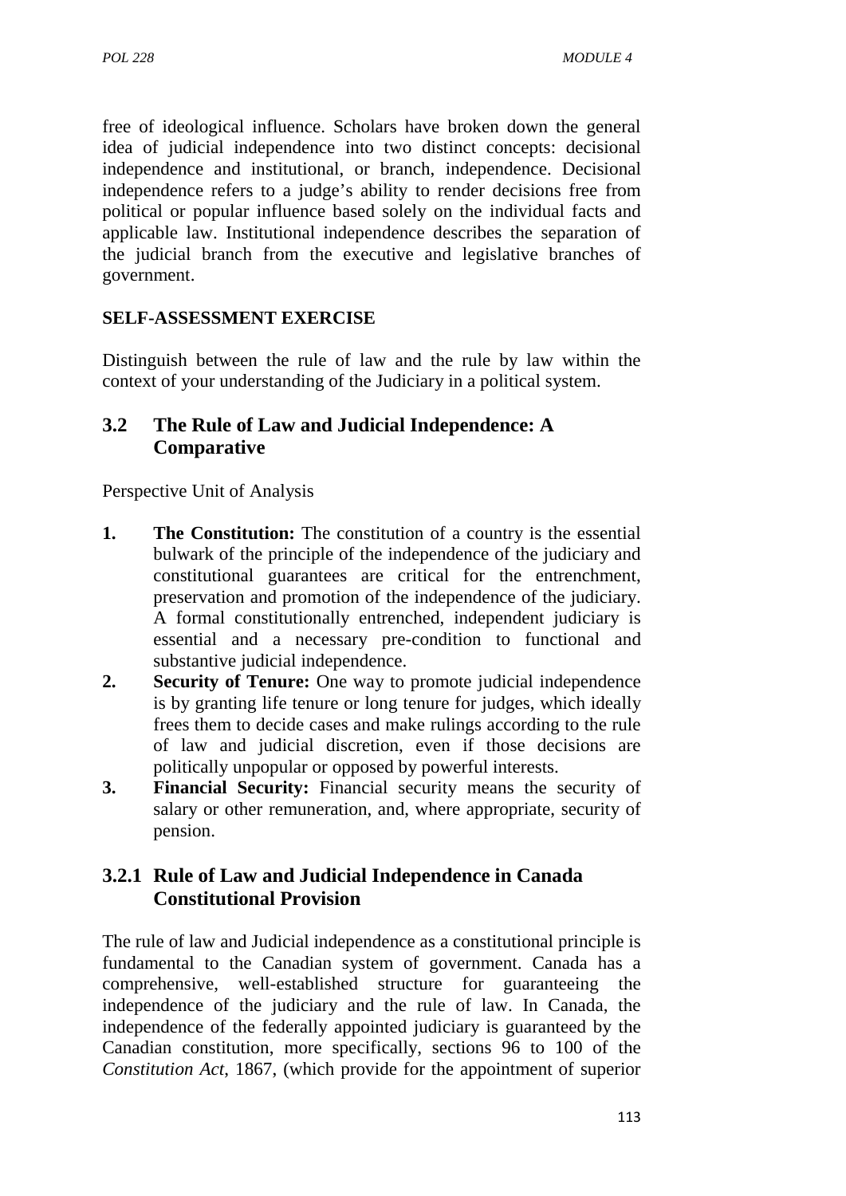free of ideological influence. Scholars have broken down the general idea of judicial independence into two distinct concepts: decisional independence and institutional, or branch, independence. Decisional independence refers to a judge's ability to render decisions free from political or popular influence based solely on the individual facts and applicable law. Institutional independence describes the separation of the judicial branch from the executive and legislative branches of government.

**SELF-ASSESSMENT EXERCISE**

Distinguish between the rule of law and the rule by law within the context of your understanding of the Judiciary in a political system.

## 3.2 The Rule of Law and Judicial Independence: A Comparative

Perspective Unit of Analysis

1. **The Constitution:** The constitution of a country is the essential bulwark of the principle of the independence of the judiciary and constitutional guarantees are critical for the entrenchment, preservation and promotion of the independence of the judiciary. A formal constitutionally entrenched, independent judiciary is essential and a necessary pre-condition to functional and substantive judicial independence.
2. **Security of Tenure:** One way to promote judicial independence is by granting life tenure or long tenure for judges, which ideally frees them to decide cases and make rulings according to the rule of law and judicial discretion, even if those decisions are politically unpopular or opposed by powerful interests.
3. **Financial Security:** Financial security means the security of salary or other remuneration, and, where appropriate, security of pension.

### 3.2.1 Rule of Law and Judicial Independence in Canada Constitutional Provision

The rule of law and Judicial independence as a constitutional principle is fundamental to the Canadian system of government. Canada has a comprehensive, well-established structure for guaranteeing the independence of the judiciary and the rule of law. In Canada, the independence of the federally appointed judiciary is guaranteed by the Canadian constitution, more specifically, sections 96 to 100 of the *Constitution Act*, 1867, (which provide for the appointment of superior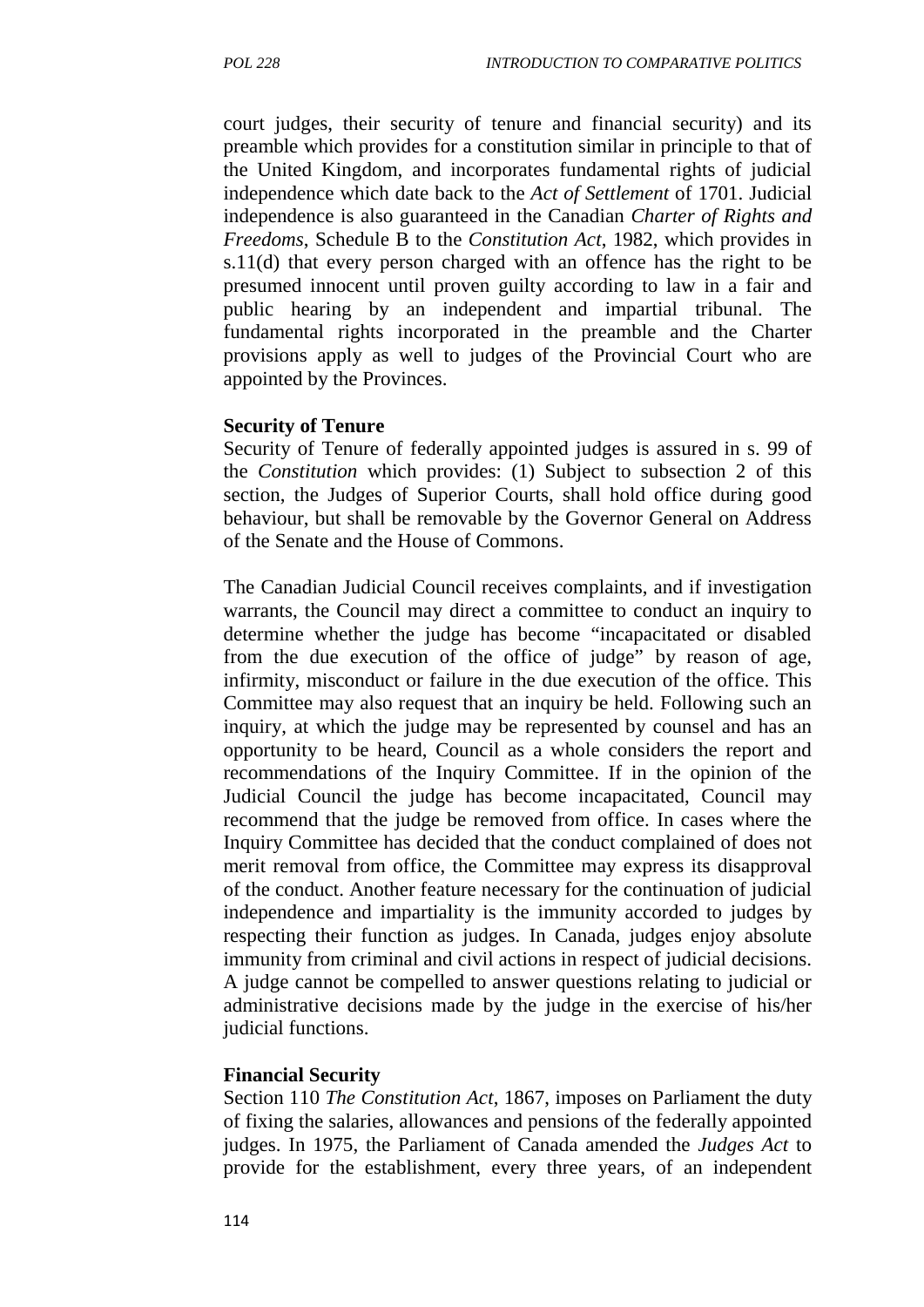court judges, their security of tenure and financial security) and its preamble which provides for a constitution similar in principle to that of the United Kingdom, and incorporates fundamental rights of judicial independence which date back to the *Act of Settlement* of 1701. Judicial independence is also guaranteed in the Canadian *Charter of Rights and Freedoms*, Schedule B to the *Constitution Act*, 1982, which provides in s.11(d) that every person charged with an offence has the right to be presumed innocent until proven guilty according to law in a fair and public hearing by an independent and impartial tribunal. The fundamental rights incorporated in the preamble and the Charter provisions apply as well to judges of the Provincial Court who are appointed by the Provinces.

**Security of Tenure**

Security of Tenure of federally appointed judges is assured in s. 99 of the *Constitution* which provides: (1) Subject to subsection 2 of this section, the Judges of Superior Courts, shall hold office during good behaviour, but shall be removable by the Governor General on Address of the Senate and the House of Commons.

The Canadian Judicial Council receives complaints, and if investigation warrants, the Council may direct a committee to conduct an inquiry to determine whether the judge has become "incapacitated or disabled from the due execution of the office of judge" by reason of age, infirmity, misconduct or failure in the due execution of the office. This Committee may also request that an inquiry be held. Following such an inquiry, at which the judge may be represented by counsel and has an opportunity to be heard, Council as a whole considers the report and recommendations of the Inquiry Committee. If in the opinion of the Judicial Council the judge has become incapacitated, Council may recommend that the judge be removed from office. In cases where the Inquiry Committee has decided that the conduct complained of does not merit removal from office, the Committee may express its disapproval of the conduct. Another feature necessary for the continuation of judicial independence and impartiality is the immunity accorded to judges by respecting their function as judges. In Canada, judges enjoy absolute immunity from criminal and civil actions in respect of judicial decisions. A judge cannot be compelled to answer questions relating to judicial or administrative decisions made by the judge in the exercise of his/her judicial functions.

**Financial Security**

Section 110 *The Constitution Act*, 1867, imposes on Parliament the duty of fixing the salaries, allowances and pensions of the federally appointed judges. In 1975, the Parliament of Canada amended the *Judges Act* to provide for the establishment, every three years, of an independent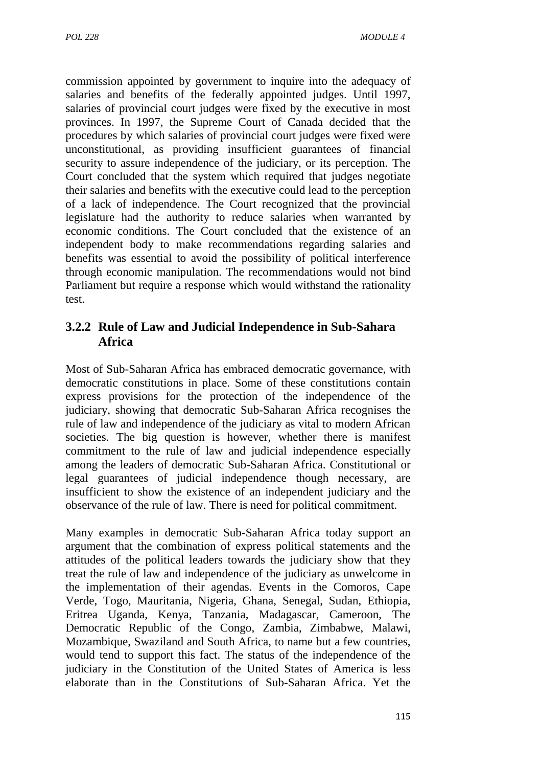commission appointed by government to inquire into the adequacy of salaries and benefits of the federally appointed judges. Until 1997, salaries of provincial court judges were fixed by the executive in most provinces. In 1997, the Supreme Court of Canada decided that the procedures by which salaries of provincial court judges were fixed were unconstitutional, as providing insufficient guarantees of financial security to assure independence of the judiciary, or its perception. The Court concluded that the system which required that judges negotiate their salaries and benefits with the executive could lead to the perception of a lack of independence. The Court recognized that the provincial legislature had the authority to reduce salaries when warranted by economic conditions. The Court concluded that the existence of an independent body to make recommendations regarding salaries and benefits was essential to avoid the possibility of political interference through economic manipulation. The recommendations would not bind Parliament but require a response which would withstand the rationality test.

### 3.2.2 Rule of Law and Judicial Independence in Sub-Sahara Africa

Most of Sub-Saharan Africa has embraced democratic governance, with democratic constitutions in place. Some of these constitutions contain express provisions for the protection of the independence of the judiciary, showing that democratic Sub-Saharan Africa recognises the rule of law and independence of the judiciary as vital to modern African societies. The big question is however, whether there is manifest commitment to the rule of law and judicial independence especially among the leaders of democratic Sub-Saharan Africa. Constitutional or legal guarantees of judicial independence though necessary, are insufficient to show the existence of an independent judiciary and the observance of the rule of law. There is need for political commitment.

Many examples in democratic Sub-Saharan Africa today support an argument that the combination of express political statements and the attitudes of the political leaders towards the judiciary show that they treat the rule of law and independence of the judiciary as unwelcome in the implementation of their agendas. Events in the Comoros, Cape Verde, Togo, Mauritania, Nigeria, Ghana, Senegal, Sudan, Ethiopia, Eritrea Uganda, Kenya, Tanzania, Madagascar, Cameroon, The Democratic Republic of the Congo, Zambia, Zimbabwe, Malawi, Mozambique, Swaziland and South Africa, to name but a few countries, would tend to support this fact. The status of the independence of the judiciary in the Constitution of the United States of America is less elaborate than in the Constitutions of Sub-Saharan Africa. Yet the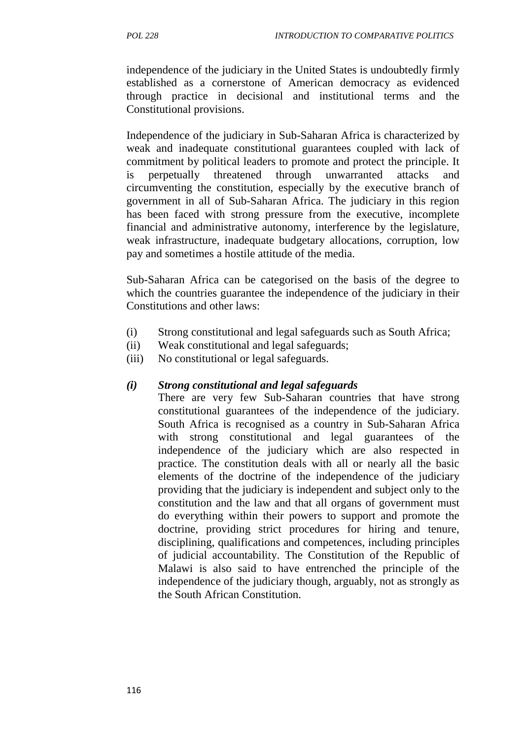independence of the judiciary in the United States is undoubtedly firmly established as a cornerstone of American democracy as evidenced through practice in decisional and institutional terms and the Constitutional provisions.

Independence of the judiciary in Sub-Saharan Africa is characterized by weak and inadequate constitutional guarantees coupled with lack of commitment by political leaders to promote and protect the principle. It is perpetually threatened through unwarranted attacks and circumventing the constitution, especially by the executive branch of government in all of Sub-Saharan Africa. The judiciary in this region has been faced with strong pressure from the executive, incomplete financial and administrative autonomy, interference by the legislature, weak infrastructure, inadequate budgetary allocations, corruption, low pay and sometimes a hostile attitude of the media.

Sub-Saharan Africa can be categorised on the basis of the degree to which the countries guarantee the independence of the judiciary in their Constitutions and other laws:

(i) Strong constitutional and legal safeguards such as South Africa;
(ii) Weak constitutional and legal safeguards;
(iii) No constitutional or legal safeguards.

***(i) Strong constitutional and legal safeguards***

There are very few Sub-Saharan countries that have strong constitutional guarantees of the independence of the judiciary. South Africa is recognised as a country in Sub-Saharan Africa with strong constitutional and legal guarantees of the independence of the judiciary which are also respected in practice. The constitution deals with all or nearly all the basic elements of the doctrine of the independence of the judiciary providing that the judiciary is independent and subject only to the constitution and the law and that all organs of government must do everything within their powers to support and promote the doctrine, providing strict procedures for hiring and tenure, disciplining, qualifications and competences, including principles of judicial accountability. The Constitution of the Republic of Malawi is also said to have entrenched the principle of the independence of the judiciary though, arguably, not as strongly as the South African Constitution.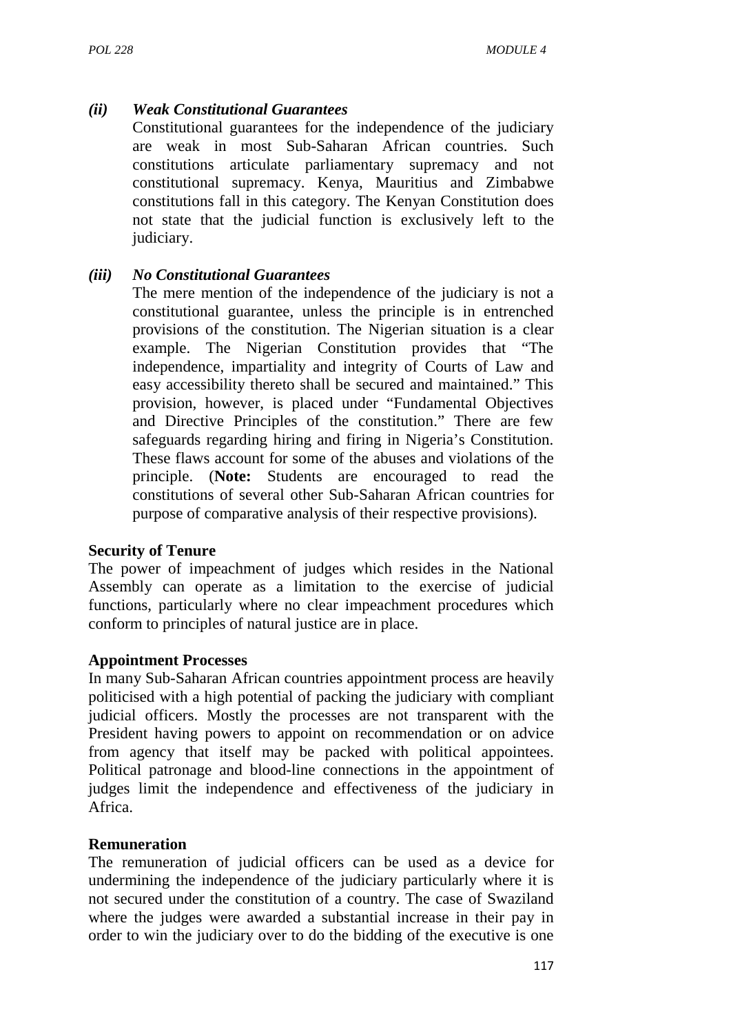*(ii)* ***Weak Constitutional Guarantees***

Constitutional guarantees for the independence of the judiciary are weak in most Sub-Saharan African countries. Such constitutions articulate parliamentary supremacy and not constitutional supremacy. Kenya, Mauritius and Zimbabwe constitutions fall in this category. The Kenyan Constitution does not state that the judicial function is exclusively left to the judiciary.

*(iii)* ***No Constitutional Guarantees***

The mere mention of the independence of the judiciary is not a constitutional guarantee, unless the principle is in entrenched provisions of the constitution. The Nigerian situation is a clear example. The Nigerian Constitution provides that "The independence, impartiality and integrity of Courts of Law and easy accessibility thereto shall be secured and maintained." This provision, however, is placed under "Fundamental Objectives and Directive Principles of the constitution." There are few safeguards regarding hiring and firing in Nigeria's Constitution. These flaws account for some of the abuses and violations of the principle. (**Note:** Students are encouraged to read the constitutions of several other Sub-Saharan African countries for purpose of comparative analysis of their respective provisions).

**Security of Tenure**

The power of impeachment of judges which resides in the National Assembly can operate as a limitation to the exercise of judicial functions, particularly where no clear impeachment procedures which conform to principles of natural justice are in place.

**Appointment Processes**

In many Sub-Saharan African countries appointment process are heavily politicised with a high potential of packing the judiciary with compliant judicial officers. Mostly the processes are not transparent with the President having powers to appoint on recommendation or on advice from agency that itself may be packed with political appointees. Political patronage and blood-line connections in the appointment of judges limit the independence and effectiveness of the judiciary in Africa.

**Remuneration**

The remuneration of judicial officers can be used as a device for undermining the independence of the judiciary particularly where it is not secured under the constitution of a country. The case of Swaziland where the judges were awarded a substantial increase in their pay in order to win the judiciary over to do the bidding of the executive is one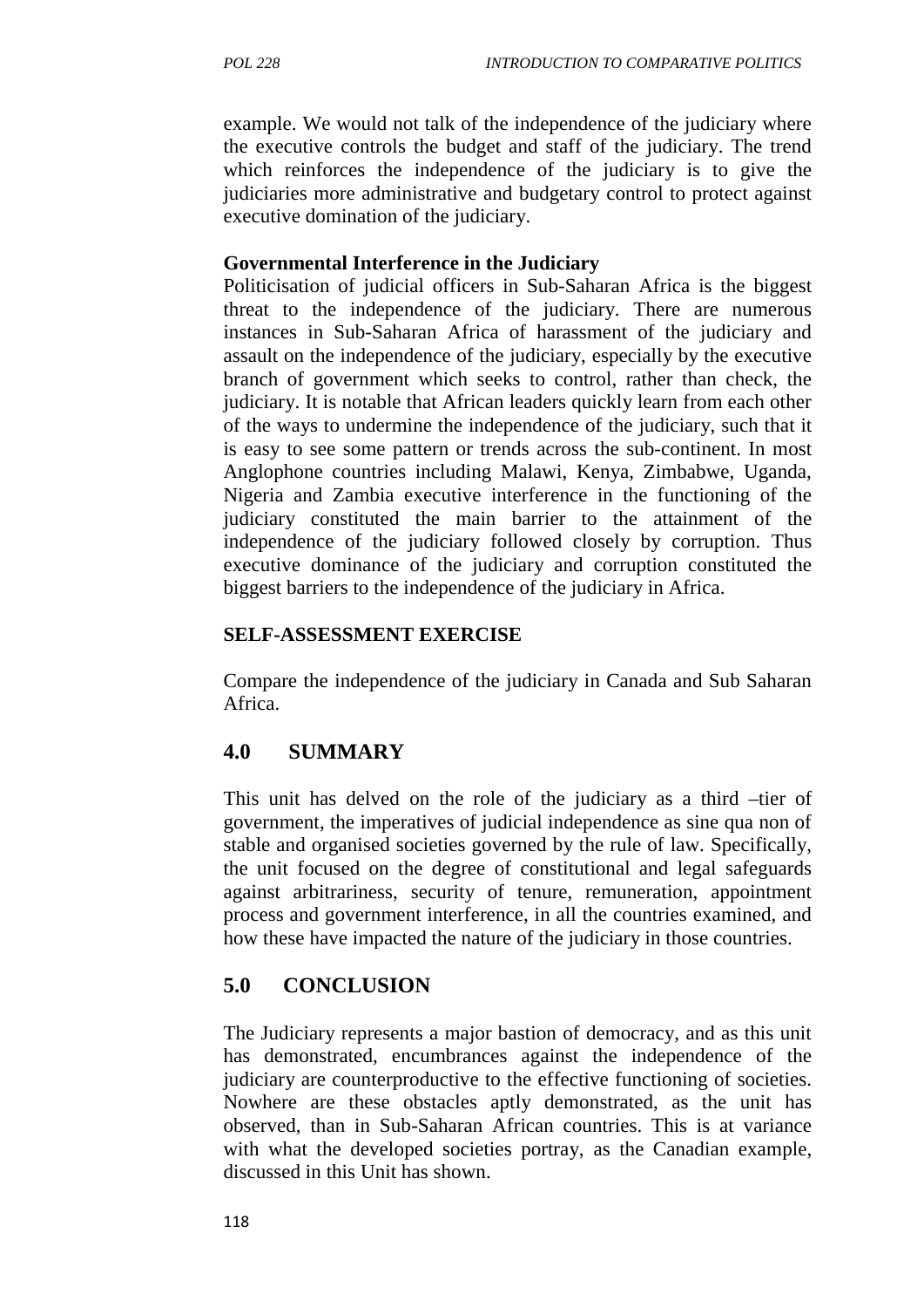example. We would not talk of the independence of the judiciary where the executive controls the budget and staff of the judiciary. The trend which reinforces the independence of the judiciary is to give the judiciaries more administrative and budgetary control to protect against executive domination of the judiciary.

**Governmental Interference in the Judiciary**

Politicisation of judicial officers in Sub-Saharan Africa is the biggest threat to the independence of the judiciary. There are numerous instances in Sub-Saharan Africa of harassment of the judiciary and assault on the independence of the judiciary, especially by the executive branch of government which seeks to control, rather than check, the judiciary. It is notable that African leaders quickly learn from each other of the ways to undermine the independence of the judiciary, such that it is easy to see some pattern or trends across the sub-continent. In most Anglophone countries including Malawi, Kenya, Zimbabwe, Uganda, Nigeria and Zambia executive interference in the functioning of the judiciary constituted the main barrier to the attainment of the independence of the judiciary followed closely by corruption. Thus executive dominance of the judiciary and corruption constituted the biggest barriers to the independence of the judiciary in Africa.

**SELF-ASSESSMENT EXERCISE**

Compare the independence of the judiciary in Canada and Sub Saharan Africa.

## 4.0 SUMMARY

This unit has delved on the role of the judiciary as a third –tier of government, the imperatives of judicial independence as sine qua non of stable and organised societies governed by the rule of law. Specifically, the unit focused on the degree of constitutional and legal safeguards against arbitrariness, security of tenure, remuneration, appointment process and government interference, in all the countries examined, and how these have impacted the nature of the judiciary in those countries.

## 5.0 CONCLUSION

The Judiciary represents a major bastion of democracy, and as this unit has demonstrated, encumbrances against the independence of the judiciary are counterproductive to the effective functioning of societies. Nowhere are these obstacles aptly demonstrated, as the unit has observed, than in Sub-Saharan African countries. This is at variance with what the developed societies portray, as the Canadian example, discussed in this Unit has shown.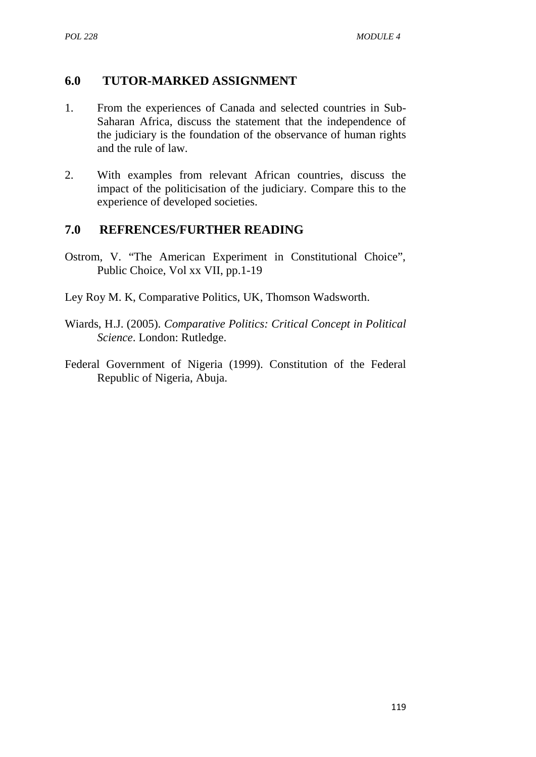## 6.0 TUTOR-MARKED ASSIGNMENT

1. From the experiences of Canada and selected countries in Sub-Saharan Africa, discuss the statement that the independence of the judiciary is the foundation of the observance of human rights and the rule of law.

2. With examples from relevant African countries, discuss the impact of the politicisation of the judiciary. Compare this to the experience of developed societies.

## 7.0 REFRENCES/FURTHER READING

Ostrom, V. "The American Experiment in Constitutional Choice", Public Choice, Vol xx VII, pp.1-19

Ley Roy M. K, Comparative Politics, UK, Thomson Wadsworth.

Wiards, H.J. (2005). *Comparative Politics: Critical Concept in Political Science*. London: Rutledge.

Federal Government of Nigeria (1999). Constitution of the Federal Republic of Nigeria, Abuja.